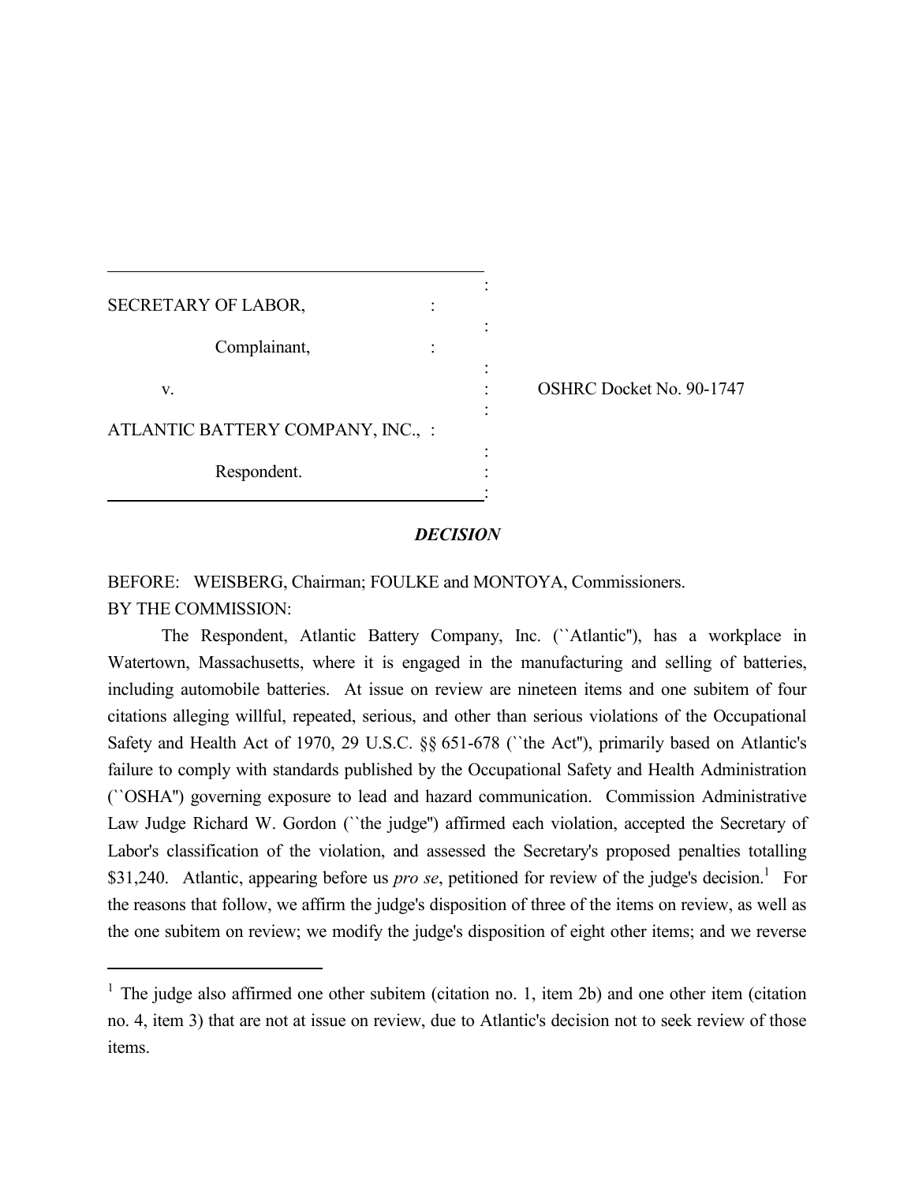| | |
|---|---|
| SECRETARY OF LABOR, | |
| Complainant, | |
| v. | OSHRC Docket No. 90-1747 |
| ATLANTIC BATTERY COMPANY, INC., | |
| Respondent. | |

***DECISION***

BEFORE: WEISBERG, Chairman; FOULKE and MONTOYA, Commissioners.
BY THE COMMISSION:

The Respondent, Atlantic Battery Company, Inc. (``Atlantic''), has a workplace in Watertown, Massachusetts, where it is engaged in the manufacturing and selling of batteries, including automobile batteries. At issue on review are nineteen items and one subitem of four citations alleging willful, repeated, serious, and other than serious violations of the Occupational Safety and Health Act of 1970, 29 U.S.C. §§ 651-678 (``the Act''), primarily based on Atlantic's failure to comply with standards published by the Occupational Safety and Health Administration (``OSHA'') governing exposure to lead and hazard communication. Commission Administrative Law Judge Richard W. Gordon (``the judge'') affirmed each violation, accepted the Secretary of Labor's classification of the violation, and assessed the Secretary's proposed penalties totalling $31,240. Atlantic, appearing before us *pro se*, petitioned for review of the judge's decision.[1] For the reasons that follow, we affirm the judge's disposition of three of the items on review, as well as the one subitem on review; we modify the judge's disposition of eight other items; and we reverse

[1] The judge also affirmed one other subitem (citation no. 1, item 2b) and one other item (citation no. 4, item 3) that are not at issue on review, due to Atlantic's decision not to seek review of those items.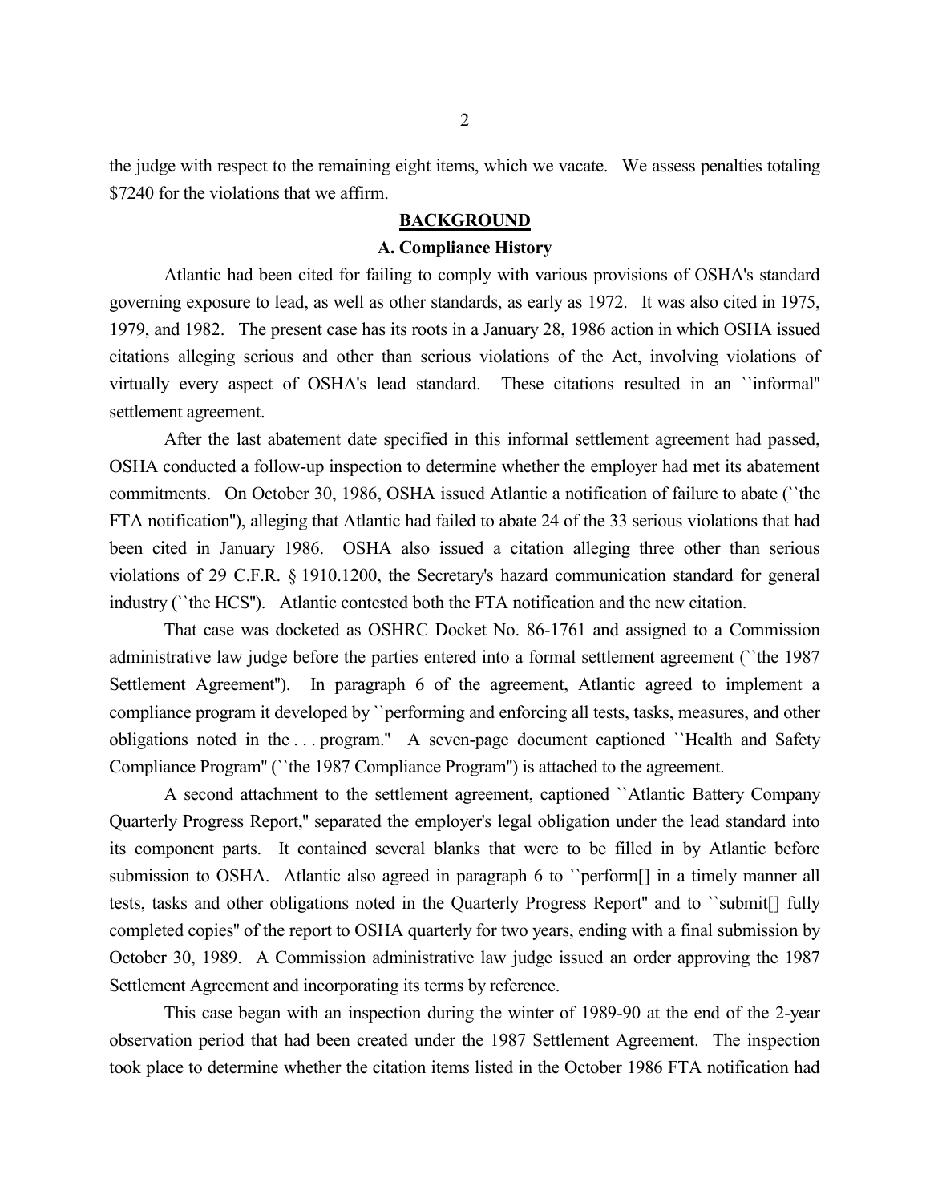the judge with respect to the remaining eight items, which we vacate. We assess penalties totaling $7240 for the violations that we affirm.

## BACKGROUND

### A. Compliance History

Atlantic had been cited for failing to comply with various provisions of OSHA's standard governing exposure to lead, as well as other standards, as early as 1972. It was also cited in 1975, 1979, and 1982. The present case has its roots in a January 28, 1986 action in which OSHA issued citations alleging serious and other than serious violations of the Act, involving violations of virtually every aspect of OSHA's lead standard. These citations resulted in an ``informal'' settlement agreement.

After the last abatement date specified in this informal settlement agreement had passed, OSHA conducted a follow-up inspection to determine whether the employer had met its abatement commitments. On October 30, 1986, OSHA issued Atlantic a notification of failure to abate (``the FTA notification''), alleging that Atlantic had failed to abate 24 of the 33 serious violations that had been cited in January 1986. OSHA also issued a citation alleging three other than serious violations of 29 C.F.R. § 1910.1200, the Secretary's hazard communication standard for general industry (``the HCS''). Atlantic contested both the FTA notification and the new citation.

That case was docketed as OSHRC Docket No. 86-1761 and assigned to a Commission administrative law judge before the parties entered into a formal settlement agreement (``the 1987 Settlement Agreement''). In paragraph 6 of the agreement, Atlantic agreed to implement a compliance program it developed by ``performing and enforcing all tests, tasks, measures, and other obligations noted in the . . . program.'' A seven-page document captioned ``Health and Safety Compliance Program'' (``the 1987 Compliance Program'') is attached to the agreement.

A second attachment to the settlement agreement, captioned ``Atlantic Battery Company Quarterly Progress Report,'' separated the employer's legal obligation under the lead standard into its component parts. It contained several blanks that were to be filled in by Atlantic before submission to OSHA. Atlantic also agreed in paragraph 6 to ``perform[] in a timely manner all tests, tasks and other obligations noted in the Quarterly Progress Report'' and to ``submit[] fully completed copies'' of the report to OSHA quarterly for two years, ending with a final submission by October 30, 1989. A Commission administrative law judge issued an order approving the 1987 Settlement Agreement and incorporating its terms by reference.

This case began with an inspection during the winter of 1989-90 at the end of the 2-year observation period that had been created under the 1987 Settlement Agreement. The inspection took place to determine whether the citation items listed in the October 1986 FTA notification had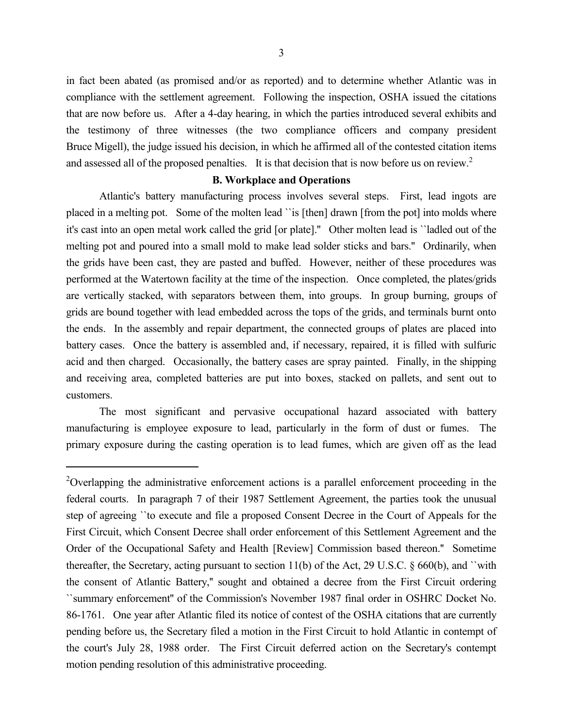in fact been abated (as promised and/or as reported) and to determine whether Atlantic was in compliance with the settlement agreement. Following the inspection, OSHA issued the citations that are now before us. After a 4-day hearing, in which the parties introduced several exhibits and the testimony of three witnesses (the two compliance officers and company president Bruce Migell), the judge issued his decision, in which he affirmed all of the contested citation items and assessed all of the proposed penalties. It is that decision that is now before us on review.[2]

### B. Workplace and Operations

Atlantic's battery manufacturing process involves several steps. First, lead ingots are placed in a melting pot. Some of the molten lead ``is [then] drawn [from the pot] into molds where it's cast into an open metal work called the grid [or plate].'' Other molten lead is ``ladled out of the melting pot and poured into a small mold to make lead solder sticks and bars.'' Ordinarily, when the grids have been cast, they are pasted and buffed. However, neither of these procedures was performed at the Watertown facility at the time of the inspection. Once completed, the plates/grids are vertically stacked, with separators between them, into groups. In group burning, groups of grids are bound together with lead embedded across the tops of the grids, and terminals burnt onto the ends. In the assembly and repair department, the connected groups of plates are placed into battery cases. Once the battery is assembled and, if necessary, repaired, it is filled with sulfuric acid and then charged. Occasionally, the battery cases are spray painted. Finally, in the shipping and receiving area, completed batteries are put into boxes, stacked on pallets, and sent out to customers.

The most significant and pervasive occupational hazard associated with battery manufacturing is employee exposure to lead, particularly in the form of dust or fumes. The primary exposure during the casting operation is to lead fumes, which are given off as the lead

---

[2]Overlapping the administrative enforcement actions is a parallel enforcement proceeding in the federal courts. In paragraph 7 of their 1987 Settlement Agreement, the parties took the unusual step of agreeing ``to execute and file a proposed Consent Decree in the Court of Appeals for the First Circuit, which Consent Decree shall order enforcement of this Settlement Agreement and the Order of the Occupational Safety and Health [Review] Commission based thereon.'' Sometime thereafter, the Secretary, acting pursuant to section 11(b) of the Act, 29 U.S.C. § 660(b), and ``with the consent of Atlantic Battery,'' sought and obtained a decree from the First Circuit ordering ``summary enforcement'' of the Commission's November 1987 final order in OSHRC Docket No. 86-1761. One year after Atlantic filed its notice of contest of the OSHA citations that are currently pending before us, the Secretary filed a motion in the First Circuit to hold Atlantic in contempt of the court's July 28, 1988 order. The First Circuit deferred action on the Secretary's contempt motion pending resolution of this administrative proceeding.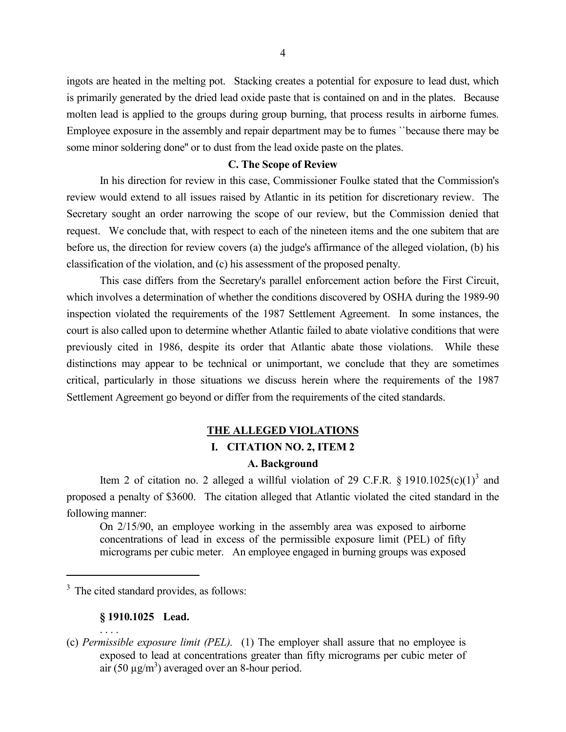ingots are heated in the melting pot. Stacking creates a potential for exposure to lead dust, which is primarily generated by the dried lead oxide paste that is contained on and in the plates. Because molten lead is applied to the groups during group burning, that process results in airborne fumes. Employee exposure in the assembly and repair department may be to fumes ``because there may be some minor soldering done'' or to dust from the lead oxide paste on the plates.

### C. The Scope of Review

In his direction for review in this case, Commissioner Foulke stated that the Commission's review would extend to all issues raised by Atlantic in its petition for discretionary review. The Secretary sought an order narrowing the scope of our review, but the Commission denied that request. We conclude that, with respect to each of the nineteen items and the one subitem that are before us, the direction for review covers (a) the judge's affirmance of the alleged violation, (b) his classification of the violation, and (c) his assessment of the proposed penalty.

This case differs from the Secretary's parallel enforcement action before the First Circuit, which involves a determination of whether the conditions discovered by OSHA during the 1989-90 inspection violated the requirements of the 1987 Settlement Agreement. In some instances, the court is also called upon to determine whether Atlantic failed to abate violative conditions that were previously cited in 1986, despite its order that Atlantic abate those violations. While these distinctions may appear to be technical or unimportant, we conclude that they are sometimes critical, particularly in those situations we discuss herein where the requirements of the 1987 Settlement Agreement go beyond or differ from the requirements of the cited standards.

## THE ALLEGED VIOLATIONS

## I. CITATION NO. 2, ITEM 2

### A. Background

Item 2 of citation no. 2 alleged a willful violation of 29 C.F.R. § 1910.1025(c)(1)[3] and proposed a penalty of $3600. The citation alleged that Atlantic violated the cited standard in the following manner:

> On 2/15/90, an employee working in the assembly area was exposed to airborne concentrations of lead in excess of the permissible exposure limit (PEL) of fifty micrograms per cubic meter. An employee engaged in burning groups was exposed

---

[3] The cited standard provides, as follows:

**§ 1910.1025 Lead.**

. . . .

(c) *Permissible exposure limit (PEL).* (1) The employer shall assure that no employee is exposed to lead at concentrations greater than fifty micrograms per cubic meter of air (50 $\mu g/m^3$) averaged over an 8-hour period.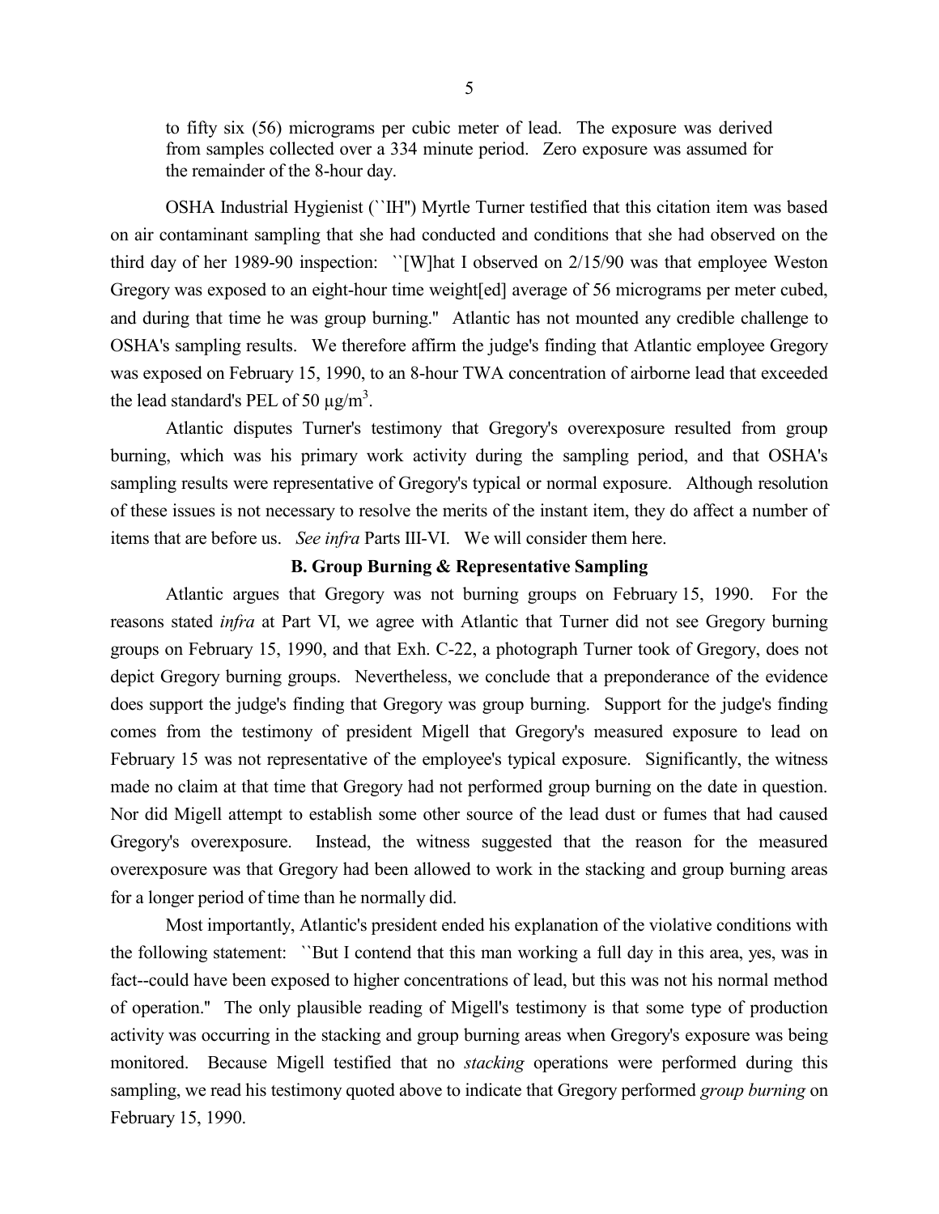to fifty six (56) micrograms per cubic meter of lead. The exposure was derived from samples collected over a 334 minute period. Zero exposure was assumed for the remainder of the 8-hour day.

OSHA Industrial Hygienist (``IH'') Myrtle Turner testified that this citation item was based on air contaminant sampling that she had conducted and conditions that she had observed on the third day of her 1989-90 inspection: ``[W]hat I observed on 2/15/90 was that employee Weston Gregory was exposed to an eight-hour time weight[ed] average of 56 micrograms per meter cubed, and during that time he was group burning.'' Atlantic has not mounted any credible challenge to OSHA's sampling results. We therefore affirm the judge's finding that Atlantic employee Gregory was exposed on February 15, 1990, to an 8-hour TWA concentration of airborne lead that exceeded the lead standard's PEL of 50 $\mu g/m^3$.

Atlantic disputes Turner's testimony that Gregory's overexposure resulted from group burning, which was his primary work activity during the sampling period, and that OSHA's sampling results were representative of Gregory's typical or normal exposure. Although resolution of these issues is not necessary to resolve the merits of the instant item, they do affect a number of items that are before us. *See infra* Parts III-VI. We will consider them here.

**B. Group Burning & Representative Sampling**

Atlantic argues that Gregory was not burning groups on February 15, 1990. For the reasons stated *infra* at Part VI, we agree with Atlantic that Turner did not see Gregory burning groups on February 15, 1990, and that Exh. C-22, a photograph Turner took of Gregory, does not depict Gregory burning groups. Nevertheless, we conclude that a preponderance of the evidence does support the judge's finding that Gregory was group burning. Support for the judge's finding comes from the testimony of president Migell that Gregory's measured exposure to lead on February 15 was not representative of the employee's typical exposure. Significantly, the witness made no claim at that time that Gregory had not performed group burning on the date in question. Nor did Migell attempt to establish some other source of the lead dust or fumes that had caused Gregory's overexposure. Instead, the witness suggested that the reason for the measured overexposure was that Gregory had been allowed to work in the stacking and group burning areas for a longer period of time than he normally did.

Most importantly, Atlantic's president ended his explanation of the violative conditions with the following statement: ``But I contend that this man working a full day in this area, yes, was in fact--could have been exposed to higher concentrations of lead, but this was not his normal method of operation.'' The only plausible reading of Migell's testimony is that some type of production activity was occurring in the stacking and group burning areas when Gregory's exposure was being monitored. Because Migell testified that no *stacking* operations were performed during this sampling, we read his testimony quoted above to indicate that Gregory performed *group burning* on February 15, 1990.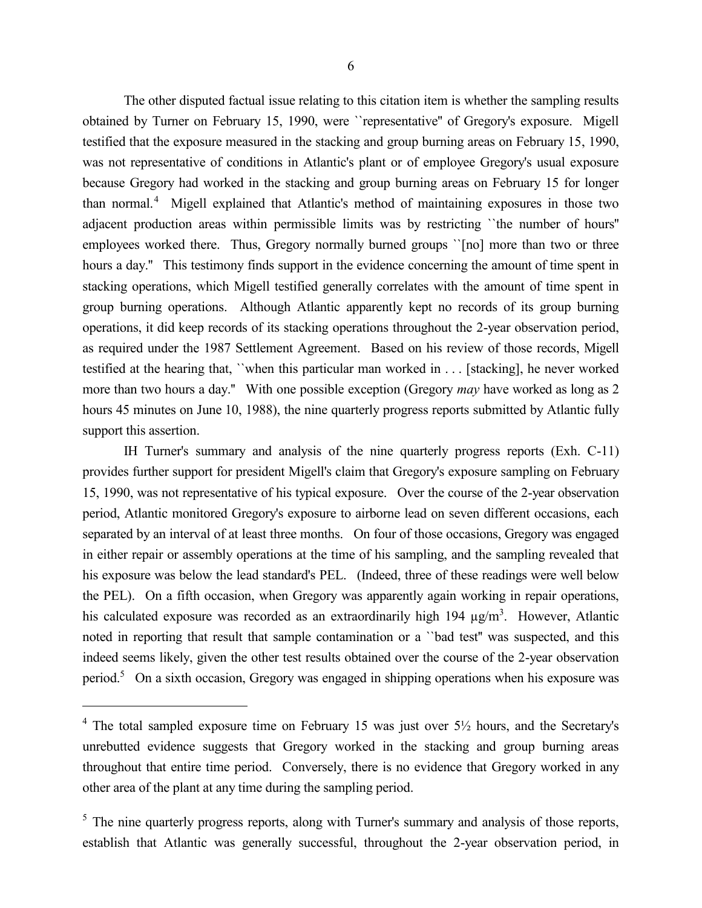The other disputed factual issue relating to this citation item is whether the sampling results obtained by Turner on February 15, 1990, were ``representative'' of Gregory's exposure. Migell testified that the exposure measured in the stacking and group burning areas on February 15, 1990, was not representative of conditions in Atlantic's plant or of employee Gregory's usual exposure because Gregory had worked in the stacking and group burning areas on February 15 for longer than normal.[4] Migell explained that Atlantic's method of maintaining exposures in those two adjacent production areas within permissible limits was by restricting ``the number of hours'' employees worked there. Thus, Gregory normally burned groups ``[no] more than two or three hours a day.'' This testimony finds support in the evidence concerning the amount of time spent in stacking operations, which Migell testified generally correlates with the amount of time spent in group burning operations. Although Atlantic apparently kept no records of its group burning operations, it did keep records of its stacking operations throughout the 2-year observation period, as required under the 1987 Settlement Agreement. Based on his review of those records, Migell testified at the hearing that, ``when this particular man worked in . . . [stacking], he never worked more than two hours a day.'' With one possible exception (Gregory *may* have worked as long as 2 hours 45 minutes on June 10, 1988), the nine quarterly progress reports submitted by Atlantic fully support this assertion.

IH Turner's summary and analysis of the nine quarterly progress reports (Exh. C-11) provides further support for president Migell's claim that Gregory's exposure sampling on February 15, 1990, was not representative of his typical exposure. Over the course of the 2-year observation period, Atlantic monitored Gregory's exposure to airborne lead on seven different occasions, each separated by an interval of at least three months. On four of those occasions, Gregory was engaged in either repair or assembly operations at the time of his sampling, and the sampling revealed that his exposure was below the lead standard's PEL. (Indeed, three of these readings were well below the PEL). On a fifth occasion, when Gregory was apparently again working in repair operations, his calculated exposure was recorded as an extraordinarily high 194 $\mu g/m^3$. However, Atlantic noted in reporting that result that sample contamination or a ``bad test'' was suspected, and this indeed seems likely, given the other test results obtained over the course of the 2-year observation period.[5] On a sixth occasion, Gregory was engaged in shipping operations when his exposure was

---

[4] The total sampled exposure time on February 15 was just over 5½ hours, and the Secretary's unrebutted evidence suggests that Gregory worked in the stacking and group burning areas throughout that entire time period. Conversely, there is no evidence that Gregory worked in any other area of the plant at any time during the sampling period.

[5] The nine quarterly progress reports, along with Turner's summary and analysis of those reports, establish that Atlantic was generally successful, throughout the 2-year observation period, in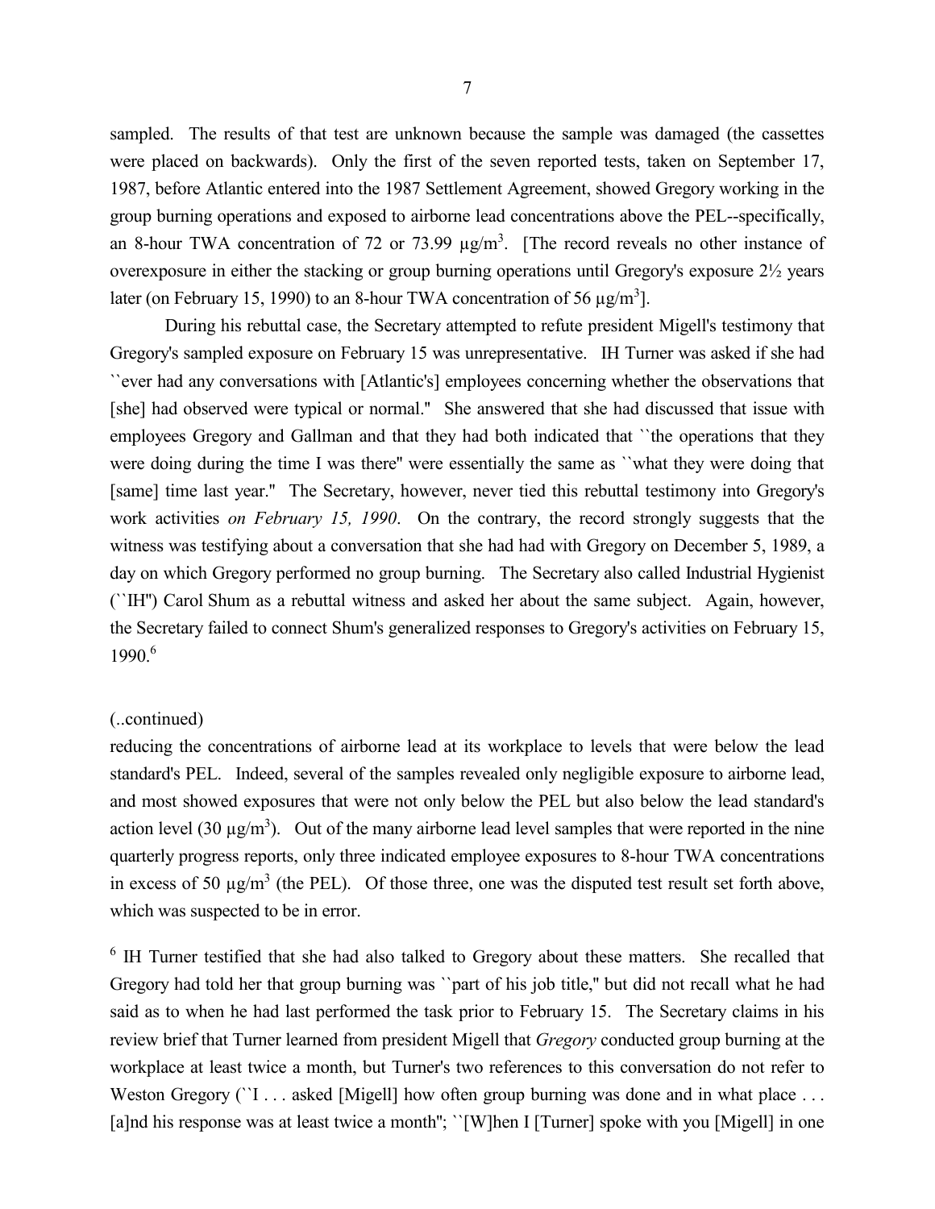sampled. The results of that test are unknown because the sample was damaged (the cassettes were placed on backwards). Only the first of the seven reported tests, taken on September 17, 1987, before Atlantic entered into the 1987 Settlement Agreement, showed Gregory working in the group burning operations and exposed to airborne lead concentrations above the PEL--specifically, an 8-hour TWA concentration of 72 or 73.99 $\mu g/m^3$. [The record reveals no other instance of overexposure in either the stacking or group burning operations until Gregory's exposure 2½ years later (on February 15, 1990) to an 8-hour TWA concentration of 56 $\mu g/m^3$].

During his rebuttal case, the Secretary attempted to refute president Migell's testimony that Gregory's sampled exposure on February 15 was unrepresentative. IH Turner was asked if she had ``ever had any conversations with [Atlantic's] employees concerning whether the observations that [she] had observed were typical or normal.'' She answered that she had discussed that issue with employees Gregory and Gallman and that they had both indicated that ``the operations that they were doing during the time I was there'' were essentially the same as ``what they were doing that [same] time last year.'' The Secretary, however, never tied this rebuttal testimony into Gregory's work activities *on February 15, 1990*. On the contrary, the record strongly suggests that the witness was testifying about a conversation that she had had with Gregory on December 5, 1989, a day on which Gregory performed no group burning. The Secretary also called Industrial Hygienist (``IH'') Carol Shum as a rebuttal witness and asked her about the same subject. Again, however, the Secretary failed to connect Shum's generalized responses to Gregory's activities on February 15, 1990.[6]

(..continued)
reducing the concentrations of airborne lead at its workplace to levels that were below the lead standard's PEL. Indeed, several of the samples revealed only negligible exposure to airborne lead, and most showed exposures that were not only below the PEL but also below the lead standard's action level (30 $\mu g/m^3$). Out of the many airborne lead level samples that were reported in the nine quarterly progress reports, only three indicated employee exposures to 8-hour TWA concentrations in excess of 50 $\mu g/m^3$ (the PEL). Of those three, one was the disputed test result set forth above, which was suspected to be in error.

[6] IH Turner testified that she had also talked to Gregory about these matters. She recalled that Gregory had told her that group burning was ``part of his job title,'' but did not recall what he had said as to when he had last performed the task prior to February 15. The Secretary claims in his review brief that Turner learned from president Migell that *Gregory* conducted group burning at the workplace at least twice a month, but Turner's two references to this conversation do not refer to Weston Gregory (``I . . . asked [Migell] how often group burning was done and in what place . . . [a]nd his response was at least twice a month''; ``[W]hen I [Turner] spoke with you [Migell] in one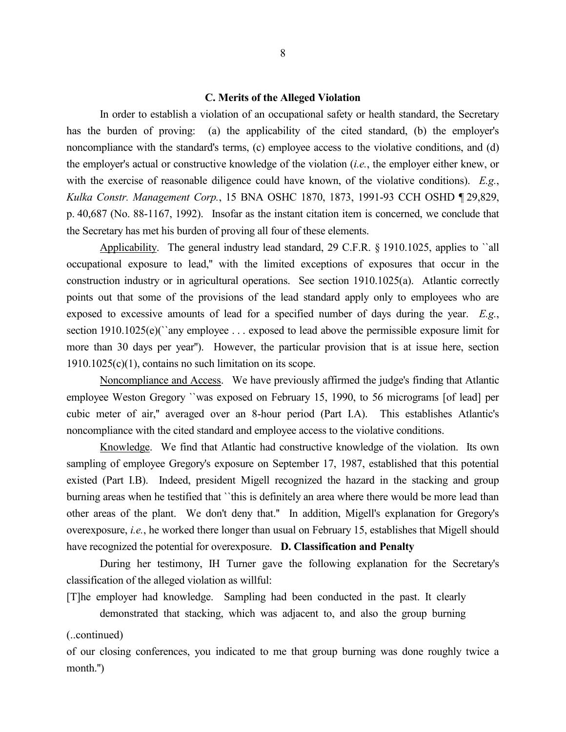### C. Merits of the Alleged Violation

In order to establish a violation of an occupational safety or health standard, the Secretary has the burden of proving: (a) the applicability of the cited standard, (b) the employer's noncompliance with the standard's terms, (c) employee access to the violative conditions, and (d) the employer's actual or constructive knowledge of the violation (*i.e.*, the employer either knew, or with the exercise of reasonable diligence could have known, of the violative conditions). *E.g.*, *Kulka Constr. Management Corp.*, 15 BNA OSHC 1870, 1873, 1991-93 CCH OSHD ¶ 29,829, p. 40,687 (No. 88-1167, 1992). Insofar as the instant citation item is concerned, we conclude that the Secretary has met his burden of proving all four of these elements.

Applicability. The general industry lead standard, 29 C.F.R. § 1910.1025, applies to ``all occupational exposure to lead,'' with the limited exceptions of exposures that occur in the construction industry or in agricultural operations. See section 1910.1025(a). Atlantic correctly points out that some of the provisions of the lead standard apply only to employees who are exposed to excessive amounts of lead for a specified number of days during the year. *E.g.*, section 1910.1025(e)(``any employee . . . exposed to lead above the permissible exposure limit for more than 30 days per year''). However, the particular provision that is at issue here, section 1910.1025(c)(1), contains no such limitation on its scope.

Noncompliance and Access. We have previously affirmed the judge's finding that Atlantic employee Weston Gregory ``was exposed on February 15, 1990, to 56 micrograms [of lead] per cubic meter of air,'' averaged over an 8-hour period (Part I.A). This establishes Atlantic's noncompliance with the cited standard and employee access to the violative conditions.

Knowledge. We find that Atlantic had constructive knowledge of the violation. Its own sampling of employee Gregory's exposure on September 17, 1987, established that this potential existed (Part I.B). Indeed, president Migell recognized the hazard in the stacking and group burning areas when he testified that ``this is definitely an area where there would be more lead than other areas of the plant. We don't deny that.'' In addition, Migell's explanation for Gregory's overexposure, *i.e.*, he worked there longer than usual on February 15, establishes that Migell should have recognized the potential for overexposure.

### D. Classification and Penalty

During her testimony, IH Turner gave the following explanation for the Secretary's classification of the alleged violation as willful:

> [T]he employer had knowledge. Sampling had been conducted in the past. It clearly demonstrated that stacking, which was adjacent to, and also the group burning

(..continued)

of our closing conferences, you indicated to me that group burning was done roughly twice a month.'')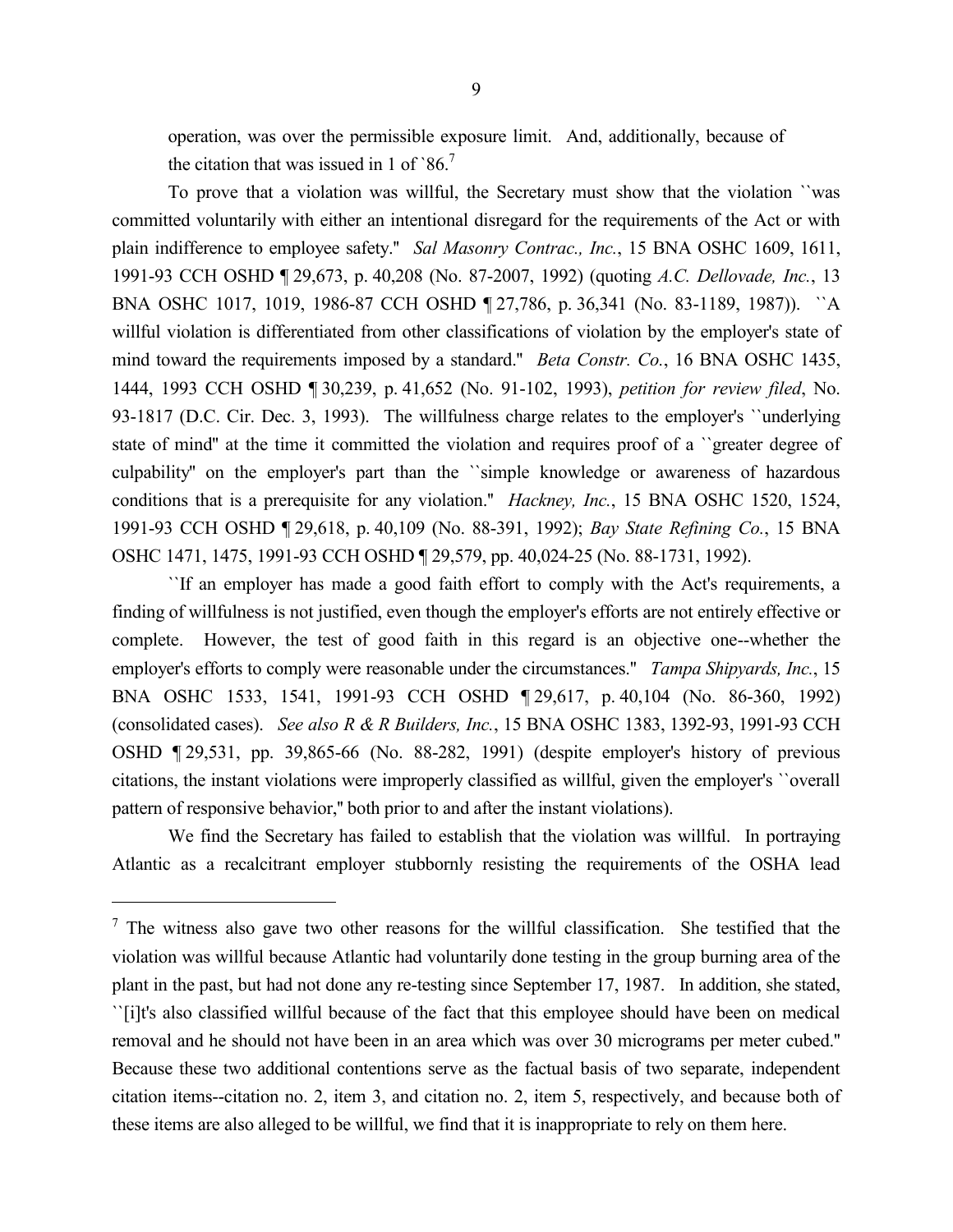operation, was over the permissible exposure limit. And, additionally, because of the citation that was issued in 1 of `86.[7]

To prove that a violation was willful, the Secretary must show that the violation ``was committed voluntarily with either an intentional disregard for the requirements of the Act or with plain indifference to employee safety.'' *Sal Masonry Contrac., Inc.*, 15 BNA OSHC 1609, 1611, 1991-93 CCH OSHD ¶ 29,673, p. 40,208 (No. 87-2007, 1992) (quoting *A.C. Dellovade, Inc.*, 13 BNA OSHC 1017, 1019, 1986-87 CCH OSHD ¶ 27,786, p. 36,341 (No. 83-1189, 1987)). ``A willful violation is differentiated from other classifications of violation by the employer's state of mind toward the requirements imposed by a standard.'' *Beta Constr. Co.*, 16 BNA OSHC 1435, 1444, 1993 CCH OSHD ¶ 30,239, p. 41,652 (No. 91-102, 1993), *petition for review filed*, No. 93-1817 (D.C. Cir. Dec. 3, 1993). The willfulness charge relates to the employer's ``underlying state of mind'' at the time it committed the violation and requires proof of a ``greater degree of culpability'' on the employer's part than the ``simple knowledge or awareness of hazardous conditions that is a prerequisite for any violation.'' *Hackney, Inc.*, 15 BNA OSHC 1520, 1524, 1991-93 CCH OSHD ¶ 29,618, p. 40,109 (No. 88-391, 1992); *Bay State Refining Co.*, 15 BNA OSHC 1471, 1475, 1991-93 CCH OSHD ¶ 29,579, pp. 40,024-25 (No. 88-1731, 1992).

``If an employer has made a good faith effort to comply with the Act's requirements, a finding of willfulness is not justified, even though the employer's efforts are not entirely effective or complete. However, the test of good faith in this regard is an objective one--whether the employer's efforts to comply were reasonable under the circumstances.'' *Tampa Shipyards, Inc.*, 15 BNA OSHC 1533, 1541, 1991-93 CCH OSHD ¶ 29,617, p. 40,104 (No. 86-360, 1992) (consolidated cases). *See also R & R Builders, Inc.*, 15 BNA OSHC 1383, 1392-93, 1991-93 CCH OSHD ¶ 29,531, pp. 39,865-66 (No. 88-282, 1991) (despite employer's history of previous citations, the instant violations were improperly classified as willful, given the employer's ``overall pattern of responsive behavior,'' both prior to and after the instant violations).

We find the Secretary has failed to establish that the violation was willful. In portraying Atlantic as a recalcitrant employer stubbornly resisting the requirements of the OSHA lead

---

[7] The witness also gave two other reasons for the willful classification. She testified that the violation was willful because Atlantic had voluntarily done testing in the group burning area of the plant in the past, but had not done any re-testing since September 17, 1987. In addition, she stated, ``[i]t's also classified willful because of the fact that this employee should have been on medical removal and he should not have been in an area which was over 30 micrograms per meter cubed.'' Because these two additional contentions serve as the factual basis of two separate, independent citation items--citation no. 2, item 3, and citation no. 2, item 5, respectively, and because both of these items are also alleged to be willful, we find that it is inappropriate to rely on them here.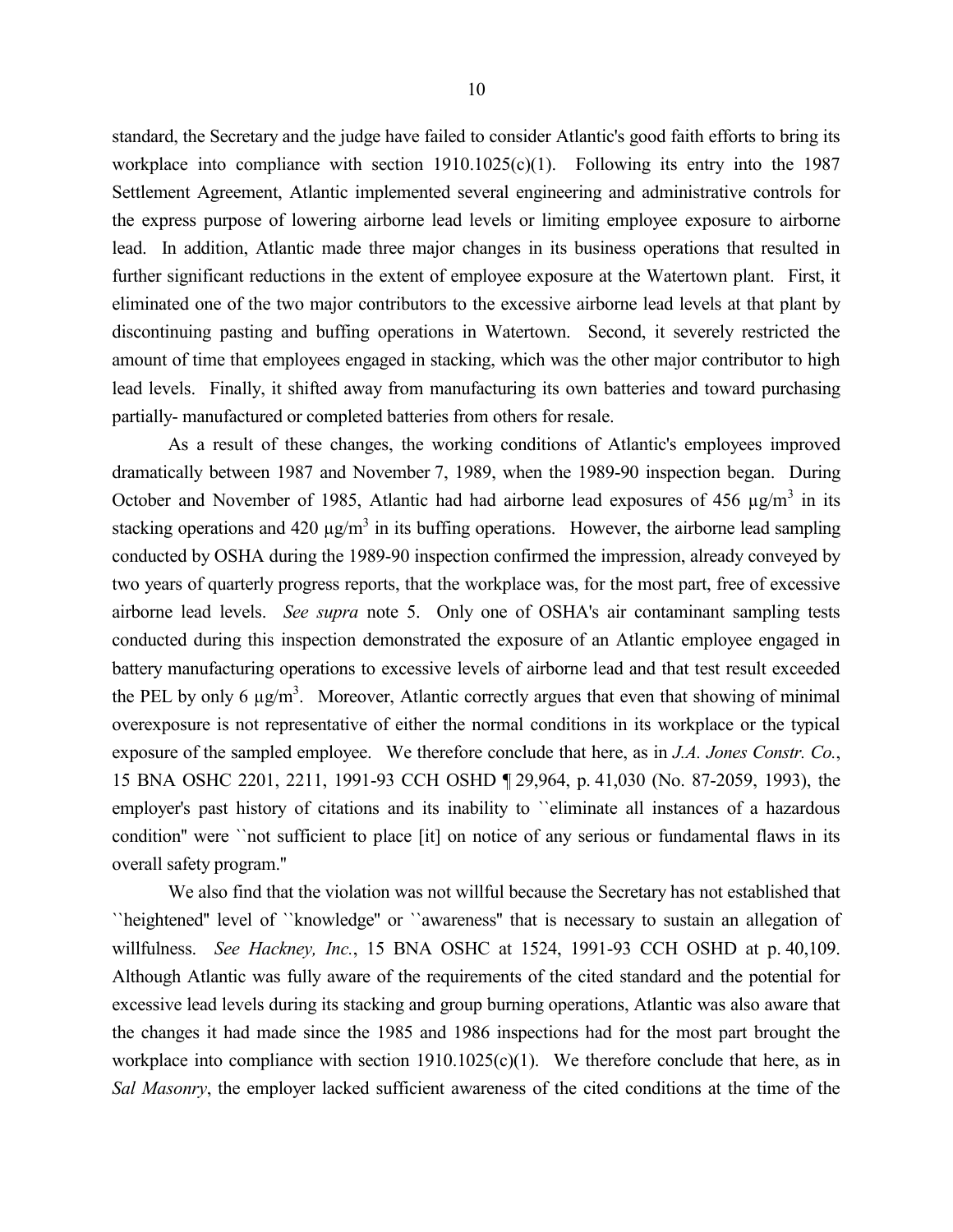standard, the Secretary and the judge have failed to consider Atlantic's good faith efforts to bring its workplace into compliance with section 1910.1025(c)(1). Following its entry into the 1987 Settlement Agreement, Atlantic implemented several engineering and administrative controls for the express purpose of lowering airborne lead levels or limiting employee exposure to airborne lead. In addition, Atlantic made three major changes in its business operations that resulted in further significant reductions in the extent of employee exposure at the Watertown plant. First, it eliminated one of the two major contributors to the excessive airborne lead levels at that plant by discontinuing pasting and buffing operations in Watertown. Second, it severely restricted the amount of time that employees engaged in stacking, which was the other major contributor to high lead levels. Finally, it shifted away from manufacturing its own batteries and toward purchasing partially- manufactured or completed batteries from others for resale.

As a result of these changes, the working conditions of Atlantic's employees improved dramatically between 1987 and November 7, 1989, when the 1989-90 inspection began. During October and November of 1985, Atlantic had had airborne lead exposures of 456 $\mu g/m^3$ in its stacking operations and 420 $\mu g/m^3$ in its buffing operations. However, the airborne lead sampling conducted by OSHA during the 1989-90 inspection confirmed the impression, already conveyed by two years of quarterly progress reports, that the workplace was, for the most part, free of excessive airborne lead levels. *See supra* note 5. Only one of OSHA's air contaminant sampling tests conducted during this inspection demonstrated the exposure of an Atlantic employee engaged in battery manufacturing operations to excessive levels of airborne lead and that test result exceeded the PEL by only 6 $\mu g/m^3$. Moreover, Atlantic correctly argues that even that showing of minimal overexposure is not representative of either the normal conditions in its workplace or the typical exposure of the sampled employee. We therefore conclude that here, as in *J.A. Jones Constr. Co.*, 15 BNA OSHC 2201, 2211, 1991-93 CCH OSHD ¶ 29,964, p. 41,030 (No. 87-2059, 1993), the employer's past history of citations and its inability to ``eliminate all instances of a hazardous condition'' were ``not sufficient to place [it] on notice of any serious or fundamental flaws in its overall safety program.''

We also find that the violation was not willful because the Secretary has not established that ``heightened'' level of ``knowledge'' or ``awareness'' that is necessary to sustain an allegation of willfulness. *See Hackney, Inc.*, 15 BNA OSHC at 1524, 1991-93 CCH OSHD at p. 40,109. Although Atlantic was fully aware of the requirements of the cited standard and the potential for excessive lead levels during its stacking and group burning operations, Atlantic was also aware that the changes it had made since the 1985 and 1986 inspections had for the most part brought the workplace into compliance with section 1910.1025(c)(1). We therefore conclude that here, as in *Sal Masonry*, the employer lacked sufficient awareness of the cited conditions at the time of the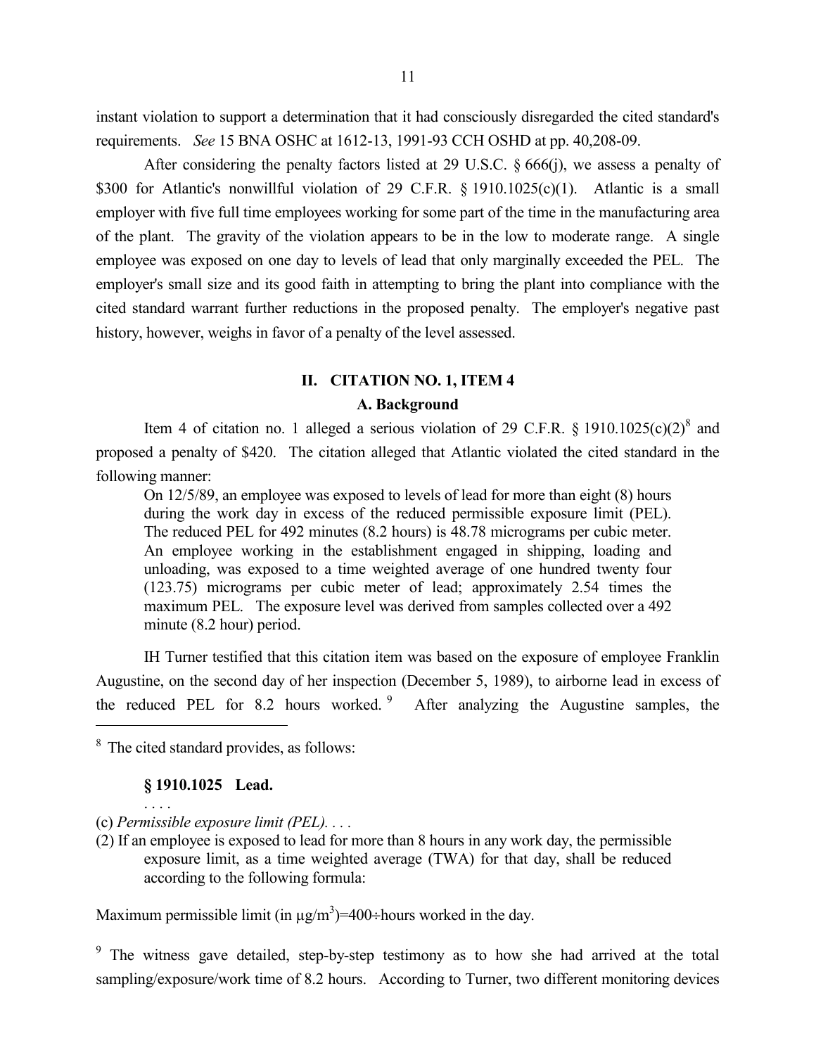instant violation to support a determination that it had consciously disregarded the cited standard's requirements. *See* 15 BNA OSHC at 1612-13, 1991-93 CCH OSHD at pp. 40,208-09.

After considering the penalty factors listed at 29 U.S.C. § 666(j), we assess a penalty of $300 for Atlantic's nonwillful violation of 29 C.F.R. § 1910.1025(c)(1). Atlantic is a small employer with five full time employees working for some part of the time in the manufacturing area of the plant. The gravity of the violation appears to be in the low to moderate range. A single employee was exposed on one day to levels of lead that only marginally exceeded the PEL. The employer's small size and its good faith in attempting to bring the plant into compliance with the cited standard warrant further reductions in the proposed penalty. The employer's negative past history, however, weighs in favor of a penalty of the level assessed.

## II. CITATION NO. 1, ITEM 4

### A. Background

Item 4 of citation no. 1 alleged a serious violation of 29 C.F.R. § 1910.1025(c)(2)[8] and proposed a penalty of $420. The citation alleged that Atlantic violated the cited standard in the following manner:

> On 12/5/89, an employee was exposed to levels of lead for more than eight (8) hours during the work day in excess of the reduced permissible exposure limit (PEL). The reduced PEL for 492 minutes (8.2 hours) is 48.78 micrograms per cubic meter. An employee working in the establishment engaged in shipping, loading and unloading, was exposed to a time weighted average of one hundred twenty four (123.75) micrograms per cubic meter of lead; approximately 2.54 times the maximum PEL. The exposure level was derived from samples collected over a 492 minute (8.2 hour) period.

IH Turner testified that this citation item was based on the exposure of employee Franklin Augustine, on the second day of her inspection (December 5, 1989), to airborne lead in excess of the reduced PEL for 8.2 hours worked.[9] After analyzing the Augustine samples, the

---

[8] The cited standard provides, as follows:

> **§ 1910.1025 Lead.**
>
> . . . .
>
> (c) *Permissible exposure limit (PEL).* . . .
>
> (2) If an employee is exposed to lead for more than 8 hours in any work day, the permissible exposure limit, as a time weighted average (TWA) for that day, shall be reduced according to the following formula:

Maximum permissible limit (in $\mu g/m^3$)=400÷hours worked in the day.

[9] The witness gave detailed, step-by-step testimony as to how she had arrived at the total sampling/exposure/work time of 8.2 hours. According to Turner, two different monitoring devices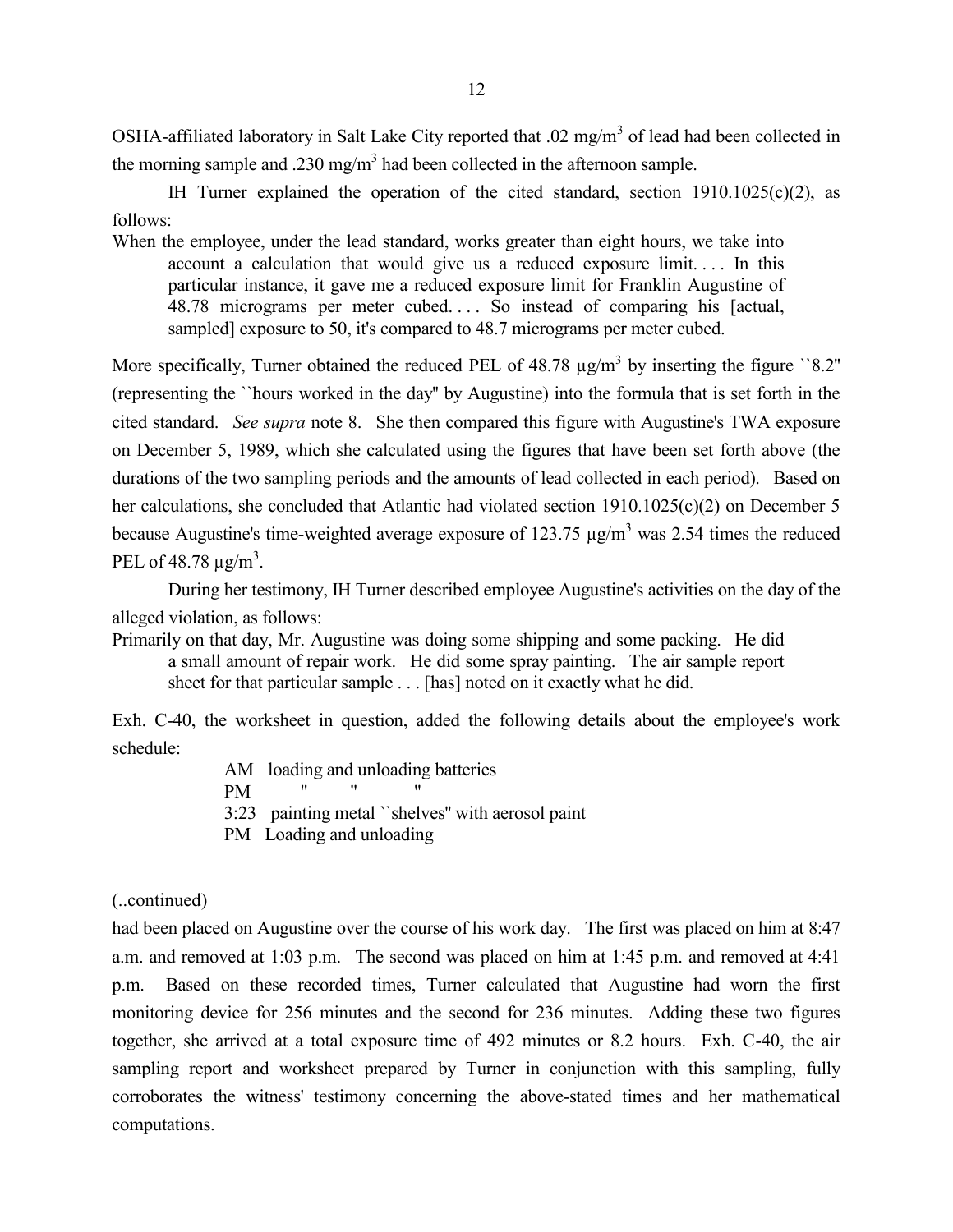OSHA-affiliated laboratory in Salt Lake City reported that .02 mg/m$^3$ of lead had been collected in the morning sample and .230 mg/m$^3$ had been collected in the afternoon sample.

IH Turner explained the operation of the cited standard, section 1910.1025(c)(2), as follows:

> When the employee, under the lead standard, works greater than eight hours, we take into account a calculation that would give us a reduced exposure limit. . . . In this particular instance, it gave me a reduced exposure limit for Franklin Augustine of 48.78 micrograms per meter cubed. . . . So instead of comparing his [actual, sampled] exposure to 50, it's compared to 48.7 micrograms per meter cubed.

More specifically, Turner obtained the reduced PEL of 48.78 µg/m$^3$ by inserting the figure ``8.2'' (representing the ``hours worked in the day'' by Augustine) into the formula that is set forth in the cited standard. *See supra* note 8. She then compared this figure with Augustine's TWA exposure on December 5, 1989, which she calculated using the figures that have been set forth above (the durations of the two sampling periods and the amounts of lead collected in each period). Based on her calculations, she concluded that Atlantic had violated section 1910.1025(c)(2) on December 5 because Augustine's time-weighted average exposure of 123.75 µg/m$^3$ was 2.54 times the reduced PEL of 48.78 µg/m$^3$.

During her testimony, IH Turner described employee Augustine's activities on the day of the alleged violation, as follows:

> Primarily on that day, Mr. Augustine was doing some shipping and some packing. He did a small amount of repair work. He did some spray painting. The air sample report sheet for that particular sample . . . [has] noted on it exactly what he did.

Exh. C-40, the worksheet in question, added the following details about the employee's work schedule:

> AM loading and unloading batteries
> PM " " "
> 3:23 painting metal ``shelves'' with aerosol paint
> PM Loading and unloading

(..continued)

had been placed on Augustine over the course of his work day. The first was placed on him at 8:47 a.m. and removed at 1:03 p.m. The second was placed on him at 1:45 p.m. and removed at 4:41 p.m. Based on these recorded times, Turner calculated that Augustine had worn the first monitoring device for 256 minutes and the second for 236 minutes. Adding these two figures together, she arrived at a total exposure time of 492 minutes or 8.2 hours. Exh. C-40, the air sampling report and worksheet prepared by Turner in conjunction with this sampling, fully corroborates the witness' testimony concerning the above-stated times and her mathematical computations.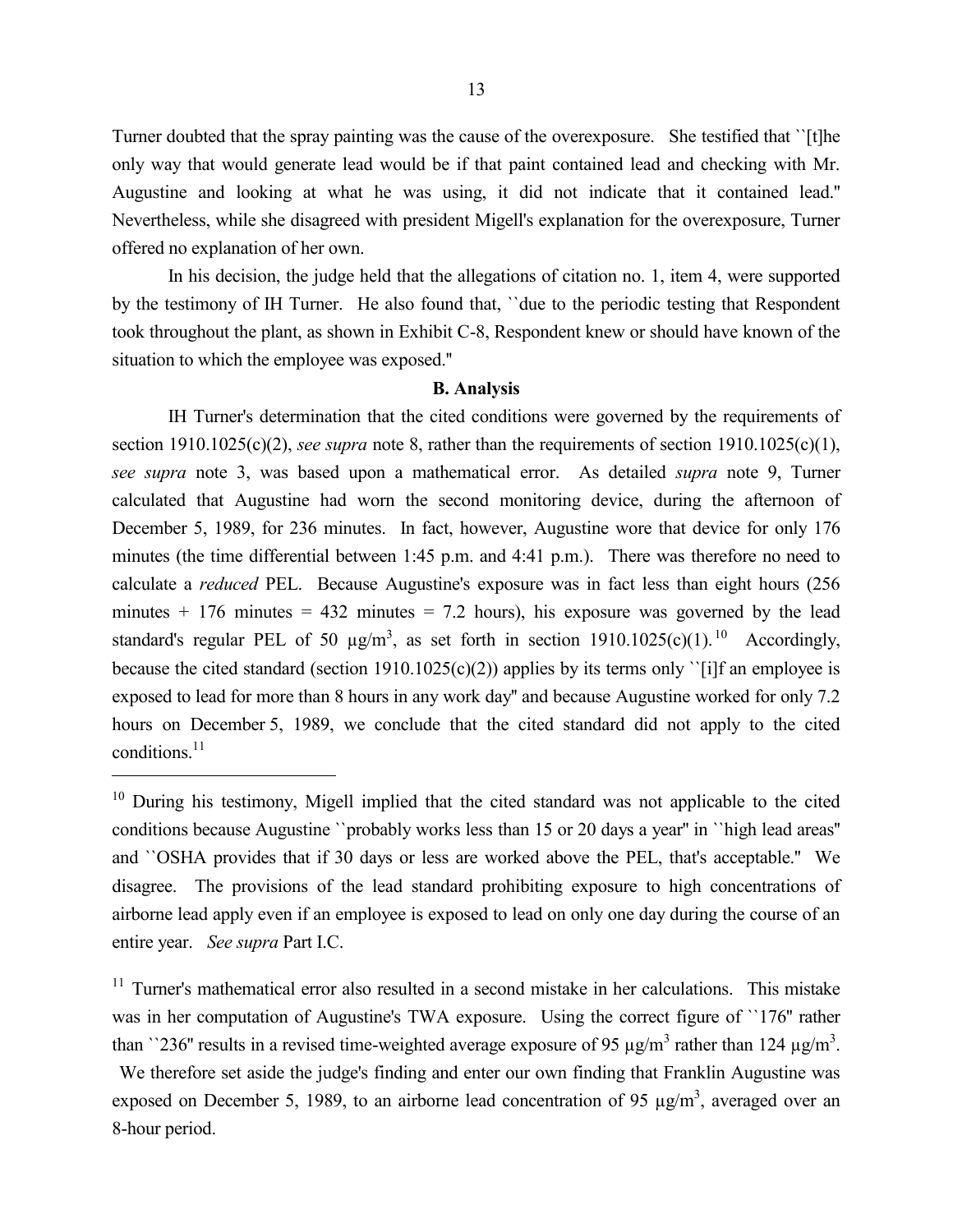Turner doubted that the spray painting was the cause of the overexposure. She testified that ``[t]he only way that would generate lead would be if that paint contained lead and checking with Mr. Augustine and looking at what he was using, it did not indicate that it contained lead.'' Nevertheless, while she disagreed with president Migell's explanation for the overexposure, Turner offered no explanation of her own.

In his decision, the judge held that the allegations of citation no. 1, item 4, were supported by the testimony of IH Turner. He also found that, ``due to the periodic testing that Respondent took throughout the plant, as shown in Exhibit C-8, Respondent knew or should have known of the situation to which the employee was exposed.''

**B. Analysis**

IH Turner's determination that the cited conditions were governed by the requirements of section 1910.1025(c)(2), *see supra* note 8, rather than the requirements of section 1910.1025(c)(1), *see supra* note 3, was based upon a mathematical error. As detailed *supra* note 9, Turner calculated that Augustine had worn the second monitoring device, during the afternoon of December 5, 1989, for 236 minutes. In fact, however, Augustine wore that device for only 176 minutes (the time differential between 1:45 p.m. and 4:41 p.m.). There was therefore no need to calculate a *reduced* PEL. Because Augustine's exposure was in fact less than eight hours (256 minutes + 176 minutes = 432 minutes = 7.2 hours), his exposure was governed by the lead standard's regular PEL of 50 $\mu g/m^3$, as set forth in section 1910.1025(c)(1).[10] Accordingly, because the cited standard (section 1910.1025(c)(2)) applies by its terms only ``[i]f an employee is exposed to lead for more than 8 hours in any work day'' and because Augustine worked for only 7.2 hours on December 5, 1989, we conclude that the cited standard did not apply to the cited conditions.[11]

---

[10] During his testimony, Migell implied that the cited standard was not applicable to the cited conditions because Augustine ``probably works less than 15 or 20 days a year'' in ``high lead areas'' and ``OSHA provides that if 30 days or less are worked above the PEL, that's acceptable.'' We disagree. The provisions of the lead standard prohibiting exposure to high concentrations of airborne lead apply even if an employee is exposed to lead on only one day during the course of an entire year. *See supra* Part I.C.

[11] Turner's mathematical error also resulted in a second mistake in her calculations. This mistake was in her computation of Augustine's TWA exposure. Using the correct figure of ``176'' rather than ``236'' results in a revised time-weighted average exposure of 95 $\mu g/m^3$ rather than 124 $\mu g/m^3$. We therefore set aside the judge's finding and enter our own finding that Franklin Augustine was exposed on December 5, 1989, to an airborne lead concentration of 95 $\mu g/m^3$, averaged over an 8-hour period.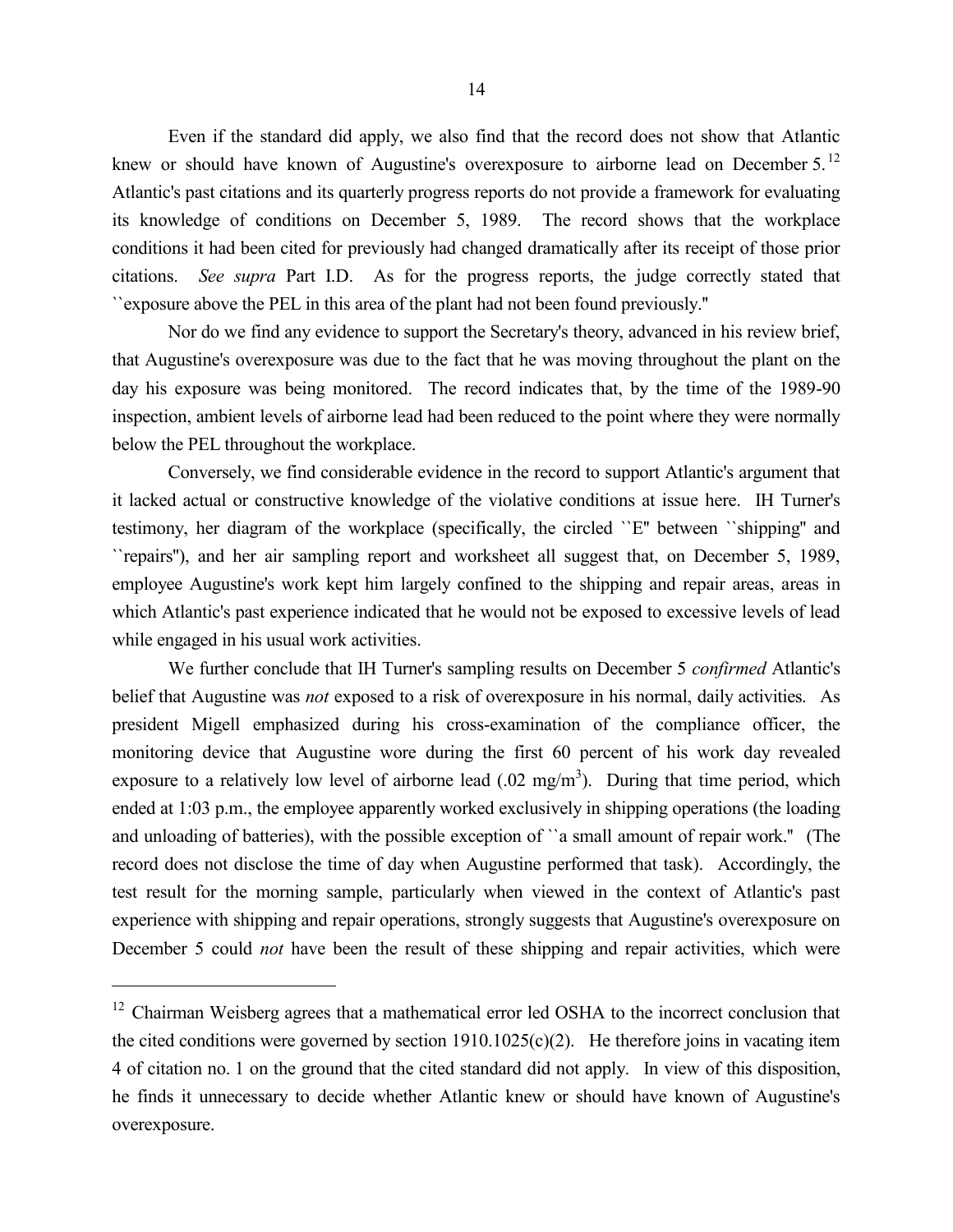Even if the standard did apply, we also find that the record does not show that Atlantic knew or should have known of Augustine's overexposure to airborne lead on December 5.[12] Atlantic's past citations and its quarterly progress reports do not provide a framework for evaluating its knowledge of conditions on December 5, 1989. The record shows that the workplace conditions it had been cited for previously had changed dramatically after its receipt of those prior citations. *See supra* Part I.D. As for the progress reports, the judge correctly stated that ``exposure above the PEL in this area of the plant had not been found previously.''

Nor do we find any evidence to support the Secretary's theory, advanced in his review brief, that Augustine's overexposure was due to the fact that he was moving throughout the plant on the day his exposure was being monitored. The record indicates that, by the time of the 1989-90 inspection, ambient levels of airborne lead had been reduced to the point where they were normally below the PEL throughout the workplace.

Conversely, we find considerable evidence in the record to support Atlantic's argument that it lacked actual or constructive knowledge of the violative conditions at issue here. IH Turner's testimony, her diagram of the workplace (specifically, the circled ``E'' between ``shipping'' and ``repairs''), and her air sampling report and worksheet all suggest that, on December 5, 1989, employee Augustine's work kept him largely confined to the shipping and repair areas, areas in which Atlantic's past experience indicated that he would not be exposed to excessive levels of lead while engaged in his usual work activities.

We further conclude that IH Turner's sampling results on December 5 *confirmed* Atlantic's belief that Augustine was *not* exposed to a risk of overexposure in his normal, daily activities. As president Migell emphasized during his cross-examination of the compliance officer, the monitoring device that Augustine wore during the first 60 percent of his work day revealed exposure to a relatively low level of airborne lead (.02 $mg/m^3$). During that time period, which ended at 1:03 p.m., the employee apparently worked exclusively in shipping operations (the loading and unloading of batteries), with the possible exception of ``a small amount of repair work.'' (The record does not disclose the time of day when Augustine performed that task). Accordingly, the test result for the morning sample, particularly when viewed in the context of Atlantic's past experience with shipping and repair operations, strongly suggests that Augustine's overexposure on December 5 could *not* have been the result of these shipping and repair activities, which were

---

[12] Chairman Weisberg agrees that a mathematical error led OSHA to the incorrect conclusion that the cited conditions were governed by section 1910.1025(c)(2). He therefore joins in vacating item 4 of citation no. 1 on the ground that the cited standard did not apply. In view of this disposition, he finds it unnecessary to decide whether Atlantic knew or should have known of Augustine's overexposure.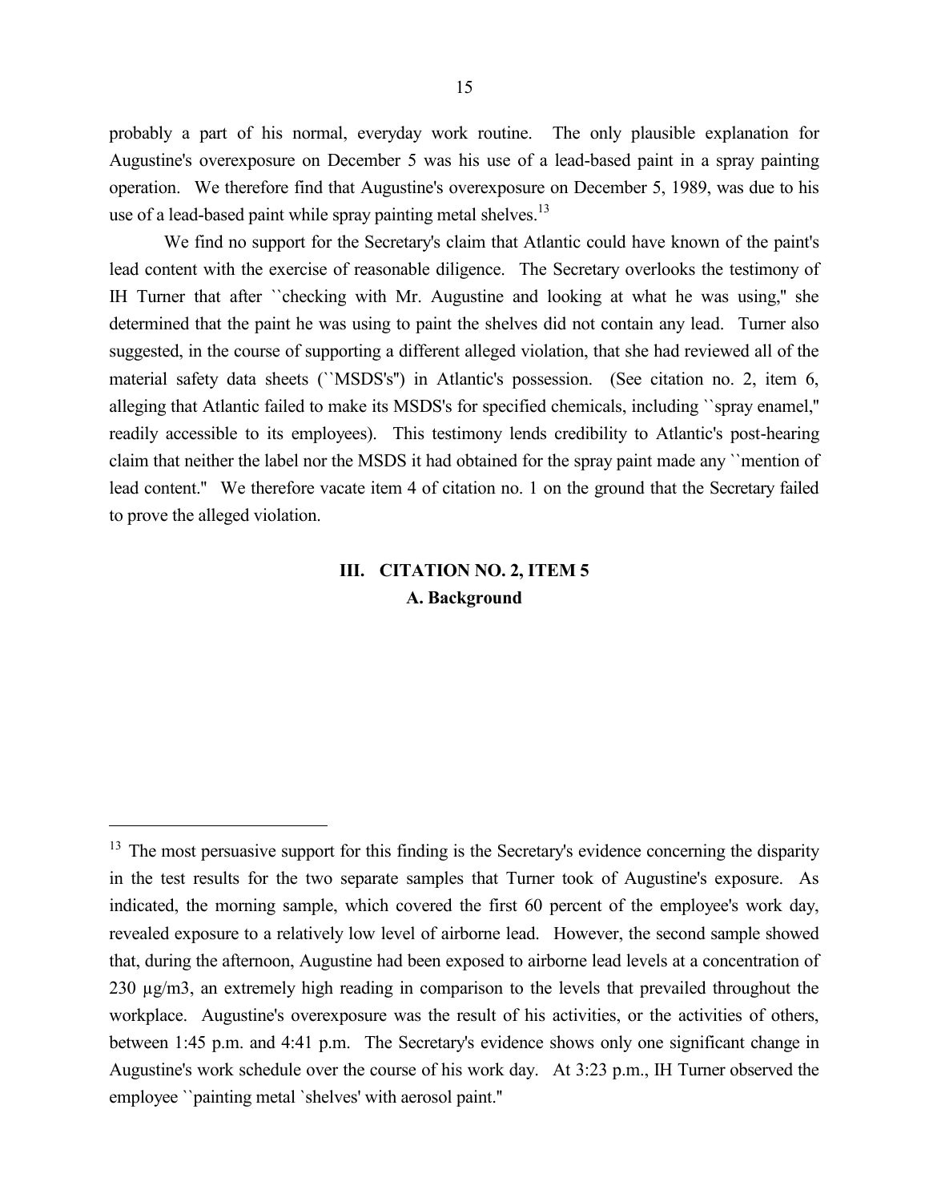probably a part of his normal, everyday work routine. The only plausible explanation for Augustine's overexposure on December 5 was his use of a lead-based paint in a spray painting operation. We therefore find that Augustine's overexposure on December 5, 1989, was due to his use of a lead-based paint while spray painting metal shelves.[13]

We find no support for the Secretary's claim that Atlantic could have known of the paint's lead content with the exercise of reasonable diligence. The Secretary overlooks the testimony of IH Turner that after ``checking with Mr. Augustine and looking at what he was using,'' she determined that the paint he was using to paint the shelves did not contain any lead. Turner also suggested, in the course of supporting a different alleged violation, that she had reviewed all of the material safety data sheets (``MSDS's'') in Atlantic's possession. (See citation no. 2, item 6, alleging that Atlantic failed to make its MSDS's for specified chemicals, including ``spray enamel,'' readily accessible to its employees). This testimony lends credibility to Atlantic's post-hearing claim that neither the label nor the MSDS it had obtained for the spray paint made any ``mention of lead content.'' We therefore vacate item 4 of citation no. 1 on the ground that the Secretary failed to prove the alleged violation.

## III. CITATION NO. 2, ITEM 5

### A. Background

---

[13] The most persuasive support for this finding is the Secretary's evidence concerning the disparity in the test results for the two separate samples that Turner took of Augustine's exposure. As indicated, the morning sample, which covered the first 60 percent of the employee's work day, revealed exposure to a relatively low level of airborne lead. However, the second sample showed that, during the afternoon, Augustine had been exposed to airborne lead levels at a concentration of 230 µg/m3, an extremely high reading in comparison to the levels that prevailed throughout the workplace. Augustine's overexposure was the result of his activities, or the activities of others, between 1:45 p.m. and 4:41 p.m. The Secretary's evidence shows only one significant change in Augustine's work schedule over the course of his work day. At 3:23 p.m., IH Turner observed the employee ``painting metal `shelves' with aerosol paint.''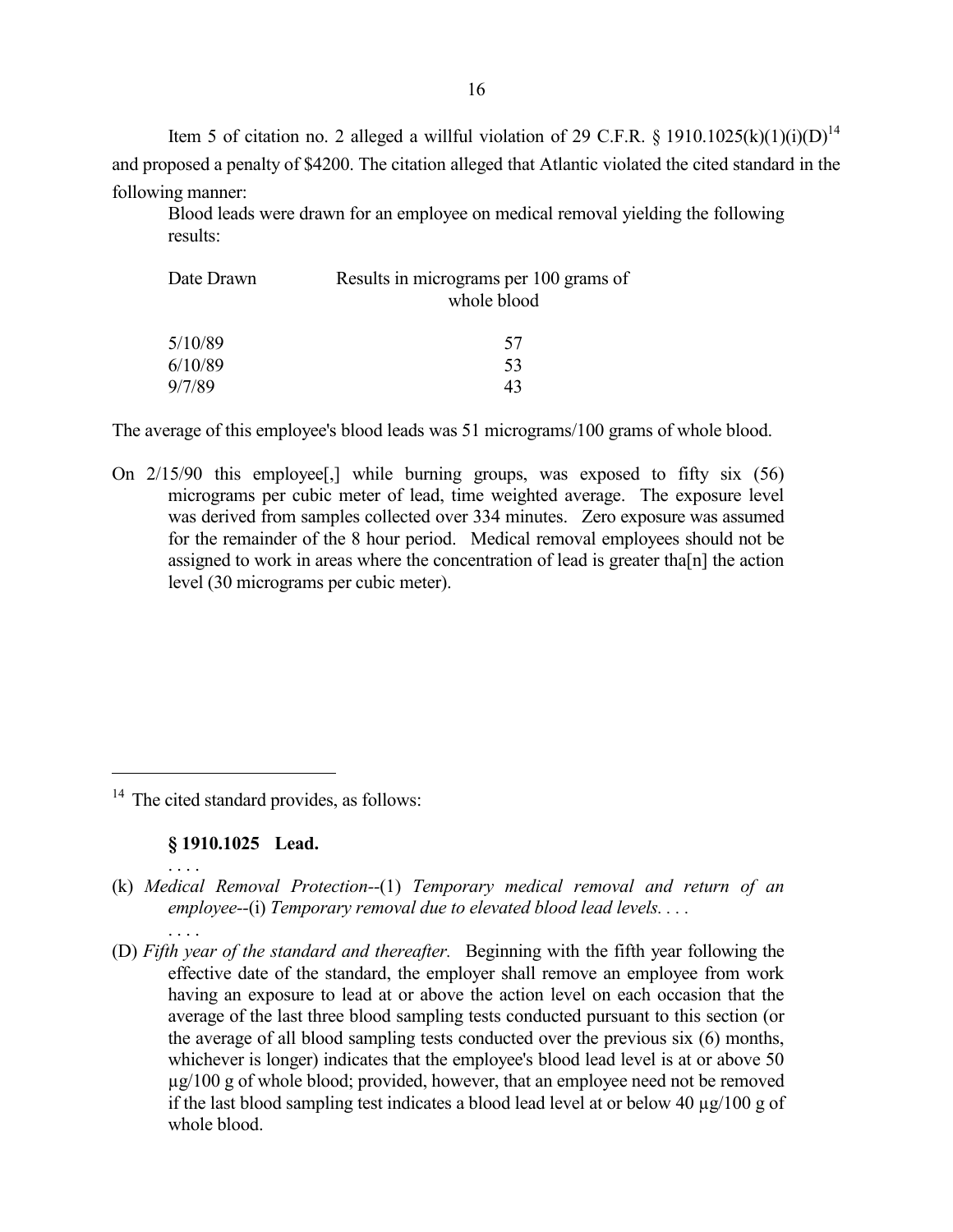Item 5 of citation no. 2 alleged a willful violation of 29 C.F.R. § 1910.1025(k)(1)(i)(D)[14] and proposed a penalty of $4200. The citation alleged that Atlantic violated the cited standard in the following manner:

> Blood leads were drawn for an employee on medical removal yielding the following results:
>
> | Date Drawn | Results in micrograms per 100 grams of whole blood |
> |---|---|
> | 5/10/89 | 57 |
> | 6/10/89 | 53 |
> | 9/7/89 | 43 |

The average of this employee's blood leads was 51 micrograms/100 grams of whole blood.

On 2/15/90 this employee[,] while burning groups, was exposed to fifty six (56) micrograms per cubic meter of lead, time weighted average. The exposure level was derived from samples collected over 334 minutes. Zero exposure was assumed for the remainder of the 8 hour period. Medical removal employees should not be assigned to work in areas where the concentration of lead is greater tha[n] the action level (30 micrograms per cubic meter).

---

[14] The cited standard provides, as follows:

**§ 1910.1025 Lead.**

. . . .

(k) *Medical Removal Protection*--(1) *Temporary medical removal and return of an employee*--(i) *Temporary removal due to elevated blood lead levels. . . .*

. . . .

(D) *Fifth year of the standard and thereafter.* Beginning with the fifth year following the effective date of the standard, the employer shall remove an employee from work having an exposure to lead at or above the action level on each occasion that the average of the last three blood sampling tests conducted pursuant to this section (or the average of all blood sampling tests conducted over the previous six (6) months, whichever is longer) indicates that the employee's blood lead level is at or above 50 µg/100 g of whole blood; provided, however, that an employee need not be removed if the last blood sampling test indicates a blood lead level at or below 40 µg/100 g of whole blood.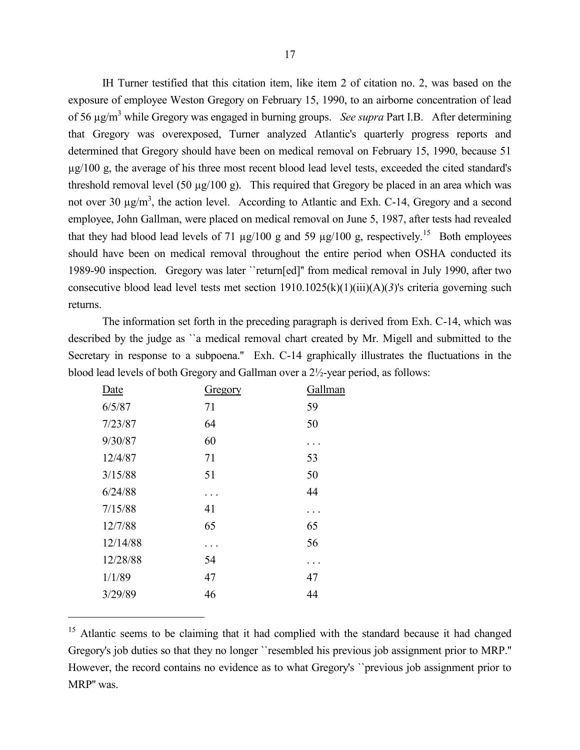IH Turner testified that this citation item, like item 2 of citation no. 2, was based on the exposure of employee Weston Gregory on February 15, 1990, to an airborne concentration of lead of 56 $\mu g/m^3$ while Gregory was engaged in burning groups. *See supra* Part I.B. After determining that Gregory was overexposed, Turner analyzed Atlantic's quarterly progress reports and determined that Gregory should have been on medical removal on February 15, 1990, because 51 µg/100 g, the average of his three most recent blood lead level tests, exceeded the cited standard's threshold removal level (50 µg/100 g). This required that Gregory be placed in an area which was not over 30 $\mu g/m^3$, the action level. According to Atlantic and Exh. C-14, Gregory and a second employee, John Gallman, were placed on medical removal on June 5, 1987, after tests had revealed that they had blood lead levels of 71 µg/100 g and 59 µg/100 g, respectively.[15] Both employees should have been on medical removal throughout the entire period when OSHA conducted its 1989-90 inspection. Gregory was later ``return[ed]'' from medical removal in July 1990, after two consecutive blood lead level tests met section 1910.1025(k)(1)(iii)(A)(*3*)'s criteria governing such returns.

The information set forth in the preceding paragraph is derived from Exh. C-14, which was described by the judge as ``a medical removal chart created by Mr. Migell and submitted to the Secretary in response to a subpoena.'' Exh. C-14 graphically illustrates the fluctuations in the blood lead levels of both Gregory and Gallman over a 2½-year period, as follows:

| Date | Gregory | Gallman |
|---|---|---|
| 6/5/87 | 71 | 59 |
| 7/23/87 | 64 | 50 |
| 9/30/87 | 60 | . . . |
| 12/4/87 | 71 | 53 |
| 3/15/88 | 51 | 50 |
| 6/24/88 | . . . | 44 |
| 7/15/88 | 41 | . . . |
| 12/7/88 | 65 | 65 |
| 12/14/88 | . . . | 56 |
| 12/28/88 | 54 | . . . |
| 1/1/89 | 47 | 47 |
| 3/29/89 | 46 | 44 |

[15] Atlantic seems to be claiming that it had complied with the standard because it had changed Gregory's job duties so that they no longer ``resembled his previous job assignment prior to MRP.'' However, the record contains no evidence as to what Gregory's ``previous job assignment prior to MRP'' was.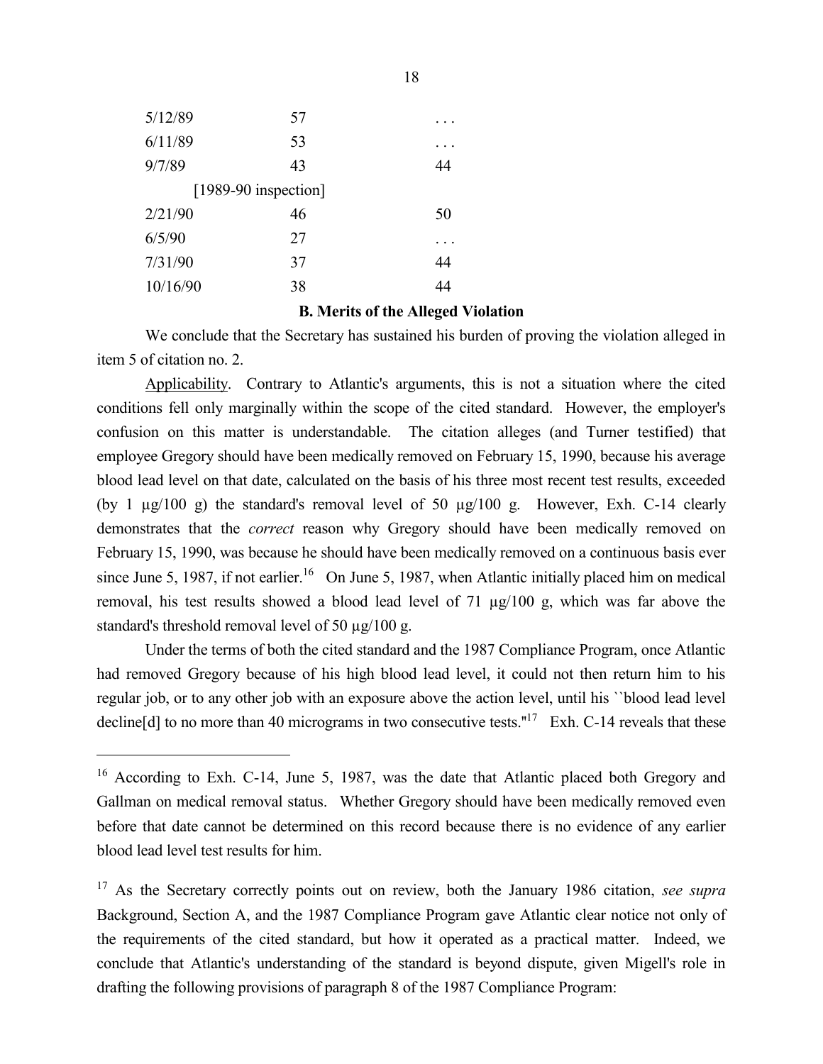| | | |
|---|---|---|
| 5/12/89 | 57 | . . . |
| 6/11/89 | 53 | . . . |
| 9/7/89 | 43 | 44 |
| [1989-90 inspection] | | |
| 2/21/90 | 46 | 50 |
| 6/5/90 | 27 | . . . |
| 7/31/90 | 37 | 44 |
| 10/16/90 | 38 | 44 |

**B. Merits of the Alleged Violation**

We conclude that the Secretary has sustained his burden of proving the violation alleged in item 5 of citation no. 2.

Applicability. Contrary to Atlantic's arguments, this is not a situation where the cited conditions fell only marginally within the scope of the cited standard. However, the employer's confusion on this matter is understandable. The citation alleges (and Turner testified) that employee Gregory should have been medically removed on February 15, 1990, because his average blood lead level on that date, calculated on the basis of his three most recent test results, exceeded (by 1 µg/100 g) the standard's removal level of 50 µg/100 g. However, Exh. C-14 clearly demonstrates that the *correct* reason why Gregory should have been medically removed on February 15, 1990, was because he should have been medically removed on a continuous basis ever since June 5, 1987, if not earlier.[16] On June 5, 1987, when Atlantic initially placed him on medical removal, his test results showed a blood lead level of 71 µg/100 g, which was far above the standard's threshold removal level of 50 µg/100 g.

Under the terms of both the cited standard and the 1987 Compliance Program, once Atlantic had removed Gregory because of his high blood lead level, it could not then return him to his regular job, or to any other job with an exposure above the action level, until his ``blood lead level decline[d] to no more than 40 micrograms in two consecutive tests."[17] Exh. C-14 reveals that these

[16] According to Exh. C-14, June 5, 1987, was the date that Atlantic placed both Gregory and Gallman on medical removal status. Whether Gregory should have been medically removed even before that date cannot be determined on this record because there is no evidence of any earlier blood lead level test results for him.

[17] As the Secretary correctly points out on review, both the January 1986 citation, *see supra* Background, Section A, and the 1987 Compliance Program gave Atlantic clear notice not only of the requirements of the cited standard, but how it operated as a practical matter. Indeed, we conclude that Atlantic's understanding of the standard is beyond dispute, given Migell's role in drafting the following provisions of paragraph 8 of the 1987 Compliance Program: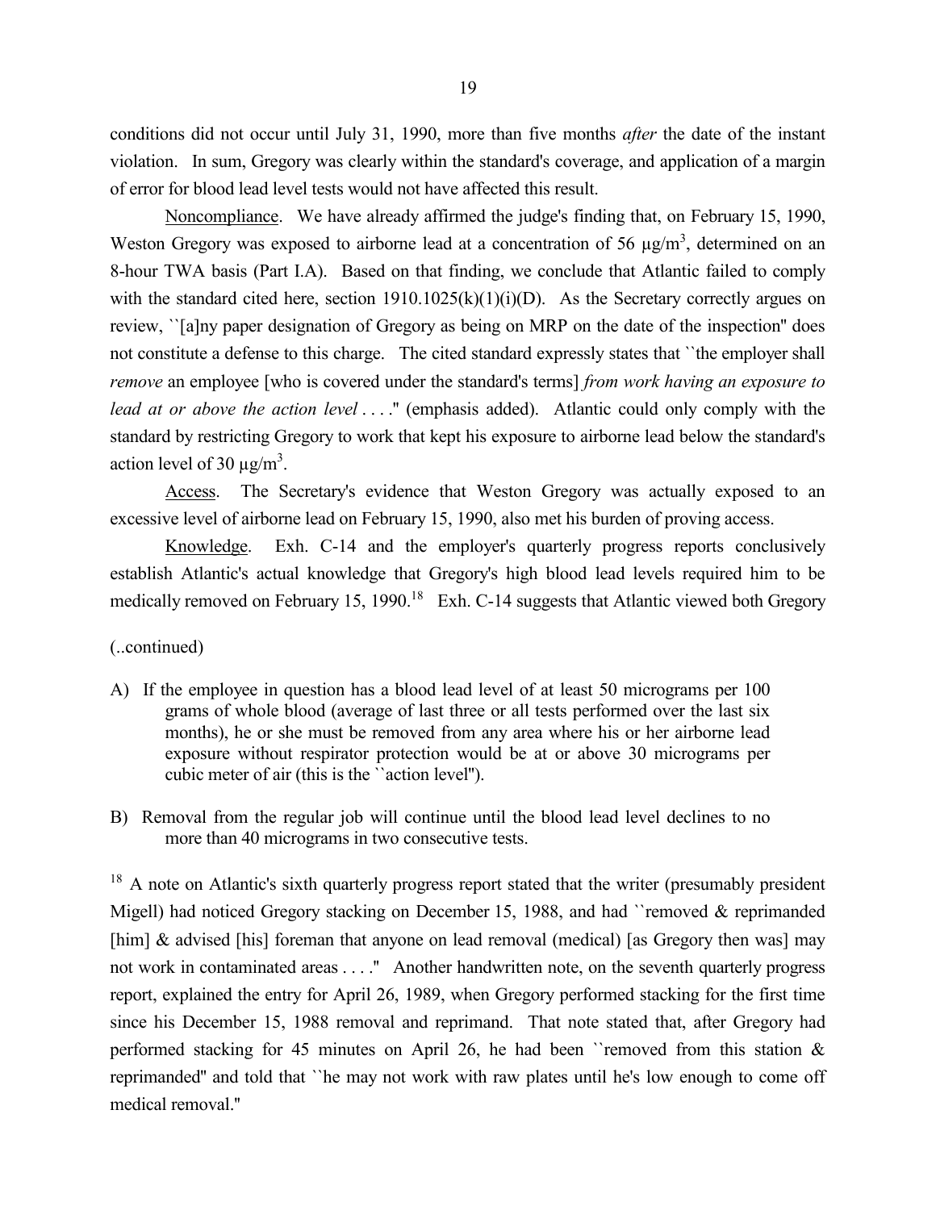conditions did not occur until July 31, 1990, more than five months *after* the date of the instant violation. In sum, Gregory was clearly within the standard's coverage, and application of a margin of error for blood lead level tests would not have affected this result.

Noncompliance. We have already affirmed the judge's finding that, on February 15, 1990, Weston Gregory was exposed to airborne lead at a concentration of 56 $\mu g/m^3$, determined on an 8-hour TWA basis (Part I.A). Based on that finding, we conclude that Atlantic failed to comply with the standard cited here, section 1910.1025(k)(1)(i)(D). As the Secretary correctly argues on review, ``[a]ny paper designation of Gregory as being on MRP on the date of the inspection'' does not constitute a defense to this charge. The cited standard expressly states that ``the employer shall *remove* an employee [who is covered under the standard's terms] *from work having an exposure to lead at or above the action level* . . . .'' (emphasis added). Atlantic could only comply with the standard by restricting Gregory to work that kept his exposure to airborne lead below the standard's action level of 30 $\mu g/m^3$.

Access. The Secretary's evidence that Weston Gregory was actually exposed to an excessive level of airborne lead on February 15, 1990, also met his burden of proving access.

Knowledge. Exh. C-14 and the employer's quarterly progress reports conclusively establish Atlantic's actual knowledge that Gregory's high blood lead levels required him to be medically removed on February 15, 1990.[18] Exh. C-14 suggests that Atlantic viewed both Gregory

(..continued)

A) If the employee in question has a blood lead level of at least 50 micrograms per 100 grams of whole blood (average of last three or all tests performed over the last six months), he or she must be removed from any area where his or her airborne lead exposure without respirator protection would be at or above 30 micrograms per cubic meter of air (this is the ``action level'').

B) Removal from the regular job will continue until the blood lead level declines to no more than 40 micrograms in two consecutive tests.

[18] A note on Atlantic's sixth quarterly progress report stated that the writer (presumably president Migell) had noticed Gregory stacking on December 15, 1988, and had ``removed & reprimanded [him] & advised [his] foreman that anyone on lead removal (medical) [as Gregory then was] may not work in contaminated areas . . . .'' Another handwritten note, on the seventh quarterly progress report, explained the entry for April 26, 1989, when Gregory performed stacking for the first time since his December 15, 1988 removal and reprimand. That note stated that, after Gregory had performed stacking for 45 minutes on April 26, he had been ``removed from this station & reprimanded'' and told that ``he may not work with raw plates until he's low enough to come off medical removal.''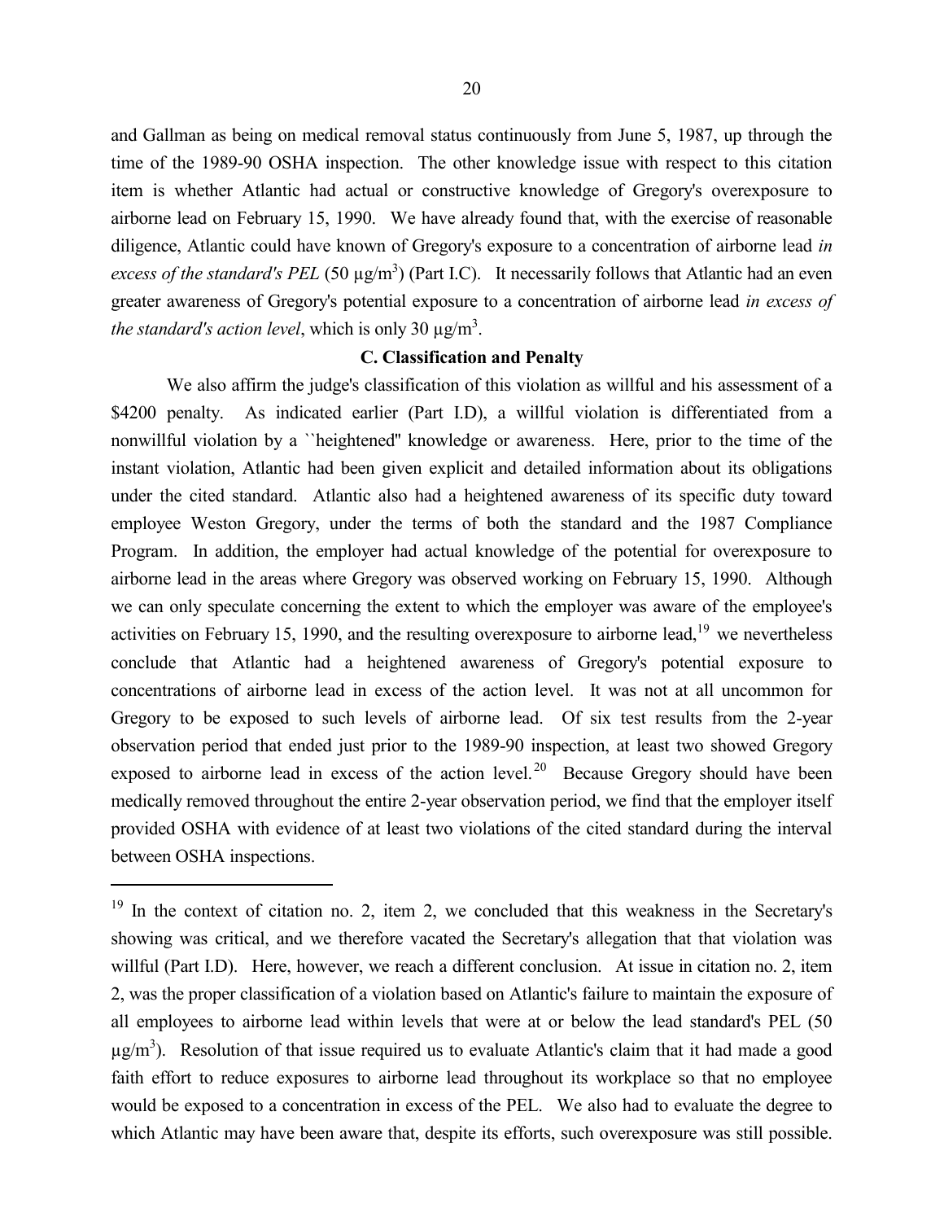and Gallman as being on medical removal status continuously from June 5, 1987, up through the time of the 1989-90 OSHA inspection. The other knowledge issue with respect to this citation item is whether Atlantic had actual or constructive knowledge of Gregory's overexposure to airborne lead on February 15, 1990. We have already found that, with the exercise of reasonable diligence, Atlantic could have known of Gregory's exposure to a concentration of airborne lead *in excess of the standard's PEL* (50 $\mu g/m^3$) (Part I.C). It necessarily follows that Atlantic had an even greater awareness of Gregory's potential exposure to a concentration of airborne lead *in excess of the standard's action level*, which is only 30 $\mu g/m^3$.

**C. Classification and Penalty**

We also affirm the judge's classification of this violation as willful and his assessment of a $4200 penalty. As indicated earlier (Part I.D), a willful violation is differentiated from a nonwillful violation by a ``heightened'' knowledge or awareness. Here, prior to the time of the instant violation, Atlantic had been given explicit and detailed information about its obligations under the cited standard. Atlantic also had a heightened awareness of its specific duty toward employee Weston Gregory, under the terms of both the standard and the 1987 Compliance Program. In addition, the employer had actual knowledge of the potential for overexposure to airborne lead in the areas where Gregory was observed working on February 15, 1990. Although we can only speculate concerning the extent to which the employer was aware of the employee's activities on February 15, 1990, and the resulting overexposure to airborne lead,[19] we nevertheless conclude that Atlantic had a heightened awareness of Gregory's potential exposure to concentrations of airborne lead in excess of the action level. It was not at all uncommon for Gregory to be exposed to such levels of airborne lead. Of six test results from the 2-year observation period that ended just prior to the 1989-90 inspection, at least two showed Gregory exposed to airborne lead in excess of the action level.[20] Because Gregory should have been medically removed throughout the entire 2-year observation period, we find that the employer itself provided OSHA with evidence of at least two violations of the cited standard during the interval between OSHA inspections.

---

[19] In the context of citation no. 2, item 2, we concluded that this weakness in the Secretary's showing was critical, and we therefore vacated the Secretary's allegation that that violation was willful (Part I.D). Here, however, we reach a different conclusion. At issue in citation no. 2, item 2, was the proper classification of a violation based on Atlantic's failure to maintain the exposure of all employees to airborne lead within levels that were at or below the lead standard's PEL (50 $\mu g/m^3$). Resolution of that issue required us to evaluate Atlantic's claim that it had made a good faith effort to reduce exposures to airborne lead throughout its workplace so that no employee would be exposed to a concentration in excess of the PEL. We also had to evaluate the degree to which Atlantic may have been aware that, despite its efforts, such overexposure was still possible.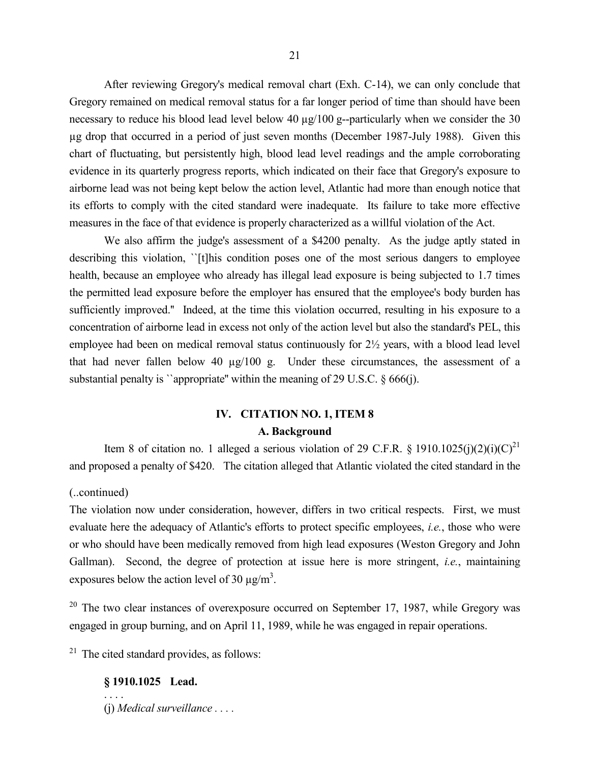After reviewing Gregory's medical removal chart (Exh. C-14), we can only conclude that Gregory remained on medical removal status for a far longer period of time than should have been necessary to reduce his blood lead level below 40 µg/100 g--particularly when we consider the 30 µg drop that occurred in a period of just seven months (December 1987-July 1988). Given this chart of fluctuating, but persistently high, blood lead level readings and the ample corroborating evidence in its quarterly progress reports, which indicated on their face that Gregory's exposure to airborne lead was not being kept below the action level, Atlantic had more than enough notice that its efforts to comply with the cited standard were inadequate. Its failure to take more effective measures in the face of that evidence is properly characterized as a willful violation of the Act.

We also affirm the judge's assessment of a $4200 penalty. As the judge aptly stated in describing this violation, ``[t]his condition poses one of the most serious dangers to employee health, because an employee who already has illegal lead exposure is being subjected to 1.7 times the permitted lead exposure before the employer has ensured that the employee's body burden has sufficiently improved.'' Indeed, at the time this violation occurred, resulting in his exposure to a concentration of airborne lead in excess not only of the action level but also the standard's PEL, this employee had been on medical removal status continuously for 2½ years, with a blood lead level that had never fallen below 40 µg/100 g. Under these circumstances, the assessment of a substantial penalty is ``appropriate'' within the meaning of 29 U.S.C. § 666(j).

## IV. CITATION NO. 1, ITEM 8

### A. Background

Item 8 of citation no. 1 alleged a serious violation of 29 C.F.R. § 1910.1025(j)(2)(i)(C)[21] and proposed a penalty of $420. The citation alleged that Atlantic violated the cited standard in the

(..continued)

The violation now under consideration, however, differs in two critical respects. First, we must evaluate here the adequacy of Atlantic's efforts to protect specific employees, *i.e.*, those who were or who should have been medically removed from high lead exposures (Weston Gregory and John Gallman). Second, the degree of protection at issue here is more stringent, *i.e.*, maintaining exposures below the action level of 30 $\mu g/m^3$.

[20] The two clear instances of overexposure occurred on September 17, 1987, while Gregory was engaged in group burning, and on April 11, 1989, while he was engaged in repair operations.

[21] The cited standard provides, as follows:

> **§ 1910.1025 Lead.**
> . . . .
> (j) *Medical surveillance* . . . .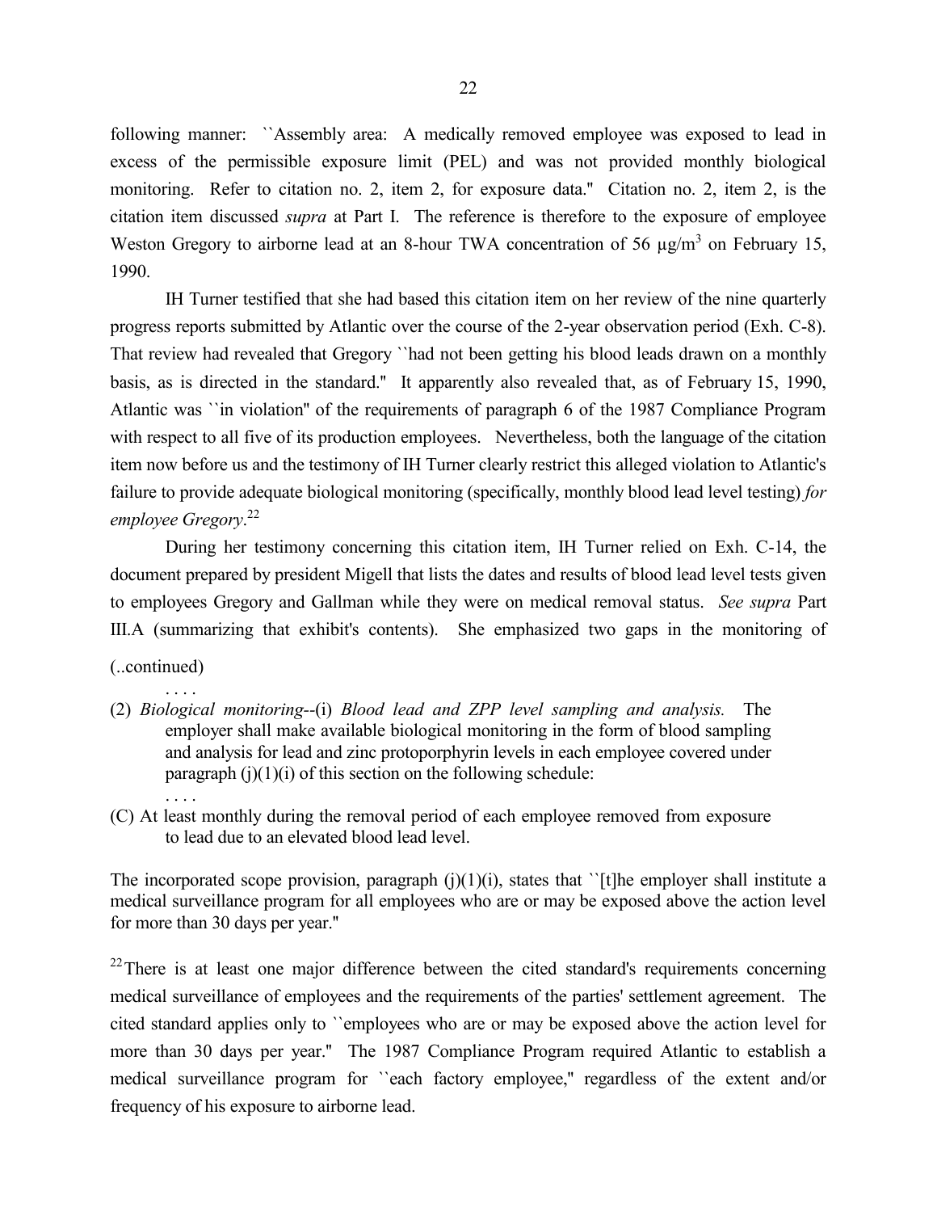following manner: ``Assembly area: A medically removed employee was exposed to lead in excess of the permissible exposure limit (PEL) and was not provided monthly biological monitoring. Refer to citation no. 2, item 2, for exposure data.'' Citation no. 2, item 2, is the citation item discussed *supra* at Part I. The reference is therefore to the exposure of employee Weston Gregory to airborne lead at an 8-hour TWA concentration of 56 $\mu g/m^3$ on February 15, 1990.

IH Turner testified that she had based this citation item on her review of the nine quarterly progress reports submitted by Atlantic over the course of the 2-year observation period (Exh. C-8). That review had revealed that Gregory ``had not been getting his blood leads drawn on a monthly basis, as is directed in the standard.'' It apparently also revealed that, as of February 15, 1990, Atlantic was ``in violation'' of the requirements of paragraph 6 of the 1987 Compliance Program with respect to all five of its production employees. Nevertheless, both the language of the citation item now before us and the testimony of IH Turner clearly restrict this alleged violation to Atlantic's failure to provide adequate biological monitoring (specifically, monthly blood lead level testing) *for employee Gregory*.[22]

During her testimony concerning this citation item, IH Turner relied on Exh. C-14, the document prepared by president Migell that lists the dates and results of blood lead level tests given to employees Gregory and Gallman while they were on medical removal status. *See supra* Part III.A (summarizing that exhibit's contents). She emphasized two gaps in the monitoring of

(..continued)

. . . .

(2) *Biological monitoring*--(i) *Blood lead and ZPP level sampling and analysis.* The employer shall make available biological monitoring in the form of blood sampling and analysis for lead and zinc protoporphyrin levels in each employee covered under paragraph (j)(1)(i) of this section on the following schedule:

. . . .

(C) At least monthly during the removal period of each employee removed from exposure to lead due to an elevated blood lead level.

The incorporated scope provision, paragraph (j)(1)(i), states that ``[t]he employer shall institute a medical surveillance program for all employees who are or may be exposed above the action level for more than 30 days per year.''

[22] There is at least one major difference between the cited standard's requirements concerning medical surveillance of employees and the requirements of the parties' settlement agreement. The cited standard applies only to ``employees who are or may be exposed above the action level for more than 30 days per year.'' The 1987 Compliance Program required Atlantic to establish a medical surveillance program for ``each factory employee,'' regardless of the extent and/or frequency of his exposure to airborne lead.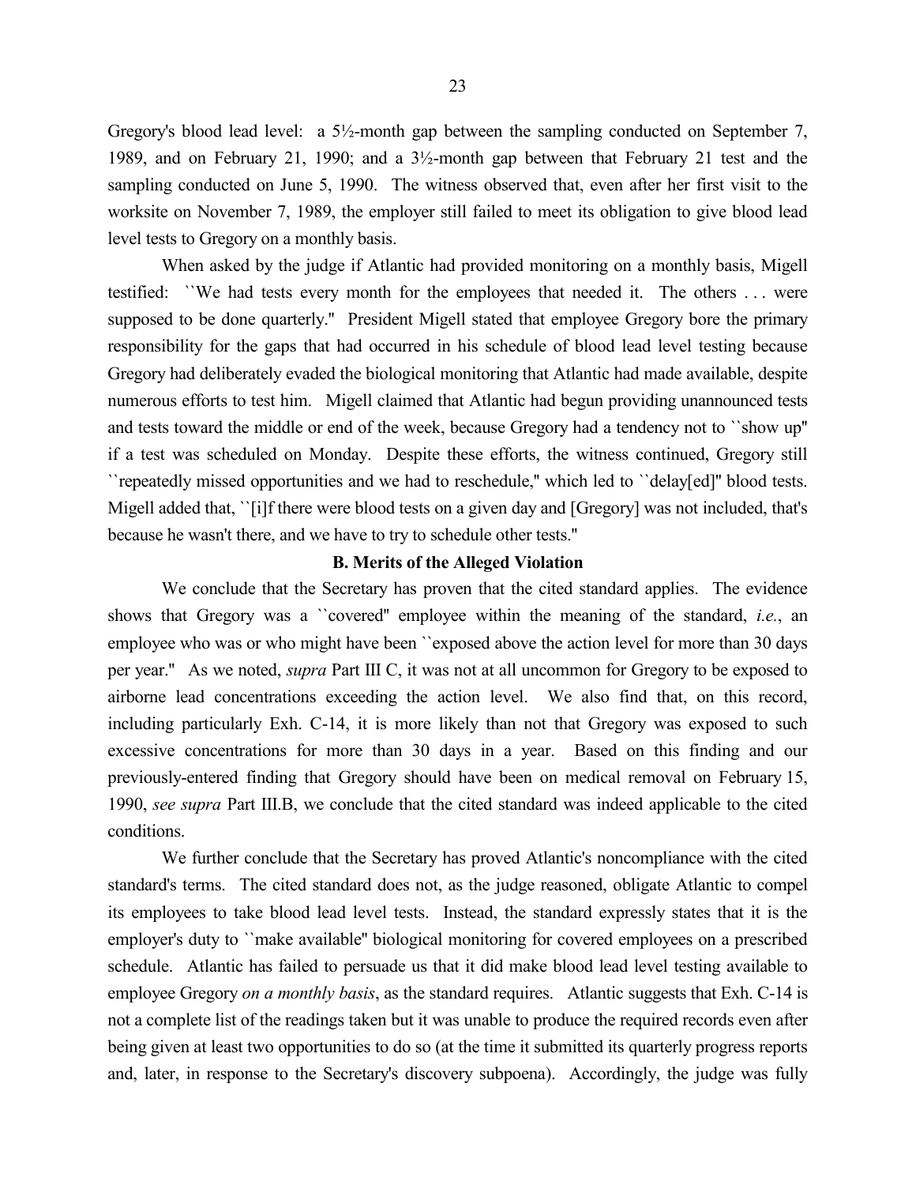Gregory's blood lead level: a 5½-month gap between the sampling conducted on September 7, 1989, and on February 21, 1990; and a 3½-month gap between that February 21 test and the sampling conducted on June 5, 1990. The witness observed that, even after her first visit to the worksite on November 7, 1989, the employer still failed to meet its obligation to give blood lead level tests to Gregory on a monthly basis.

When asked by the judge if Atlantic had provided monitoring on a monthly basis, Migell testified: ``We had tests every month for the employees that needed it. The others . . . were supposed to be done quarterly.'' President Migell stated that employee Gregory bore the primary responsibility for the gaps that had occurred in his schedule of blood lead level testing because Gregory had deliberately evaded the biological monitoring that Atlantic had made available, despite numerous efforts to test him. Migell claimed that Atlantic had begun providing unannounced tests and tests toward the middle or end of the week, because Gregory had a tendency not to ``show up'' if a test was scheduled on Monday. Despite these efforts, the witness continued, Gregory still ``repeatedly missed opportunities and we had to reschedule,'' which led to ``delay[ed]'' blood tests. Migell added that, ``[i]f there were blood tests on a given day and [Gregory] was not included, that's because he wasn't there, and we have to try to schedule other tests.''

**B. Merits of the Alleged Violation**

We conclude that the Secretary has proven that the cited standard applies. The evidence shows that Gregory was a ``covered'' employee within the meaning of the standard, *i.e.*, an employee who was or who might have been ``exposed above the action level for more than 30 days per year.'' As we noted, *supra* Part III C, it was not at all uncommon for Gregory to be exposed to airborne lead concentrations exceeding the action level. We also find that, on this record, including particularly Exh. C-14, it is more likely than not that Gregory was exposed to such excessive concentrations for more than 30 days in a year. Based on this finding and our previously-entered finding that Gregory should have been on medical removal on February 15, 1990, *see supra* Part III.B, we conclude that the cited standard was indeed applicable to the cited conditions.

We further conclude that the Secretary has proved Atlantic's noncompliance with the cited standard's terms. The cited standard does not, as the judge reasoned, obligate Atlantic to compel its employees to take blood lead level tests. Instead, the standard expressly states that it is the employer's duty to ``make available'' biological monitoring for covered employees on a prescribed schedule. Atlantic has failed to persuade us that it did make blood lead level testing available to employee Gregory *on a monthly basis*, as the standard requires. Atlantic suggests that Exh. C-14 is not a complete list of the readings taken but it was unable to produce the required records even after being given at least two opportunities to do so (at the time it submitted its quarterly progress reports and, later, in response to the Secretary's discovery subpoena). Accordingly, the judge was fully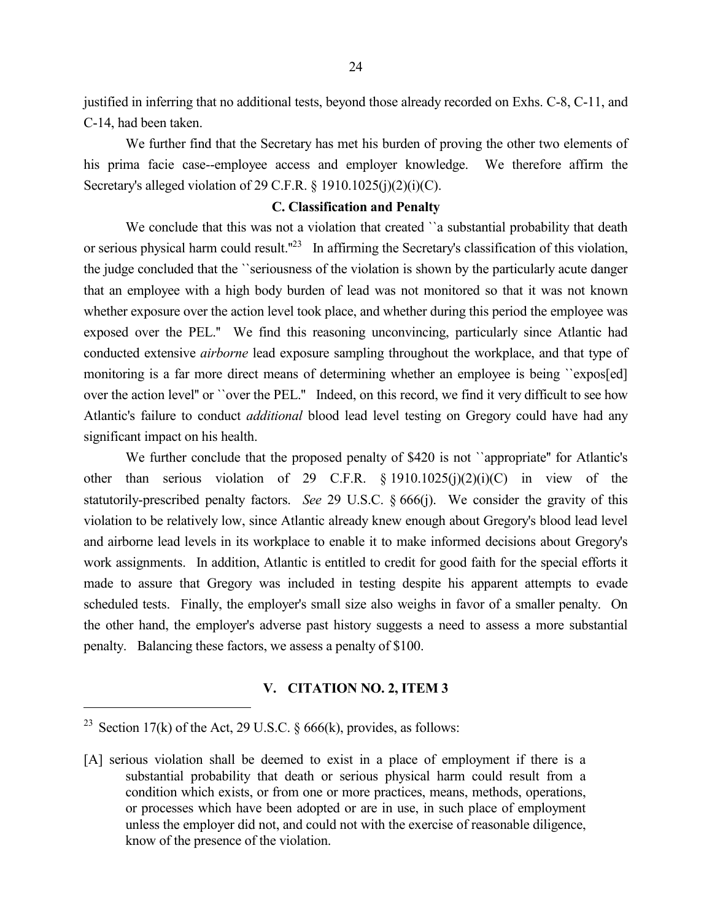justified in inferring that no additional tests, beyond those already recorded on Exhs. C-8, C-11, and C-14, had been taken.

We further find that the Secretary has met his burden of proving the other two elements of his prima facie case--employee access and employer knowledge. We therefore affirm the Secretary's alleged violation of 29 C.F.R. § 1910.1025(j)(2)(i)(C).

### C. Classification and Penalty

We conclude that this was not a violation that created ``a substantial probability that death or serious physical harm could result.''[23] In affirming the Secretary's classification of this violation, the judge concluded that the ``seriousness of the violation is shown by the particularly acute danger that an employee with a high body burden of lead was not monitored so that it was not known whether exposure over the action level took place, and whether during this period the employee was exposed over the PEL.'' We find this reasoning unconvincing, particularly since Atlantic had conducted extensive *airborne* lead exposure sampling throughout the workplace, and that type of monitoring is a far more direct means of determining whether an employee is being ``expos[ed] over the action level'' or ``over the PEL.'' Indeed, on this record, we find it very difficult to see how Atlantic's failure to conduct *additional* blood lead level testing on Gregory could have had any significant impact on his health.

We further conclude that the proposed penalty of $420 is not ``appropriate'' for Atlantic's other than serious violation of 29 C.F.R. § 1910.1025(j)(2)(i)(C) in view of the statutorily-prescribed penalty factors. *See* 29 U.S.C. § 666(j). We consider the gravity of this violation to be relatively low, since Atlantic already knew enough about Gregory's blood lead level and airborne lead levels in its workplace to enable it to make informed decisions about Gregory's work assignments. In addition, Atlantic is entitled to credit for good faith for the special efforts it made to assure that Gregory was included in testing despite his apparent attempts to evade scheduled tests. Finally, the employer's small size also weighs in favor of a smaller penalty. On the other hand, the employer's adverse past history suggests a need to assess a more substantial penalty. Balancing these factors, we assess a penalty of $100.

## V. CITATION NO. 2, ITEM 3

---

[23] Section 17(k) of the Act, 29 U.S.C. § 666(k), provides, as follows:

> [A] serious violation shall be deemed to exist in a place of employment if there is a substantial probability that death or serious physical harm could result from a condition which exists, or from one or more practices, means, methods, operations, or processes which have been adopted or are in use, in such place of employment unless the employer did not, and could not with the exercise of reasonable diligence, know of the presence of the violation.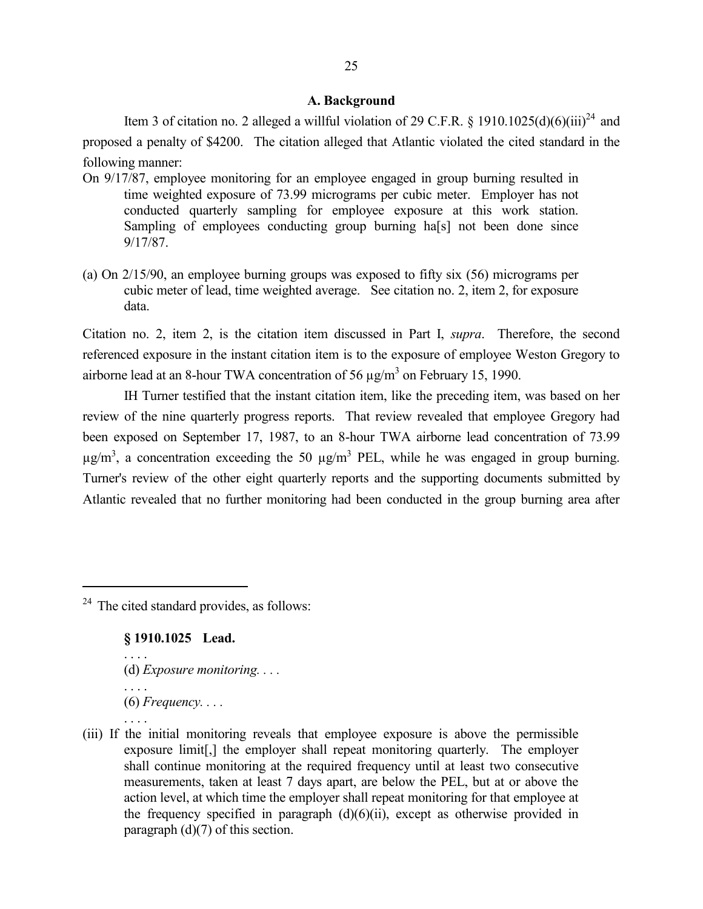### A. Background

Item 3 of citation no. 2 alleged a willful violation of 29 C.F.R. § 1910.1025(d)(6)(iii)[24] and proposed a penalty of $4200. The citation alleged that Atlantic violated the cited standard in the following manner:

> On 9/17/87, employee monitoring for an employee engaged in group burning resulted in time weighted exposure of 73.99 micrograms per cubic meter. Employer has not conducted quarterly sampling for employee exposure at this work station. Sampling of employees conducting group burning ha[s] not been done since 9/17/87.
>
> (a) On 2/15/90, an employee burning groups was exposed to fifty six (56) micrograms per cubic meter of lead, time weighted average. See citation no. 2, item 2, for exposure data.

Citation no. 2, item 2, is the citation item discussed in Part I, *supra*. Therefore, the second referenced exposure in the instant citation item is to the exposure of employee Weston Gregory to airborne lead at an 8-hour TWA concentration of 56 $\mu g/m^3$ on February 15, 1990.

IH Turner testified that the instant citation item, like the preceding item, was based on her review of the nine quarterly progress reports. That review revealed that employee Gregory had been exposed on September 17, 1987, to an 8-hour TWA airborne lead concentration of 73.99 $\mu g/m^3$, a concentration exceeding the 50 $\mu g/m^3$ PEL, while he was engaged in group burning. Turner's review of the other eight quarterly reports and the supporting documents submitted by Atlantic revealed that no further monitoring had been conducted in the group burning area after

---

[24] The cited standard provides, as follows:

> **§ 1910.1025 Lead.**
>
> . . . .
>
> (d) *Exposure monitoring.* . . .
>
> . . . .
>
> (6) *Frequency.* . . .
>
> . . . .
>
> (iii) If the initial monitoring reveals that employee exposure is above the permissible exposure limit[,] the employer shall repeat monitoring quarterly. The employer shall continue monitoring at the required frequency until at least two consecutive measurements, taken at least 7 days apart, are below the PEL, but at or above the action level, at which time the employer shall repeat monitoring for that employee at the frequency specified in paragraph (d)(6)(ii), except as otherwise provided in paragraph (d)(7) of this section.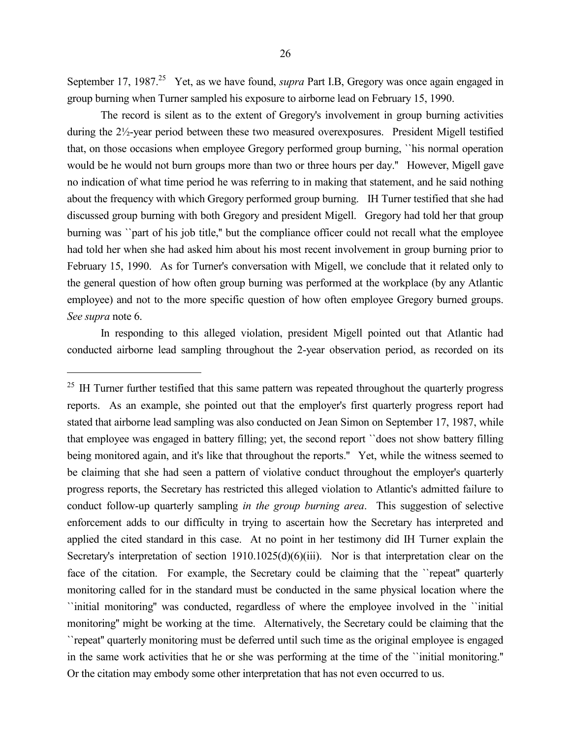September 17, 1987.[25] Yet, as we have found, *supra* Part I.B, Gregory was once again engaged in group burning when Turner sampled his exposure to airborne lead on February 15, 1990.

The record is silent as to the extent of Gregory's involvement in group burning activities during the 2½-year period between these two measured overexposures. President Migell testified that, on those occasions when employee Gregory performed group burning, ``his normal operation would be he would not burn groups more than two or three hours per day.'' However, Migell gave no indication of what time period he was referring to in making that statement, and he said nothing about the frequency with which Gregory performed group burning. IH Turner testified that she had discussed group burning with both Gregory and president Migell. Gregory had told her that group burning was ``part of his job title,'' but the compliance officer could not recall what the employee had told her when she had asked him about his most recent involvement in group burning prior to February 15, 1990. As for Turner's conversation with Migell, we conclude that it related only to the general question of how often group burning was performed at the workplace (by any Atlantic employee) and not to the more specific question of how often employee Gregory burned groups. *See supra* note 6.

In responding to this alleged violation, president Migell pointed out that Atlantic had conducted airborne lead sampling throughout the 2-year observation period, as recorded on its

---

[25] IH Turner further testified that this same pattern was repeated throughout the quarterly progress reports. As an example, she pointed out that the employer's first quarterly progress report had stated that airborne lead sampling was also conducted on Jean Simon on September 17, 1987, while that employee was engaged in battery filling; yet, the second report ``does not show battery filling being monitored again, and it's like that throughout the reports.'' Yet, while the witness seemed to be claiming that she had seen a pattern of violative conduct throughout the employer's quarterly progress reports, the Secretary has restricted this alleged violation to Atlantic's admitted failure to conduct follow-up quarterly sampling *in the group burning area*. This suggestion of selective enforcement adds to our difficulty in trying to ascertain how the Secretary has interpreted and applied the cited standard in this case. At no point in her testimony did IH Turner explain the Secretary's interpretation of section 1910.1025(d)(6)(iii). Nor is that interpretation clear on the face of the citation. For example, the Secretary could be claiming that the ``repeat'' quarterly monitoring called for in the standard must be conducted in the same physical location where the ``initial monitoring'' was conducted, regardless of where the employee involved in the ``initial monitoring'' might be working at the time. Alternatively, the Secretary could be claiming that the ``repeat'' quarterly monitoring must be deferred until such time as the original employee is engaged in the same work activities that he or she was performing at the time of the ``initial monitoring.'' Or the citation may embody some other interpretation that has not even occurred to us.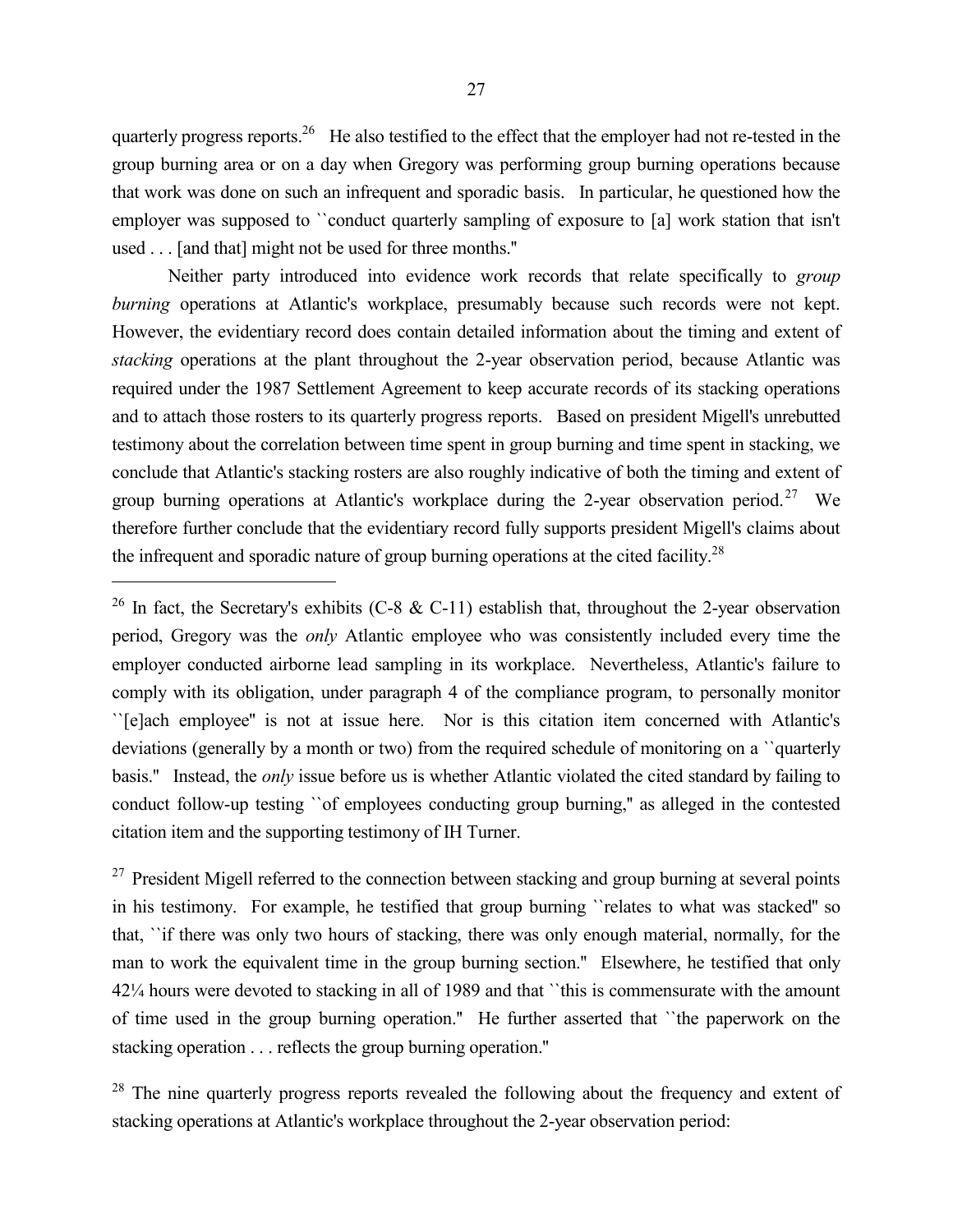quarterly progress reports.[26] He also testified to the effect that the employer had not re-tested in the group burning area or on a day when Gregory was performing group burning operations because that work was done on such an infrequent and sporadic basis. In particular, he questioned how the employer was supposed to ``conduct quarterly sampling of exposure to [a] work station that isn't used . . . [and that] might not be used for three months.''

Neither party introduced into evidence work records that relate specifically to *group burning* operations at Atlantic's workplace, presumably because such records were not kept. However, the evidentiary record does contain detailed information about the timing and extent of *stacking* operations at the plant throughout the 2-year observation period, because Atlantic was required under the 1987 Settlement Agreement to keep accurate records of its stacking operations and to attach those rosters to its quarterly progress reports. Based on president Migell's unrebutted testimony about the correlation between time spent in group burning and time spent in stacking, we conclude that Atlantic's stacking rosters are also roughly indicative of both the timing and extent of group burning operations at Atlantic's workplace during the 2-year observation period.[27] We therefore further conclude that the evidentiary record fully supports president Migell's claims about the infrequent and sporadic nature of group burning operations at the cited facility.[28]

---

[26] In fact, the Secretary's exhibits (C-8 & C-11) establish that, throughout the 2-year observation period, Gregory was the *only* Atlantic employee who was consistently included every time the employer conducted airborne lead sampling in its workplace. Nevertheless, Atlantic's failure to comply with its obligation, under paragraph 4 of the compliance program, to personally monitor ``[e]ach employee'' is not at issue here. Nor is this citation item concerned with Atlantic's deviations (generally by a month or two) from the required schedule of monitoring on a ``quarterly basis.'' Instead, the *only* issue before us is whether Atlantic violated the cited standard by failing to conduct follow-up testing ``of employees conducting group burning,'' as alleged in the contested citation item and the supporting testimony of IH Turner.

[27] President Migell referred to the connection between stacking and group burning at several points in his testimony. For example, he testified that group burning ``relates to what was stacked'' so that, ``if there was only two hours of stacking, there was only enough material, normally, for the man to work the equivalent time in the group burning section.'' Elsewhere, he testified that only 42¼ hours were devoted to stacking in all of 1989 and that ``this is commensurate with the amount of time used in the group burning operation.'' He further asserted that ``the paperwork on the stacking operation . . . reflects the group burning operation.''

[28] The nine quarterly progress reports revealed the following about the frequency and extent of stacking operations at Atlantic's workplace throughout the 2-year observation period: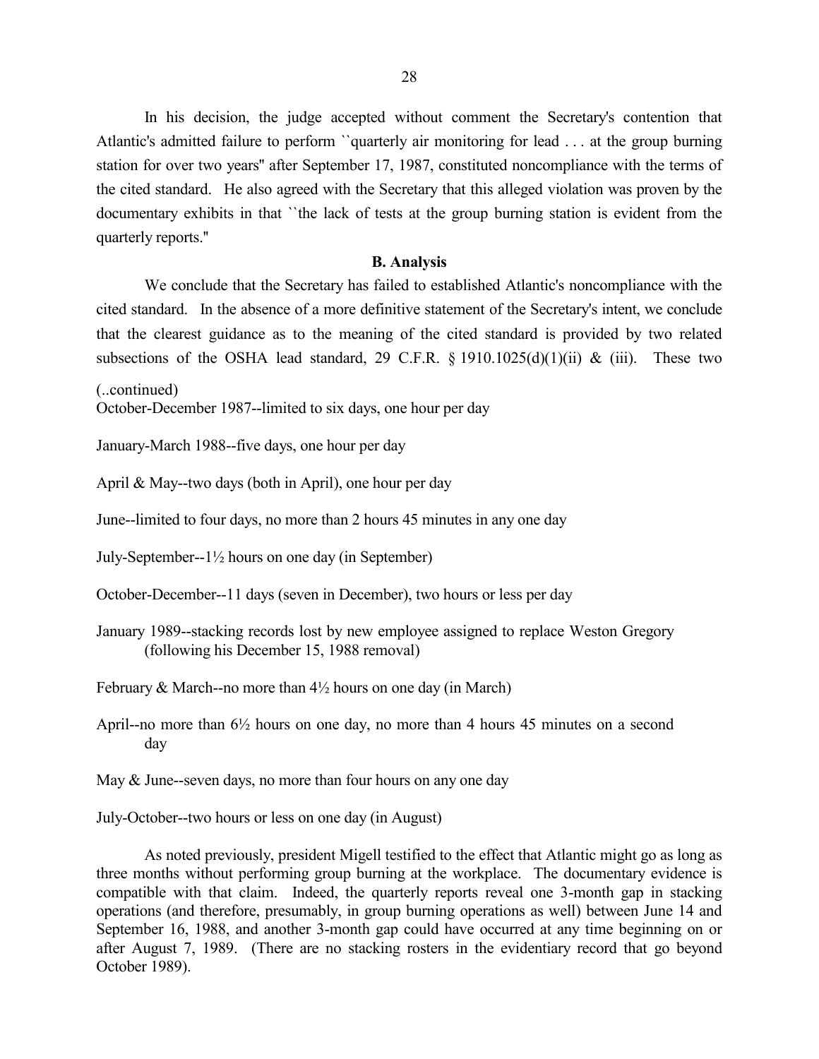In his decision, the judge accepted without comment the Secretary's contention that Atlantic's admitted failure to perform ``quarterly air monitoring for lead . . . at the group burning station for over two years'' after September 17, 1987, constituted noncompliance with the terms of the cited standard. He also agreed with the Secretary that this alleged violation was proven by the documentary exhibits in that ``the lack of tests at the group burning station is evident from the quarterly reports.''

### B. Analysis

We conclude that the Secretary has failed to established Atlantic's noncompliance with the cited standard. In the absence of a more definitive statement of the Secretary's intent, we conclude that the clearest guidance as to the meaning of the cited standard is provided by two related subsections of the OSHA lead standard, 29 C.F.R. § 1910.1025(d)(1)(ii) & (iii). These two

(..continued)

October-December 1987--limited to six days, one hour per day

January-March 1988--five days, one hour per day

April & May--two days (both in April), one hour per day

June--limited to four days, no more than 2 hours 45 minutes in any one day

July-September--1½ hours on one day (in September)

October-December--11 days (seven in December), two hours or less per day

January 1989--stacking records lost by new employee assigned to replace Weston Gregory (following his December 15, 1988 removal)

February & March--no more than 4½ hours on one day (in March)

April--no more than 6½ hours on one day, no more than 4 hours 45 minutes on a second day

May & June--seven days, no more than four hours on any one day

July-October--two hours or less on one day (in August)

As noted previously, president Migell testified to the effect that Atlantic might go as long as three months without performing group burning at the workplace. The documentary evidence is compatible with that claim. Indeed, the quarterly reports reveal one 3-month gap in stacking operations (and therefore, presumably, in group burning operations as well) between June 14 and September 16, 1988, and another 3-month gap could have occurred at any time beginning on or after August 7, 1989. (There are no stacking rosters in the evidentiary record that go beyond October 1989).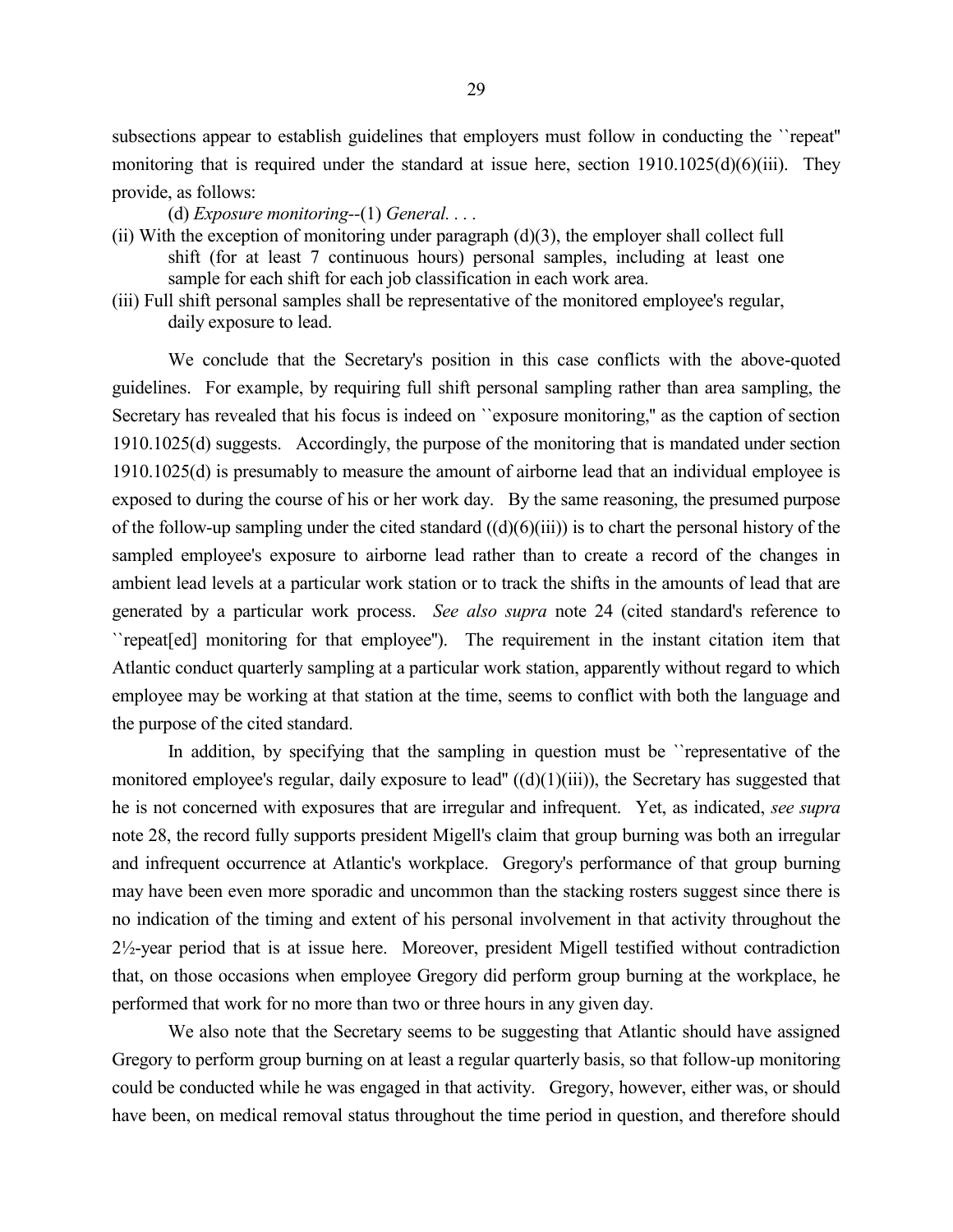subsections appear to establish guidelines that employers must follow in conducting the ``repeat'' monitoring that is required under the standard at issue here, section 1910.1025(d)(6)(iii). They provide, as follows:

(d) *Exposure monitoring*--(1) *General*. . . .

(ii) With the exception of monitoring under paragraph (d)(3), the employer shall collect full shift (for at least 7 continuous hours) personal samples, including at least one sample for each shift for each job classification in each work area.

(iii) Full shift personal samples shall be representative of the monitored employee's regular, daily exposure to lead.

We conclude that the Secretary's position in this case conflicts with the above-quoted guidelines. For example, by requiring full shift personal sampling rather than area sampling, the Secretary has revealed that his focus is indeed on ``exposure monitoring,'' as the caption of section 1910.1025(d) suggests. Accordingly, the purpose of the monitoring that is mandated under section 1910.1025(d) is presumably to measure the amount of airborne lead that an individual employee is exposed to during the course of his or her work day. By the same reasoning, the presumed purpose of the follow-up sampling under the cited standard ((d)(6)(iii)) is to chart the personal history of the sampled employee's exposure to airborne lead rather than to create a record of the changes in ambient lead levels at a particular work station or to track the shifts in the amounts of lead that are generated by a particular work process. *See also supra* note 24 (cited standard's reference to ``repeat[ed] monitoring for that employee''). The requirement in the instant citation item that Atlantic conduct quarterly sampling at a particular work station, apparently without regard to which employee may be working at that station at the time, seems to conflict with both the language and the purpose of the cited standard.

In addition, by specifying that the sampling in question must be ``representative of the monitored employee's regular, daily exposure to lead'' ((d)(1)(iii)), the Secretary has suggested that he is not concerned with exposures that are irregular and infrequent. Yet, as indicated, *see supra* note 28, the record fully supports president Migell's claim that group burning was both an irregular and infrequent occurrence at Atlantic's workplace. Gregory's performance of that group burning may have been even more sporadic and uncommon than the stacking rosters suggest since there is no indication of the timing and extent of his personal involvement in that activity throughout the 2½-year period that is at issue here. Moreover, president Migell testified without contradiction that, on those occasions when employee Gregory did perform group burning at the workplace, he performed that work for no more than two or three hours in any given day.

We also note that the Secretary seems to be suggesting that Atlantic should have assigned Gregory to perform group burning on at least a regular quarterly basis, so that follow-up monitoring could be conducted while he was engaged in that activity. Gregory, however, either was, or should have been, on medical removal status throughout the time period in question, and therefore should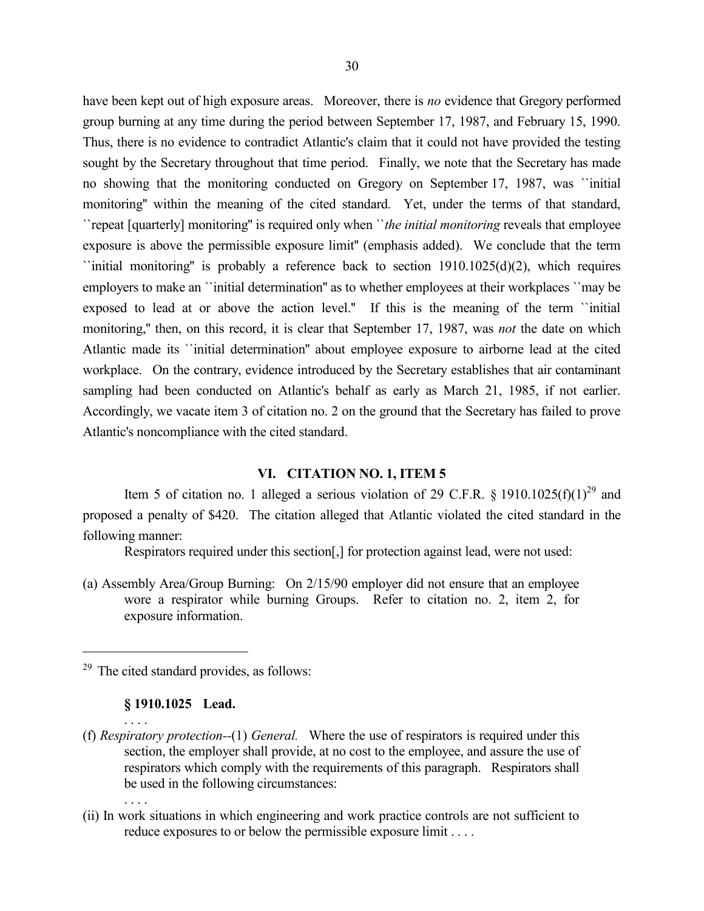have been kept out of high exposure areas. Moreover, there is *no* evidence that Gregory performed group burning at any time during the period between September 17, 1987, and February 15, 1990. Thus, there is no evidence to contradict Atlantic's claim that it could not have provided the testing sought by the Secretary throughout that time period. Finally, we note that the Secretary has made no showing that the monitoring conducted on Gregory on September 17, 1987, was ``initial monitoring'' within the meaning of the cited standard. Yet, under the terms of that standard, ``repeat [quarterly] monitoring'' is required only when ``*the initial monitoring* reveals that employee exposure is above the permissible exposure limit'' (emphasis added). We conclude that the term ``initial monitoring'' is probably a reference back to section 1910.1025(d)(2), which requires employers to make an ``initial determination'' as to whether employees at their workplaces ``may be exposed to lead at or above the action level.'' If this is the meaning of the term ``initial monitoring,'' then, on this record, it is clear that September 17, 1987, was *not* the date on which Atlantic made its ``initial determination'' about employee exposure to airborne lead at the cited workplace. On the contrary, evidence introduced by the Secretary establishes that air contaminant sampling had been conducted on Atlantic's behalf as early as March 21, 1985, if not earlier. Accordingly, we vacate item 3 of citation no. 2 on the ground that the Secretary has failed to prove Atlantic's noncompliance with the cited standard.

## VI. CITATION NO. 1, ITEM 5

Item 5 of citation no. 1 alleged a serious violation of 29 C.F.R. § 1910.1025(f)(1)[29] and proposed a penalty of $420. The citation alleged that Atlantic violated the cited standard in the following manner:

Respirators required under this section[,] for protection against lead, were not used:

(a) Assembly Area/Group Burning: On 2/15/90 employer did not ensure that an employee wore a respirator while burning Groups. Refer to citation no. 2, item 2, for exposure information.

---

[29] The cited standard provides, as follows:

**§ 1910.1025 Lead.**

. . . .

(f) *Respiratory protection*--(1) *General.* Where the use of respirators is required under this section, the employer shall provide, at no cost to the employee, and assure the use of respirators which comply with the requirements of this paragraph. Respirators shall be used in the following circumstances:

. . . .

(ii) In work situations in which engineering and work practice controls are not sufficient to reduce exposures to or below the permissible exposure limit . . . .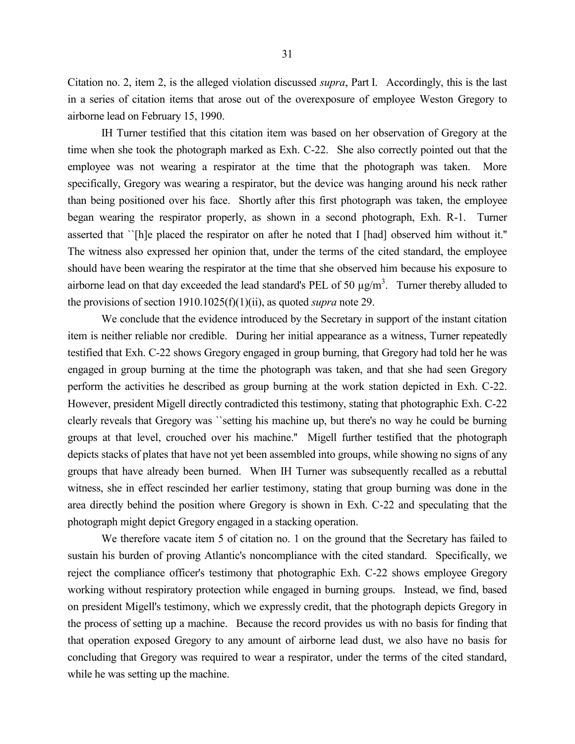Citation no. 2, item 2, is the alleged violation discussed *supra*, Part I. Accordingly, this is the last in a series of citation items that arose out of the overexposure of employee Weston Gregory to airborne lead on February 15, 1990.

IH Turner testified that this citation item was based on her observation of Gregory at the time when she took the photograph marked as Exh. C-22. She also correctly pointed out that the employee was not wearing a respirator at the time that the photograph was taken. More specifically, Gregory was wearing a respirator, but the device was hanging around his neck rather than being positioned over his face. Shortly after this first photograph was taken, the employee began wearing the respirator properly, as shown in a second photograph, Exh. R-1. Turner asserted that ``[h]e placed the respirator on after he noted that I [had] observed him without it.'' The witness also expressed her opinion that, under the terms of the cited standard, the employee should have been wearing the respirator at the time that she observed him because his exposure to airborne lead on that day exceeded the lead standard's PEL of 50 $\mu g/m^3$. Turner thereby alluded to the provisions of section 1910.1025(f)(1)(ii), as quoted *supra* note 29.

We conclude that the evidence introduced by the Secretary in support of the instant citation item is neither reliable nor credible. During her initial appearance as a witness, Turner repeatedly testified that Exh. C-22 shows Gregory engaged in group burning, that Gregory had told her he was engaged in group burning at the time the photograph was taken, and that she had seen Gregory perform the activities he described as group burning at the work station depicted in Exh. C-22. However, president Migell directly contradicted this testimony, stating that photographic Exh. C-22 clearly reveals that Gregory was ``setting his machine up, but there's no way he could be burning groups at that level, crouched over his machine.'' Migell further testified that the photograph depicts stacks of plates that have not yet been assembled into groups, while showing no signs of any groups that have already been burned. When IH Turner was subsequently recalled as a rebuttal witness, she in effect rescinded her earlier testimony, stating that group burning was done in the area directly behind the position where Gregory is shown in Exh. C-22 and speculating that the photograph might depict Gregory engaged in a stacking operation.

We therefore vacate item 5 of citation no. 1 on the ground that the Secretary has failed to sustain his burden of proving Atlantic's noncompliance with the cited standard. Specifically, we reject the compliance officer's testimony that photographic Exh. C-22 shows employee Gregory working without respiratory protection while engaged in burning groups. Instead, we find, based on president Migell's testimony, which we expressly credit, that the photograph depicts Gregory in the process of setting up a machine. Because the record provides us with no basis for finding that that operation exposed Gregory to any amount of airborne lead dust, we also have no basis for concluding that Gregory was required to wear a respirator, under the terms of the cited standard, while he was setting up the machine.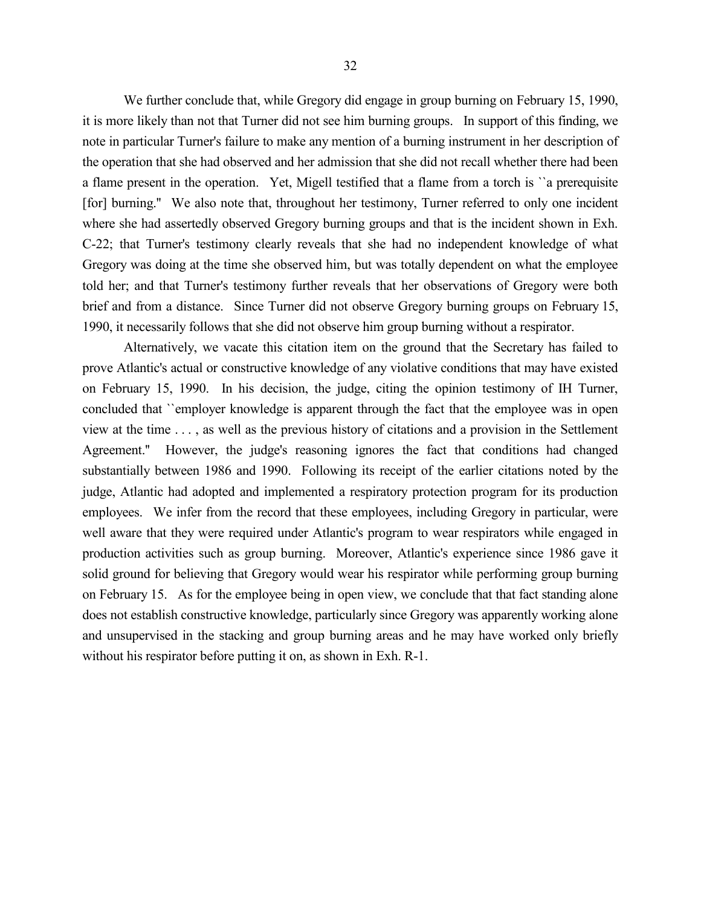We further conclude that, while Gregory did engage in group burning on February 15, 1990, it is more likely than not that Turner did not see him burning groups. In support of this finding, we note in particular Turner's failure to make any mention of a burning instrument in her description of the operation that she had observed and her admission that she did not recall whether there had been a flame present in the operation. Yet, Migell testified that a flame from a torch is ``a prerequisite [for] burning.'' We also note that, throughout her testimony, Turner referred to only one incident where she had assertedly observed Gregory burning groups and that is the incident shown in Exh. C-22; that Turner's testimony clearly reveals that she had no independent knowledge of what Gregory was doing at the time she observed him, but was totally dependent on what the employee told her; and that Turner's testimony further reveals that her observations of Gregory were both brief and from a distance. Since Turner did not observe Gregory burning groups on February 15, 1990, it necessarily follows that she did not observe him group burning without a respirator.

Alternatively, we vacate this citation item on the ground that the Secretary has failed to prove Atlantic's actual or constructive knowledge of any violative conditions that may have existed on February 15, 1990. In his decision, the judge, citing the opinion testimony of IH Turner, concluded that ``employer knowledge is apparent through the fact that the employee was in open view at the time . . . , as well as the previous history of citations and a provision in the Settlement Agreement.'' However, the judge's reasoning ignores the fact that conditions had changed substantially between 1986 and 1990. Following its receipt of the earlier citations noted by the judge, Atlantic had adopted and implemented a respiratory protection program for its production employees. We infer from the record that these employees, including Gregory in particular, were well aware that they were required under Atlantic's program to wear respirators while engaged in production activities such as group burning. Moreover, Atlantic's experience since 1986 gave it solid ground for believing that Gregory would wear his respirator while performing group burning on February 15. As for the employee being in open view, we conclude that that fact standing alone does not establish constructive knowledge, particularly since Gregory was apparently working alone and unsupervised in the stacking and group burning areas and he may have worked only briefly without his respirator before putting it on, as shown in Exh. R-1.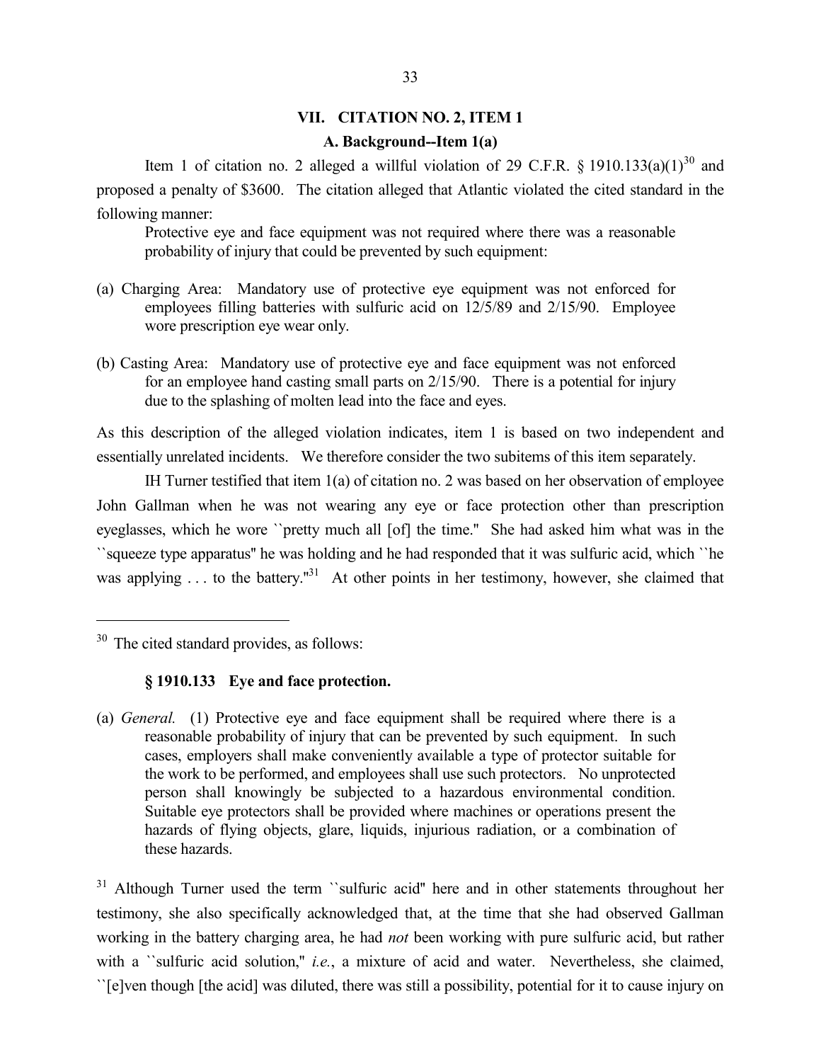## VII. CITATION NO. 2, ITEM 1

### A. Background--Item 1(a)

Item 1 of citation no. 2 alleged a willful violation of 29 C.F.R. § 1910.133(a)(1)[30] and proposed a penalty of $3600. The citation alleged that Atlantic violated the cited standard in the following manner:

> Protective eye and face equipment was not required where there was a reasonable probability of injury that could be prevented by such equipment:
>
> (a) Charging Area: Mandatory use of protective eye equipment was not enforced for employees filling batteries with sulfuric acid on 12/5/89 and 2/15/90. Employee wore prescription eye wear only.
>
> (b) Casting Area: Mandatory use of protective eye and face equipment was not enforced for an employee hand casting small parts on 2/15/90. There is a potential for injury due to the splashing of molten lead into the face and eyes.

As this description of the alleged violation indicates, item 1 is based on two independent and essentially unrelated incidents. We therefore consider the two subitems of this item separately.

IH Turner testified that item 1(a) of citation no. 2 was based on her observation of employee John Gallman when he was not wearing any eye or face protection other than prescription eyeglasses, which he wore ``pretty much all [of] the time.'' She had asked him what was in the ``squeeze type apparatus'' he was holding and he had responded that it was sulfuric acid, which ``he was applying . . . to the battery.''[31] At other points in her testimony, however, she claimed that

---

[30] The cited standard provides, as follows:

**§ 1910.133 Eye and face protection.**

> (a) *General.* (1) Protective eye and face equipment shall be required where there is a reasonable probability of injury that can be prevented by such equipment. In such cases, employers shall make conveniently available a type of protector suitable for the work to be performed, and employees shall use such protectors. No unprotected person shall knowingly be subjected to a hazardous environmental condition. Suitable eye protectors shall be provided where machines or operations present the hazards of flying objects, glare, liquids, injurious radiation, or a combination of these hazards.

[31] Although Turner used the term ``sulfuric acid'' here and in other statements throughout her testimony, she also specifically acknowledged that, at the time that she had observed Gallman working in the battery charging area, he had *not* been working with pure sulfuric acid, but rather with a ``sulfuric acid solution,'' *i.e.*, a mixture of acid and water. Nevertheless, she claimed, ``[e]ven though [the acid] was diluted, there was still a possibility, potential for it to cause injury on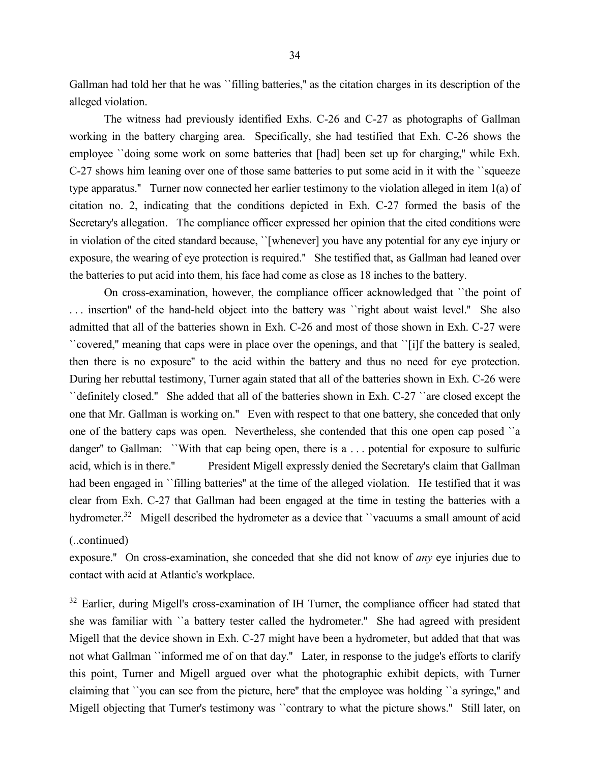Gallman had told her that he was ``filling batteries,'' as the citation charges in its description of the alleged violation.

The witness had previously identified Exhs. C-26 and C-27 as photographs of Gallman working in the battery charging area. Specifically, she had testified that Exh. C-26 shows the employee ``doing some work on some batteries that [had] been set up for charging,'' while Exh. C-27 shows him leaning over one of those same batteries to put some acid in it with the ``squeeze type apparatus.'' Turner now connected her earlier testimony to the violation alleged in item 1(a) of citation no. 2, indicating that the conditions depicted in Exh. C-27 formed the basis of the Secretary's allegation. The compliance officer expressed her opinion that the cited conditions were in violation of the cited standard because, ``[whenever] you have any potential for any eye injury or exposure, the wearing of eye protection is required.'' She testified that, as Gallman had leaned over the batteries to put acid into them, his face had come as close as 18 inches to the battery.

On cross-examination, however, the compliance officer acknowledged that ``the point of . . . insertion'' of the hand-held object into the battery was ``right about waist level.'' She also admitted that all of the batteries shown in Exh. C-26 and most of those shown in Exh. C-27 were ``covered,'' meaning that caps were in place over the openings, and that ``[i]f the battery is sealed, then there is no exposure'' to the acid within the battery and thus no need for eye protection. During her rebuttal testimony, Turner again stated that all of the batteries shown in Exh. C-26 were ``definitely closed.'' She added that all of the batteries shown in Exh. C-27 ``are closed except the one that Mr. Gallman is working on.'' Even with respect to that one battery, she conceded that only one of the battery caps was open. Nevertheless, she contended that this one open cap posed ``a danger'' to Gallman: ``With that cap being open, there is a . . . potential for exposure to sulfuric acid, which is in there.'' President Migell expressly denied the Secretary's claim that Gallman had been engaged in ``filling batteries'' at the time of the alleged violation. He testified that it was clear from Exh. C-27 that Gallman had been engaged at the time in testing the batteries with a hydrometer.[32] Migell described the hydrometer as a device that ``vacuums a small amount of acid

(..continued)

exposure.'' On cross-examination, she conceded that she did not know of *any* eye injuries due to contact with acid at Atlantic's workplace.

[32] Earlier, during Migell's cross-examination of IH Turner, the compliance officer had stated that she was familiar with ``a battery tester called the hydrometer.'' She had agreed with president Migell that the device shown in Exh. C-27 might have been a hydrometer, but added that that was not what Gallman ``informed me of on that day.'' Later, in response to the judge's efforts to clarify this point, Turner and Migell argued over what the photographic exhibit depicts, with Turner claiming that ``you can see from the picture, here'' that the employee was holding ``a syringe,'' and Migell objecting that Turner's testimony was ``contrary to what the picture shows.'' Still later, on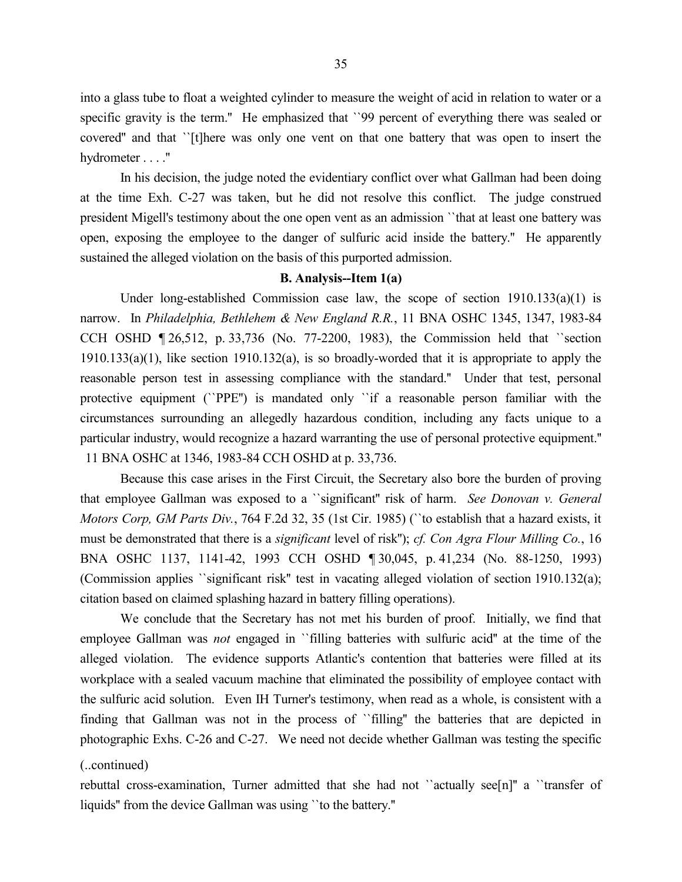into a glass tube to float a weighted cylinder to measure the weight of acid in relation to water or a specific gravity is the term.'' He emphasized that ``99 percent of everything there was sealed or covered'' and that ``[t]here was only one vent on that one battery that was open to insert the hydrometer . . . .''

In his decision, the judge noted the evidentiary conflict over what Gallman had been doing at the time Exh. C-27 was taken, but he did not resolve this conflict. The judge construed president Migell's testimony about the one open vent as an admission ``that at least one battery was open, exposing the employee to the danger of sulfuric acid inside the battery.'' He apparently sustained the alleged violation on the basis of this purported admission.

### B. Analysis--Item 1(a)

Under long-established Commission case law, the scope of section 1910.133(a)(1) is narrow. In *Philadelphia, Bethlehem & New England R.R.*, 11 BNA OSHC 1345, 1347, 1983-84 CCH OSHD ¶ 26,512, p. 33,736 (No. 77-2200, 1983), the Commission held that ``section 1910.133(a)(1), like section 1910.132(a), is so broadly-worded that it is appropriate to apply the reasonable person test in assessing compliance with the standard.'' Under that test, personal protective equipment (``PPE'') is mandated only ``if a reasonable person familiar with the circumstances surrounding an allegedly hazardous condition, including any facts unique to a particular industry, would recognize a hazard warranting the use of personal protective equipment.'' 11 BNA OSHC at 1346, 1983-84 CCH OSHD at p. 33,736.

Because this case arises in the First Circuit, the Secretary also bore the burden of proving that employee Gallman was exposed to a ``significant'' risk of harm. *See Donovan v. General Motors Corp, GM Parts Div.*, 764 F.2d 32, 35 (1st Cir. 1985) (``to establish that a hazard exists, it must be demonstrated that there is a *significant* level of risk''); *cf. Con Agra Flour Milling Co.*, 16 BNA OSHC 1137, 1141-42, 1993 CCH OSHD ¶ 30,045, p. 41,234 (No. 88-1250, 1993) (Commission applies ``significant risk'' test in vacating alleged violation of section 1910.132(a); citation based on claimed splashing hazard in battery filling operations).

We conclude that the Secretary has not met his burden of proof. Initially, we find that employee Gallman was *not* engaged in ``filling batteries with sulfuric acid'' at the time of the alleged violation. The evidence supports Atlantic's contention that batteries were filled at its workplace with a sealed vacuum machine that eliminated the possibility of employee contact with the sulfuric acid solution. Even IH Turner's testimony, when read as a whole, is consistent with a finding that Gallman was not in the process of ``filling'' the batteries that are depicted in photographic Exhs. C-26 and C-27. We need not decide whether Gallman was testing the specific

(..continued)

rebuttal cross-examination, Turner admitted that she had not ``actually see[n]'' a ``transfer of liquids'' from the device Gallman was using ``to the battery.''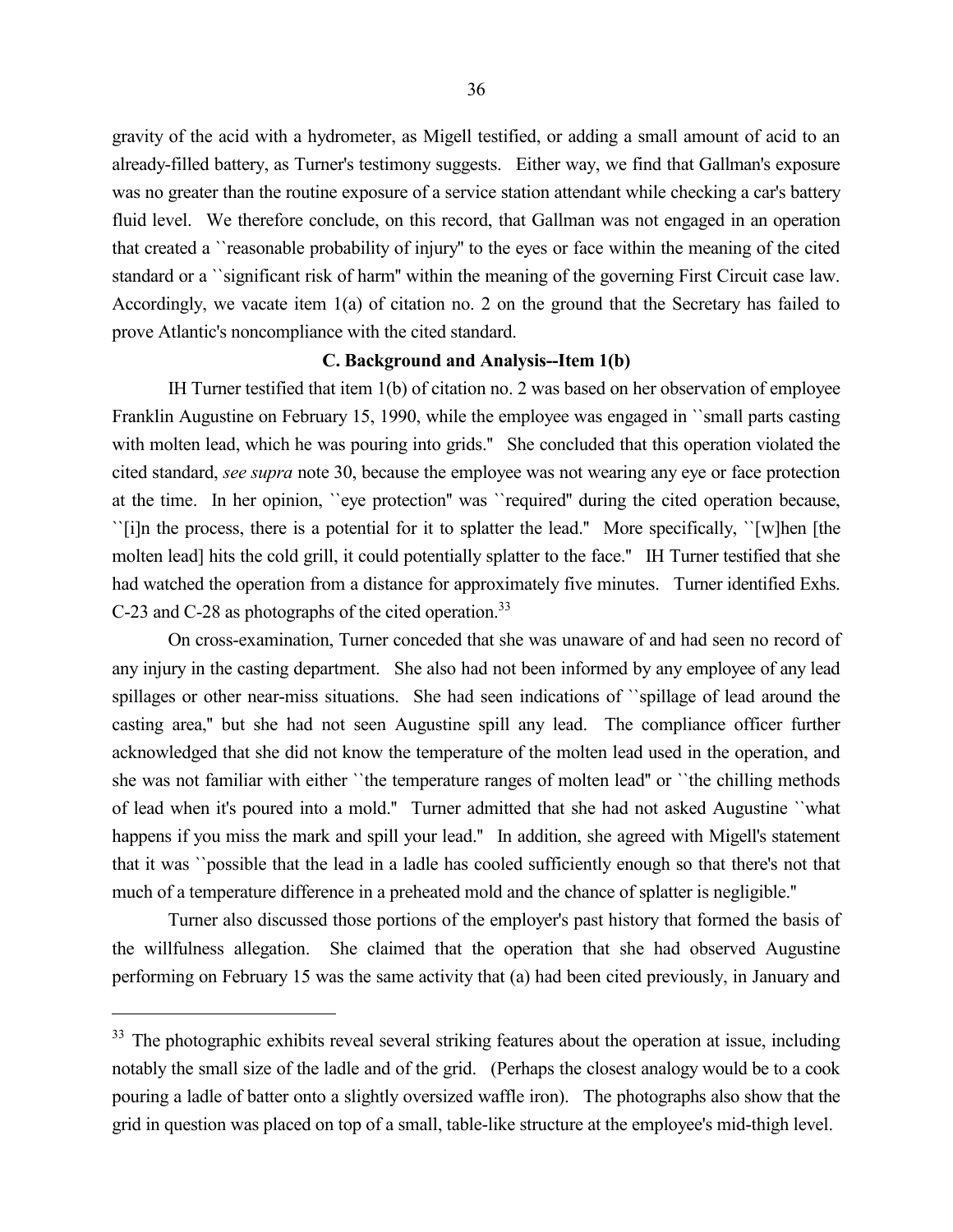gravity of the acid with a hydrometer, as Migell testified, or adding a small amount of acid to an already-filled battery, as Turner's testimony suggests. Either way, we find that Gallman's exposure was no greater than the routine exposure of a service station attendant while checking a car's battery fluid level. We therefore conclude, on this record, that Gallman was not engaged in an operation that created a ``reasonable probability of injury'' to the eyes or face within the meaning of the cited standard or a ``significant risk of harm'' within the meaning of the governing First Circuit case law. Accordingly, we vacate item 1(a) of citation no. 2 on the ground that the Secretary has failed to prove Atlantic's noncompliance with the cited standard.

**C. Background and Analysis--Item 1(b)**

IH Turner testified that item 1(b) of citation no. 2 was based on her observation of employee Franklin Augustine on February 15, 1990, while the employee was engaged in ``small parts casting with molten lead, which he was pouring into grids.'' She concluded that this operation violated the cited standard, *see supra* note 30, because the employee was not wearing any eye or face protection at the time. In her opinion, ``eye protection'' was ``required'' during the cited operation because, ``[i]n the process, there is a potential for it to splatter the lead.'' More specifically, ``[w]hen [the molten lead] hits the cold grill, it could potentially splatter to the face.'' IH Turner testified that she had watched the operation from a distance for approximately five minutes. Turner identified Exhs. C-23 and C-28 as photographs of the cited operation.[33]

On cross-examination, Turner conceded that she was unaware of and had seen no record of any injury in the casting department. She also had not been informed by any employee of any lead spillages or other near-miss situations. She had seen indications of ``spillage of lead around the casting area,'' but she had not seen Augustine spill any lead. The compliance officer further acknowledged that she did not know the temperature of the molten lead used in the operation, and she was not familiar with either ``the temperature ranges of molten lead'' or ``the chilling methods of lead when it's poured into a mold.'' Turner admitted that she had not asked Augustine ``what happens if you miss the mark and spill your lead.'' In addition, she agreed with Migell's statement that it was ``possible that the lead in a ladle has cooled sufficiently enough so that there's not that much of a temperature difference in a preheated mold and the chance of splatter is negligible.''

Turner also discussed those portions of the employer's past history that formed the basis of the willfulness allegation. She claimed that the operation that she had observed Augustine performing on February 15 was the same activity that (a) had been cited previously, in January and

---

[33] The photographic exhibits reveal several striking features about the operation at issue, including notably the small size of the ladle and of the grid. (Perhaps the closest analogy would be to a cook pouring a ladle of batter onto a slightly oversized waffle iron). The photographs also show that the grid in question was placed on top of a small, table-like structure at the employee's mid-thigh level.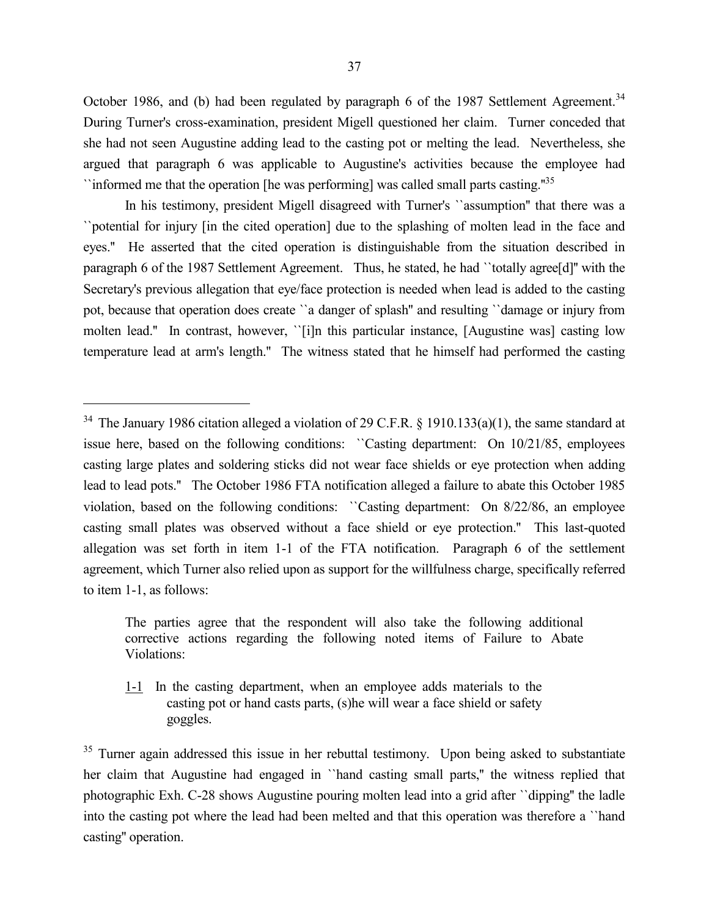October 1986, and (b) had been regulated by paragraph 6 of the 1987 Settlement Agreement.[34] During Turner's cross-examination, president Migell questioned her claim. Turner conceded that she had not seen Augustine adding lead to the casting pot or melting the lead. Nevertheless, she argued that paragraph 6 was applicable to Augustine's activities because the employee had ``informed me that the operation [he was performing] was called small parts casting.''[35]

In his testimony, president Migell disagreed with Turner's ``assumption'' that there was a ``potential for injury [in the cited operation] due to the splashing of molten lead in the face and eyes.'' He asserted that the cited operation is distinguishable from the situation described in paragraph 6 of the 1987 Settlement Agreement. Thus, he stated, he had ``totally agree[d]'' with the Secretary's previous allegation that eye/face protection is needed when lead is added to the casting pot, because that operation does create ``a danger of splash'' and resulting ``damage or injury from molten lead.'' In contrast, however, ``[i]n this particular instance, [Augustine was] casting low temperature lead at arm's length.'' The witness stated that he himself had performed the casting

---

[34] The January 1986 citation alleged a violation of 29 C.F.R. § 1910.133(a)(1), the same standard at issue here, based on the following conditions: ``Casting department: On 10/21/85, employees casting large plates and soldering sticks did not wear face shields or eye protection when adding lead to lead pots.'' The October 1986 FTA notification alleged a failure to abate this October 1985 violation, based on the following conditions: ``Casting department: On 8/22/86, an employee casting small plates was observed without a face shield or eye protection.'' This last-quoted allegation was set forth in item 1-1 of the FTA notification. Paragraph 6 of the settlement agreement, which Turner also relied upon as support for the willfulness charge, specifically referred to item 1-1, as follows:

> The parties agree that the respondent will also take the following additional corrective actions regarding the following noted items of Failure to Abate Violations:
>
> 1-1 In the casting department, when an employee adds materials to the casting pot or hand casts parts, (s)he will wear a face shield or safety goggles.

[35] Turner again addressed this issue in her rebuttal testimony. Upon being asked to substantiate her claim that Augustine had engaged in ``hand casting small parts,'' the witness replied that photographic Exh. C-28 shows Augustine pouring molten lead into a grid after ``dipping'' the ladle into the casting pot where the lead had been melted and that this operation was therefore a ``hand casting'' operation.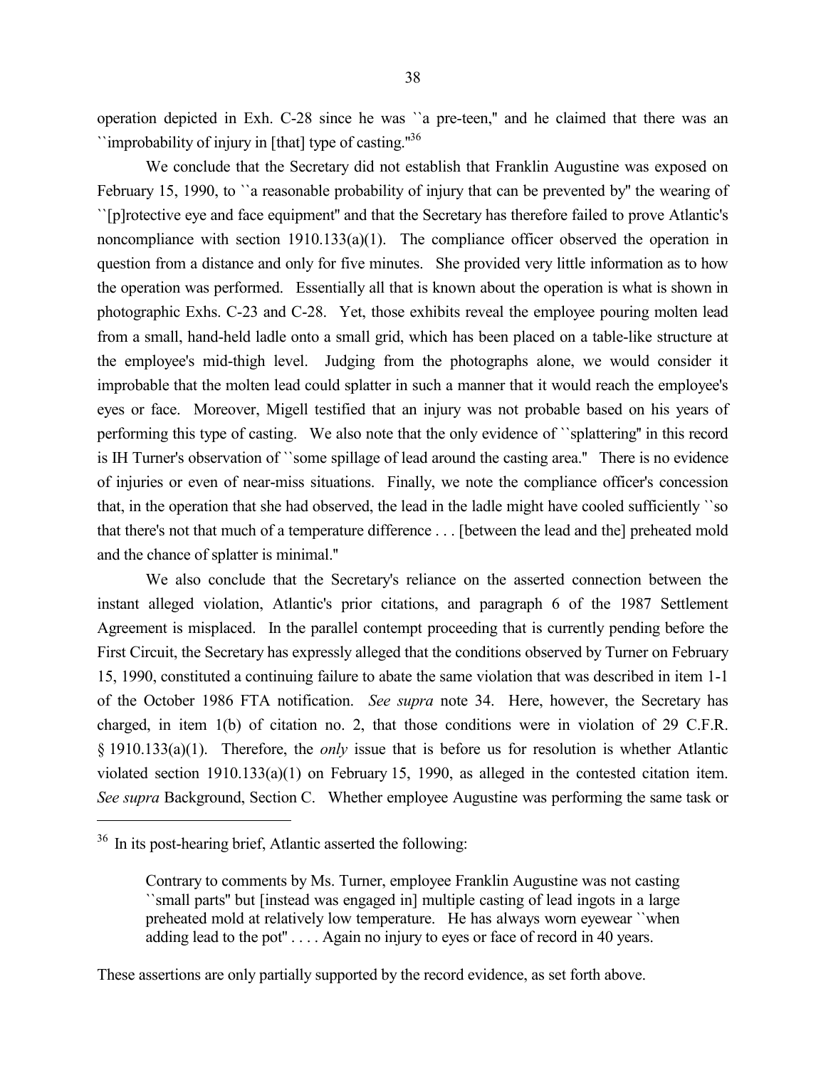operation depicted in Exh. C-28 since he was ``a pre-teen,'' and he claimed that there was an ``improbability of injury in [that] type of casting.''[36]

We conclude that the Secretary did not establish that Franklin Augustine was exposed on February 15, 1990, to ``a reasonable probability of injury that can be prevented by'' the wearing of ``[p]rotective eye and face equipment'' and that the Secretary has therefore failed to prove Atlantic's noncompliance with section 1910.133(a)(1). The compliance officer observed the operation in question from a distance and only for five minutes. She provided very little information as to how the operation was performed. Essentially all that is known about the operation is what is shown in photographic Exhs. C-23 and C-28. Yet, those exhibits reveal the employee pouring molten lead from a small, hand-held ladle onto a small grid, which has been placed on a table-like structure at the employee's mid-thigh level. Judging from the photographs alone, we would consider it improbable that the molten lead could splatter in such a manner that it would reach the employee's eyes or face. Moreover, Migell testified that an injury was not probable based on his years of performing this type of casting. We also note that the only evidence of ``splattering'' in this record is IH Turner's observation of ``some spillage of lead around the casting area.'' There is no evidence of injuries or even of near-miss situations. Finally, we note the compliance officer's concession that, in the operation that she had observed, the lead in the ladle might have cooled sufficiently ``so that there's not that much of a temperature difference . . . [between the lead and the] preheated mold and the chance of splatter is minimal.''

We also conclude that the Secretary's reliance on the asserted connection between the instant alleged violation, Atlantic's prior citations, and paragraph 6 of the 1987 Settlement Agreement is misplaced. In the parallel contempt proceeding that is currently pending before the First Circuit, the Secretary has expressly alleged that the conditions observed by Turner on February 15, 1990, constituted a continuing failure to abate the same violation that was described in item 1-1 of the October 1986 FTA notification. *See supra* note 34. Here, however, the Secretary has charged, in item 1(b) of citation no. 2, that those conditions were in violation of 29 C.F.R. § 1910.133(a)(1). Therefore, the *only* issue that is before us for resolution is whether Atlantic violated section 1910.133(a)(1) on February 15, 1990, as alleged in the contested citation item. *See supra* Background, Section C. Whether employee Augustine was performing the same task or

---

[36] In its post-hearing brief, Atlantic asserted the following:

> Contrary to comments by Ms. Turner, employee Franklin Augustine was not casting ``small parts'' but [instead was engaged in] multiple casting of lead ingots in a large preheated mold at relatively low temperature. He has always worn eyewear ``when adding lead to the pot'' . . . . Again no injury to eyes or face of record in 40 years.

These assertions are only partially supported by the record evidence, as set forth above.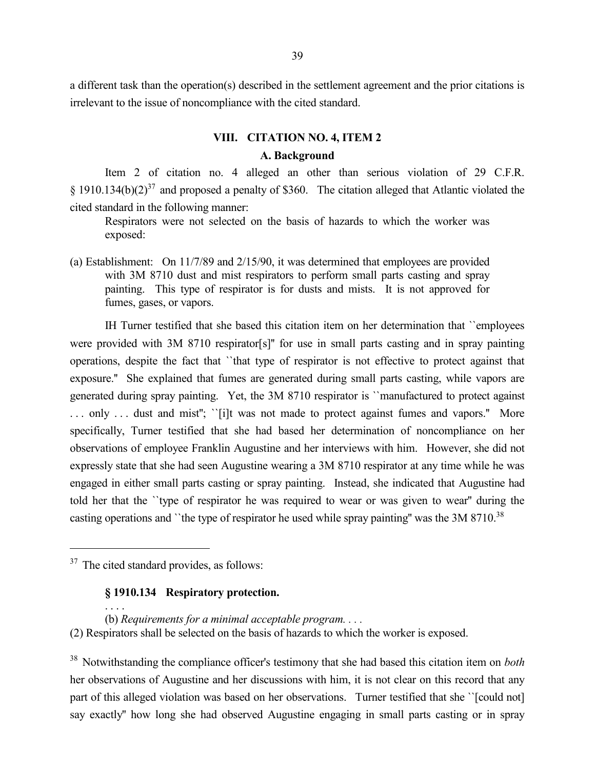a different task than the operation(s) described in the settlement agreement and the prior citations is irrelevant to the issue of noncompliance with the cited standard.

## VIII. CITATION NO. 4, ITEM 2

### A. Background

Item 2 of citation no. 4 alleged an other than serious violation of 29 C.F.R. § 1910.134(b)(2)[37] and proposed a penalty of $360. The citation alleged that Atlantic violated the cited standard in the following manner:

> Respirators were not selected on the basis of hazards to which the worker was exposed:
>
> (a) Establishment: On 11/7/89 and 2/15/90, it was determined that employees are provided with 3M 8710 dust and mist respirators to perform small parts casting and spray painting. This type of respirator is for dusts and mists. It is not approved for fumes, gases, or vapors.

IH Turner testified that she based this citation item on her determination that ``employees were provided with 3M 8710 respirator[s]'' for use in small parts casting and in spray painting operations, despite the fact that ``that type of respirator is not effective to protect against that exposure.'' She explained that fumes are generated during small parts casting, while vapors are generated during spray painting. Yet, the 3M 8710 respirator is ``manufactured to protect against . . . only . . . dust and mist''; ``[i]t was not made to protect against fumes and vapors.'' More specifically, Turner testified that she had based her determination of noncompliance on her observations of employee Franklin Augustine and her interviews with him. However, she did not expressly state that she had seen Augustine wearing a 3M 8710 respirator at any time while he was engaged in either small parts casting or spray painting. Instead, she indicated that Augustine had told her that the ``type of respirator he was required to wear or was given to wear'' during the casting operations and ``the type of respirator he used while spray painting'' was the 3M 8710.[38]

---

[37] The cited standard provides, as follows:

> **§ 1910.134 Respiratory protection.**
>
> . . . .
>
> (b) *Requirements for a minimal acceptable program. . . .*
>
> (2) Respirators shall be selected on the basis of hazards to which the worker is exposed.

[38] Notwithstanding the compliance officer's testimony that she had based this citation item on *both* her observations of Augustine and her discussions with him, it is not clear on this record that any part of this alleged violation was based on her observations. Turner testified that she ``[could not] say exactly'' how long she had observed Augustine engaging in small parts casting or in spray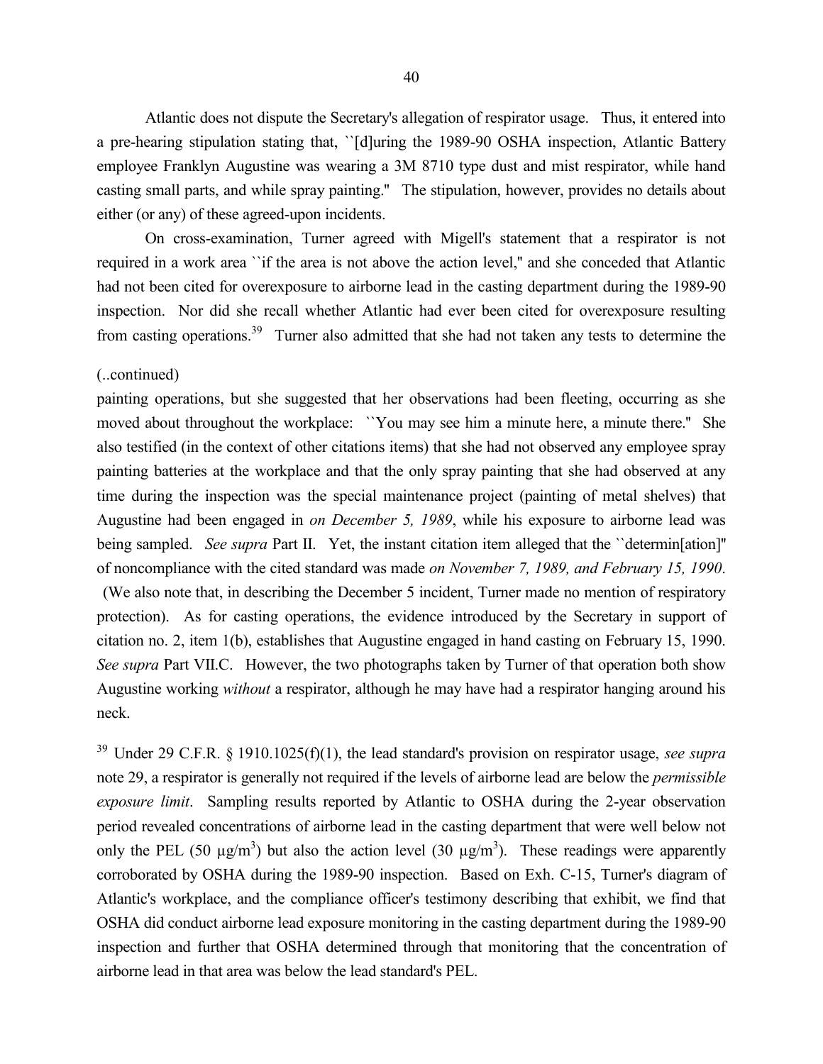Atlantic does not dispute the Secretary's allegation of respirator usage. Thus, it entered into a pre-hearing stipulation stating that, ``[d]uring the 1989-90 OSHA inspection, Atlantic Battery employee Franklyn Augustine was wearing a 3M 8710 type dust and mist respirator, while hand casting small parts, and while spray painting.'' The stipulation, however, provides no details about either (or any) of these agreed-upon incidents.

On cross-examination, Turner agreed with Migell's statement that a respirator is not required in a work area ``if the area is not above the action level,'' and she conceded that Atlantic had not been cited for overexposure to airborne lead in the casting department during the 1989-90 inspection. Nor did she recall whether Atlantic had ever been cited for overexposure resulting from casting operations.[39] Turner also admitted that she had not taken any tests to determine the

(..continued)

painting operations, but she suggested that her observations had been fleeting, occurring as she moved about throughout the workplace: ``You may see him a minute here, a minute there.'' She also testified (in the context of other citations items) that she had not observed any employee spray painting batteries at the workplace and that the only spray painting that she had observed at any time during the inspection was the special maintenance project (painting of metal shelves) that Augustine had been engaged in *on December 5, 1989*, while his exposure to airborne lead was being sampled. *See supra* Part II. Yet, the instant citation item alleged that the ``determin[ation]'' of noncompliance with the cited standard was made *on November 7, 1989, and February 15, 1990*. (We also note that, in describing the December 5 incident, Turner made no mention of respiratory protection). As for casting operations, the evidence introduced by the Secretary in support of citation no. 2, item 1(b), establishes that Augustine engaged in hand casting on February 15, 1990. *See supra* Part VII.C. However, the two photographs taken by Turner of that operation both show Augustine working *without* a respirator, although he may have had a respirator hanging around his neck.

[39] Under 29 C.F.R. § 1910.1025(f)(1), the lead standard's provision on respirator usage, *see supra* note 29, a respirator is generally not required if the levels of airborne lead are below the *permissible exposure limit*. Sampling results reported by Atlantic to OSHA during the 2-year observation period revealed concentrations of airborne lead in the casting department that were well below not only the PEL (50 $\mu g/m^3$) but also the action level (30 $\mu g/m^3$). These readings were apparently corroborated by OSHA during the 1989-90 inspection. Based on Exh. C-15, Turner's diagram of Atlantic's workplace, and the compliance officer's testimony describing that exhibit, we find that OSHA did conduct airborne lead exposure monitoring in the casting department during the 1989-90 inspection and further that OSHA determined through that monitoring that the concentration of airborne lead in that area was below the lead standard's PEL.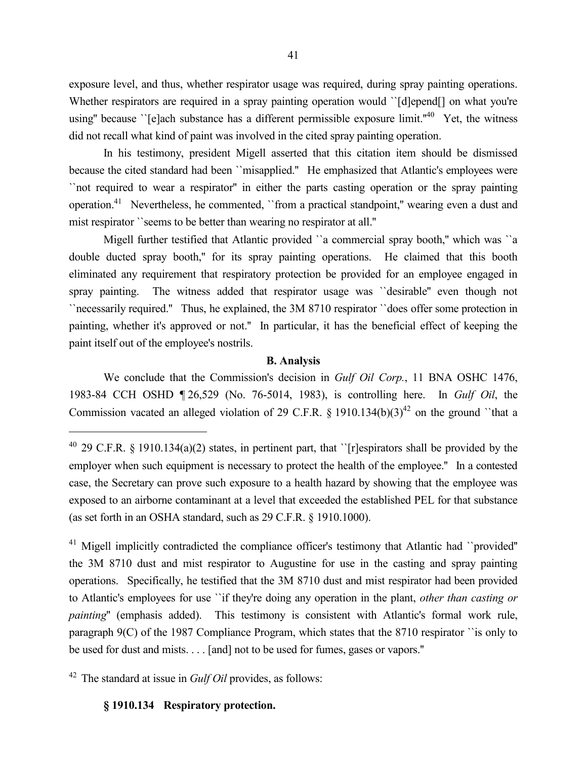exposure level, and thus, whether respirator usage was required, during spray painting operations. Whether respirators are required in a spray painting operation would ``[d]epend[] on what you're using'' because ``[e]ach substance has a different permissible exposure limit.''[40] Yet, the witness did not recall what kind of paint was involved in the cited spray painting operation.

In his testimony, president Migell asserted that this citation item should be dismissed because the cited standard had been ``misapplied.'' He emphasized that Atlantic's employees were ``not required to wear a respirator'' in either the parts casting operation or the spray painting operation.[41] Nevertheless, he commented, ``from a practical standpoint,'' wearing even a dust and mist respirator ``seems to be better than wearing no respirator at all.''

Migell further testified that Atlantic provided ``a commercial spray booth,'' which was ``a double ducted spray booth,'' for its spray painting operations. He claimed that this booth eliminated any requirement that respiratory protection be provided for an employee engaged in spray painting. The witness added that respirator usage was ``desirable'' even though not ``necessarily required.'' Thus, he explained, the 3M 8710 respirator ``does offer some protection in painting, whether it's approved or not.'' In particular, it has the beneficial effect of keeping the paint itself out of the employee's nostrils.

**B. Analysis**

We conclude that the Commission's decision in *Gulf Oil Corp.*, 11 BNA OSHC 1476, 1983-84 CCH OSHD ¶ 26,529 (No. 76-5014, 1983), is controlling here. In *Gulf Oil*, the Commission vacated an alleged violation of 29 C.F.R. § 1910.134(b)(3)[42] on the ground ``that a

---

[40] 29 C.F.R. § 1910.134(a)(2) states, in pertinent part, that ``[r]espirators shall be provided by the employer when such equipment is necessary to protect the health of the employee.'' In a contested case, the Secretary can prove such exposure to a health hazard by showing that the employee was exposed to an airborne contaminant at a level that exceeded the established PEL for that substance (as set forth in an OSHA standard, such as 29 C.F.R. § 1910.1000).

[41] Migell implicitly contradicted the compliance officer's testimony that Atlantic had ``provided'' the 3M 8710 dust and mist respirator to Augustine for use in the casting and spray painting operations. Specifically, he testified that the 3M 8710 dust and mist respirator had been provided to Atlantic's employees for use ``if they're doing any operation in the plant, *other than casting or painting*'' (emphasis added). This testimony is consistent with Atlantic's formal work rule, paragraph 9(C) of the 1987 Compliance Program, which states that the 8710 respirator ``is only to be used for dust and mists. . . . [and] not to be used for fumes, gases or vapors.''

[42] The standard at issue in *Gulf Oil* provides, as follows:

**§ 1910.134 Respiratory protection.**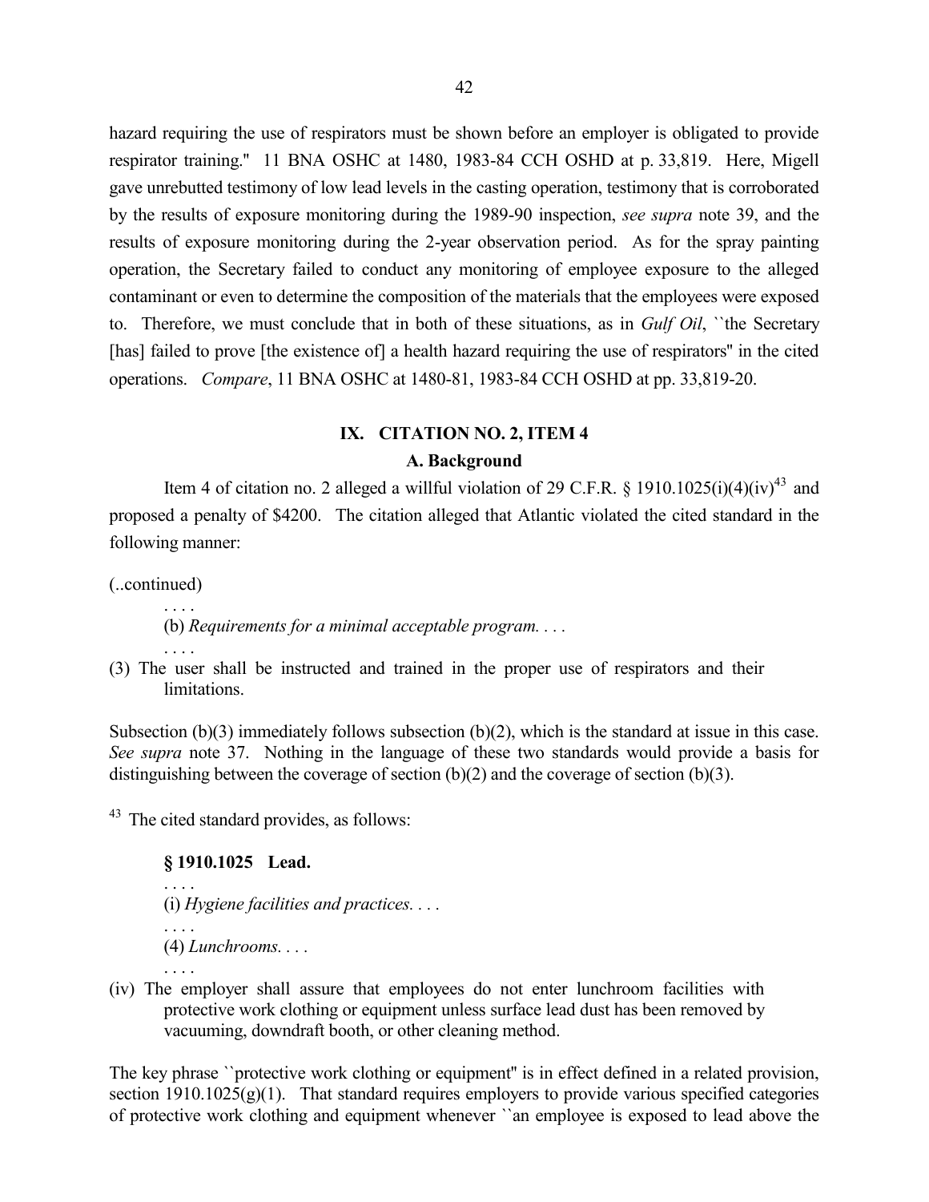hazard requiring the use of respirators must be shown before an employer is obligated to provide respirator training.'' 11 BNA OSHC at 1480, 1983-84 CCH OSHD at p. 33,819. Here, Migell gave unrebutted testimony of low lead levels in the casting operation, testimony that is corroborated by the results of exposure monitoring during the 1989-90 inspection, *see supra* note 39, and the results of exposure monitoring during the 2-year observation period. As for the spray painting operation, the Secretary failed to conduct any monitoring of employee exposure to the alleged contaminant or even to determine the composition of the materials that the employees were exposed to. Therefore, we must conclude that in both of these situations, as in *Gulf Oil*, ``the Secretary [has] failed to prove [the existence of] a health hazard requiring the use of respirators'' in the cited operations. *Compare*, 11 BNA OSHC at 1480-81, 1983-84 CCH OSHD at pp. 33,819-20.

## IX. CITATION NO. 2, ITEM 4

### A. Background

Item 4 of citation no. 2 alleged a willful violation of 29 C.F.R. § 1910.1025(i)(4)(iv)[43] and proposed a penalty of $4200. The citation alleged that Atlantic violated the cited standard in the following manner:

(..continued)

. . . .

(b) *Requirements for a minimal acceptable program.* . . .

. . . .

(3) The user shall be instructed and trained in the proper use of respirators and their limitations.

Subsection (b)(3) immediately follows subsection (b)(2), which is the standard at issue in this case. *See supra* note 37. Nothing in the language of these two standards would provide a basis for distinguishing between the coverage of section (b)(2) and the coverage of section (b)(3).

[43] The cited standard provides, as follows:

**§ 1910.1025 Lead.**

. . . .

(i) *Hygiene facilities and practices.* . . .

. . . .

(4) *Lunchrooms.* . . .

. . . .

(iv) The employer shall assure that employees do not enter lunchroom facilities with protective work clothing or equipment unless surface lead dust has been removed by vacuuming, downdraft booth, or other cleaning method.

The key phrase ``protective work clothing or equipment'' is in effect defined in a related provision, section 1910.1025(g)(1). That standard requires employers to provide various specified categories of protective work clothing and equipment whenever ``an employee is exposed to lead above the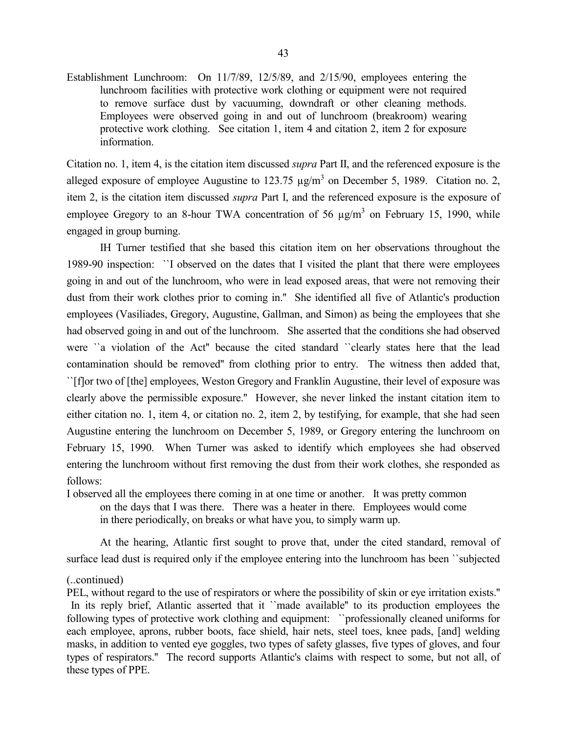Establishment Lunchroom: On 11/7/89, 12/5/89, and 2/15/90, employees entering the lunchroom facilities with protective work clothing or equipment were not required to remove surface dust by vacuuming, downdraft or other cleaning methods. Employees were observed going in and out of lunchroom (breakroom) wearing protective work clothing. See citation 1, item 4 and citation 2, item 2 for exposure information.

Citation no. 1, item 4, is the citation item discussed *supra* Part II, and the referenced exposure is the alleged exposure of employee Augustine to 123.75 $\mu g/m^3$ on December 5, 1989. Citation no. 2, item 2, is the citation item discussed *supra* Part I, and the referenced exposure is the exposure of employee Gregory to an 8-hour TWA concentration of 56 $\mu g/m^3$ on February 15, 1990, while engaged in group burning.

IH Turner testified that she based this citation item on her observations throughout the 1989-90 inspection: ``I observed on the dates that I visited the plant that there were employees going in and out of the lunchroom, who were in lead exposed areas, that were not removing their dust from their work clothes prior to coming in.'' She identified all five of Atlantic's production employees (Vasiliades, Gregory, Augustine, Gallman, and Simon) as being the employees that she had observed going in and out of the lunchroom. She asserted that the conditions she had observed were ``a violation of the Act'' because the cited standard ``clearly states here that the lead contamination should be removed'' from clothing prior to entry. The witness then added that, ``[f]or two of [the] employees, Weston Gregory and Franklin Augustine, their level of exposure was clearly above the permissible exposure.'' However, she never linked the instant citation item to either citation no. 1, item 4, or citation no. 2, item 2, by testifying, for example, that she had seen Augustine entering the lunchroom on December 5, 1989, or Gregory entering the lunchroom on February 15, 1990. When Turner was asked to identify which employees she had observed entering the lunchroom without first removing the dust from their work clothes, she responded as follows:

> I observed all the employees there coming in at one time or another. It was pretty common on the days that I was there. There was a heater in there. Employees would come in there periodically, on breaks or what have you, to simply warm up.

At the hearing, Atlantic first sought to prove that, under the cited standard, removal of surface lead dust is required only if the employee entering into the lunchroom has been ``subjected

(..continued)

PEL, without regard to the use of respirators or where the possibility of skin or eye irritation exists.'' In its reply brief, Atlantic asserted that it ``made available'' to its production employees the following types of protective work clothing and equipment: ``professionally cleaned uniforms for each employee, aprons, rubber boots, face shield, hair nets, steel toes, knee pads, [and] welding masks, in addition to vented eye goggles, two types of safety glasses, five types of gloves, and four types of respirators.'' The record supports Atlantic's claims with respect to some, but not all, of these types of PPE.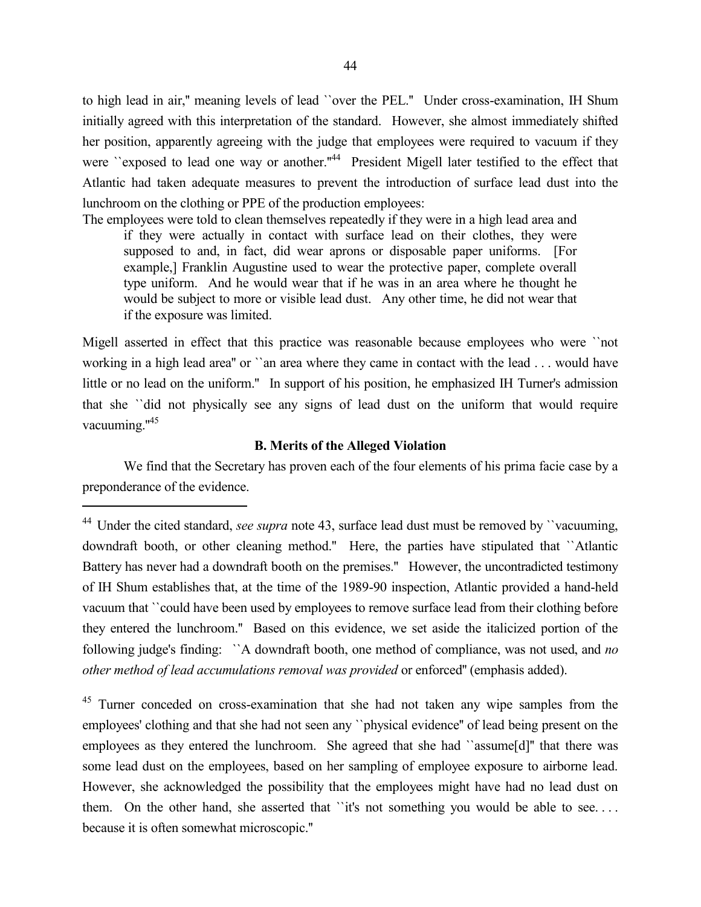to high lead in air,'' meaning levels of lead ``over the PEL.'' Under cross-examination, IH Shum initially agreed with this interpretation of the standard. However, she almost immediately shifted her position, apparently agreeing with the judge that employees were required to vacuum if they were ``exposed to lead one way or another.''[44] President Migell later testified to the effect that Atlantic had taken adequate measures to prevent the introduction of surface lead dust into the lunchroom on the clothing or PPE of the production employees:

> The employees were told to clean themselves repeatedly if they were in a high lead area and if they were actually in contact with surface lead on their clothes, they were supposed to and, in fact, did wear aprons or disposable paper uniforms. [For example,] Franklin Augustine used to wear the protective paper, complete overall type uniform. And he would wear that if he was in an area where he thought he would be subject to more or visible lead dust. Any other time, he did not wear that if the exposure was limited.

Migell asserted in effect that this practice was reasonable because employees who were ``not working in a high lead area'' or ``an area where they came in contact with the lead . . . would have little or no lead on the uniform.'' In support of his position, he emphasized IH Turner's admission that she ``did not physically see any signs of lead dust on the uniform that would require vacuuming.''[45]

### B. Merits of the Alleged Violation

We find that the Secretary has proven each of the four elements of his prima facie case by a preponderance of the evidence.

---

[44] Under the cited standard, *see supra* note 43, surface lead dust must be removed by ``vacuuming, downdraft booth, or other cleaning method.'' Here, the parties have stipulated that ``Atlantic Battery has never had a downdraft booth on the premises.'' However, the uncontradicted testimony of IH Shum establishes that, at the time of the 1989-90 inspection, Atlantic provided a hand-held vacuum that ``could have been used by employees to remove surface lead from their clothing before they entered the lunchroom.'' Based on this evidence, we set aside the italicized portion of the following judge's finding: ``A downdraft booth, one method of compliance, was not used, and *no other method of lead accumulations removal was provided* or enforced'' (emphasis added).

[45] Turner conceded on cross-examination that she had not taken any wipe samples from the employees' clothing and that she had not seen any ``physical evidence'' of lead being present on the employees as they entered the lunchroom. She agreed that she had ``assume[d]'' that there was some lead dust on the employees, based on her sampling of employee exposure to airborne lead. However, she acknowledged the possibility that the employees might have had no lead dust on them. On the other hand, she asserted that ``it's not something you would be able to see. . . . because it is often somewhat microscopic.''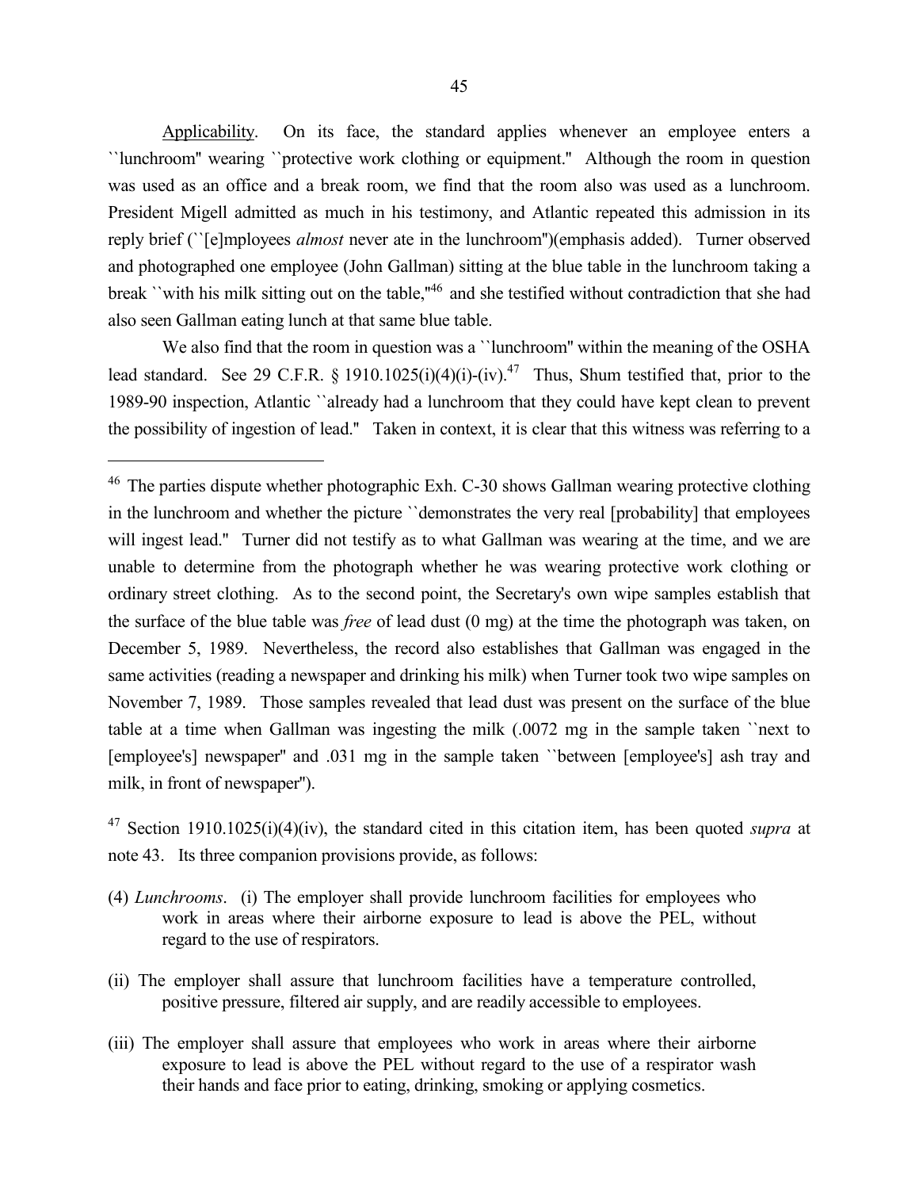Applicability. On its face, the standard applies whenever an employee enters a ``lunchroom'' wearing ``protective work clothing or equipment.'' Although the room in question was used as an office and a break room, we find that the room also was used as a lunchroom. President Migell admitted as much in his testimony, and Atlantic repeated this admission in its reply brief (``[e]mployees *almost* never ate in the lunchroom'')(emphasis added). Turner observed and photographed one employee (John Gallman) sitting at the blue table in the lunchroom taking a break ``with his milk sitting out on the table,''[46] and she testified without contradiction that she had also seen Gallman eating lunch at that same blue table.

We also find that the room in question was a ``lunchroom'' within the meaning of the OSHA lead standard. See 29 C.F.R. § 1910.1025(i)(4)(i)-(iv).[47] Thus, Shum testified that, prior to the 1989-90 inspection, Atlantic ``already had a lunchroom that they could have kept clean to prevent the possibility of ingestion of lead.'' Taken in context, it is clear that this witness was referring to a

---

[46] The parties dispute whether photographic Exh. C-30 shows Gallman wearing protective clothing in the lunchroom and whether the picture ``demonstrates the very real [probability] that employees will ingest lead.'' Turner did not testify as to what Gallman was wearing at the time, and we are unable to determine from the photograph whether he was wearing protective work clothing or ordinary street clothing. As to the second point, the Secretary's own wipe samples establish that the surface of the blue table was *free* of lead dust (0 mg) at the time the photograph was taken, on December 5, 1989. Nevertheless, the record also establishes that Gallman was engaged in the same activities (reading a newspaper and drinking his milk) when Turner took two wipe samples on November 7, 1989. Those samples revealed that lead dust was present on the surface of the blue table at a time when Gallman was ingesting the milk (.0072 mg in the sample taken ``next to [employee's] newspaper'' and .031 mg in the sample taken ``between [employee's] ash tray and milk, in front of newspaper'').

[47] Section 1910.1025(i)(4)(iv), the standard cited in this citation item, has been quoted *supra* at note 43. Its three companion provisions provide, as follows:

(4) *Lunchrooms*. (i) The employer shall provide lunchroom facilities for employees who work in areas where their airborne exposure to lead is above the PEL, without regard to the use of respirators.

(ii) The employer shall assure that lunchroom facilities have a temperature controlled, positive pressure, filtered air supply, and are readily accessible to employees.

(iii) The employer shall assure that employees who work in areas where their airborne exposure to lead is above the PEL without regard to the use of a respirator wash their hands and face prior to eating, drinking, smoking or applying cosmetics.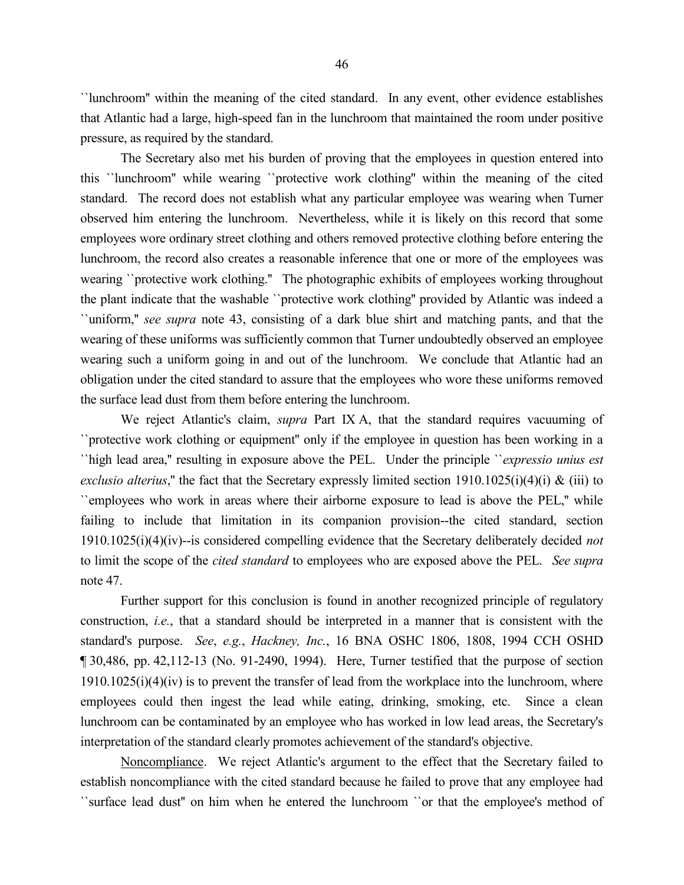``lunchroom'' within the meaning of the cited standard. In any event, other evidence establishes that Atlantic had a large, high-speed fan in the lunchroom that maintained the room under positive pressure, as required by the standard.

The Secretary also met his burden of proving that the employees in question entered into this ``lunchroom'' while wearing ``protective work clothing'' within the meaning of the cited standard. The record does not establish what any particular employee was wearing when Turner observed him entering the lunchroom. Nevertheless, while it is likely on this record that some employees wore ordinary street clothing and others removed protective clothing before entering the lunchroom, the record also creates a reasonable inference that one or more of the employees was wearing ``protective work clothing.'' The photographic exhibits of employees working throughout the plant indicate that the washable ``protective work clothing'' provided by Atlantic was indeed a ``uniform,'' *see supra* note 43, consisting of a dark blue shirt and matching pants, and that the wearing of these uniforms was sufficiently common that Turner undoubtedly observed an employee wearing such a uniform going in and out of the lunchroom. We conclude that Atlantic had an obligation under the cited standard to assure that the employees who wore these uniforms removed the surface lead dust from them before entering the lunchroom.

We reject Atlantic's claim, *supra* Part IX A, that the standard requires vacuuming of ``protective work clothing or equipment'' only if the employee in question has been working in a ``high lead area,'' resulting in exposure above the PEL. Under the principle ``*expressio unius est exclusio alterius*,'' the fact that the Secretary expressly limited section 1910.1025(i)(4)(i) & (iii) to ``employees who work in areas where their airborne exposure to lead is above the PEL,'' while failing to include that limitation in its companion provision--the cited standard, section 1910.1025(i)(4)(iv)--is considered compelling evidence that the Secretary deliberately decided *not* to limit the scope of the *cited standard* to employees who are exposed above the PEL. *See supra* note 47.

Further support for this conclusion is found in another recognized principle of regulatory construction, *i.e.*, that a standard should be interpreted in a manner that is consistent with the standard's purpose. *See*, *e.g.*, *Hackney, Inc.*, 16 BNA OSHC 1806, 1808, 1994 CCH OSHD ¶ 30,486, pp. 42,112-13 (No. 91-2490, 1994). Here, Turner testified that the purpose of section 1910.1025(i)(4)(iv) is to prevent the transfer of lead from the workplace into the lunchroom, where employees could then ingest the lead while eating, drinking, smoking, etc. Since a clean lunchroom can be contaminated by an employee who has worked in low lead areas, the Secretary's interpretation of the standard clearly promotes achievement of the standard's objective.

Noncompliance. We reject Atlantic's argument to the effect that the Secretary failed to establish noncompliance with the cited standard because he failed to prove that any employee had ``surface lead dust'' on him when he entered the lunchroom ``or that the employee's method of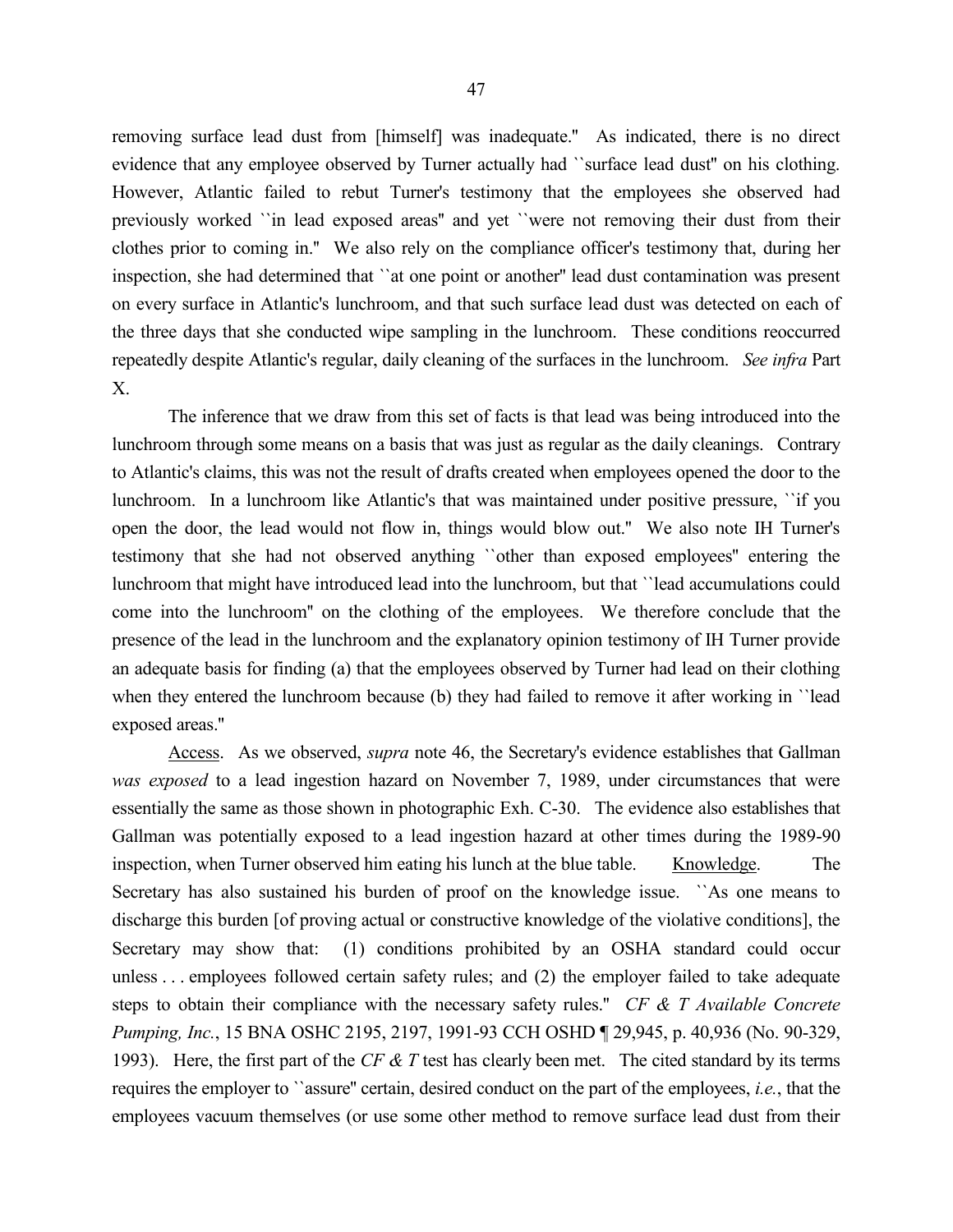removing surface lead dust from [himself] was inadequate.'' As indicated, there is no direct evidence that any employee observed by Turner actually had ``surface lead dust'' on his clothing. However, Atlantic failed to rebut Turner's testimony that the employees she observed had previously worked ``in lead exposed areas'' and yet ``were not removing their dust from their clothes prior to coming in.'' We also rely on the compliance officer's testimony that, during her inspection, she had determined that ``at one point or another'' lead dust contamination was present on every surface in Atlantic's lunchroom, and that such surface lead dust was detected on each of the three days that she conducted wipe sampling in the lunchroom. These conditions reoccurred repeatedly despite Atlantic's regular, daily cleaning of the surfaces in the lunchroom. *See infra* Part X.

The inference that we draw from this set of facts is that lead was being introduced into the lunchroom through some means on a basis that was just as regular as the daily cleanings. Contrary to Atlantic's claims, this was not the result of drafts created when employees opened the door to the lunchroom. In a lunchroom like Atlantic's that was maintained under positive pressure, ``if you open the door, the lead would not flow in, things would blow out.'' We also note IH Turner's testimony that she had not observed anything ``other than exposed employees'' entering the lunchroom that might have introduced lead into the lunchroom, but that ``lead accumulations could come into the lunchroom'' on the clothing of the employees. We therefore conclude that the presence of the lead in the lunchroom and the explanatory opinion testimony of IH Turner provide an adequate basis for finding (a) that the employees observed by Turner had lead on their clothing when they entered the lunchroom because (b) they had failed to remove it after working in ``lead exposed areas.''

Access. As we observed, *supra* note 46, the Secretary's evidence establishes that Gallman *was exposed* to a lead ingestion hazard on November 7, 1989, under circumstances that were essentially the same as those shown in photographic Exh. C-30. The evidence also establishes that Gallman was potentially exposed to a lead ingestion hazard at other times during the 1989-90 inspection, when Turner observed him eating his lunch at the blue table. Knowledge. The Secretary has also sustained his burden of proof on the knowledge issue. ``As one means to discharge this burden [of proving actual or constructive knowledge of the violative conditions], the Secretary may show that: (1) conditions prohibited by an OSHA standard could occur unless . . . employees followed certain safety rules; and (2) the employer failed to take adequate steps to obtain their compliance with the necessary safety rules.'' *CF & T Available Concrete Pumping, Inc.*, 15 BNA OSHC 2195, 2197, 1991-93 CCH OSHD ¶ 29,945, p. 40,936 (No. 90-329, 1993). Here, the first part of the *CF & T* test has clearly been met. The cited standard by its terms requires the employer to ``assure'' certain, desired conduct on the part of the employees, *i.e.*, that the employees vacuum themselves (or use some other method to remove surface lead dust from their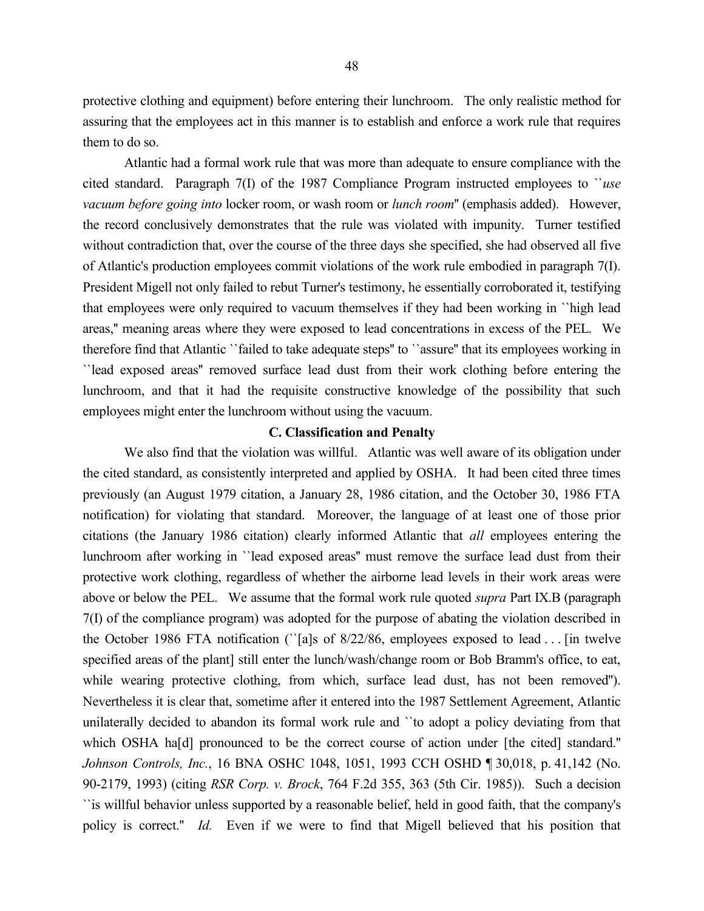protective clothing and equipment) before entering their lunchroom. The only realistic method for assuring that the employees act in this manner is to establish and enforce a work rule that requires them to do so.

Atlantic had a formal work rule that was more than adequate to ensure compliance with the cited standard. Paragraph 7(I) of the 1987 Compliance Program instructed employees to ``*use vacuum before going into* locker room, or wash room or *lunch room*'' (emphasis added). However, the record conclusively demonstrates that the rule was violated with impunity. Turner testified without contradiction that, over the course of the three days she specified, she had observed all five of Atlantic's production employees commit violations of the work rule embodied in paragraph 7(I). President Migell not only failed to rebut Turner's testimony, he essentially corroborated it, testifying that employees were only required to vacuum themselves if they had been working in ``high lead areas,'' meaning areas where they were exposed to lead concentrations in excess of the PEL. We therefore find that Atlantic ``failed to take adequate steps'' to ``assure'' that its employees working in ``lead exposed areas'' removed surface lead dust from their work clothing before entering the lunchroom, and that it had the requisite constructive knowledge of the possibility that such employees might enter the lunchroom without using the vacuum.

### C. Classification and Penalty

We also find that the violation was willful. Atlantic was well aware of its obligation under the cited standard, as consistently interpreted and applied by OSHA. It had been cited three times previously (an August 1979 citation, a January 28, 1986 citation, and the October 30, 1986 FTA notification) for violating that standard. Moreover, the language of at least one of those prior citations (the January 1986 citation) clearly informed Atlantic that *all* employees entering the lunchroom after working in ``lead exposed areas'' must remove the surface lead dust from their protective work clothing, regardless of whether the airborne lead levels in their work areas were above or below the PEL. We assume that the formal work rule quoted *supra* Part IX.B (paragraph 7(I) of the compliance program) was adopted for the purpose of abating the violation described in the October 1986 FTA notification (``[a]s of 8/22/86, employees exposed to lead . . . [in twelve specified areas of the plant] still enter the lunch/wash/change room or Bob Bramm's office, to eat, while wearing protective clothing, from which, surface lead dust, has not been removed''). Nevertheless it is clear that, sometime after it entered into the 1987 Settlement Agreement, Atlantic unilaterally decided to abandon its formal work rule and ``to adopt a policy deviating from that which OSHA ha[d] pronounced to be the correct course of action under [the cited] standard.'' *Johnson Controls, Inc.*, 16 BNA OSHC 1048, 1051, 1993 CCH OSHD ¶ 30,018, p. 41,142 (No. 90-2179, 1993) (citing *RSR Corp. v. Brock*, 764 F.2d 355, 363 (5th Cir. 1985)). Such a decision ``is willful behavior unless supported by a reasonable belief, held in good faith, that the company's policy is correct.'' *Id.* Even if we were to find that Migell believed that his position that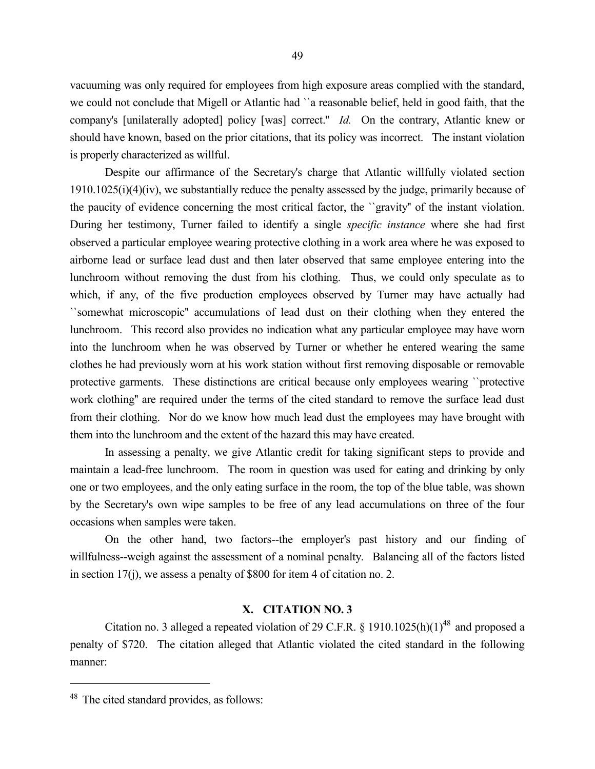vacuuming was only required for employees from high exposure areas complied with the standard, we could not conclude that Migell or Atlantic had ``a reasonable belief, held in good faith, that the company's [unilaterally adopted] policy [was] correct.'' *Id.* On the contrary, Atlantic knew or should have known, based on the prior citations, that its policy was incorrect. The instant violation is properly characterized as willful.

Despite our affirmance of the Secretary's charge that Atlantic willfully violated section 1910.1025(i)(4)(iv), we substantially reduce the penalty assessed by the judge, primarily because of the paucity of evidence concerning the most critical factor, the ``gravity'' of the instant violation. During her testimony, Turner failed to identify a single *specific instance* where she had first observed a particular employee wearing protective clothing in a work area where he was exposed to airborne lead or surface lead dust and then later observed that same employee entering into the lunchroom without removing the dust from his clothing. Thus, we could only speculate as to which, if any, of the five production employees observed by Turner may have actually had ``somewhat microscopic'' accumulations of lead dust on their clothing when they entered the lunchroom. This record also provides no indication what any particular employee may have worn into the lunchroom when he was observed by Turner or whether he entered wearing the same clothes he had previously worn at his work station without first removing disposable or removable protective garments. These distinctions are critical because only employees wearing ``protective work clothing'' are required under the terms of the cited standard to remove the surface lead dust from their clothing. Nor do we know how much lead dust the employees may have brought with them into the lunchroom and the extent of the hazard this may have created.

In assessing a penalty, we give Atlantic credit for taking significant steps to provide and maintain a lead-free lunchroom. The room in question was used for eating and drinking by only one or two employees, and the only eating surface in the room, the top of the blue table, was shown by the Secretary's own wipe samples to be free of any lead accumulations on three of the four occasions when samples were taken.

On the other hand, two factors--the employer's past history and our finding of willfulness--weigh against the assessment of a nominal penalty. Balancing all of the factors listed in section 17(j), we assess a penalty of $800 for item 4 of citation no. 2.

## X. CITATION NO. 3

Citation no. 3 alleged a repeated violation of 29 C.F.R. § 1910.1025(h)(1)[48] and proposed a penalty of $720. The citation alleged that Atlantic violated the cited standard in the following manner:

---

[48] The cited standard provides, as follows: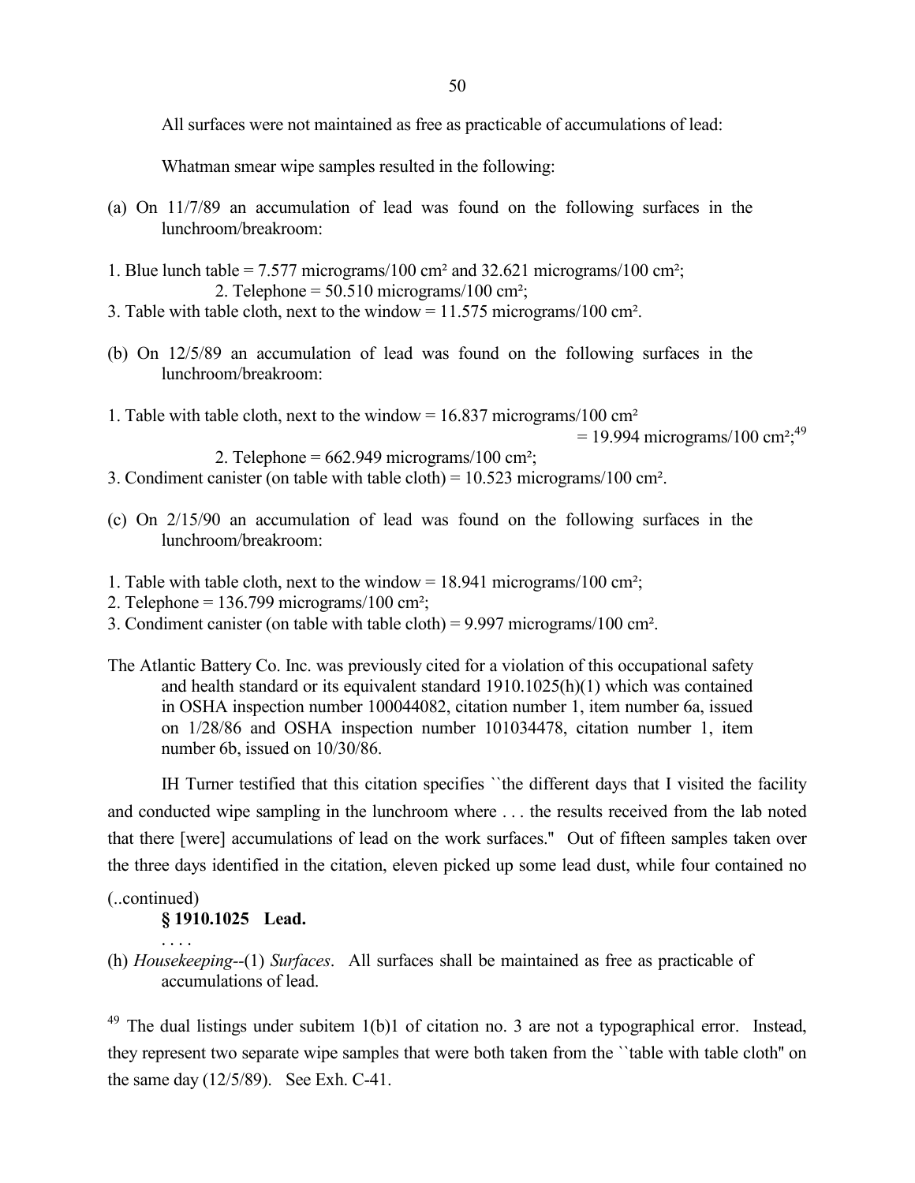All surfaces were not maintained as free as practicable of accumulations of lead:

Whatman smear wipe samples resulted in the following:

(a) On 11/7/89 an accumulation of lead was found on the following surfaces in the lunchroom/breakroom:

1. Blue lunch table = 7.577 micrograms/100 $cm^2$ and 32.621 micrograms/100 $cm^2$;
2. Telephone = 50.510 micrograms/100 $cm^2$;
3. Table with table cloth, next to the window = 11.575 micrograms/100 $cm^2$.

(b) On 12/5/89 an accumulation of lead was found on the following surfaces in the lunchroom/breakroom:

1. Table with table cloth, next to the window = 16.837 micrograms/100 $cm^2$ = 19.994 micrograms/100 $cm^2$;[49]
2. Telephone = 662.949 micrograms/100 $cm^2$;
3. Condiment canister (on table with table cloth) = 10.523 micrograms/100 $cm^2$.

(c) On 2/15/90 an accumulation of lead was found on the following surfaces in the lunchroom/breakroom:

1. Table with table cloth, next to the window = 18.941 micrograms/100 $cm^2$;
2. Telephone = 136.799 micrograms/100 $cm^2$;
3. Condiment canister (on table with table cloth) = 9.997 micrograms/100 $cm^2$.

The Atlantic Battery Co. Inc. was previously cited for a violation of this occupational safety and health standard or its equivalent standard 1910.1025(h)(1) which was contained in OSHA inspection number 100044082, citation number 1, item number 6a, issued on 1/28/86 and OSHA inspection number 101034478, citation number 1, item number 6b, issued on 10/30/86.

IH Turner testified that this citation specifies ``the different days that I visited the facility and conducted wipe sampling in the lunchroom where . . . the results received from the lab noted that there [were] accumulations of lead on the work surfaces.'' Out of fifteen samples taken over the three days identified in the citation, eleven picked up some lead dust, while four contained no

(..continued)

**§ 1910.1025 Lead.**

. . . .

(h) *Housekeeping*--(1) *Surfaces*. All surfaces shall be maintained as free as practicable of accumulations of lead.

[49] The dual listings under subitem 1(b)1 of citation no. 3 are not a typographical error. Instead, they represent two separate wipe samples that were both taken from the ``table with table cloth'' on the same day (12/5/89). See Exh. C-41.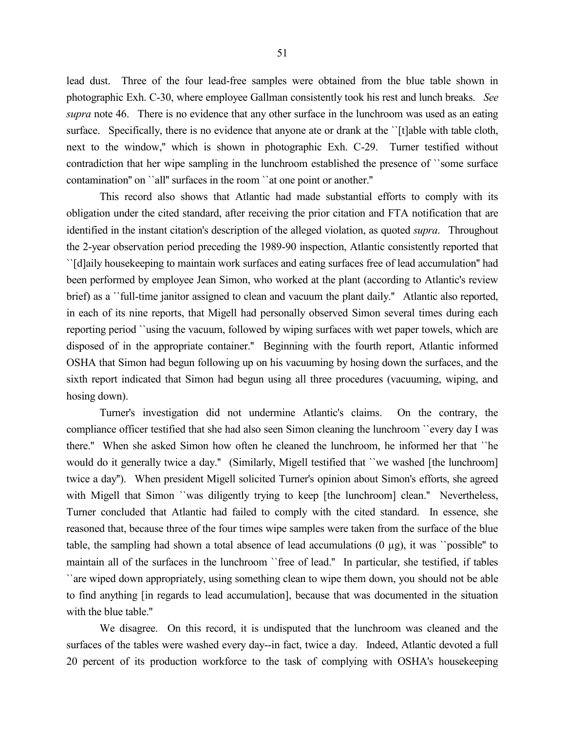lead dust. Three of the four lead-free samples were obtained from the blue table shown in photographic Exh. C-30, where employee Gallman consistently took his rest and lunch breaks. *See supra* note 46. There is no evidence that any other surface in the lunchroom was used as an eating surface. Specifically, there is no evidence that anyone ate or drank at the ``[t]able with table cloth, next to the window,'' which is shown in photographic Exh. C-29. Turner testified without contradiction that her wipe sampling in the lunchroom established the presence of ``some surface contamination'' on ``all'' surfaces in the room ``at one point or another.''

This record also shows that Atlantic had made substantial efforts to comply with its obligation under the cited standard, after receiving the prior citation and FTA notification that are identified in the instant citation's description of the alleged violation, as quoted *supra*. Throughout the 2-year observation period preceding the 1989-90 inspection, Atlantic consistently reported that ``[d]aily housekeeping to maintain work surfaces and eating surfaces free of lead accumulation'' had been performed by employee Jean Simon, who worked at the plant (according to Atlantic's review brief) as a ``full-time janitor assigned to clean and vacuum the plant daily.'' Atlantic also reported, in each of its nine reports, that Migell had personally observed Simon several times during each reporting period ``using the vacuum, followed by wiping surfaces with wet paper towels, which are disposed of in the appropriate container.'' Beginning with the fourth report, Atlantic informed OSHA that Simon had begun following up on his vacuuming by hosing down the surfaces, and the sixth report indicated that Simon had begun using all three procedures (vacuuming, wiping, and hosing down).

Turner's investigation did not undermine Atlantic's claims. On the contrary, the compliance officer testified that she had also seen Simon cleaning the lunchroom ``every day I was there.'' When she asked Simon how often he cleaned the lunchroom, he informed her that ``he would do it generally twice a day.'' (Similarly, Migell testified that ``we washed [the lunchroom] twice a day''). When president Migell solicited Turner's opinion about Simon's efforts, she agreed with Migell that Simon ``was diligently trying to keep [the lunchroom] clean.'' Nevertheless, Turner concluded that Atlantic had failed to comply with the cited standard. In essence, she reasoned that, because three of the four times wipe samples were taken from the surface of the blue table, the sampling had shown a total absence of lead accumulations (0 µg), it was ``possible'' to maintain all of the surfaces in the lunchroom ``free of lead.'' In particular, she testified, if tables ``are wiped down appropriately, using something clean to wipe them down, you should not be able to find anything [in regards to lead accumulation], because that was documented in the situation with the blue table.''

We disagree. On this record, it is undisputed that the lunchroom was cleaned and the surfaces of the tables were washed every day--in fact, twice a day. Indeed, Atlantic devoted a full 20 percent of its production workforce to the task of complying with OSHA's housekeeping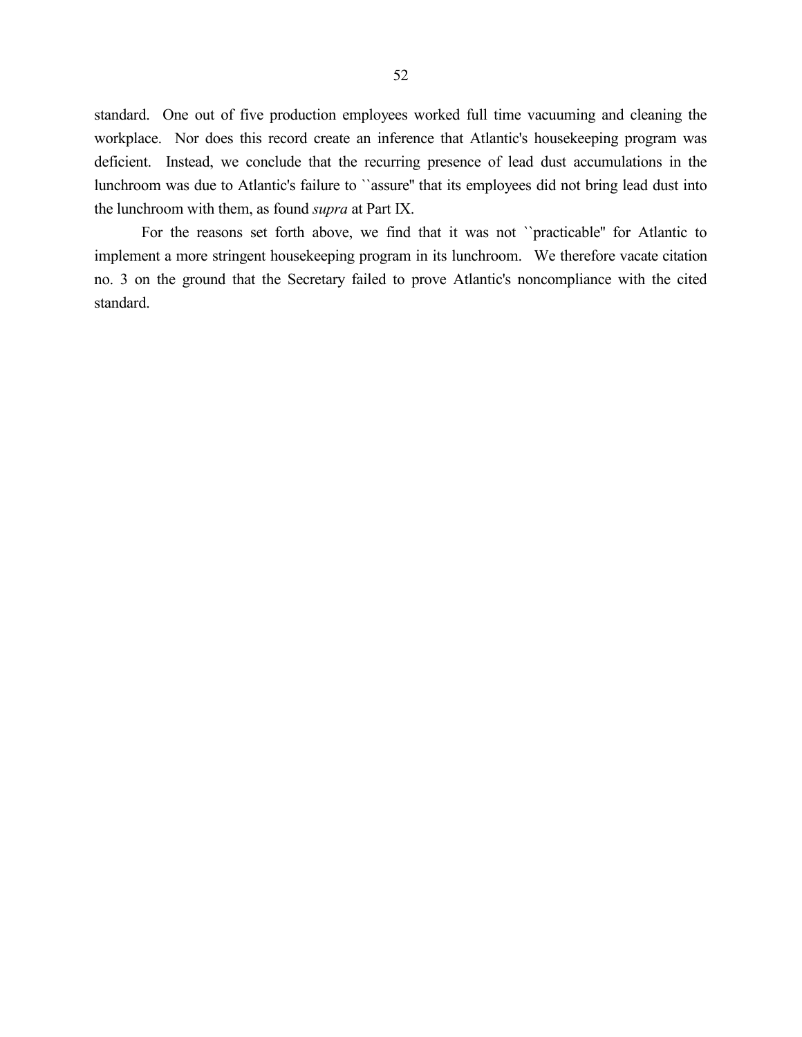standard. One out of five production employees worked full time vacuuming and cleaning the workplace. Nor does this record create an inference that Atlantic's housekeeping program was deficient. Instead, we conclude that the recurring presence of lead dust accumulations in the lunchroom was due to Atlantic's failure to ``assure'' that its employees did not bring lead dust into the lunchroom with them, as found *supra* at Part IX.

For the reasons set forth above, we find that it was not ``practicable'' for Atlantic to implement a more stringent housekeeping program in its lunchroom. We therefore vacate citation no. 3 on the ground that the Secretary failed to prove Atlantic's noncompliance with the cited standard.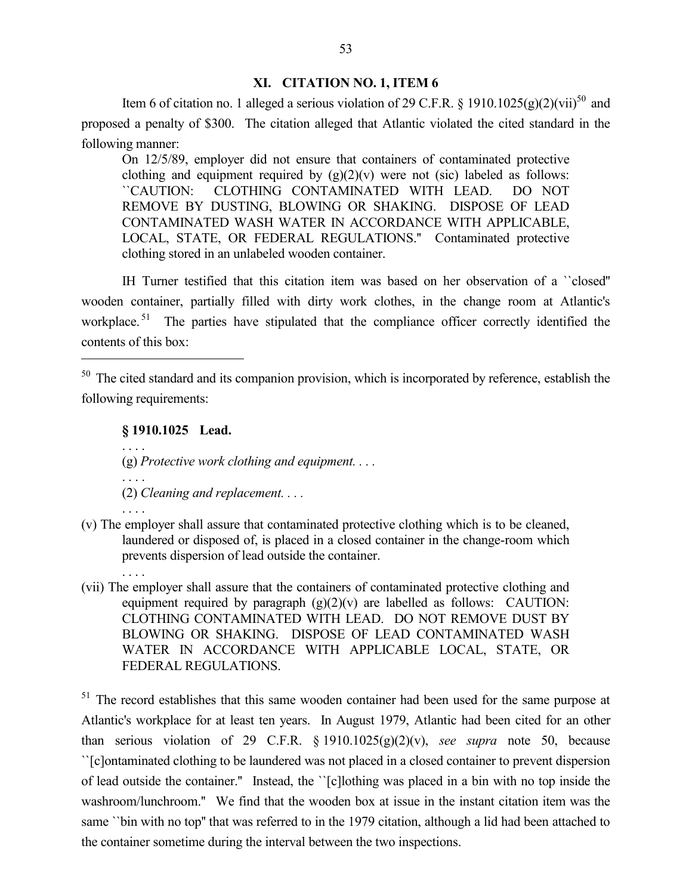## XI. CITATION NO. 1, ITEM 6

Item 6 of citation no. 1 alleged a serious violation of 29 C.F.R. § 1910.1025(g)(2)(vii)[50] and proposed a penalty of $300. The citation alleged that Atlantic violated the cited standard in the following manner:

> On 12/5/89, employer did not ensure that containers of contaminated protective clothing and equipment required by (g)(2)(v) were not (sic) labeled as follows: ``CAUTION: CLOTHING CONTAMINATED WITH LEAD. DO NOT REMOVE BY DUSTING, BLOWING OR SHAKING. DISPOSE OF LEAD CONTAMINATED WASH WATER IN ACCORDANCE WITH APPLICABLE, LOCAL, STATE, OR FEDERAL REGULATIONS.'' Contaminated protective clothing stored in an unlabeled wooden container.

IH Turner testified that this citation item was based on her observation of a ``closed'' wooden container, partially filled with dirty work clothes, in the change room at Atlantic's workplace.[51] The parties have stipulated that the compliance officer correctly identified the contents of this box:

---

[50] The cited standard and its companion provision, which is incorporated by reference, establish the following requirements:

> **§ 1910.1025 Lead.**
>
> . . . .
>
> (g) *Protective work clothing and equipment. . . .*
>
> . . . .
>
> (2) *Cleaning and replacement. . . .*
>
> . . . .
>
> (v) The employer shall assure that contaminated protective clothing which is to be cleaned, laundered or disposed of, is placed in a closed container in the change-room which prevents dispersion of lead outside the container.
>
> . . . .
>
> (vii) The employer shall assure that the containers of contaminated protective clothing and equipment required by paragraph (g)(2)(v) are labelled as follows: CAUTION: CLOTHING CONTAMINATED WITH LEAD. DO NOT REMOVE DUST BY BLOWING OR SHAKING. DISPOSE OF LEAD CONTAMINATED WASH WATER IN ACCORDANCE WITH APPLICABLE LOCAL, STATE, OR FEDERAL REGULATIONS.

[51] The record establishes that this same wooden container had been used for the same purpose at Atlantic's workplace for at least ten years. In August 1979, Atlantic had been cited for an other than serious violation of 29 C.F.R. § 1910.1025(g)(2)(v), *see supra* note 50, because ``[c]ontaminated clothing to be laundered was not placed in a closed container to prevent dispersion of lead outside the container.'' Instead, the ``[c]lothing was placed in a bin with no top inside the washroom/lunchroom.'' We find that the wooden box at issue in the instant citation item was the same ``bin with no top'' that was referred to in the 1979 citation, although a lid had been attached to the container sometime during the interval between the two inspections.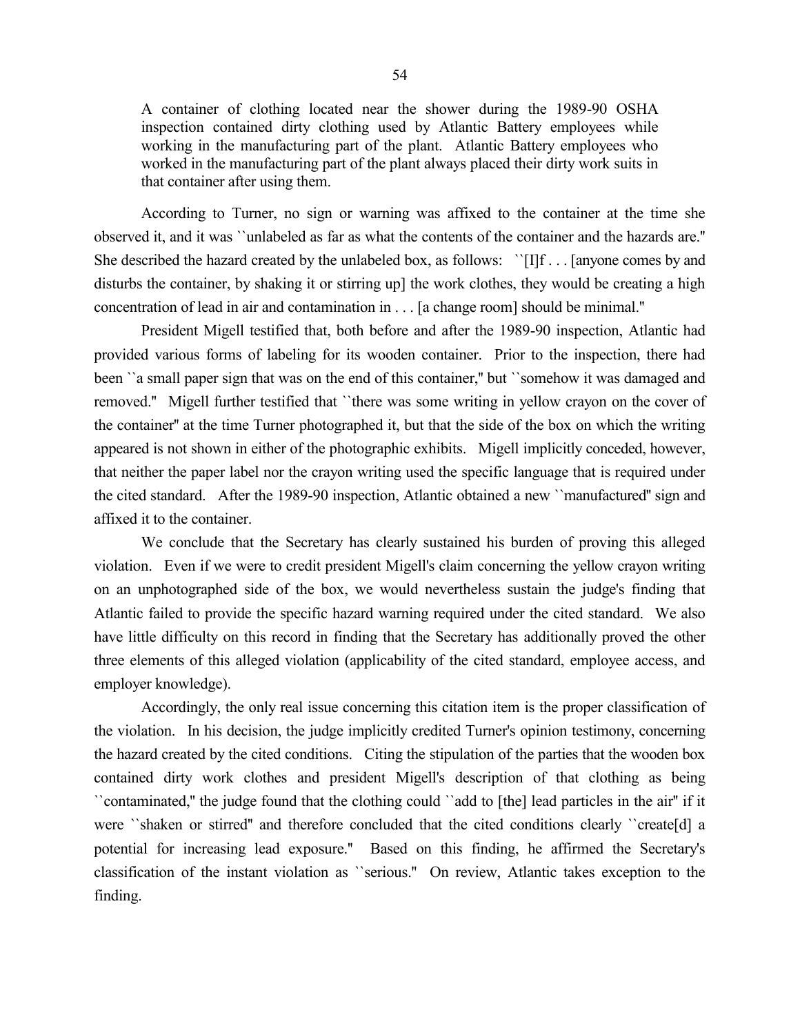> A container of clothing located near the shower during the 1989-90 OSHA inspection contained dirty clothing used by Atlantic Battery employees while working in the manufacturing part of the plant. Atlantic Battery employees who worked in the manufacturing part of the plant always placed their dirty work suits in that container after using them.

According to Turner, no sign or warning was affixed to the container at the time she observed it, and it was ``unlabeled as far as what the contents of the container and the hazards are.'' She described the hazard created by the unlabeled box, as follows: ``[I]f . . . [anyone comes by and disturbs the container, by shaking it or stirring up] the work clothes, they would be creating a high concentration of lead in air and contamination in . . . [a change room] should be minimal.''

President Migell testified that, both before and after the 1989-90 inspection, Atlantic had provided various forms of labeling for its wooden container. Prior to the inspection, there had been ``a small paper sign that was on the end of this container,'' but ``somehow it was damaged and removed.'' Migell further testified that ``there was some writing in yellow crayon on the cover of the container'' at the time Turner photographed it, but that the side of the box on which the writing appeared is not shown in either of the photographic exhibits. Migell implicitly conceded, however, that neither the paper label nor the crayon writing used the specific language that is required under the cited standard. After the 1989-90 inspection, Atlantic obtained a new ``manufactured'' sign and affixed it to the container.

We conclude that the Secretary has clearly sustained his burden of proving this alleged violation. Even if we were to credit president Migell's claim concerning the yellow crayon writing on an unphotographed side of the box, we would nevertheless sustain the judge's finding that Atlantic failed to provide the specific hazard warning required under the cited standard. We also have little difficulty on this record in finding that the Secretary has additionally proved the other three elements of this alleged violation (applicability of the cited standard, employee access, and employer knowledge).

Accordingly, the only real issue concerning this citation item is the proper classification of the violation. In his decision, the judge implicitly credited Turner's opinion testimony, concerning the hazard created by the cited conditions. Citing the stipulation of the parties that the wooden box contained dirty work clothes and president Migell's description of that clothing as being ``contaminated,'' the judge found that the clothing could ``add to [the] lead particles in the air'' if it were ``shaken or stirred'' and therefore concluded that the cited conditions clearly ``create[d] a potential for increasing lead exposure.'' Based on this finding, he affirmed the Secretary's classification of the instant violation as ``serious.'' On review, Atlantic takes exception to the finding.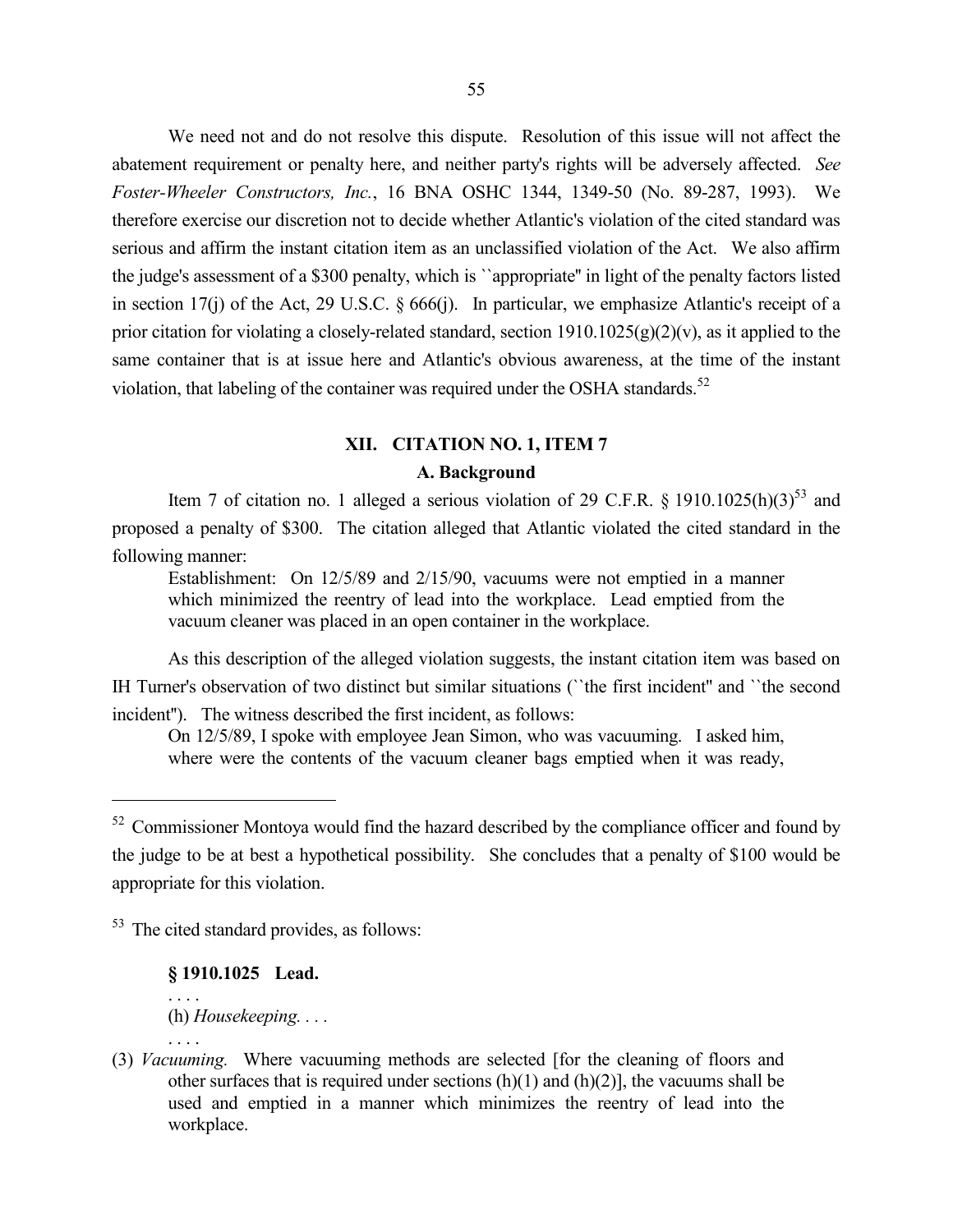We need not and do not resolve this dispute. Resolution of this issue will not affect the abatement requirement or penalty here, and neither party's rights will be adversely affected. *See Foster-Wheeler Constructors, Inc.*, 16 BNA OSHC 1344, 1349-50 (No. 89-287, 1993). We therefore exercise our discretion not to decide whether Atlantic's violation of the cited standard was serious and affirm the instant citation item as an unclassified violation of the Act. We also affirm the judge's assessment of a $300 penalty, which is ``appropriate'' in light of the penalty factors listed in section 17(j) of the Act, 29 U.S.C. § 666(j). In particular, we emphasize Atlantic's receipt of a prior citation for violating a closely-related standard, section 1910.1025(g)(2)(v), as it applied to the same container that is at issue here and Atlantic's obvious awareness, at the time of the instant violation, that labeling of the container was required under the OSHA standards.[52]

## XII. CITATION NO. 1, ITEM 7

### A. Background

Item 7 of citation no. 1 alleged a serious violation of 29 C.F.R. § 1910.1025(h)(3)[53] and proposed a penalty of $300. The citation alleged that Atlantic violated the cited standard in the following manner:

> Establishment: On 12/5/89 and 2/15/90, vacuums were not emptied in a manner which minimized the reentry of lead into the workplace. Lead emptied from the vacuum cleaner was placed in an open container in the workplace.

As this description of the alleged violation suggests, the instant citation item was based on IH Turner's observation of two distinct but similar situations (``the first incident'' and ``the second incident''). The witness described the first incident, as follows:

> On 12/5/89, I spoke with employee Jean Simon, who was vacuuming. I asked him, where were the contents of the vacuum cleaner bags emptied when it was ready,

---

[52] Commissioner Montoya would find the hazard described by the compliance officer and found by the judge to be at best a hypothetical possibility. She concludes that a penalty of $100 would be appropriate for this violation.

[53] The cited standard provides, as follows:

> **§ 1910.1025 Lead.**
>
> . . . .
>
> (h) *Housekeeping*. . . .
>
> . . . .
>
> (3) *Vacuuming.* Where vacuuming methods are selected [for the cleaning of floors and other surfaces that is required under sections (h)(1) and (h)(2)], the vacuums shall be used and emptied in a manner which minimizes the reentry of lead into the workplace.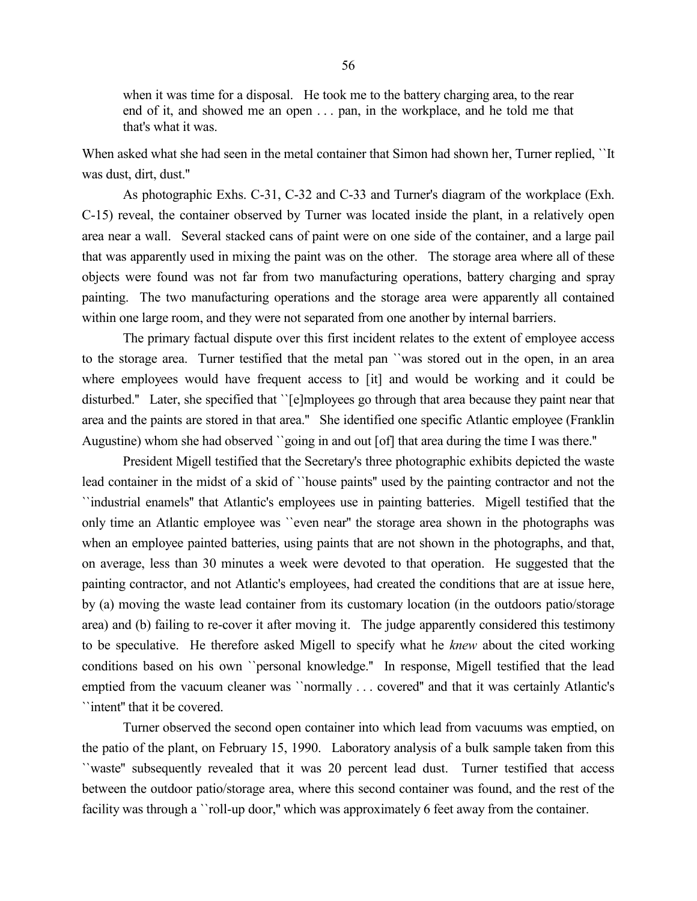> when it was time for a disposal. He took me to the battery charging area, to the rear end of it, and showed me an open . . . pan, in the workplace, and he told me that that's what it was.

When asked what she had seen in the metal container that Simon had shown her, Turner replied, ``It was dust, dirt, dust.''

As photographic Exhs. C-31, C-32 and C-33 and Turner's diagram of the workplace (Exh. C-15) reveal, the container observed by Turner was located inside the plant, in a relatively open area near a wall. Several stacked cans of paint were on one side of the container, and a large pail that was apparently used in mixing the paint was on the other. The storage area where all of these objects were found was not far from two manufacturing operations, battery charging and spray painting. The two manufacturing operations and the storage area were apparently all contained within one large room, and they were not separated from one another by internal barriers.

The primary factual dispute over this first incident relates to the extent of employee access to the storage area. Turner testified that the metal pan ``was stored out in the open, in an area where employees would have frequent access to [it] and would be working and it could be disturbed.'' Later, she specified that ``[e]mployees go through that area because they paint near that area and the paints are stored in that area.'' She identified one specific Atlantic employee (Franklin Augustine) whom she had observed ``going in and out [of] that area during the time I was there.''

President Migell testified that the Secretary's three photographic exhibits depicted the waste lead container in the midst of a skid of ``house paints'' used by the painting contractor and not the ``industrial enamels'' that Atlantic's employees use in painting batteries. Migell testified that the only time an Atlantic employee was ``even near'' the storage area shown in the photographs was when an employee painted batteries, using paints that are not shown in the photographs, and that, on average, less than 30 minutes a week were devoted to that operation. He suggested that the painting contractor, and not Atlantic's employees, had created the conditions that are at issue here, by (a) moving the waste lead container from its customary location (in the outdoors patio/storage area) and (b) failing to re-cover it after moving it. The judge apparently considered this testimony to be speculative. He therefore asked Migell to specify what he *knew* about the cited working conditions based on his own ``personal knowledge.'' In response, Migell testified that the lead emptied from the vacuum cleaner was ``normally . . . covered'' and that it was certainly Atlantic's ``intent'' that it be covered.

Turner observed the second open container into which lead from vacuums was emptied, on the patio of the plant, on February 15, 1990. Laboratory analysis of a bulk sample taken from this ``waste'' subsequently revealed that it was 20 percent lead dust. Turner testified that access between the outdoor patio/storage area, where this second container was found, and the rest of the facility was through a ``roll-up door,'' which was approximately 6 feet away from the container.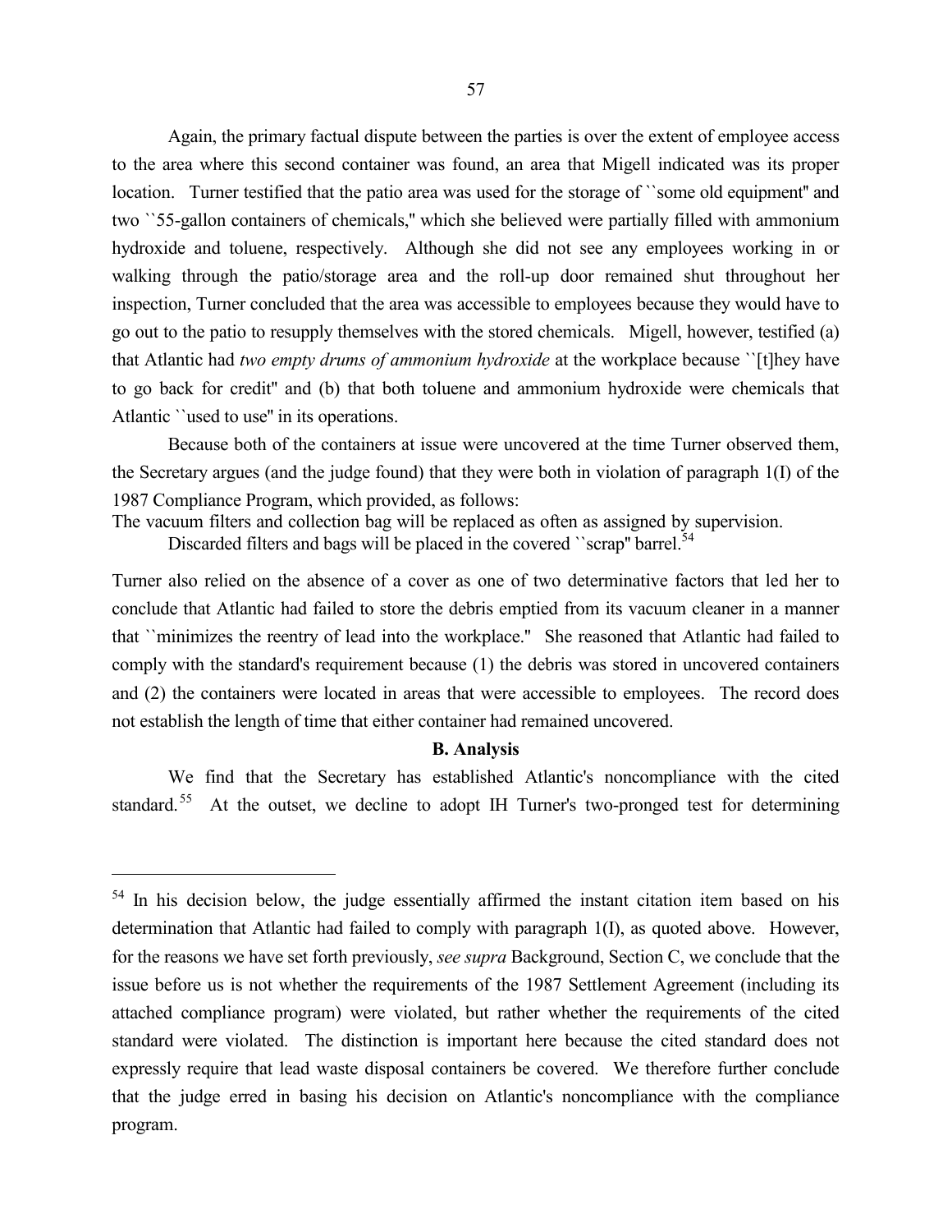Again, the primary factual dispute between the parties is over the extent of employee access to the area where this second container was found, an area that Migell indicated was its proper location. Turner testified that the patio area was used for the storage of ``some old equipment'' and two ``55-gallon containers of chemicals,'' which she believed were partially filled with ammonium hydroxide and toluene, respectively. Although she did not see any employees working in or walking through the patio/storage area and the roll-up door remained shut throughout her inspection, Turner concluded that the area was accessible to employees because they would have to go out to the patio to resupply themselves with the stored chemicals. Migell, however, testified (a) that Atlantic had *two empty drums of ammonium hydroxide* at the workplace because ``[t]hey have to go back for credit'' and (b) that both toluene and ammonium hydroxide were chemicals that Atlantic ``used to use'' in its operations.

Because both of the containers at issue were uncovered at the time Turner observed them, the Secretary argues (and the judge found) that they were both in violation of paragraph 1(I) of the 1987 Compliance Program, which provided, as follows:

> The vacuum filters and collection bag will be replaced as often as assigned by supervision. Discarded filters and bags will be placed in the covered ``scrap'' barrel.[54]

Turner also relied on the absence of a cover as one of two determinative factors that led her to conclude that Atlantic had failed to store the debris emptied from its vacuum cleaner in a manner that ``minimizes the reentry of lead into the workplace.'' She reasoned that Atlantic had failed to comply with the standard's requirement because (1) the debris was stored in uncovered containers and (2) the containers were located in areas that were accessible to employees. The record does not establish the length of time that either container had remained uncovered.

### B. Analysis

We find that the Secretary has established Atlantic's noncompliance with the cited standard.[55] At the outset, we decline to adopt IH Turner's two-pronged test for determining

---

[54] In his decision below, the judge essentially affirmed the instant citation item based on his determination that Atlantic had failed to comply with paragraph 1(I), as quoted above. However, for the reasons we have set forth previously, *see supra* Background, Section C, we conclude that the issue before us is not whether the requirements of the 1987 Settlement Agreement (including its attached compliance program) were violated, but rather whether the requirements of the cited standard were violated. The distinction is important here because the cited standard does not expressly require that lead waste disposal containers be covered. We therefore further conclude that the judge erred in basing his decision on Atlantic's noncompliance with the compliance program.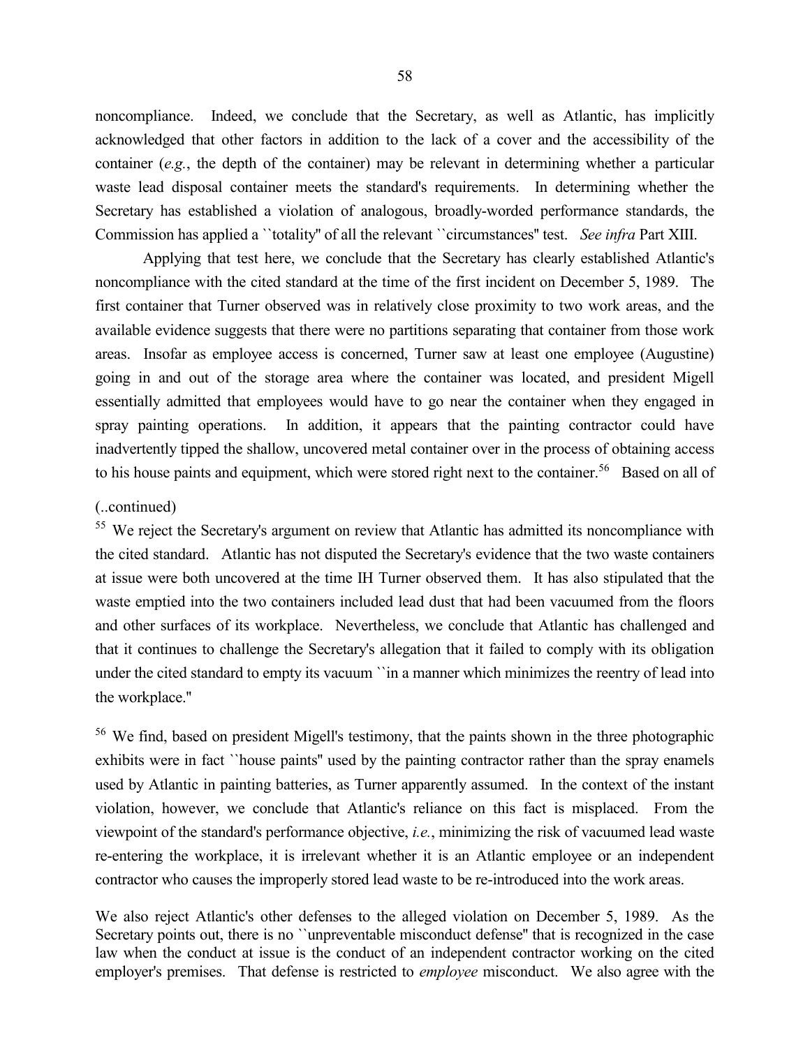noncompliance. Indeed, we conclude that the Secretary, as well as Atlantic, has implicitly acknowledged that other factors in addition to the lack of a cover and the accessibility of the container (*e.g.*, the depth of the container) may be relevant in determining whether a particular waste lead disposal container meets the standard's requirements. In determining whether the Secretary has established a violation of analogous, broadly-worded performance standards, the Commission has applied a ``totality'' of all the relevant ``circumstances'' test. *See infra* Part XIII.

Applying that test here, we conclude that the Secretary has clearly established Atlantic's noncompliance with the cited standard at the time of the first incident on December 5, 1989. The first container that Turner observed was in relatively close proximity to two work areas, and the available evidence suggests that there were no partitions separating that container from those work areas. Insofar as employee access is concerned, Turner saw at least one employee (Augustine) going in and out of the storage area where the container was located, and president Migell essentially admitted that employees would have to go near the container when they engaged in spray painting operations. In addition, it appears that the painting contractor could have inadvertently tipped the shallow, uncovered metal container over in the process of obtaining access to his house paints and equipment, which were stored right next to the container.[56] Based on all of

(..continued)

[55] We reject the Secretary's argument on review that Atlantic has admitted its noncompliance with the cited standard. Atlantic has not disputed the Secretary's evidence that the two waste containers at issue were both uncovered at the time IH Turner observed them. It has also stipulated that the waste emptied into the two containers included lead dust that had been vacuumed from the floors and other surfaces of its workplace. Nevertheless, we conclude that Atlantic has challenged and that it continues to challenge the Secretary's allegation that it failed to comply with its obligation under the cited standard to empty its vacuum ``in a manner which minimizes the reentry of lead into the workplace.''

[56] We find, based on president Migell's testimony, that the paints shown in the three photographic exhibits were in fact ``house paints'' used by the painting contractor rather than the spray enamels used by Atlantic in painting batteries, as Turner apparently assumed. In the context of the instant violation, however, we conclude that Atlantic's reliance on this fact is misplaced. From the viewpoint of the standard's performance objective, *i.e.*, minimizing the risk of vacuumed lead waste re-entering the workplace, it is irrelevant whether it is an Atlantic employee or an independent contractor who causes the improperly stored lead waste to be re-introduced into the work areas.

We also reject Atlantic's other defenses to the alleged violation on December 5, 1989. As the Secretary points out, there is no ``unpreventable misconduct defense'' that is recognized in the case law when the conduct at issue is the conduct of an independent contractor working on the cited employer's premises. That defense is restricted to *employee* misconduct. We also agree with the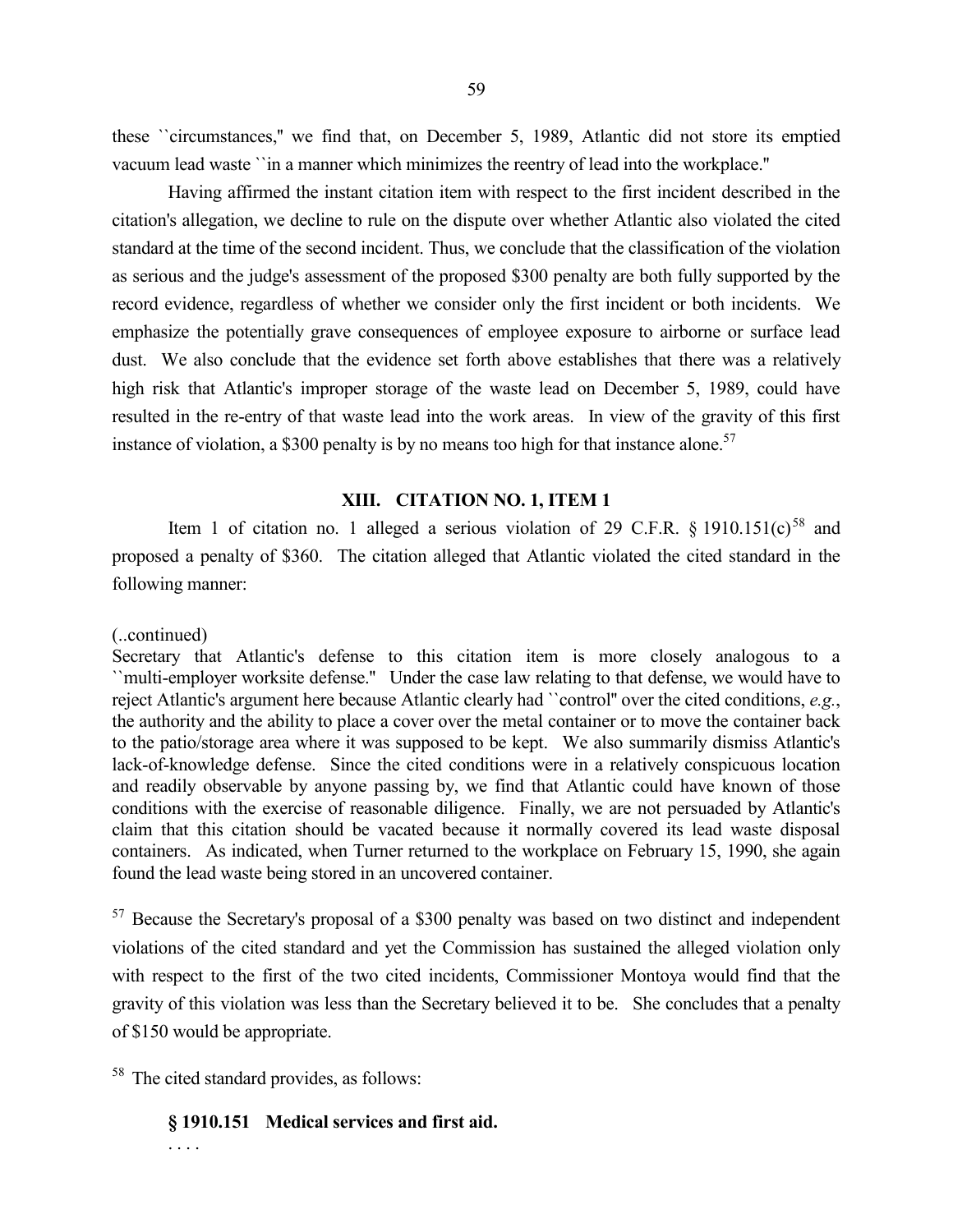these ``circumstances,'' we find that, on December 5, 1989, Atlantic did not store its emptied vacuum lead waste ``in a manner which minimizes the reentry of lead into the workplace.''

Having affirmed the instant citation item with respect to the first incident described in the citation's allegation, we decline to rule on the dispute over whether Atlantic also violated the cited standard at the time of the second incident. Thus, we conclude that the classification of the violation as serious and the judge's assessment of the proposed $300 penalty are both fully supported by the record evidence, regardless of whether we consider only the first incident or both incidents. We emphasize the potentially grave consequences of employee exposure to airborne or surface lead dust. We also conclude that the evidence set forth above establishes that there was a relatively high risk that Atlantic's improper storage of the waste lead on December 5, 1989, could have resulted in the re-entry of that waste lead into the work areas. In view of the gravity of this first instance of violation, a $300 penalty is by no means too high for that instance alone.[57]

## XIII. CITATION NO. 1, ITEM 1

Item 1 of citation no. 1 alleged a serious violation of 29 C.F.R. § 1910.151(c)[58] and proposed a penalty of $360. The citation alleged that Atlantic violated the cited standard in the following manner:

(..continued)
Secretary that Atlantic's defense to this citation item is more closely analogous to a ``multi-employer worksite defense.'' Under the case law relating to that defense, we would have to reject Atlantic's argument here because Atlantic clearly had ``control'' over the cited conditions, *e.g.*, the authority and the ability to place a cover over the metal container or to move the container back to the patio/storage area where it was supposed to be kept. We also summarily dismiss Atlantic's lack-of-knowledge defense. Since the cited conditions were in a relatively conspicuous location and readily observable by anyone passing by, we find that Atlantic could have known of those conditions with the exercise of reasonable diligence. Finally, we are not persuaded by Atlantic's claim that this citation should be vacated because it normally covered its lead waste disposal containers. As indicated, when Turner returned to the workplace on February 15, 1990, she again found the lead waste being stored in an uncovered container.

[57] Because the Secretary's proposal of a $300 penalty was based on two distinct and independent violations of the cited standard and yet the Commission has sustained the alleged violation only with respect to the first of the two cited incidents, Commissioner Montoya would find that the gravity of this violation was less than the Secretary believed it to be. She concludes that a penalty of $150 would be appropriate.

[58] The cited standard provides, as follows:

**§ 1910.151 Medical services and first aid.**

. . . .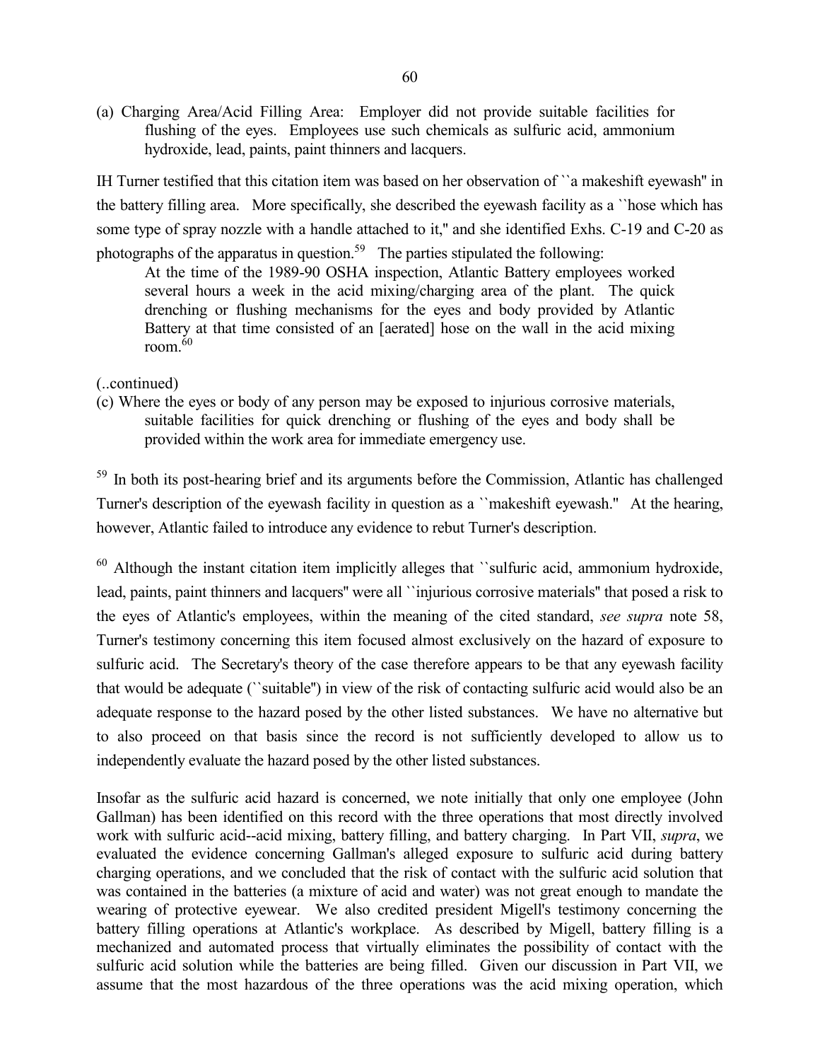(a) Charging Area/Acid Filling Area: Employer did not provide suitable facilities for flushing of the eyes. Employees use such chemicals as sulfuric acid, ammonium hydroxide, lead, paints, paint thinners and lacquers.

IH Turner testified that this citation item was based on her observation of ``a makeshift eyewash'' in the battery filling area. More specifically, she described the eyewash facility as a ``hose which has some type of spray nozzle with a handle attached to it,'' and she identified Exhs. C-19 and C-20 as photographs of the apparatus in question.[59] The parties stipulated the following:

> At the time of the 1989-90 OSHA inspection, Atlantic Battery employees worked several hours a week in the acid mixing/charging area of the plant. The quick drenching or flushing mechanisms for the eyes and body provided by Atlantic Battery at that time consisted of an [aerated] hose on the wall in the acid mixing room.[60]

(..continued)

(c) Where the eyes or body of any person may be exposed to injurious corrosive materials, suitable facilities for quick drenching or flushing of the eyes and body shall be provided within the work area for immediate emergency use.

[59] In both its post-hearing brief and its arguments before the Commission, Atlantic has challenged Turner's description of the eyewash facility in question as a ``makeshift eyewash.'' At the hearing, however, Atlantic failed to introduce any evidence to rebut Turner's description.

[60] Although the instant citation item implicitly alleges that ``sulfuric acid, ammonium hydroxide, lead, paints, paint thinners and lacquers'' were all ``injurious corrosive materials'' that posed a risk to the eyes of Atlantic's employees, within the meaning of the cited standard, *see supra* note 58, Turner's testimony concerning this item focused almost exclusively on the hazard of exposure to sulfuric acid. The Secretary's theory of the case therefore appears to be that any eyewash facility that would be adequate (``suitable'') in view of the risk of contacting sulfuric acid would also be an adequate response to the hazard posed by the other listed substances. We have no alternative but to also proceed on that basis since the record is not sufficiently developed to allow us to independently evaluate the hazard posed by the other listed substances.

Insofar as the sulfuric acid hazard is concerned, we note initially that only one employee (John Gallman) has been identified on this record with the three operations that most directly involved work with sulfuric acid--acid mixing, battery filling, and battery charging. In Part VII, *supra*, we evaluated the evidence concerning Gallman's alleged exposure to sulfuric acid during battery charging operations, and we concluded that the risk of contact with the sulfuric acid solution that was contained in the batteries (a mixture of acid and water) was not great enough to mandate the wearing of protective eyewear. We also credited president Migell's testimony concerning the battery filling operations at Atlantic's workplace. As described by Migell, battery filling is a mechanized and automated process that virtually eliminates the possibility of contact with the sulfuric acid solution while the batteries are being filled. Given our discussion in Part VII, we assume that the most hazardous of the three operations was the acid mixing operation, which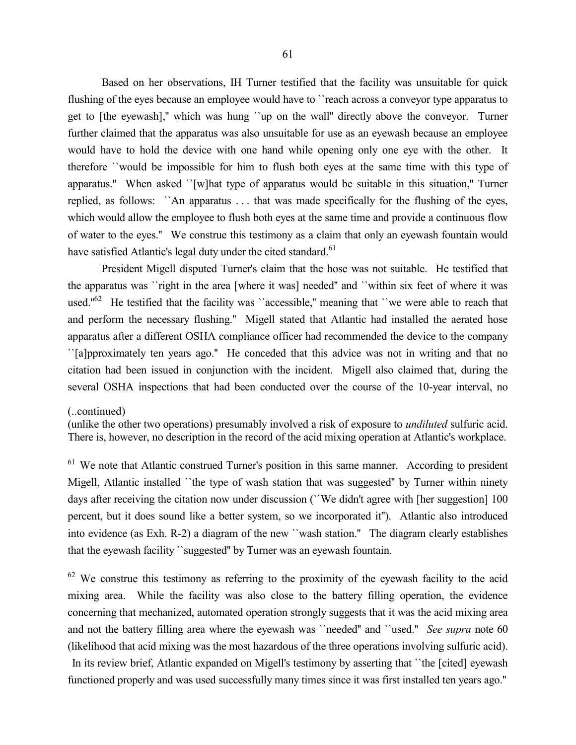Based on her observations, IH Turner testified that the facility was unsuitable for quick flushing of the eyes because an employee would have to ``reach across a conveyor type apparatus to get to [the eyewash],'' which was hung ``up on the wall'' directly above the conveyor. Turner further claimed that the apparatus was also unsuitable for use as an eyewash because an employee would have to hold the device with one hand while opening only one eye with the other. It therefore ``would be impossible for him to flush both eyes at the same time with this type of apparatus.'' When asked ``[w]hat type of apparatus would be suitable in this situation,'' Turner replied, as follows: ``An apparatus . . . that was made specifically for the flushing of the eyes, which would allow the employee to flush both eyes at the same time and provide a continuous flow of water to the eyes.'' We construe this testimony as a claim that only an eyewash fountain would have satisfied Atlantic's legal duty under the cited standard.[61]

President Migell disputed Turner's claim that the hose was not suitable. He testified that the apparatus was ``right in the area [where it was] needed'' and ``within six feet of where it was used.''[62] He testified that the facility was ``accessible,'' meaning that ``we were able to reach that and perform the necessary flushing.'' Migell stated that Atlantic had installed the aerated hose apparatus after a different OSHA compliance officer had recommended the device to the company ``[a]pproximately ten years ago.'' He conceded that this advice was not in writing and that no citation had been issued in conjunction with the incident. Migell also claimed that, during the several OSHA inspections that had been conducted over the course of the 10-year interval, no

(..continued)
(unlike the other two operations) presumably involved a risk of exposure to *undiluted* sulfuric acid. There is, however, no description in the record of the acid mixing operation at Atlantic's workplace.

[61] We note that Atlantic construed Turner's position in this same manner. According to president Migell, Atlantic installed ``the type of wash station that was suggested'' by Turner within ninety days after receiving the citation now under discussion (``We didn't agree with [her suggestion] 100 percent, but it does sound like a better system, so we incorporated it''). Atlantic also introduced into evidence (as Exh. R-2) a diagram of the new ``wash station.'' The diagram clearly establishes that the eyewash facility ``suggested'' by Turner was an eyewash fountain.

[62] We construe this testimony as referring to the proximity of the eyewash facility to the acid mixing area. While the facility was also close to the battery filling operation, the evidence concerning that mechanized, automated operation strongly suggests that it was the acid mixing area and not the battery filling area where the eyewash was ``needed'' and ``used.'' *See supra* note 60 (likelihood that acid mixing was the most hazardous of the three operations involving sulfuric acid). In its review brief, Atlantic expanded on Migell's testimony by asserting that ``the [cited] eyewash functioned properly and was used successfully many times since it was first installed ten years ago.''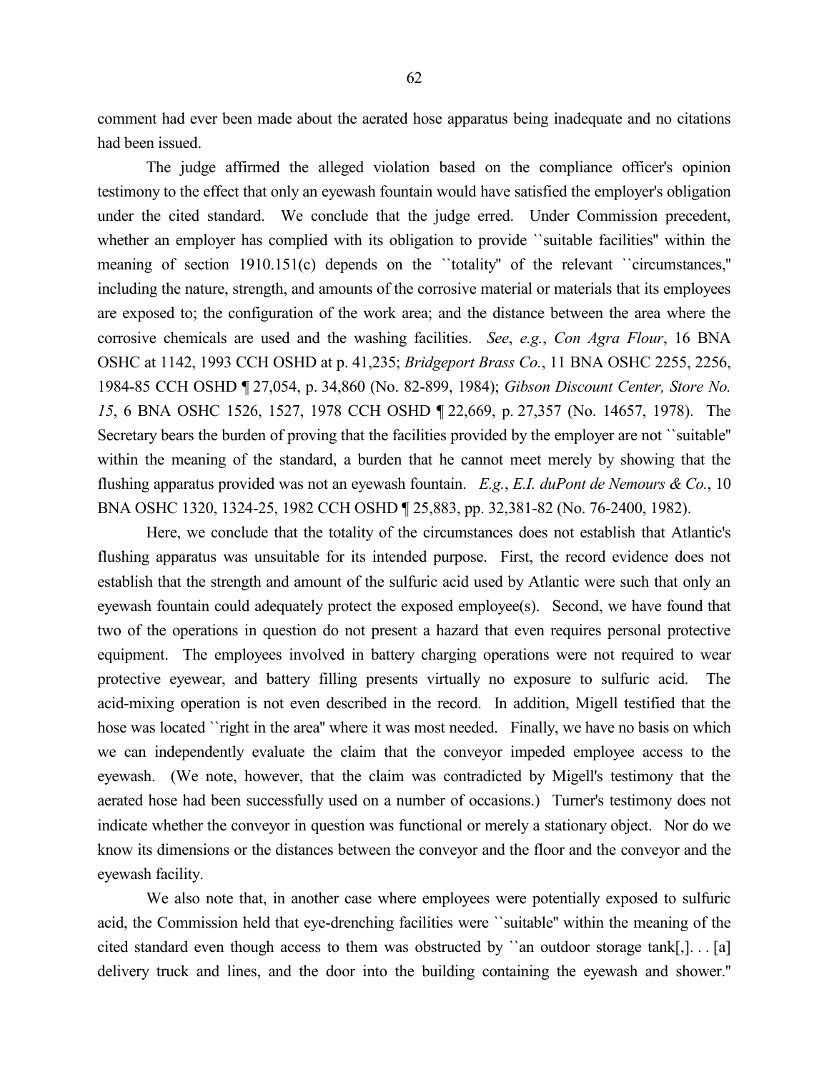comment had ever been made about the aerated hose apparatus being inadequate and no citations had been issued.

The judge affirmed the alleged violation based on the compliance officer's opinion testimony to the effect that only an eyewash fountain would have satisfied the employer's obligation under the cited standard. We conclude that the judge erred. Under Commission precedent, whether an employer has complied with its obligation to provide ``suitable facilities'' within the meaning of section 1910.151(c) depends on the ``totality'' of the relevant ``circumstances,'' including the nature, strength, and amounts of the corrosive material or materials that its employees are exposed to; the configuration of the work area; and the distance between the area where the corrosive chemicals are used and the washing facilities. *See*, *e.g.*, *Con Agra Flour*, 16 BNA OSHC at 1142, 1993 CCH OSHD at p. 41,235; *Bridgeport Brass Co.*, 11 BNA OSHC 2255, 2256, 1984-85 CCH OSHD ¶ 27,054, p. 34,860 (No. 82-899, 1984); *Gibson Discount Center, Store No. 15*, 6 BNA OSHC 1526, 1527, 1978 CCH OSHD ¶ 22,669, p. 27,357 (No. 14657, 1978). The Secretary bears the burden of proving that the facilities provided by the employer are not ``suitable'' within the meaning of the standard, a burden that he cannot meet merely by showing that the flushing apparatus provided was not an eyewash fountain. *E.g.*, *E.I. duPont de Nemours & Co.*, 10 BNA OSHC 1320, 1324-25, 1982 CCH OSHD ¶ 25,883, pp. 32,381-82 (No. 76-2400, 1982).

Here, we conclude that the totality of the circumstances does not establish that Atlantic's flushing apparatus was unsuitable for its intended purpose. First, the record evidence does not establish that the strength and amount of the sulfuric acid used by Atlantic were such that only an eyewash fountain could adequately protect the exposed employee(s). Second, we have found that two of the operations in question do not present a hazard that even requires personal protective equipment. The employees involved in battery charging operations were not required to wear protective eyewear, and battery filling presents virtually no exposure to sulfuric acid. The acid-mixing operation is not even described in the record. In addition, Migell testified that the hose was located ``right in the area'' where it was most needed. Finally, we have no basis on which we can independently evaluate the claim that the conveyor impeded employee access to the eyewash. (We note, however, that the claim was contradicted by Migell's testimony that the aerated hose had been successfully used on a number of occasions.) Turner's testimony does not indicate whether the conveyor in question was functional or merely a stationary object. Nor do we know its dimensions or the distances between the conveyor and the floor and the conveyor and the eyewash facility.

We also note that, in another case where employees were potentially exposed to sulfuric acid, the Commission held that eye-drenching facilities were ``suitable'' within the meaning of the cited standard even though access to them was obstructed by ``an outdoor storage tank[,]. . . [a] delivery truck and lines, and the door into the building containing the eyewash and shower.''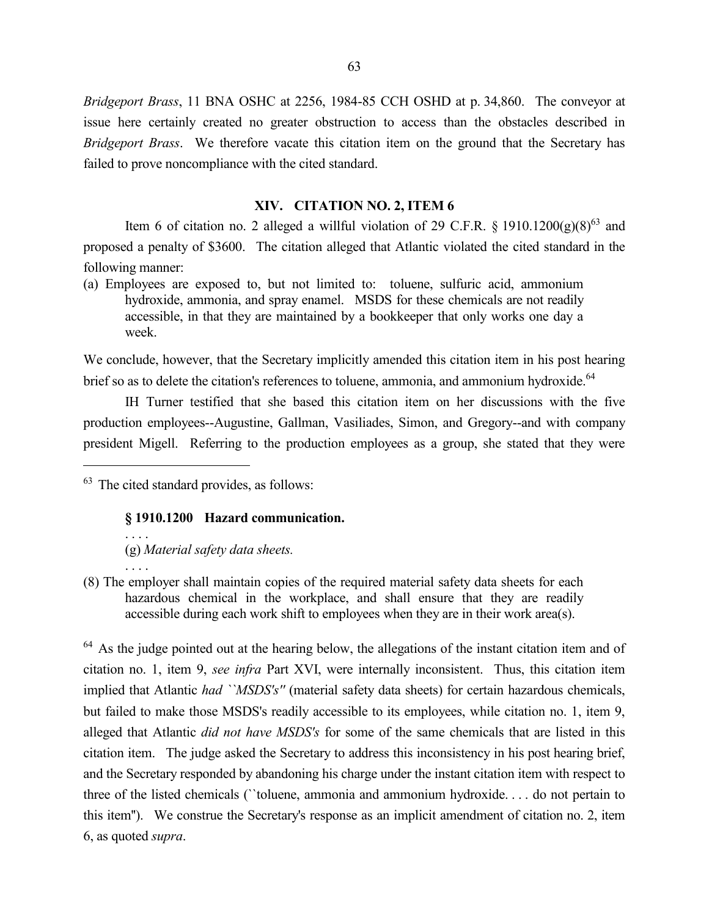*Bridgeport Brass*, 11 BNA OSHC at 2256, 1984-85 CCH OSHD at p. 34,860. The conveyor at issue here certainly created no greater obstruction to access than the obstacles described in *Bridgeport Brass*. We therefore vacate this citation item on the ground that the Secretary has failed to prove noncompliance with the cited standard.

## XIV. CITATION NO. 2, ITEM 6

Item 6 of citation no. 2 alleged a willful violation of 29 C.F.R. § 1910.1200(g)(8)[63] and proposed a penalty of $3600. The citation alleged that Atlantic violated the cited standard in the following manner:

(a) Employees are exposed to, but not limited to: toluene, sulfuric acid, ammonium hydroxide, ammonia, and spray enamel. MSDS for these chemicals are not readily accessible, in that they are maintained by a bookkeeper that only works one day a week.

We conclude, however, that the Secretary implicitly amended this citation item in his post hearing brief so as to delete the citation's references to toluene, ammonia, and ammonium hydroxide.[64]

IH Turner testified that she based this citation item on her discussions with the five production employees--Augustine, Gallman, Vasiliades, Simon, and Gregory--and with company president Migell. Referring to the production employees as a group, she stated that they were

---

[63] The cited standard provides, as follows:

> **§ 1910.1200 Hazard communication.**
>
> . . . .
>
> (g) *Material safety data sheets.*
>
> . . . .
>
> (8) The employer shall maintain copies of the required material safety data sheets for each hazardous chemical in the workplace, and shall ensure that they are readily accessible during each work shift to employees when they are in their work area(s).

[64] As the judge pointed out at the hearing below, the allegations of the instant citation item and of citation no. 1, item 9, *see infra* Part XVI, were internally inconsistent. Thus, this citation item implied that Atlantic *had ``MSDS's''* (material safety data sheets) for certain hazardous chemicals, but failed to make those MSDS's readily accessible to its employees, while citation no. 1, item 9, alleged that Atlantic *did not have MSDS's* for some of the same chemicals that are listed in this citation item. The judge asked the Secretary to address this inconsistency in his post hearing brief, and the Secretary responded by abandoning his charge under the instant citation item with respect to three of the listed chemicals (``toluene, ammonia and ammonium hydroxide. . . . do not pertain to this item''). We construe the Secretary's response as an implicit amendment of citation no. 2, item 6, as quoted *supra*.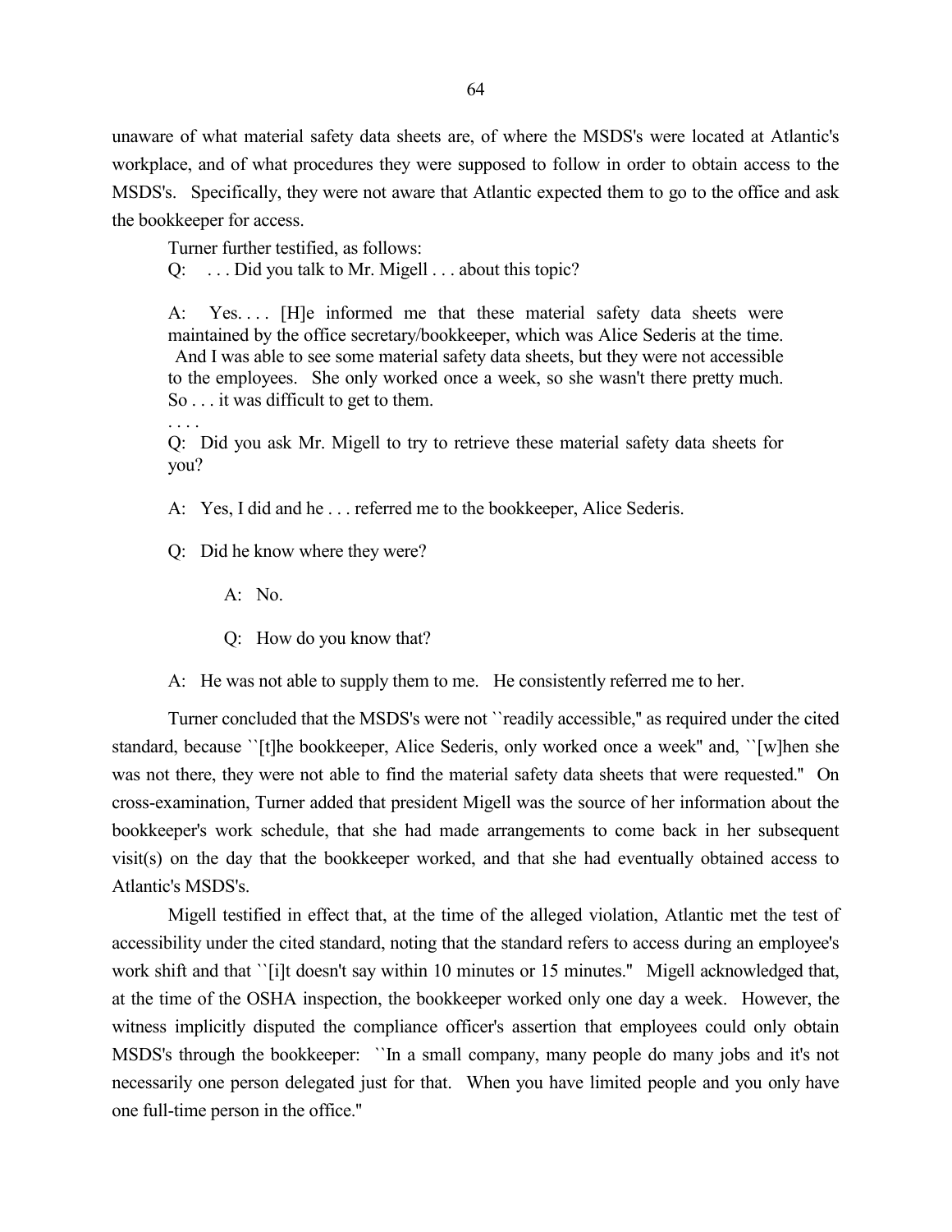unaware of what material safety data sheets are, of where the MSDS's were located at Atlantic's workplace, and of what procedures they were supposed to follow in order to obtain access to the MSDS's. Specifically, they were not aware that Atlantic expected them to go to the office and ask the bookkeeper for access.

Turner further testified, as follows:

> Q: . . . Did you talk to Mr. Migell . . . about this topic?
>
> A: Yes. . . . [H]e informed me that these material safety data sheets were maintained by the office secretary/bookkeeper, which was Alice Sederis at the time. And I was able to see some material safety data sheets, but they were not accessible to the employees. She only worked once a week, so she wasn't there pretty much. So . . . it was difficult to get to them.
>
> . . . .
>
> Q: Did you ask Mr. Migell to try to retrieve these material safety data sheets for you?
>
> A: Yes, I did and he . . . referred me to the bookkeeper, Alice Sederis.
>
> Q: Did he know where they were?
>
> A: No.
>
> Q: How do you know that?
>
> A: He was not able to supply them to me. He consistently referred me to her.

Turner concluded that the MSDS's were not ``readily accessible,'' as required under the cited standard, because ``[t]he bookkeeper, Alice Sederis, only worked once a week'' and, ``[w]hen she was not there, they were not able to find the material safety data sheets that were requested.'' On cross-examination, Turner added that president Migell was the source of her information about the bookkeeper's work schedule, that she had made arrangements to come back in her subsequent visit(s) on the day that the bookkeeper worked, and that she had eventually obtained access to Atlantic's MSDS's.

Migell testified in effect that, at the time of the alleged violation, Atlantic met the test of accessibility under the cited standard, noting that the standard refers to access during an employee's work shift and that ``[i]t doesn't say within 10 minutes or 15 minutes.'' Migell acknowledged that, at the time of the OSHA inspection, the bookkeeper worked only one day a week. However, the witness implicitly disputed the compliance officer's assertion that employees could only obtain MSDS's through the bookkeeper: ``In a small company, many people do many jobs and it's not necessarily one person delegated just for that. When you have limited people and you only have one full-time person in the office.''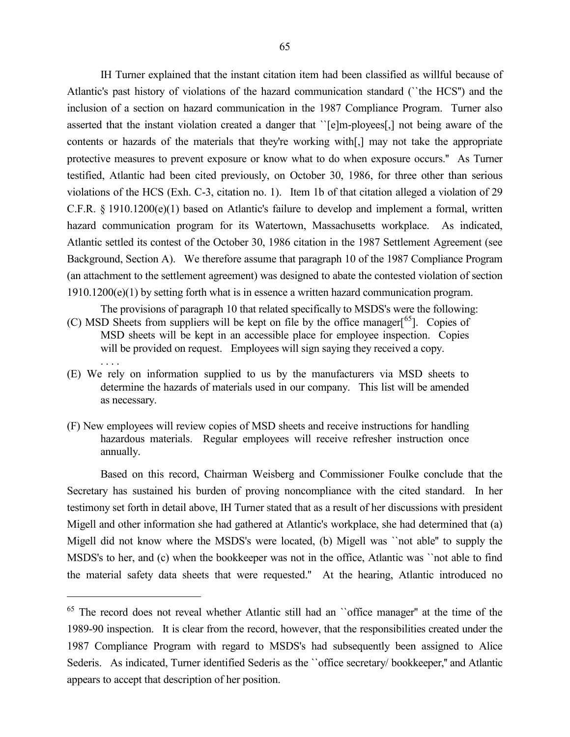IH Turner explained that the instant citation item had been classified as willful because of Atlantic's past history of violations of the hazard communication standard (``the HCS'') and the inclusion of a section on hazard communication in the 1987 Compliance Program. Turner also asserted that the instant violation created a danger that ``[e]m-ployees[,] not being aware of the contents or hazards of the materials that they're working with[,] may not take the appropriate protective measures to prevent exposure or know what to do when exposure occurs.'' As Turner testified, Atlantic had been cited previously, on October 30, 1986, for three other than serious violations of the HCS (Exh. C-3, citation no. 1). Item 1b of that citation alleged a violation of 29 C.F.R. § 1910.1200(e)(1) based on Atlantic's failure to develop and implement a formal, written hazard communication program for its Watertown, Massachusetts workplace. As indicated, Atlantic settled its contest of the October 30, 1986 citation in the 1987 Settlement Agreement (see Background, Section A). We therefore assume that paragraph 10 of the 1987 Compliance Program (an attachment to the settlement agreement) was designed to abate the contested violation of section 1910.1200(e)(1) by setting forth what is in essence a written hazard communication program.

The provisions of paragraph 10 that related specifically to MSDS's were the following:

> (C) MSD Sheets from suppliers will be kept on file by the office manager[65]. Copies of MSD sheets will be kept in an accessible place for employee inspection. Copies will be provided on request. Employees will sign saying they received a copy.
>
> . . . .
>
> (E) We rely on information supplied to us by the manufacturers via MSD sheets to determine the hazards of materials used in our company. This list will be amended as necessary.
>
> (F) New employees will review copies of MSD sheets and receive instructions for handling hazardous materials. Regular employees will receive refresher instruction once annually.

Based on this record, Chairman Weisberg and Commissioner Foulke conclude that the Secretary has sustained his burden of proving noncompliance with the cited standard. In her testimony set forth in detail above, IH Turner stated that as a result of her discussions with president Migell and other information she had gathered at Atlantic's workplace, she had determined that (a) Migell did not know where the MSDS's were located, (b) Migell was ``not able'' to supply the MSDS's to her, and (c) when the bookkeeper was not in the office, Atlantic was ``not able to find the material safety data sheets that were requested.'' At the hearing, Atlantic introduced no

---

[65] The record does not reveal whether Atlantic still had an ``office manager'' at the time of the 1989-90 inspection. It is clear from the record, however, that the responsibilities created under the 1987 Compliance Program with regard to MSDS's had subsequently been assigned to Alice Sederis. As indicated, Turner identified Sederis as the ``office secretary/ bookkeeper,'' and Atlantic appears to accept that description of her position.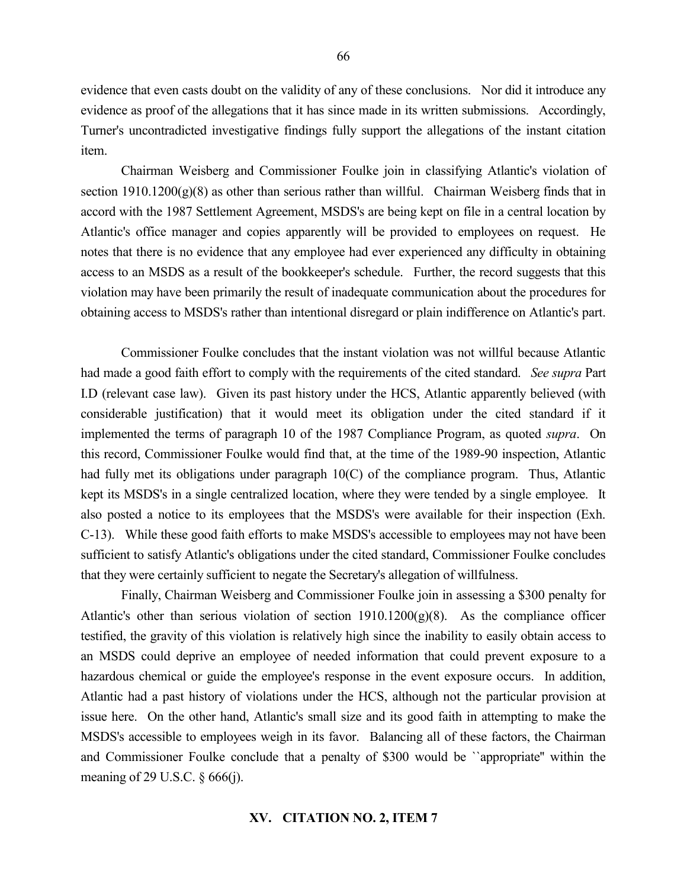evidence that even casts doubt on the validity of any of these conclusions. Nor did it introduce any evidence as proof of the allegations that it has since made in its written submissions. Accordingly, Turner's uncontradicted investigative findings fully support the allegations of the instant citation item.

Chairman Weisberg and Commissioner Foulke join in classifying Atlantic's violation of section 1910.1200(g)(8) as other than serious rather than willful. Chairman Weisberg finds that in accord with the 1987 Settlement Agreement, MSDS's are being kept on file in a central location by Atlantic's office manager and copies apparently will be provided to employees on request. He notes that there is no evidence that any employee had ever experienced any difficulty in obtaining access to an MSDS as a result of the bookkeeper's schedule. Further, the record suggests that this violation may have been primarily the result of inadequate communication about the procedures for obtaining access to MSDS's rather than intentional disregard or plain indifference on Atlantic's part.

Commissioner Foulke concludes that the instant violation was not willful because Atlantic had made a good faith effort to comply with the requirements of the cited standard. *See supra* Part I.D (relevant case law). Given its past history under the HCS, Atlantic apparently believed (with considerable justification) that it would meet its obligation under the cited standard if it implemented the terms of paragraph 10 of the 1987 Compliance Program, as quoted *supra*. On this record, Commissioner Foulke would find that, at the time of the 1989-90 inspection, Atlantic had fully met its obligations under paragraph 10(C) of the compliance program. Thus, Atlantic kept its MSDS's in a single centralized location, where they were tended by a single employee. It also posted a notice to its employees that the MSDS's were available for their inspection (Exh. C-13). While these good faith efforts to make MSDS's accessible to employees may not have been sufficient to satisfy Atlantic's obligations under the cited standard, Commissioner Foulke concludes that they were certainly sufficient to negate the Secretary's allegation of willfulness.

Finally, Chairman Weisberg and Commissioner Foulke join in assessing a $300 penalty for Atlantic's other than serious violation of section 1910.1200(g)(8). As the compliance officer testified, the gravity of this violation is relatively high since the inability to easily obtain access to an MSDS could deprive an employee of needed information that could prevent exposure to a hazardous chemical or guide the employee's response in the event exposure occurs. In addition, Atlantic had a past history of violations under the HCS, although not the particular provision at issue here. On the other hand, Atlantic's small size and its good faith in attempting to make the MSDS's accessible to employees weigh in its favor. Balancing all of these factors, the Chairman and Commissioner Foulke conclude that a penalty of $300 would be ``appropriate'' within the meaning of 29 U.S.C. § 666(j).

## XV. CITATION NO. 2, ITEM 7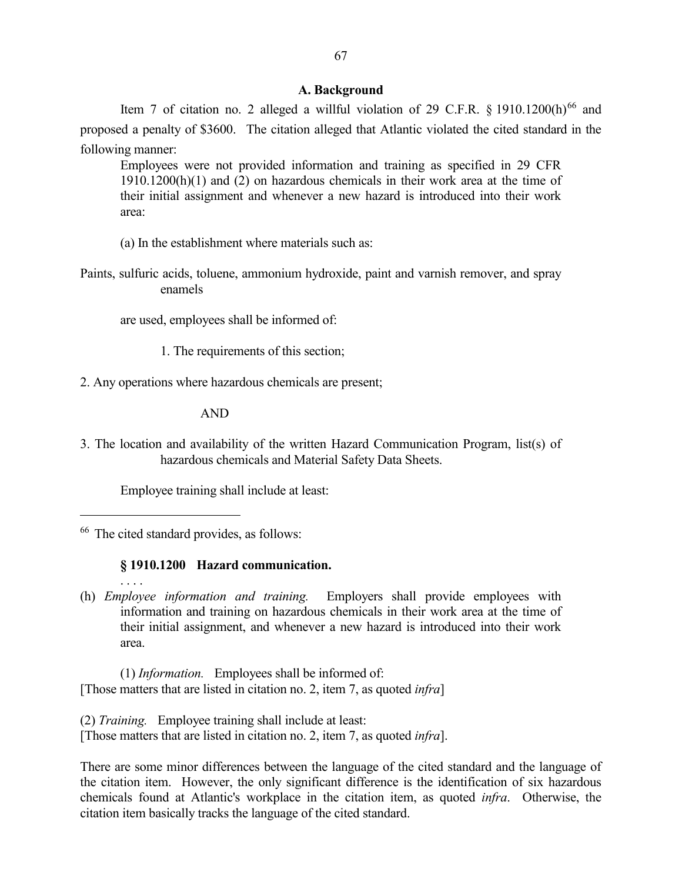### A. Background

Item 7 of citation no. 2 alleged a willful violation of 29 C.F.R. § 1910.1200(h)[66] and proposed a penalty of $3600. The citation alleged that Atlantic violated the cited standard in the following manner:

> Employees were not provided information and training as specified in 29 CFR 1910.1200(h)(1) and (2) on hazardous chemicals in their work area at the time of their initial assignment and whenever a new hazard is introduced into their work area:
>
> (a) In the establishment where materials such as:
>
> Paints, sulfuric acids, toluene, ammonium hydroxide, paint and varnish remover, and spray enamels
>
> are used, employees shall be informed of:
>
> 1. The requirements of this section;
>
> 2. Any operations where hazardous chemicals are present;
>
> AND
>
> 3. The location and availability of the written Hazard Communication Program, list(s) of hazardous chemicals and Material Safety Data Sheets.
>
> Employee training shall include at least:

---

[66] The cited standard provides, as follows:

> **§ 1910.1200 Hazard communication.**
>
> . . . .
>
> (h) *Employee information and training.* Employers shall provide employees with information and training on hazardous chemicals in their work area at the time of their initial assignment, and whenever a new hazard is introduced into their work area.
>
> (1) *Information.* Employees shall be informed of:
> [Those matters that are listed in citation no. 2, item 7, as quoted *infra*]
>
> (2) *Training.* Employee training shall include at least:
> [Those matters that are listed in citation no. 2, item 7, as quoted *infra*].

There are some minor differences between the language of the cited standard and the language of the citation item. However, the only significant difference is the identification of six hazardous chemicals found at Atlantic's workplace in the citation item, as quoted *infra*. Otherwise, the citation item basically tracks the language of the cited standard.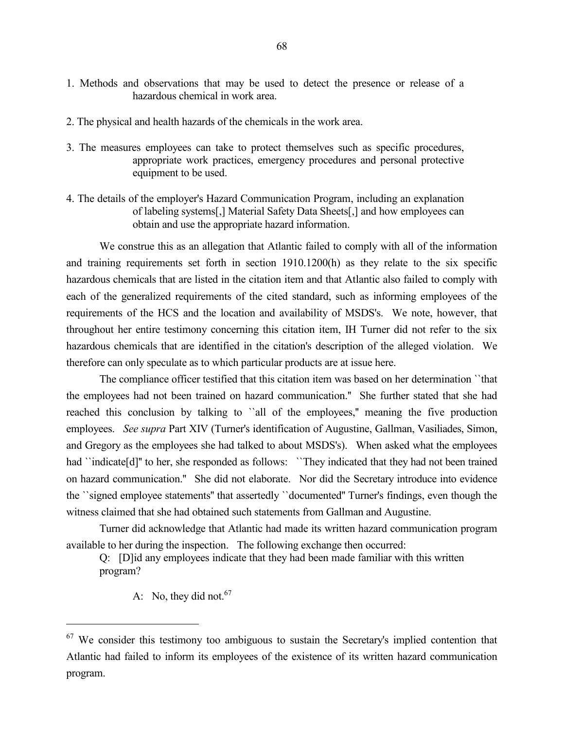1. Methods and observations that may be used to detect the presence or release of a hazardous chemical in work area.

2. The physical and health hazards of the chemicals in the work area.

3. The measures employees can take to protect themselves such as specific procedures, appropriate work practices, emergency procedures and personal protective equipment to be used.

4. The details of the employer's Hazard Communication Program, including an explanation of labeling systems[,] Material Safety Data Sheets[,] and how employees can obtain and use the appropriate hazard information.

We construe this as an allegation that Atlantic failed to comply with all of the information and training requirements set forth in section 1910.1200(h) as they relate to the six specific hazardous chemicals that are listed in the citation item and that Atlantic also failed to comply with each of the generalized requirements of the cited standard, such as informing employees of the requirements of the HCS and the location and availability of MSDS's. We note, however, that throughout her entire testimony concerning this citation item, IH Turner did not refer to the six hazardous chemicals that are identified in the citation's description of the alleged violation. We therefore can only speculate as to which particular products are at issue here.

The compliance officer testified that this citation item was based on her determination ``that the employees had not been trained on hazard communication.'' She further stated that she had reached this conclusion by talking to ``all of the employees,'' meaning the five production employees. *See supra* Part XIV (Turner's identification of Augustine, Gallman, Vasiliades, Simon, and Gregory as the employees she had talked to about MSDS's). When asked what the employees had ``indicate[d]'' to her, she responded as follows: ``They indicated that they had not been trained on hazard communication.'' She did not elaborate. Nor did the Secretary introduce into evidence the ``signed employee statements'' that assertedly ``documented'' Turner's findings, even though the witness claimed that she had obtained such statements from Gallman and Augustine.

Turner did acknowledge that Atlantic had made its written hazard communication program available to her during the inspection. The following exchange then occurred:

> Q: [D]id any employees indicate that they had been made familiar with this written program?
>
> A: No, they did not.[67]

---

[67] We consider this testimony too ambiguous to sustain the Secretary's implied contention that Atlantic had failed to inform its employees of the existence of its written hazard communication program.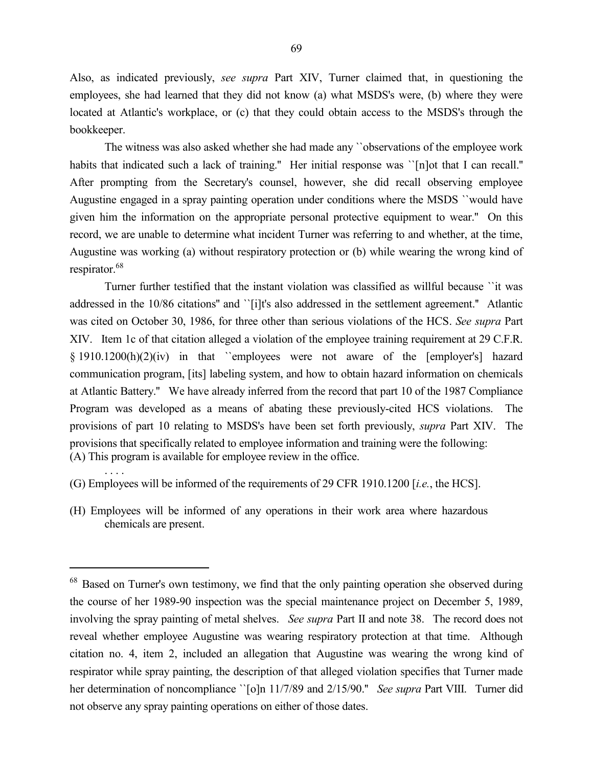Also, as indicated previously, *see supra* Part XIV, Turner claimed that, in questioning the employees, she had learned that they did not know (a) what MSDS's were, (b) where they were located at Atlantic's workplace, or (c) that they could obtain access to the MSDS's through the bookkeeper.

The witness was also asked whether she had made any ``observations of the employee work habits that indicated such a lack of training.'' Her initial response was ``[n]ot that I can recall.'' After prompting from the Secretary's counsel, however, she did recall observing employee Augustine engaged in a spray painting operation under conditions where the MSDS ``would have given him the information on the appropriate personal protective equipment to wear.'' On this record, we are unable to determine what incident Turner was referring to and whether, at the time, Augustine was working (a) without respiratory protection or (b) while wearing the wrong kind of respirator.[68]

Turner further testified that the instant violation was classified as willful because ``it was addressed in the 10/86 citations'' and ``[i]t's also addressed in the settlement agreement.'' Atlantic was cited on October 30, 1986, for three other than serious violations of the HCS. *See supra* Part XIV. Item 1c of that citation alleged a violation of the employee training requirement at 29 C.F.R. § 1910.1200(h)(2)(iv) in that ``employees were not aware of the [employer's] hazard communication program, [its] labeling system, and how to obtain hazard information on chemicals at Atlantic Battery.'' We have already inferred from the record that part 10 of the 1987 Compliance Program was developed as a means of abating these previously-cited HCS violations. The provisions of part 10 relating to MSDS's have been set forth previously, *supra* Part XIV. The provisions that specifically related to employee information and training were the following:

(A) This program is available for employee review in the office.

. . . .

(G) Employees will be informed of the requirements of 29 CFR 1910.1200 [*i.e.*, the HCS].

(H) Employees will be informed of any operations in their work area where hazardous chemicals are present.

---

[68] Based on Turner's own testimony, we find that the only painting operation she observed during the course of her 1989-90 inspection was the special maintenance project on December 5, 1989, involving the spray painting of metal shelves. *See supra* Part II and note 38. The record does not reveal whether employee Augustine was wearing respiratory protection at that time. Although citation no. 4, item 2, included an allegation that Augustine was wearing the wrong kind of respirator while spray painting, the description of that alleged violation specifies that Turner made her determination of noncompliance ``[o]n 11/7/89 and 2/15/90.'' *See supra* Part VIII. Turner did not observe any spray painting operations on either of those dates.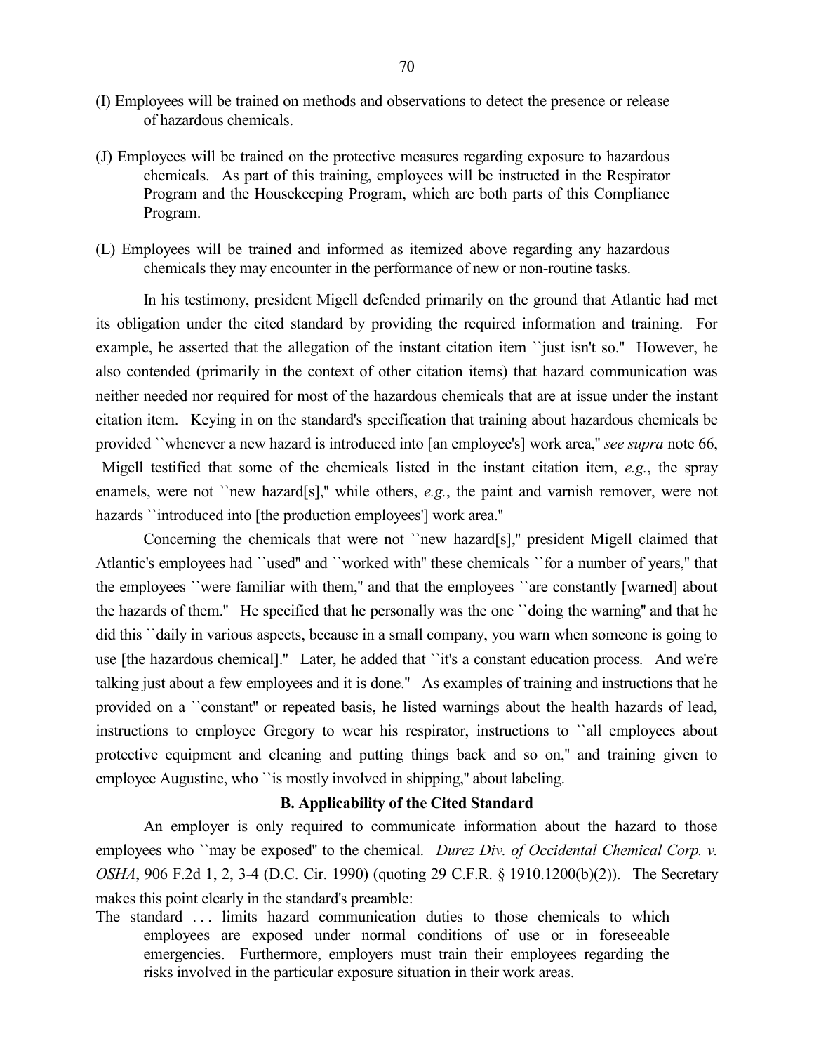(I) Employees will be trained on methods and observations to detect the presence or release of hazardous chemicals.

(J) Employees will be trained on the protective measures regarding exposure to hazardous chemicals. As part of this training, employees will be instructed in the Respirator Program and the Housekeeping Program, which are both parts of this Compliance Program.

(L) Employees will be trained and informed as itemized above regarding any hazardous chemicals they may encounter in the performance of new or non-routine tasks.

In his testimony, president Migell defended primarily on the ground that Atlantic had met its obligation under the cited standard by providing the required information and training. For example, he asserted that the allegation of the instant citation item ``just isn't so.'' However, he also contended (primarily in the context of other citation items) that hazard communication was neither needed nor required for most of the hazardous chemicals that are at issue under the instant citation item. Keying in on the standard's specification that training about hazardous chemicals be provided ``whenever a new hazard is introduced into [an employee's] work area,'' *see supra* note 66, Migell testified that some of the chemicals listed in the instant citation item, *e.g.*, the spray enamels, were not ``new hazard[s],'' while others, *e.g.*, the paint and varnish remover, were not hazards ``introduced into [the production employees'] work area.''

Concerning the chemicals that were not ``new hazard[s],'' president Migell claimed that Atlantic's employees had ``used'' and ``worked with'' these chemicals ``for a number of years,'' that the employees ``were familiar with them,'' and that the employees ``are constantly [warned] about the hazards of them.'' He specified that he personally was the one ``doing the warning'' and that he did this ``daily in various aspects, because in a small company, you warn when someone is going to use [the hazardous chemical].'' Later, he added that ``it's a constant education process. And we're talking just about a few employees and it is done.'' As examples of training and instructions that he provided on a ``constant'' or repeated basis, he listed warnings about the health hazards of lead, instructions to employee Gregory to wear his respirator, instructions to ``all employees about protective equipment and cleaning and putting things back and so on,'' and training given to employee Augustine, who ``is mostly involved in shipping,'' about labeling.

**B. Applicability of the Cited Standard**

An employer is only required to communicate information about the hazard to those employees who ``may be exposed'' to the chemical. *Durez Div. of Occidental Chemical Corp. v. OSHA*, 906 F.2d 1, 2, 3-4 (D.C. Cir. 1990) (quoting 29 C.F.R. § 1910.1200(b)(2)). The Secretary makes this point clearly in the standard's preamble:

> The standard . . . limits hazard communication duties to those chemicals to which employees are exposed under normal conditions of use or in foreseeable emergencies. Furthermore, employers must train their employees regarding the risks involved in the particular exposure situation in their work areas.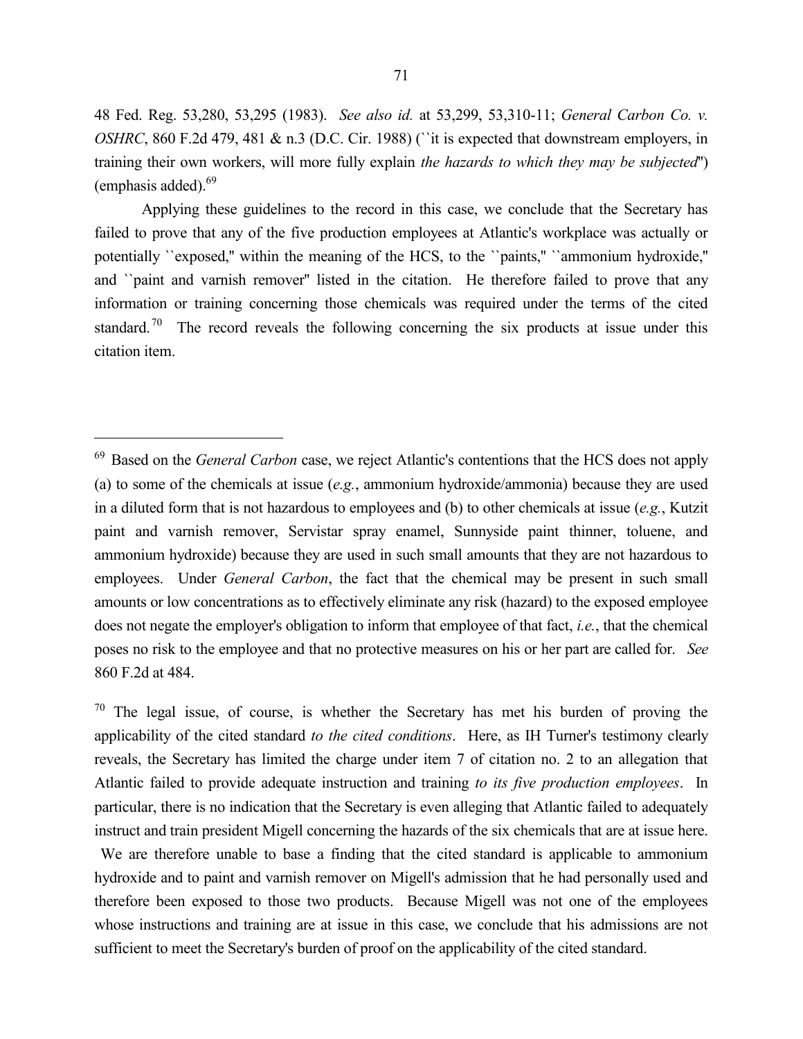48 Fed. Reg. 53,280, 53,295 (1983). *See also id.* at 53,299, 53,310-11; *General Carbon Co. v. OSHRC*, 860 F.2d 479, 481 & n.3 (D.C. Cir. 1988) (``it is expected that downstream employers, in training their own workers, will more fully explain *the hazards to which they may be subjected*'') (emphasis added).[69]

Applying these guidelines to the record in this case, we conclude that the Secretary has failed to prove that any of the five production employees at Atlantic's workplace was actually or potentially ``exposed,'' within the meaning of the HCS, to the ``paints,'' ``ammonium hydroxide,'' and ``paint and varnish remover'' listed in the citation. He therefore failed to prove that any information or training concerning those chemicals was required under the terms of the cited standard.[70] The record reveals the following concerning the six products at issue under this citation item.

---

[69] Based on the *General Carbon* case, we reject Atlantic's contentions that the HCS does not apply (a) to some of the chemicals at issue (*e.g.*, ammonium hydroxide/ammonia) because they are used in a diluted form that is not hazardous to employees and (b) to other chemicals at issue (*e.g.*, Kutzit paint and varnish remover, Servistar spray enamel, Sunnyside paint thinner, toluene, and ammonium hydroxide) because they are used in such small amounts that they are not hazardous to employees. Under *General Carbon*, the fact that the chemical may be present in such small amounts or low concentrations as to effectively eliminate any risk (hazard) to the exposed employee does not negate the employer's obligation to inform that employee of that fact, *i.e.*, that the chemical poses no risk to the employee and that no protective measures on his or her part are called for. *See* 860 F.2d at 484.

[70] The legal issue, of course, is whether the Secretary has met his burden of proving the applicability of the cited standard *to the cited conditions*. Here, as IH Turner's testimony clearly reveals, the Secretary has limited the charge under item 7 of citation no. 2 to an allegation that Atlantic failed to provide adequate instruction and training *to its five production employees*. In particular, there is no indication that the Secretary is even alleging that Atlantic failed to adequately instruct and train president Migell concerning the hazards of the six chemicals that are at issue here. We are therefore unable to base a finding that the cited standard is applicable to ammonium hydroxide and to paint and varnish remover on Migell's admission that he had personally used and therefore been exposed to those two products. Because Migell was not one of the employees whose instructions and training are at issue in this case, we conclude that his admissions are not sufficient to meet the Secretary's burden of proof on the applicability of the cited standard.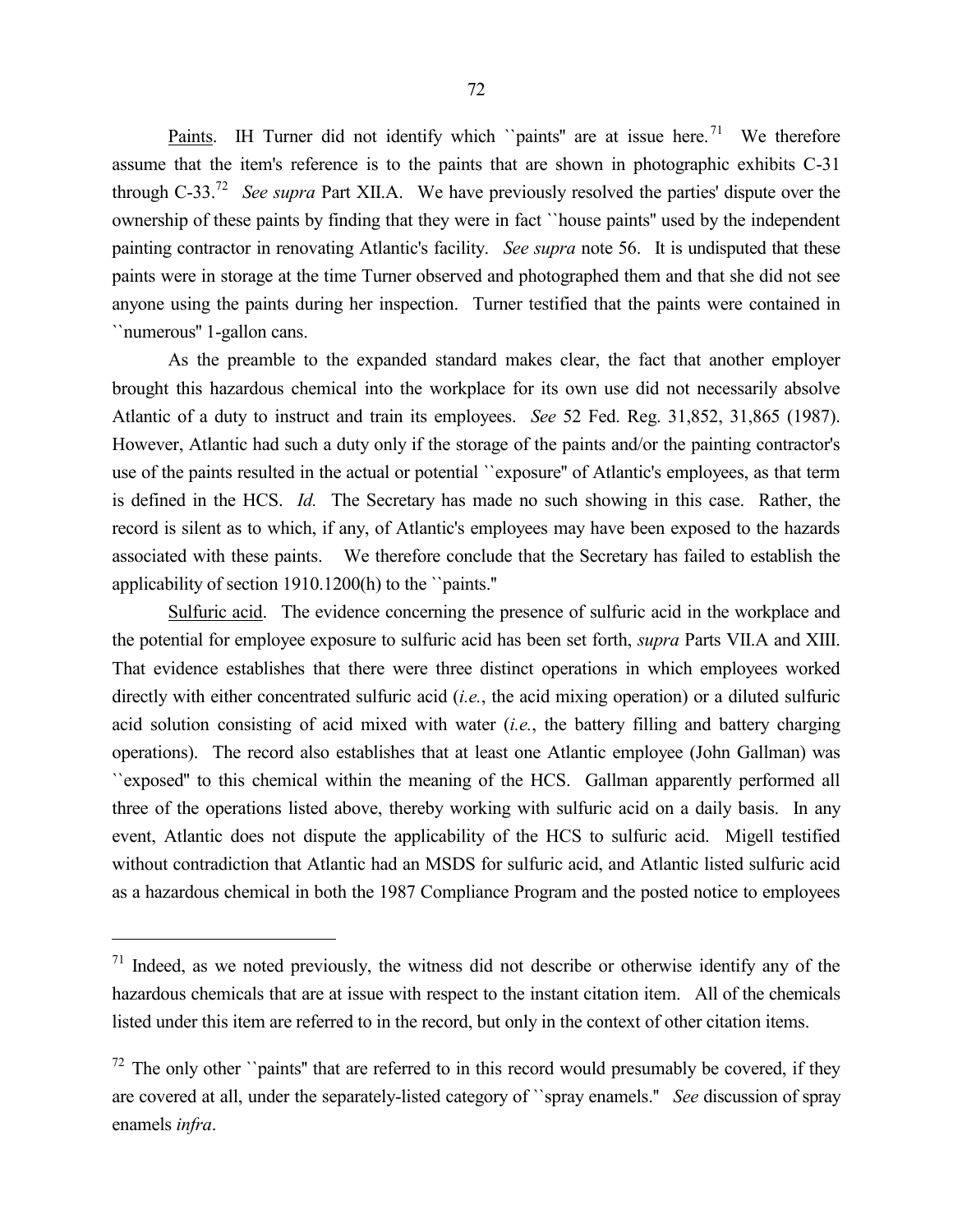Paints. IH Turner did not identify which ``paints'' are at issue here.[71] We therefore assume that the item's reference is to the paints that are shown in photographic exhibits C-31 through C-33.[72] *See supra* Part XII.A. We have previously resolved the parties' dispute over the ownership of these paints by finding that they were in fact ``house paints'' used by the independent painting contractor in renovating Atlantic's facility. *See supra* note 56. It is undisputed that these paints were in storage at the time Turner observed and photographed them and that she did not see anyone using the paints during her inspection. Turner testified that the paints were contained in ``numerous'' 1-gallon cans.

As the preamble to the expanded standard makes clear, the fact that another employer brought this hazardous chemical into the workplace for its own use did not necessarily absolve Atlantic of a duty to instruct and train its employees. *See* 52 Fed. Reg. 31,852, 31,865 (1987). However, Atlantic had such a duty only if the storage of the paints and/or the painting contractor's use of the paints resulted in the actual or potential ``exposure'' of Atlantic's employees, as that term is defined in the HCS. *Id.* The Secretary has made no such showing in this case. Rather, the record is silent as to which, if any, of Atlantic's employees may have been exposed to the hazards associated with these paints. We therefore conclude that the Secretary has failed to establish the applicability of section 1910.1200(h) to the ``paints.''

Sulfuric acid. The evidence concerning the presence of sulfuric acid in the workplace and the potential for employee exposure to sulfuric acid has been set forth, *supra* Parts VII.A and XIII. That evidence establishes that there were three distinct operations in which employees worked directly with either concentrated sulfuric acid (*i.e.*, the acid mixing operation) or a diluted sulfuric acid solution consisting of acid mixed with water (*i.e.*, the battery filling and battery charging operations). The record also establishes that at least one Atlantic employee (John Gallman) was ``exposed'' to this chemical within the meaning of the HCS. Gallman apparently performed all three of the operations listed above, thereby working with sulfuric acid on a daily basis. In any event, Atlantic does not dispute the applicability of the HCS to sulfuric acid. Migell testified without contradiction that Atlantic had an MSDS for sulfuric acid, and Atlantic listed sulfuric acid as a hazardous chemical in both the 1987 Compliance Program and the posted notice to employees

---

[71] Indeed, as we noted previously, the witness did not describe or otherwise identify any of the hazardous chemicals that are at issue with respect to the instant citation item. All of the chemicals listed under this item are referred to in the record, but only in the context of other citation items.

[72] The only other ``paints'' that are referred to in this record would presumably be covered, if they are covered at all, under the separately-listed category of ``spray enamels.'' *See* discussion of spray enamels *infra*.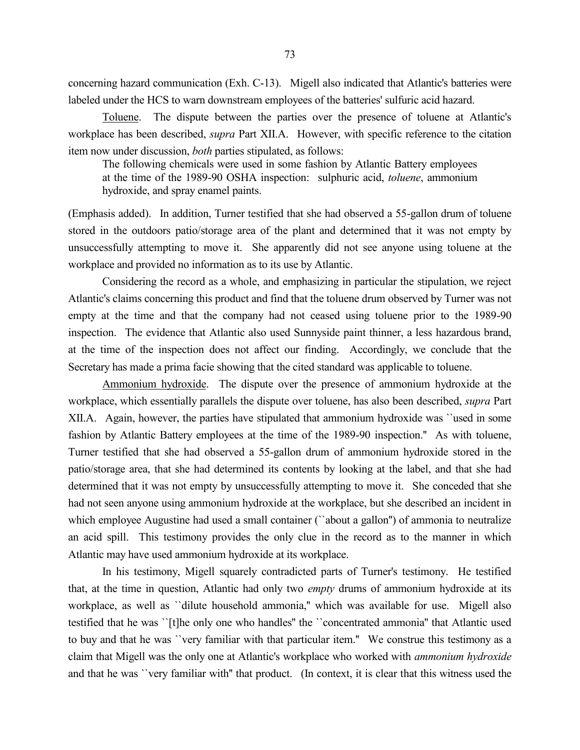concerning hazard communication (Exh. C-13). Migell also indicated that Atlantic's batteries were labeled under the HCS to warn downstream employees of the batteries' sulfuric acid hazard.

Toluene. The dispute between the parties over the presence of toluene at Atlantic's workplace has been described, *supra* Part XII.A. However, with specific reference to the citation item now under discussion, *both* parties stipulated, as follows:

> The following chemicals were used in some fashion by Atlantic Battery employees at the time of the 1989-90 OSHA inspection: sulphuric acid, *toluene*, ammonium hydroxide, and spray enamel paints.

(Emphasis added). In addition, Turner testified that she had observed a 55-gallon drum of toluene stored in the outdoors patio/storage area of the plant and determined that it was not empty by unsuccessfully attempting to move it. She apparently did not see anyone using toluene at the workplace and provided no information as to its use by Atlantic.

Considering the record as a whole, and emphasizing in particular the stipulation, we reject Atlantic's claims concerning this product and find that the toluene drum observed by Turner was not empty at the time and that the company had not ceased using toluene prior to the 1989-90 inspection. The evidence that Atlantic also used Sunnyside paint thinner, a less hazardous brand, at the time of the inspection does not affect our finding. Accordingly, we conclude that the Secretary has made a prima facie showing that the cited standard was applicable to toluene.

Ammonium hydroxide. The dispute over the presence of ammonium hydroxide at the workplace, which essentially parallels the dispute over toluene, has also been described, *supra* Part XII.A. Again, however, the parties have stipulated that ammonium hydroxide was ``used in some fashion by Atlantic Battery employees at the time of the 1989-90 inspection.'' As with toluene, Turner testified that she had observed a 55-gallon drum of ammonium hydroxide stored in the patio/storage area, that she had determined its contents by looking at the label, and that she had determined that it was not empty by unsuccessfully attempting to move it. She conceded that she had not seen anyone using ammonium hydroxide at the workplace, but she described an incident in which employee Augustine had used a small container (``about a gallon'') of ammonia to neutralize an acid spill. This testimony provides the only clue in the record as to the manner in which Atlantic may have used ammonium hydroxide at its workplace.

In his testimony, Migell squarely contradicted parts of Turner's testimony. He testified that, at the time in question, Atlantic had only two *empty* drums of ammonium hydroxide at its workplace, as well as ``dilute household ammonia,'' which was available for use. Migell also testified that he was ``[t]he only one who handles'' the ``concentrated ammonia'' that Atlantic used to buy and that he was ``very familiar with that particular item.'' We construe this testimony as a claim that Migell was the only one at Atlantic's workplace who worked with *ammonium hydroxide* and that he was ``very familiar with'' that product. (In context, it is clear that this witness used the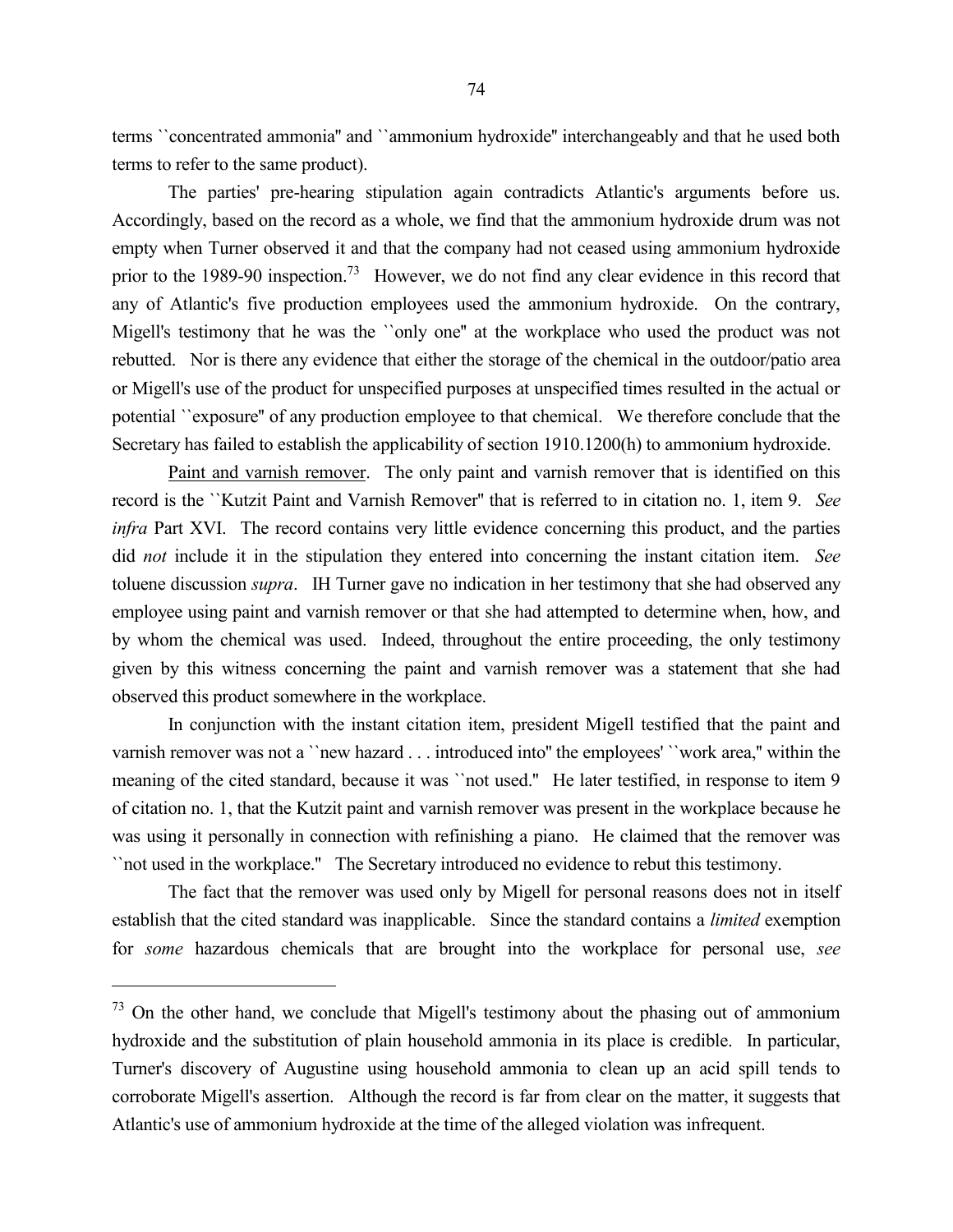terms ``concentrated ammonia'' and ``ammonium hydroxide'' interchangeably and that he used both terms to refer to the same product).

The parties' pre-hearing stipulation again contradicts Atlantic's arguments before us. Accordingly, based on the record as a whole, we find that the ammonium hydroxide drum was not empty when Turner observed it and that the company had not ceased using ammonium hydroxide prior to the 1989-90 inspection.[73] However, we do not find any clear evidence in this record that any of Atlantic's five production employees used the ammonium hydroxide. On the contrary, Migell's testimony that he was the ``only one'' at the workplace who used the product was not rebutted. Nor is there any evidence that either the storage of the chemical in the outdoor/patio area or Migell's use of the product for unspecified purposes at unspecified times resulted in the actual or potential ``exposure'' of any production employee to that chemical. We therefore conclude that the Secretary has failed to establish the applicability of section 1910.1200(h) to ammonium hydroxide.

Paint and varnish remover. The only paint and varnish remover that is identified on this record is the ``Kutzit Paint and Varnish Remover'' that is referred to in citation no. 1, item 9. *See infra* Part XVI. The record contains very little evidence concerning this product, and the parties did *not* include it in the stipulation they entered into concerning the instant citation item. *See* toluene discussion *supra*. IH Turner gave no indication in her testimony that she had observed any employee using paint and varnish remover or that she had attempted to determine when, how, and by whom the chemical was used. Indeed, throughout the entire proceeding, the only testimony given by this witness concerning the paint and varnish remover was a statement that she had observed this product somewhere in the workplace.

In conjunction with the instant citation item, president Migell testified that the paint and varnish remover was not a ``new hazard . . . introduced into'' the employees' ``work area,'' within the meaning of the cited standard, because it was ``not used.'' He later testified, in response to item 9 of citation no. 1, that the Kutzit paint and varnish remover was present in the workplace because he was using it personally in connection with refinishing a piano. He claimed that the remover was ``not used in the workplace.'' The Secretary introduced no evidence to rebut this testimony.

The fact that the remover was used only by Migell for personal reasons does not in itself establish that the cited standard was inapplicable. Since the standard contains a *limited* exemption for *some* hazardous chemicals that are brought into the workplace for personal use, *see*

---

[73] On the other hand, we conclude that Migell's testimony about the phasing out of ammonium hydroxide and the substitution of plain household ammonia in its place is credible. In particular, Turner's discovery of Augustine using household ammonia to clean up an acid spill tends to corroborate Migell's assertion. Although the record is far from clear on the matter, it suggests that Atlantic's use of ammonium hydroxide at the time of the alleged violation was infrequent.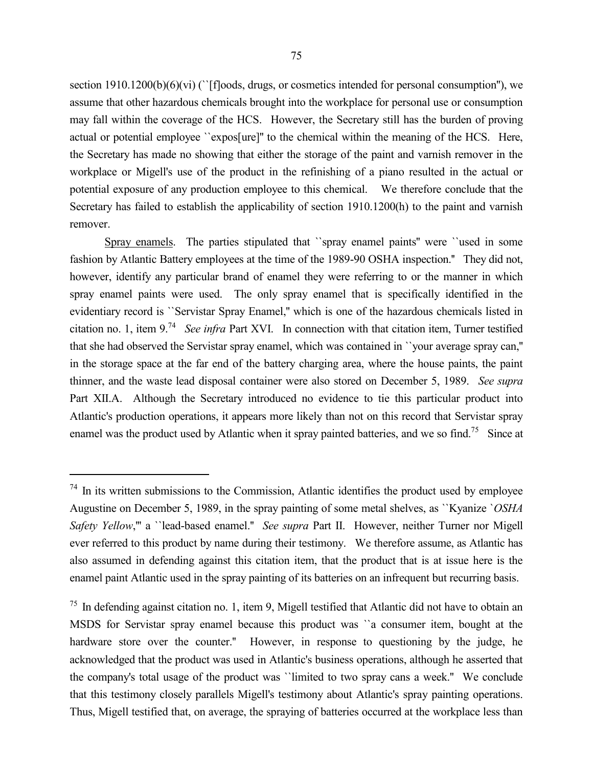section 1910.1200(b)(6)(vi) (``[f]oods, drugs, or cosmetics intended for personal consumption''), we assume that other hazardous chemicals brought into the workplace for personal use or consumption may fall within the coverage of the HCS. However, the Secretary still has the burden of proving actual or potential employee ``expos[ure]'' to the chemical within the meaning of the HCS. Here, the Secretary has made no showing that either the storage of the paint and varnish remover in the workplace or Migell's use of the product in the refinishing of a piano resulted in the actual or potential exposure of any production employee to this chemical. We therefore conclude that the Secretary has failed to establish the applicability of section 1910.1200(h) to the paint and varnish remover.

Spray enamels. The parties stipulated that ``spray enamel paints'' were ``used in some fashion by Atlantic Battery employees at the time of the 1989-90 OSHA inspection.'' They did not, however, identify any particular brand of enamel they were referring to or the manner in which spray enamel paints were used. The only spray enamel that is specifically identified in the evidentiary record is ``Servistar Spray Enamel,'' which is one of the hazardous chemicals listed in citation no. 1, item 9.[74] *See infra* Part XVI. In connection with that citation item, Turner testified that she had observed the Servistar spray enamel, which was contained in ``your average spray can,'' in the storage space at the far end of the battery charging area, where the house paints, the paint thinner, and the waste lead disposal container were also stored on December 5, 1989. *See supra* Part XII.A. Although the Secretary introduced no evidence to tie this particular product into Atlantic's production operations, it appears more likely than not on this record that Servistar spray enamel was the product used by Atlantic when it spray painted batteries, and we so find.[75] Since at

---

[74] In its written submissions to the Commission, Atlantic identifies the product used by employee Augustine on December 5, 1989, in the spray painting of some metal shelves, as ``Kyanize `*OSHA Safety Yellow*,''' a ``lead-based enamel.'' *See supra* Part II. However, neither Turner nor Migell ever referred to this product by name during their testimony. We therefore assume, as Atlantic has also assumed in defending against this citation item, that the product that is at issue here is the enamel paint Atlantic used in the spray painting of its batteries on an infrequent but recurring basis.

[75] In defending against citation no. 1, item 9, Migell testified that Atlantic did not have to obtain an MSDS for Servistar spray enamel because this product was ``a consumer item, bought at the hardware store over the counter.'' However, in response to questioning by the judge, he acknowledged that the product was used in Atlantic's business operations, although he asserted that the company's total usage of the product was ``limited to two spray cans a week.'' We conclude that this testimony closely parallels Migell's testimony about Atlantic's spray painting operations. Thus, Migell testified that, on average, the spraying of batteries occurred at the workplace less than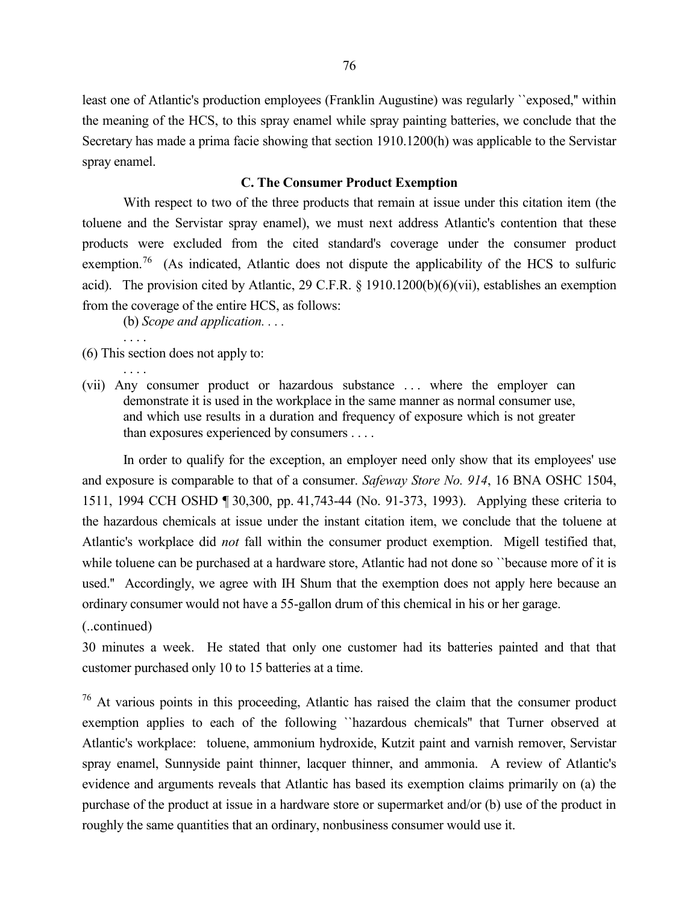least one of Atlantic's production employees (Franklin Augustine) was regularly ``exposed,'' within the meaning of the HCS, to this spray enamel while spray painting batteries, we conclude that the Secretary has made a prima facie showing that section 1910.1200(h) was applicable to the Servistar spray enamel.

### C. The Consumer Product Exemption

With respect to two of the three products that remain at issue under this citation item (the toluene and the Servistar spray enamel), we must next address Atlantic's contention that these products were excluded from the cited standard's coverage under the consumer product exemption.[76] (As indicated, Atlantic does not dispute the applicability of the HCS to sulfuric acid). The provision cited by Atlantic, 29 C.F.R. § 1910.1200(b)(6)(vii), establishes an exemption from the coverage of the entire HCS, as follows:

> (b) *Scope and application.* . . .
>
> . . . .
>
> (6) This section does not apply to:
>
> . . . .
>
> (vii) Any consumer product or hazardous substance . . . where the employer can demonstrate it is used in the workplace in the same manner as normal consumer use, and which use results in a duration and frequency of exposure which is not greater than exposures experienced by consumers . . . .

In order to qualify for the exception, an employer need only show that its employees' use and exposure is comparable to that of a consumer. *Safeway Store No. 914*, 16 BNA OSHC 1504, 1511, 1994 CCH OSHD ¶ 30,300, pp. 41,743-44 (No. 91-373, 1993). Applying these criteria to the hazardous chemicals at issue under the instant citation item, we conclude that the toluene at Atlantic's workplace did *not* fall within the consumer product exemption. Migell testified that, while toluene can be purchased at a hardware store, Atlantic had not done so ``because more of it is used.'' Accordingly, we agree with IH Shum that the exemption does not apply here because an ordinary consumer would not have a 55-gallon drum of this chemical in his or her garage.

(..continued)

30 minutes a week. He stated that only one customer had its batteries painted and that that customer purchased only 10 to 15 batteries at a time.

[76] At various points in this proceeding, Atlantic has raised the claim that the consumer product exemption applies to each of the following ``hazardous chemicals'' that Turner observed at Atlantic's workplace: toluene, ammonium hydroxide, Kutzit paint and varnish remover, Servistar spray enamel, Sunnyside paint thinner, lacquer thinner, and ammonia. A review of Atlantic's evidence and arguments reveals that Atlantic has based its exemption claims primarily on (a) the purchase of the product at issue in a hardware store or supermarket and/or (b) use of the product in roughly the same quantities that an ordinary, nonbusiness consumer would use it.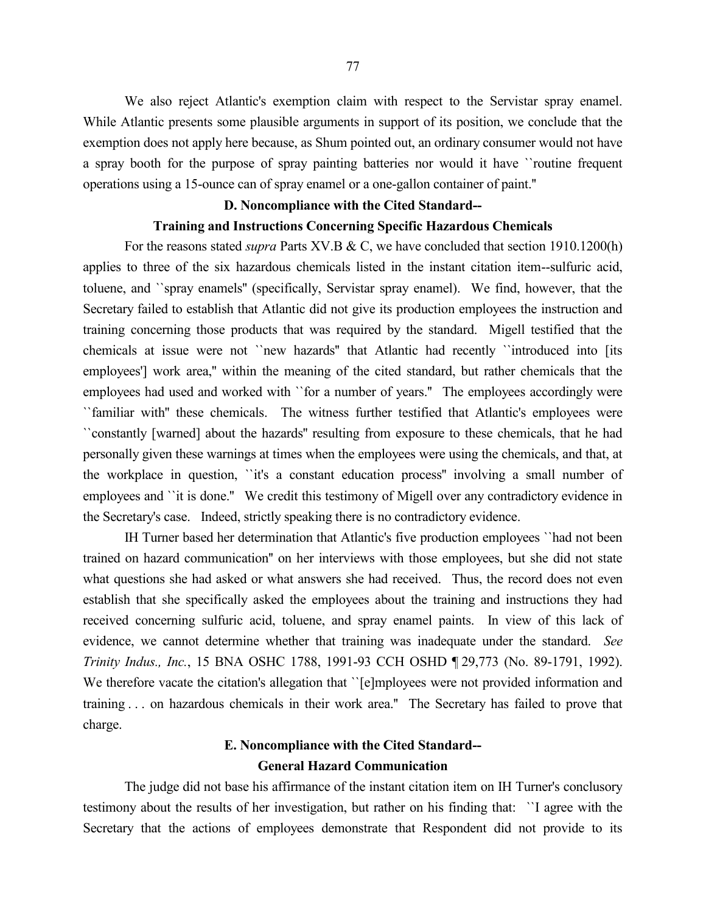We also reject Atlantic's exemption claim with respect to the Servistar spray enamel. While Atlantic presents some plausible arguments in support of its position, we conclude that the exemption does not apply here because, as Shum pointed out, an ordinary consumer would not have a spray booth for the purpose of spray painting batteries nor would it have ``routine frequent operations using a 15-ounce can of spray enamel or a one-gallon container of paint.''

### D. Noncompliance with the Cited Standard--
### Training and Instructions Concerning Specific Hazardous Chemicals

For the reasons stated *supra* Parts XV.B & C, we have concluded that section 1910.1200(h) applies to three of the six hazardous chemicals listed in the instant citation item--sulfuric acid, toluene, and ``spray enamels'' (specifically, Servistar spray enamel). We find, however, that the Secretary failed to establish that Atlantic did not give its production employees the instruction and training concerning those products that was required by the standard. Migell testified that the chemicals at issue were not ``new hazards'' that Atlantic had recently ``introduced into [its employees'] work area,'' within the meaning of the cited standard, but rather chemicals that the employees had used and worked with ``for a number of years.'' The employees accordingly were ``familiar with'' these chemicals. The witness further testified that Atlantic's employees were ``constantly [warned] about the hazards'' resulting from exposure to these chemicals, that he had personally given these warnings at times when the employees were using the chemicals, and that, at the workplace in question, ``it's a constant education process'' involving a small number of employees and ``it is done.'' We credit this testimony of Migell over any contradictory evidence in the Secretary's case. Indeed, strictly speaking there is no contradictory evidence.

IH Turner based her determination that Atlantic's five production employees ``had not been trained on hazard communication'' on her interviews with those employees, but she did not state what questions she had asked or what answers she had received. Thus, the record does not even establish that she specifically asked the employees about the training and instructions they had received concerning sulfuric acid, toluene, and spray enamel paints. In view of this lack of evidence, we cannot determine whether that training was inadequate under the standard. *See Trinity Indus., Inc.*, 15 BNA OSHC 1788, 1991-93 CCH OSHD ¶ 29,773 (No. 89-1791, 1992). We therefore vacate the citation's allegation that ``[e]mployees were not provided information and training . . . on hazardous chemicals in their work area.'' The Secretary has failed to prove that charge.

### E. Noncompliance with the Cited Standard--
### General Hazard Communication

The judge did not base his affirmance of the instant citation item on IH Turner's conclusory testimony about the results of her investigation, but rather on his finding that: ``I agree with the Secretary that the actions of employees demonstrate that Respondent did not provide to its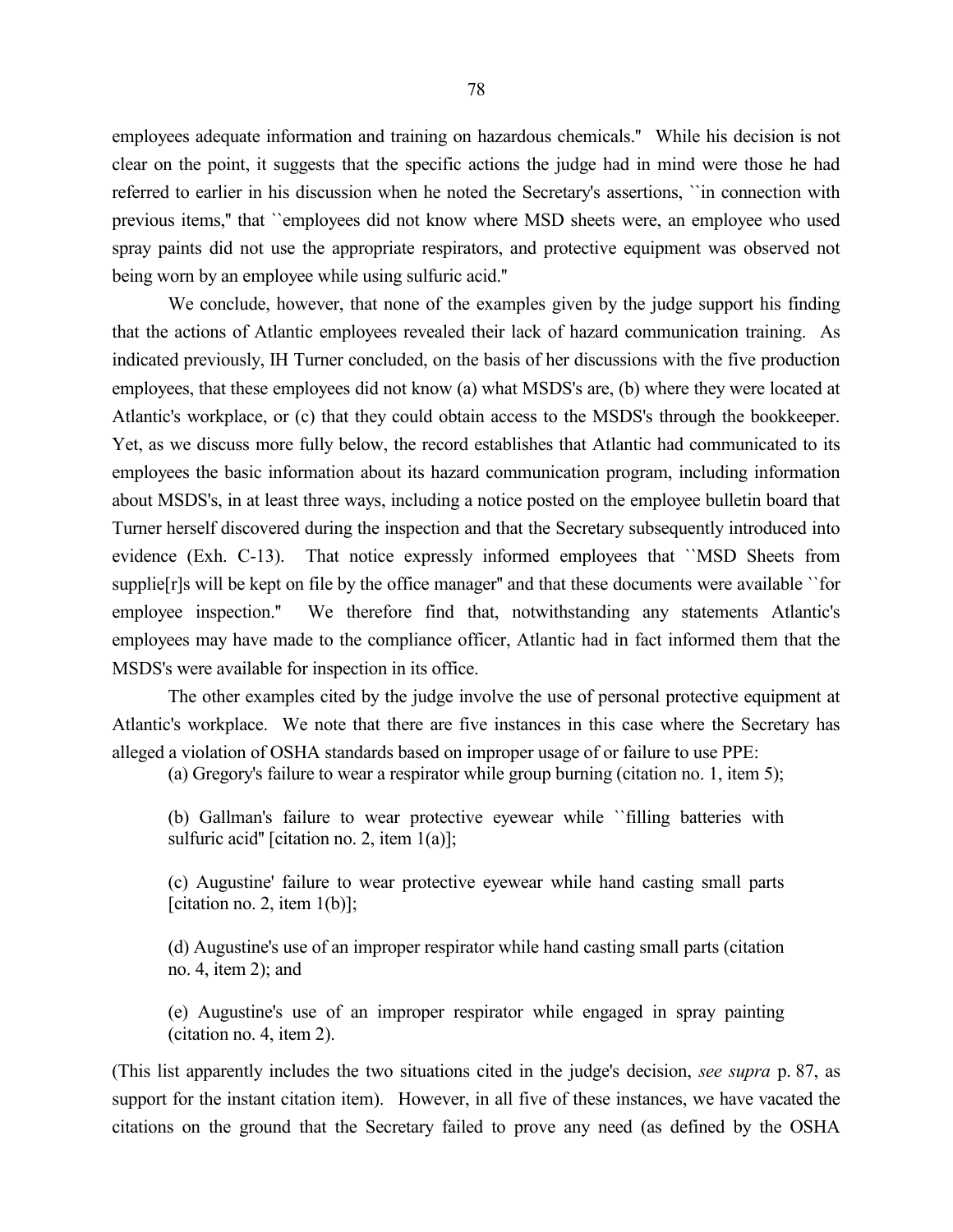employees adequate information and training on hazardous chemicals.'' While his decision is not clear on the point, it suggests that the specific actions the judge had in mind were those he had referred to earlier in his discussion when he noted the Secretary's assertions, ``in connection with previous items,'' that ``employees did not know where MSD sheets were, an employee who used spray paints did not use the appropriate respirators, and protective equipment was observed not being worn by an employee while using sulfuric acid.''

We conclude, however, that none of the examples given by the judge support his finding that the actions of Atlantic employees revealed their lack of hazard communication training. As indicated previously, IH Turner concluded, on the basis of her discussions with the five production employees, that these employees did not know (a) what MSDS's are, (b) where they were located at Atlantic's workplace, or (c) that they could obtain access to the MSDS's through the bookkeeper. Yet, as we discuss more fully below, the record establishes that Atlantic had communicated to its employees the basic information about its hazard communication program, including information about MSDS's, in at least three ways, including a notice posted on the employee bulletin board that Turner herself discovered during the inspection and that the Secretary subsequently introduced into evidence (Exh. C-13). That notice expressly informed employees that ``MSD Sheets from supplie[r]s will be kept on file by the office manager'' and that these documents were available ``for employee inspection.'' We therefore find that, notwithstanding any statements Atlantic's employees may have made to the compliance officer, Atlantic had in fact informed them that the MSDS's were available for inspection in its office.

The other examples cited by the judge involve the use of personal protective equipment at Atlantic's workplace. We note that there are five instances in this case where the Secretary has alleged a violation of OSHA standards based on improper usage of or failure to use PPE:

(a) Gregory's failure to wear a respirator while group burning (citation no. 1, item 5);

(b) Gallman's failure to wear protective eyewear while ``filling batteries with sulfuric acid'' [citation no. 2, item 1(a)];

(c) Augustine' failure to wear protective eyewear while hand casting small parts [citation no. 2, item 1(b)];

(d) Augustine's use of an improper respirator while hand casting small parts (citation no. 4, item 2); and

(e) Augustine's use of an improper respirator while engaged in spray painting (citation no. 4, item 2).

(This list apparently includes the two situations cited in the judge's decision, *see supra* p. 87, as support for the instant citation item). However, in all five of these instances, we have vacated the citations on the ground that the Secretary failed to prove any need (as defined by the OSHA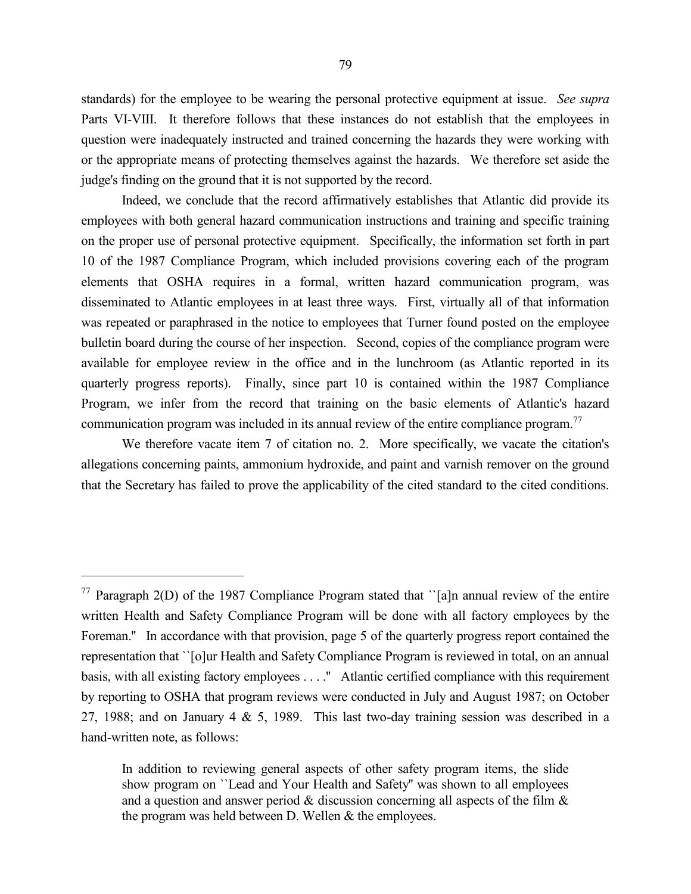standards) for the employee to be wearing the personal protective equipment at issue. *See supra* Parts VI-VIII. It therefore follows that these instances do not establish that the employees in question were inadequately instructed and trained concerning the hazards they were working with or the appropriate means of protecting themselves against the hazards. We therefore set aside the judge's finding on the ground that it is not supported by the record.

Indeed, we conclude that the record affirmatively establishes that Atlantic did provide its employees with both general hazard communication instructions and training and specific training on the proper use of personal protective equipment. Specifically, the information set forth in part 10 of the 1987 Compliance Program, which included provisions covering each of the program elements that OSHA requires in a formal, written hazard communication program, was disseminated to Atlantic employees in at least three ways. First, virtually all of that information was repeated or paraphrased in the notice to employees that Turner found posted on the employee bulletin board during the course of her inspection. Second, copies of the compliance program were available for employee review in the office and in the lunchroom (as Atlantic reported in its quarterly progress reports). Finally, since part 10 is contained within the 1987 Compliance Program, we infer from the record that training on the basic elements of Atlantic's hazard communication program was included in its annual review of the entire compliance program.[77]

We therefore vacate item 7 of citation no. 2. More specifically, we vacate the citation's allegations concerning paints, ammonium hydroxide, and paint and varnish remover on the ground that the Secretary has failed to prove the applicability of the cited standard to the cited conditions.

---

[77] Paragraph 2(D) of the 1987 Compliance Program stated that ``[a]n annual review of the entire written Health and Safety Compliance Program will be done with all factory employees by the Foreman.'' In accordance with that provision, page 5 of the quarterly progress report contained the representation that ``[o]ur Health and Safety Compliance Program is reviewed in total, on an annual basis, with all existing factory employees . . . .'' Atlantic certified compliance with this requirement by reporting to OSHA that program reviews were conducted in July and August 1987; on October 27, 1988; and on January 4 & 5, 1989. This last two-day training session was described in a hand-written note, as follows:

> In addition to reviewing general aspects of other safety program items, the slide show program on ``Lead and Your Health and Safety'' was shown to all employees and a question and answer period & discussion concerning all aspects of the film & the program was held between D. Wellen & the employees.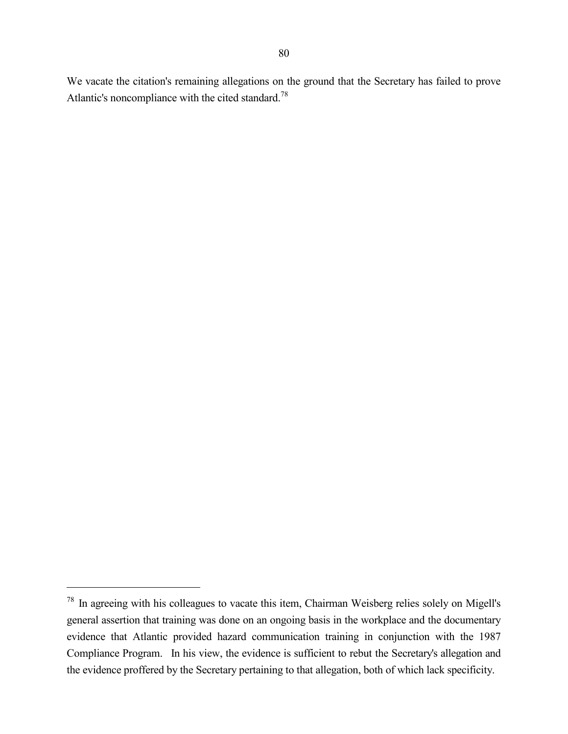We vacate the citation's remaining allegations on the ground that the Secretary has failed to prove Atlantic's noncompliance with the cited standard.[78]

---

[78] In agreeing with his colleagues to vacate this item, Chairman Weisberg relies solely on Migell's general assertion that training was done on an ongoing basis in the workplace and the documentary evidence that Atlantic provided hazard communication training in conjunction with the 1987 Compliance Program. In his view, the evidence is sufficient to rebut the Secretary's allegation and the evidence proffered by the Secretary pertaining to that allegation, both of which lack specificity.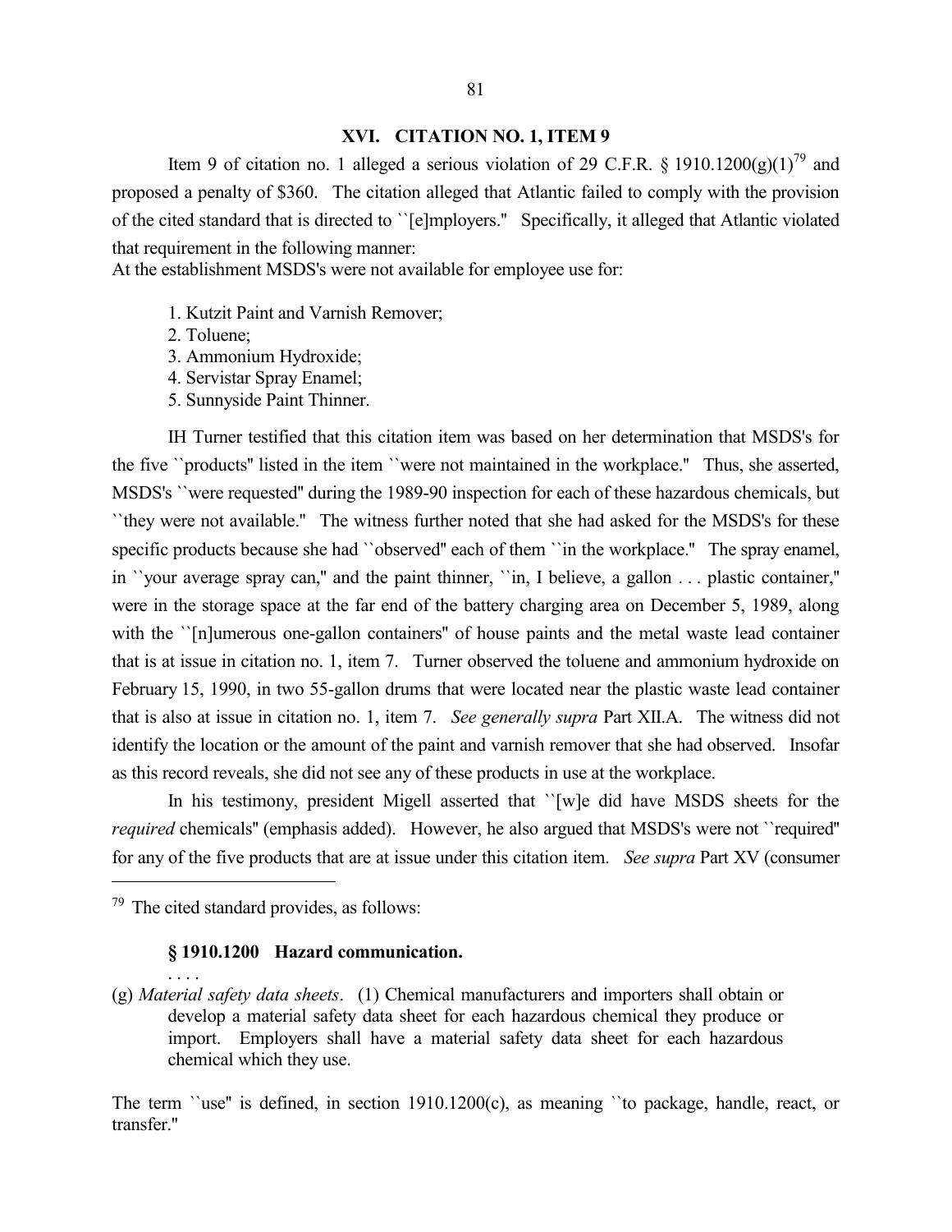## XVI. CITATION NO. 1, ITEM 9

Item 9 of citation no. 1 alleged a serious violation of 29 C.F.R. § 1910.1200(g)(1)[79] and proposed a penalty of $360. The citation alleged that Atlantic failed to comply with the provision of the cited standard that is directed to ``[e]mployers.'' Specifically, it alleged that Atlantic violated that requirement in the following manner:

At the establishment MSDS's were not available for employee use for:

1. Kutzit Paint and Varnish Remover;
2. Toluene;
3. Ammonium Hydroxide;
4. Servistar Spray Enamel;
5. Sunnyside Paint Thinner.

IH Turner testified that this citation item was based on her determination that MSDS's for the five ``products'' listed in the item ``were not maintained in the workplace.'' Thus, she asserted, MSDS's ``were requested'' during the 1989-90 inspection for each of these hazardous chemicals, but ``they were not available.'' The witness further noted that she had asked for the MSDS's for these specific products because she had ``observed'' each of them ``in the workplace.'' The spray enamel, in ``your average spray can,'' and the paint thinner, ``in, I believe, a gallon . . . plastic container,'' were in the storage space at the far end of the battery charging area on December 5, 1989, along with the ``[n]umerous one-gallon containers'' of house paints and the metal waste lead container that is at issue in citation no. 1, item 7. Turner observed the toluene and ammonium hydroxide on February 15, 1990, in two 55-gallon drums that were located near the plastic waste lead container that is also at issue in citation no. 1, item 7. *See generally supra* Part XII.A. The witness did not identify the location or the amount of the paint and varnish remover that she had observed. Insofar as this record reveals, she did not see any of these products in use at the workplace.

In his testimony, president Migell asserted that ``[w]e did have MSDS sheets for the *required* chemicals'' (emphasis added). However, he also argued that MSDS's were not ``required'' for any of the five products that are at issue under this citation item. *See supra* Part XV (consumer

---

[79] The cited standard provides, as follows:

> **§ 1910.1200 Hazard communication.**
>
> . . . .
>
> (g) *Material safety data sheets*. (1) Chemical manufacturers and importers shall obtain or develop a material safety data sheet for each hazardous chemical they produce or import. Employers shall have a material safety data sheet for each hazardous chemical which they use.

The term ``use'' is defined, in section 1910.1200(c), as meaning ``to package, handle, react, or transfer.''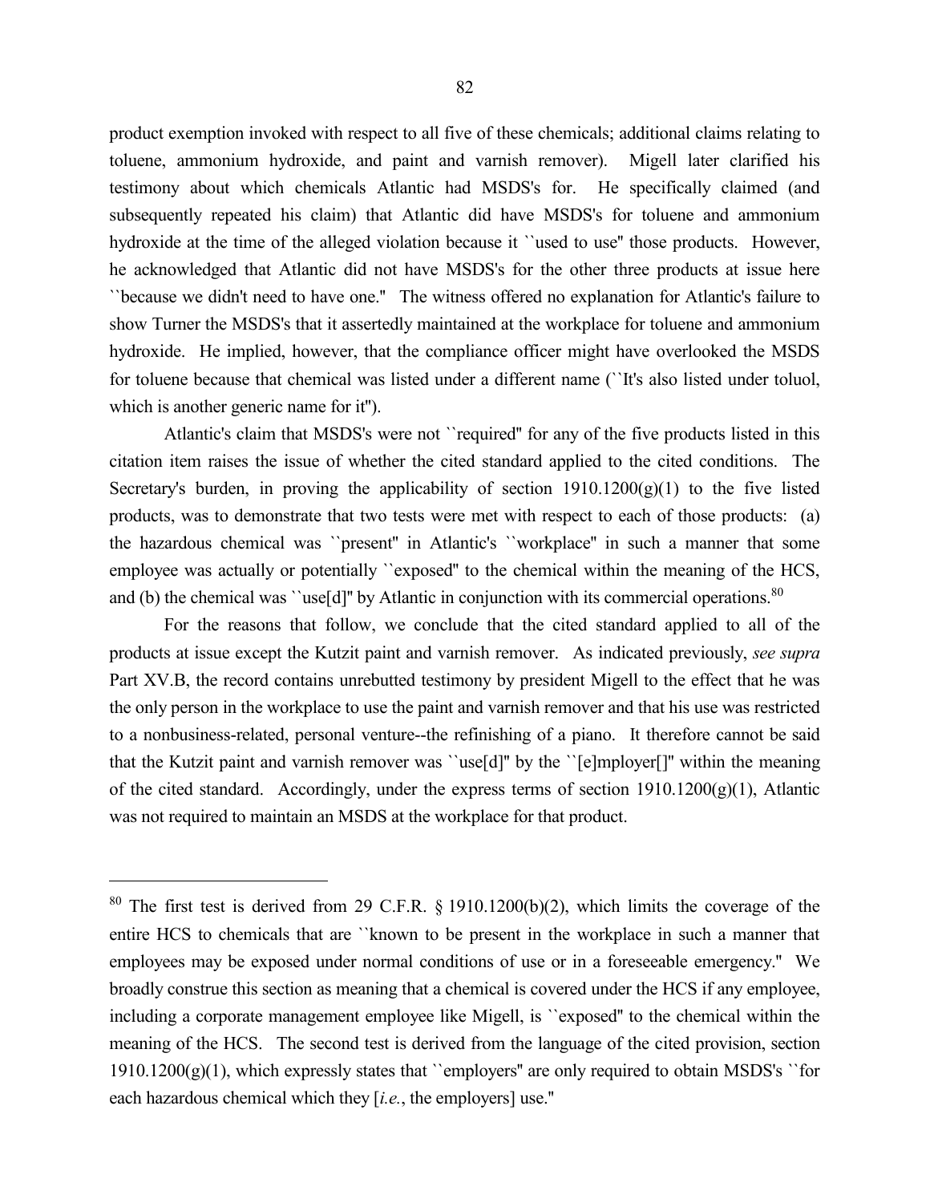product exemption invoked with respect to all five of these chemicals; additional claims relating to toluene, ammonium hydroxide, and paint and varnish remover). Migell later clarified his testimony about which chemicals Atlantic had MSDS's for. He specifically claimed (and subsequently repeated his claim) that Atlantic did have MSDS's for toluene and ammonium hydroxide at the time of the alleged violation because it ``used to use'' those products. However, he acknowledged that Atlantic did not have MSDS's for the other three products at issue here ``because we didn't need to have one.'' The witness offered no explanation for Atlantic's failure to show Turner the MSDS's that it assertedly maintained at the workplace for toluene and ammonium hydroxide. He implied, however, that the compliance officer might have overlooked the MSDS for toluene because that chemical was listed under a different name (``It's also listed under toluol, which is another generic name for it'').

Atlantic's claim that MSDS's were not ``required'' for any of the five products listed in this citation item raises the issue of whether the cited standard applied to the cited conditions. The Secretary's burden, in proving the applicability of section 1910.1200(g)(1) to the five listed products, was to demonstrate that two tests were met with respect to each of those products: (a) the hazardous chemical was ``present'' in Atlantic's ``workplace'' in such a manner that some employee was actually or potentially ``exposed'' to the chemical within the meaning of the HCS, and (b) the chemical was ``use[d]'' by Atlantic in conjunction with its commercial operations.[80]

For the reasons that follow, we conclude that the cited standard applied to all of the products at issue except the Kutzit paint and varnish remover. As indicated previously, *see supra* Part XV.B, the record contains unrebutted testimony by president Migell to the effect that he was the only person in the workplace to use the paint and varnish remover and that his use was restricted to a nonbusiness-related, personal venture--the refinishing of a piano. It therefore cannot be said that the Kutzit paint and varnish remover was ``use[d]'' by the ``[e]mployer[]'' within the meaning of the cited standard. Accordingly, under the express terms of section 1910.1200(g)(1), Atlantic was not required to maintain an MSDS at the workplace for that product.

---

[80] The first test is derived from 29 C.F.R. § 1910.1200(b)(2), which limits the coverage of the entire HCS to chemicals that are ``known to be present in the workplace in such a manner that employees may be exposed under normal conditions of use or in a foreseeable emergency.'' We broadly construe this section as meaning that a chemical is covered under the HCS if any employee, including a corporate management employee like Migell, is ``exposed'' to the chemical within the meaning of the HCS. The second test is derived from the language of the cited provision, section 1910.1200(g)(1), which expressly states that ``employers'' are only required to obtain MSDS's ``for each hazardous chemical which they [*i.e.*, the employers] use.''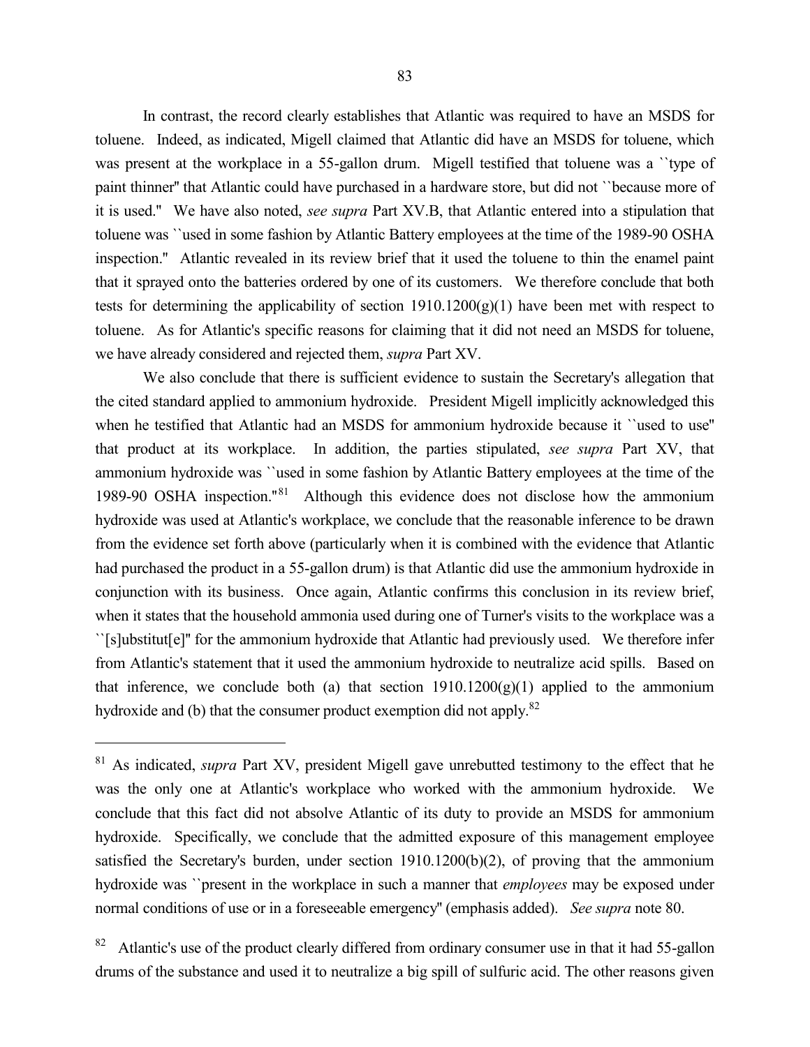In contrast, the record clearly establishes that Atlantic was required to have an MSDS for toluene. Indeed, as indicated, Migell claimed that Atlantic did have an MSDS for toluene, which was present at the workplace in a 55-gallon drum. Migell testified that toluene was a ``type of paint thinner'' that Atlantic could have purchased in a hardware store, but did not ``because more of it is used.'' We have also noted, *see supra* Part XV.B, that Atlantic entered into a stipulation that toluene was ``used in some fashion by Atlantic Battery employees at the time of the 1989-90 OSHA inspection.'' Atlantic revealed in its review brief that it used the toluene to thin the enamel paint that it sprayed onto the batteries ordered by one of its customers. We therefore conclude that both tests for determining the applicability of section 1910.1200(g)(1) have been met with respect to toluene. As for Atlantic's specific reasons for claiming that it did not need an MSDS for toluene, we have already considered and rejected them, *supra* Part XV.

We also conclude that there is sufficient evidence to sustain the Secretary's allegation that the cited standard applied to ammonium hydroxide. President Migell implicitly acknowledged this when he testified that Atlantic had an MSDS for ammonium hydroxide because it ``used to use'' that product at its workplace. In addition, the parties stipulated, *see supra* Part XV, that ammonium hydroxide was ``used in some fashion by Atlantic Battery employees at the time of the 1989-90 OSHA inspection.''[81] Although this evidence does not disclose how the ammonium hydroxide was used at Atlantic's workplace, we conclude that the reasonable inference to be drawn from the evidence set forth above (particularly when it is combined with the evidence that Atlantic had purchased the product in a 55-gallon drum) is that Atlantic did use the ammonium hydroxide in conjunction with its business. Once again, Atlantic confirms this conclusion in its review brief, when it states that the household ammonia used during one of Turner's visits to the workplace was a ``[s]ubstitut[e]'' for the ammonium hydroxide that Atlantic had previously used. We therefore infer from Atlantic's statement that it used the ammonium hydroxide to neutralize acid spills. Based on that inference, we conclude both (a) that section 1910.1200(g)(1) applied to the ammonium hydroxide and (b) that the consumer product exemption did not apply.[82]

---

[81] As indicated, *supra* Part XV, president Migell gave unrebutted testimony to the effect that he was the only one at Atlantic's workplace who worked with the ammonium hydroxide. We conclude that this fact did not absolve Atlantic of its duty to provide an MSDS for ammonium hydroxide. Specifically, we conclude that the admitted exposure of this management employee satisfied the Secretary's burden, under section 1910.1200(b)(2), of proving that the ammonium hydroxide was ``present in the workplace in such a manner that *employees* may be exposed under normal conditions of use or in a foreseeable emergency'' (emphasis added). *See supra* note 80.

[82] Atlantic's use of the product clearly differed from ordinary consumer use in that it had 55-gallon drums of the substance and used it to neutralize a big spill of sulfuric acid. The other reasons given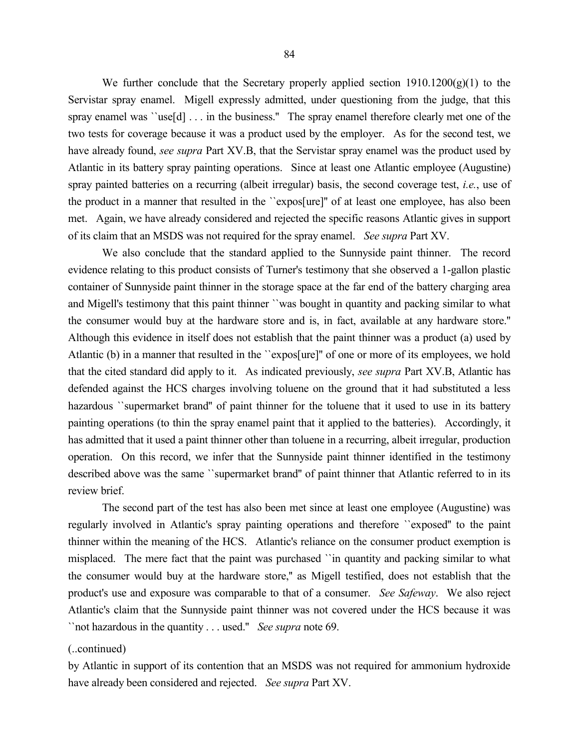We further conclude that the Secretary properly applied section 1910.1200(g)(1) to the Servistar spray enamel. Migell expressly admitted, under questioning from the judge, that this spray enamel was ``use[d] . . . in the business.'' The spray enamel therefore clearly met one of the two tests for coverage because it was a product used by the employer. As for the second test, we have already found, *see supra* Part XV.B, that the Servistar spray enamel was the product used by Atlantic in its battery spray painting operations. Since at least one Atlantic employee (Augustine) spray painted batteries on a recurring (albeit irregular) basis, the second coverage test, *i.e.*, use of the product in a manner that resulted in the ``expos[ure]'' of at least one employee, has also been met. Again, we have already considered and rejected the specific reasons Atlantic gives in support of its claim that an MSDS was not required for the spray enamel. *See supra* Part XV.

We also conclude that the standard applied to the Sunnyside paint thinner. The record evidence relating to this product consists of Turner's testimony that she observed a 1-gallon plastic container of Sunnyside paint thinner in the storage space at the far end of the battery charging area and Migell's testimony that this paint thinner ``was bought in quantity and packing similar to what the consumer would buy at the hardware store and is, in fact, available at any hardware store.'' Although this evidence in itself does not establish that the paint thinner was a product (a) used by Atlantic (b) in a manner that resulted in the ``expos[ure]'' of one or more of its employees, we hold that the cited standard did apply to it. As indicated previously, *see supra* Part XV.B, Atlantic has defended against the HCS charges involving toluene on the ground that it had substituted a less hazardous ``supermarket brand'' of paint thinner for the toluene that it used to use in its battery painting operations (to thin the spray enamel paint that it applied to the batteries). Accordingly, it has admitted that it used a paint thinner other than toluene in a recurring, albeit irregular, production operation. On this record, we infer that the Sunnyside paint thinner identified in the testimony described above was the same ``supermarket brand'' of paint thinner that Atlantic referred to in its review brief.

The second part of the test has also been met since at least one employee (Augustine) was regularly involved in Atlantic's spray painting operations and therefore ``exposed'' to the paint thinner within the meaning of the HCS. Atlantic's reliance on the consumer product exemption is misplaced. The mere fact that the paint was purchased ``in quantity and packing similar to what the consumer would buy at the hardware store,'' as Migell testified, does not establish that the product's use and exposure was comparable to that of a consumer. *See Safeway*. We also reject Atlantic's claim that the Sunnyside paint thinner was not covered under the HCS because it was ``not hazardous in the quantity . . . used.'' *See supra* note 69.

(..continued)

by Atlantic in support of its contention that an MSDS was not required for ammonium hydroxide have already been considered and rejected. *See supra* Part XV.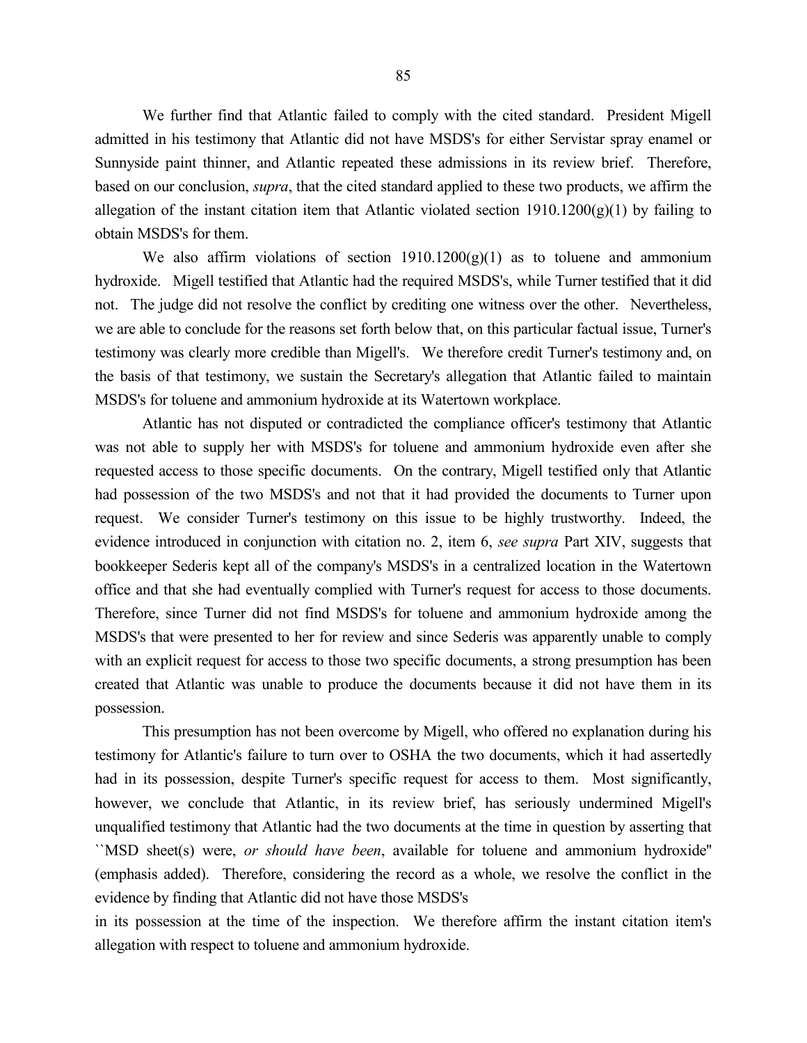We further find that Atlantic failed to comply with the cited standard. President Migell admitted in his testimony that Atlantic did not have MSDS's for either Servistar spray enamel or Sunnyside paint thinner, and Atlantic repeated these admissions in its review brief. Therefore, based on our conclusion, *supra*, that the cited standard applied to these two products, we affirm the allegation of the instant citation item that Atlantic violated section 1910.1200(g)(1) by failing to obtain MSDS's for them.

We also affirm violations of section 1910.1200(g)(1) as to toluene and ammonium hydroxide. Migell testified that Atlantic had the required MSDS's, while Turner testified that it did not. The judge did not resolve the conflict by crediting one witness over the other. Nevertheless, we are able to conclude for the reasons set forth below that, on this particular factual issue, Turner's testimony was clearly more credible than Migell's. We therefore credit Turner's testimony and, on the basis of that testimony, we sustain the Secretary's allegation that Atlantic failed to maintain MSDS's for toluene and ammonium hydroxide at its Watertown workplace.

Atlantic has not disputed or contradicted the compliance officer's testimony that Atlantic was not able to supply her with MSDS's for toluene and ammonium hydroxide even after she requested access to those specific documents. On the contrary, Migell testified only that Atlantic had possession of the two MSDS's and not that it had provided the documents to Turner upon request. We consider Turner's testimony on this issue to be highly trustworthy. Indeed, the evidence introduced in conjunction with citation no. 2, item 6, *see supra* Part XIV, suggests that bookkeeper Sederis kept all of the company's MSDS's in a centralized location in the Watertown office and that she had eventually complied with Turner's request for access to those documents. Therefore, since Turner did not find MSDS's for toluene and ammonium hydroxide among the MSDS's that were presented to her for review and since Sederis was apparently unable to comply with an explicit request for access to those two specific documents, a strong presumption has been created that Atlantic was unable to produce the documents because it did not have them in its possession.

This presumption has not been overcome by Migell, who offered no explanation during his testimony for Atlantic's failure to turn over to OSHA the two documents, which it had assertedly had in its possession, despite Turner's specific request for access to them. Most significantly, however, we conclude that Atlantic, in its review brief, has seriously undermined Migell's unqualified testimony that Atlantic had the two documents at the time in question by asserting that ``MSD sheet(s) were, *or should have been*, available for toluene and ammonium hydroxide'' (emphasis added). Therefore, considering the record as a whole, we resolve the conflict in the evidence by finding that Atlantic did not have those MSDS's in its possession at the time of the inspection. We therefore affirm the instant citation item's allegation with respect to toluene and ammonium hydroxide.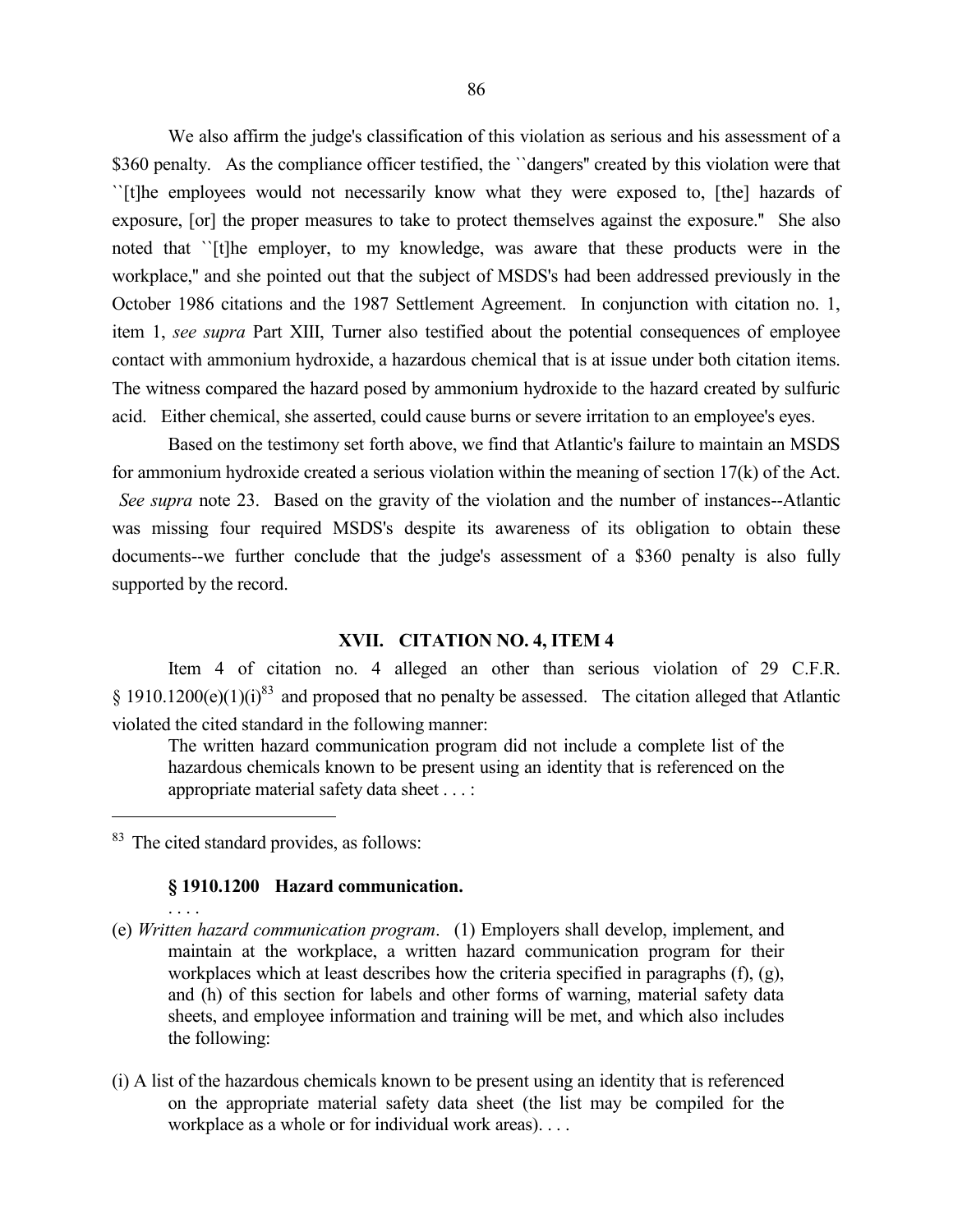We also affirm the judge's classification of this violation as serious and his assessment of a $360 penalty. As the compliance officer testified, the ``dangers'' created by this violation were that ``[t]he employees would not necessarily know what they were exposed to, [the] hazards of exposure, [or] the proper measures to take to protect themselves against the exposure.'' She also noted that ``[t]he employer, to my knowledge, was aware that these products were in the workplace,'' and she pointed out that the subject of MSDS's had been addressed previously in the October 1986 citations and the 1987 Settlement Agreement. In conjunction with citation no. 1, item 1, *see supra* Part XIII, Turner also testified about the potential consequences of employee contact with ammonium hydroxide, a hazardous chemical that is at issue under both citation items. The witness compared the hazard posed by ammonium hydroxide to the hazard created by sulfuric acid. Either chemical, she asserted, could cause burns or severe irritation to an employee's eyes.

Based on the testimony set forth above, we find that Atlantic's failure to maintain an MSDS for ammonium hydroxide created a serious violation within the meaning of section 17(k) of the Act. *See supra* note 23. Based on the gravity of the violation and the number of instances--Atlantic was missing four required MSDS's despite its awareness of its obligation to obtain these documents--we further conclude that the judge's assessment of a $360 penalty is also fully supported by the record.

## XVII. CITATION NO. 4, ITEM 4

Item 4 of citation no. 4 alleged an other than serious violation of 29 C.F.R. § 1910.1200(e)(1)(i)[83] and proposed that no penalty be assessed. The citation alleged that Atlantic violated the cited standard in the following manner:

> The written hazard communication program did not include a complete list of the hazardous chemicals known to be present using an identity that is referenced on the appropriate material safety data sheet . . . :

---

[83] The cited standard provides, as follows:

> **§ 1910.1200 Hazard communication.**
>
> . . . .
>
> (e) *Written hazard communication program*. (1) Employers shall develop, implement, and maintain at the workplace, a written hazard communication program for their workplaces which at least describes how the criteria specified in paragraphs (f), (g), and (h) of this section for labels and other forms of warning, material safety data sheets, and employee information and training will be met, and which also includes the following:
>
> (i) A list of the hazardous chemicals known to be present using an identity that is referenced on the appropriate material safety data sheet (the list may be compiled for the workplace as a whole or for individual work areas). . . .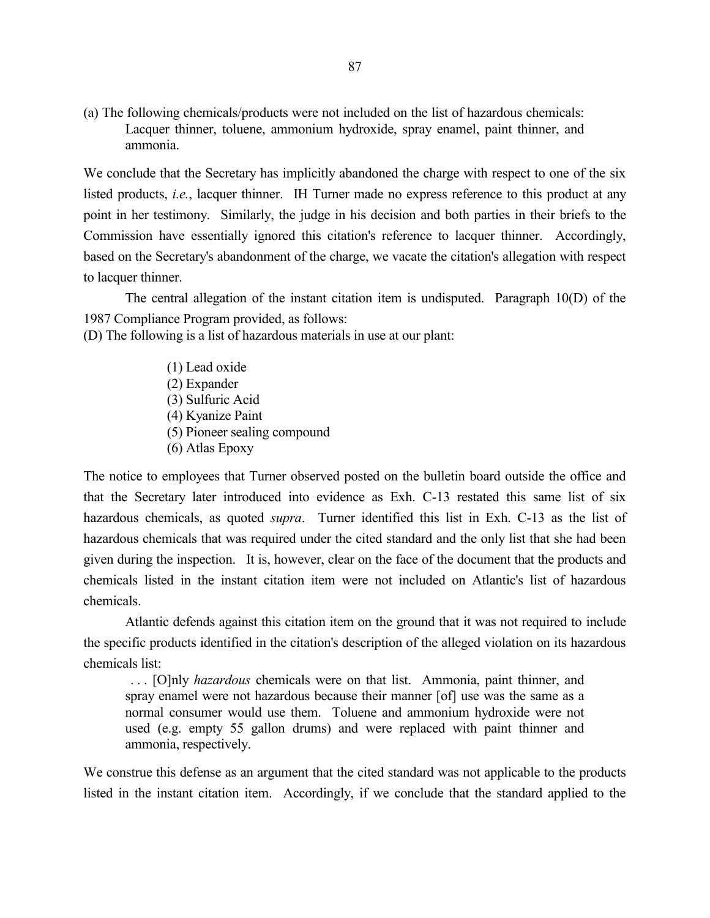(a) The following chemicals/products were not included on the list of hazardous chemicals:

> Lacquer thinner, toluene, ammonium hydroxide, spray enamel, paint thinner, and ammonia.

We conclude that the Secretary has implicitly abandoned the charge with respect to one of the six listed products, *i.e.*, lacquer thinner. IH Turner made no express reference to this product at any point in her testimony. Similarly, the judge in his decision and both parties in their briefs to the Commission have essentially ignored this citation's reference to lacquer thinner. Accordingly, based on the Secretary's abandonment of the charge, we vacate the citation's allegation with respect to lacquer thinner.

The central allegation of the instant citation item is undisputed. Paragraph 10(D) of the 1987 Compliance Program provided, as follows:

(D) The following is a list of hazardous materials in use at our plant:

> (1) Lead oxide
> (2) Expander
> (3) Sulfuric Acid
> (4) Kyanize Paint
> (5) Pioneer sealing compound
> (6) Atlas Epoxy

The notice to employees that Turner observed posted on the bulletin board outside the office and that the Secretary later introduced into evidence as Exh. C-13 restated this same list of six hazardous chemicals, as quoted *supra*. Turner identified this list in Exh. C-13 as the list of hazardous chemicals that was required under the cited standard and the only list that she had been given during the inspection. It is, however, clear on the face of the document that the products and chemicals listed in the instant citation item were not included on Atlantic's list of hazardous chemicals.

Atlantic defends against this citation item on the ground that it was not required to include the specific products identified in the citation's description of the alleged violation on its hazardous chemicals list:

> . . . [O]nly *hazardous* chemicals were on that list. Ammonia, paint thinner, and spray enamel were not hazardous because their manner [of] use was the same as a normal consumer would use them. Toluene and ammonium hydroxide were not used (e.g. empty 55 gallon drums) and were replaced with paint thinner and ammonia, respectively.

We construe this defense as an argument that the cited standard was not applicable to the products listed in the instant citation item. Accordingly, if we conclude that the standard applied to the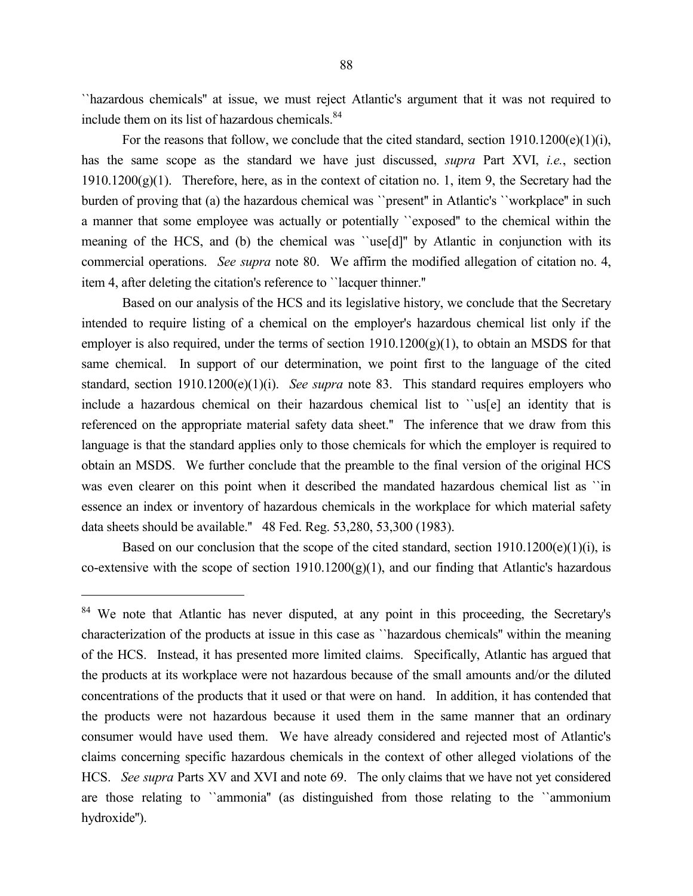``hazardous chemicals'' at issue, we must reject Atlantic's argument that it was not required to include them on its list of hazardous chemicals.[84]

For the reasons that follow, we conclude that the cited standard, section 1910.1200(e)(1)(i), has the same scope as the standard we have just discussed, *supra* Part XVI, *i.e.*, section 1910.1200(g)(1). Therefore, here, as in the context of citation no. 1, item 9, the Secretary had the burden of proving that (a) the hazardous chemical was ``present'' in Atlantic's ``workplace'' in such a manner that some employee was actually or potentially ``exposed'' to the chemical within the meaning of the HCS, and (b) the chemical was ``use[d]'' by Atlantic in conjunction with its commercial operations. *See supra* note 80. We affirm the modified allegation of citation no. 4, item 4, after deleting the citation's reference to ``lacquer thinner.''

Based on our analysis of the HCS and its legislative history, we conclude that the Secretary intended to require listing of a chemical on the employer's hazardous chemical list only if the employer is also required, under the terms of section 1910.1200(g)(1), to obtain an MSDS for that same chemical. In support of our determination, we point first to the language of the cited standard, section 1910.1200(e)(1)(i). *See supra* note 83. This standard requires employers who include a hazardous chemical on their hazardous chemical list to ``us[e] an identity that is referenced on the appropriate material safety data sheet.'' The inference that we draw from this language is that the standard applies only to those chemicals for which the employer is required to obtain an MSDS. We further conclude that the preamble to the final version of the original HCS was even clearer on this point when it described the mandated hazardous chemical list as ``in essence an index or inventory of hazardous chemicals in the workplace for which material safety data sheets should be available.'' 48 Fed. Reg. 53,280, 53,300 (1983).

Based on our conclusion that the scope of the cited standard, section 1910.1200(e)(1)(i), is co-extensive with the scope of section 1910.1200(g)(1), and our finding that Atlantic's hazardous

---

[84] We note that Atlantic has never disputed, at any point in this proceeding, the Secretary's characterization of the products at issue in this case as ``hazardous chemicals'' within the meaning of the HCS. Instead, it has presented more limited claims. Specifically, Atlantic has argued that the products at its workplace were not hazardous because of the small amounts and/or the diluted concentrations of the products that it used or that were on hand. In addition, it has contended that the products were not hazardous because it used them in the same manner that an ordinary consumer would have used them. We have already considered and rejected most of Atlantic's claims concerning specific hazardous chemicals in the context of other alleged violations of the HCS. *See supra* Parts XV and XVI and note 69. The only claims that we have not yet considered are those relating to ``ammonia'' (as distinguished from those relating to the ``ammonium hydroxide'').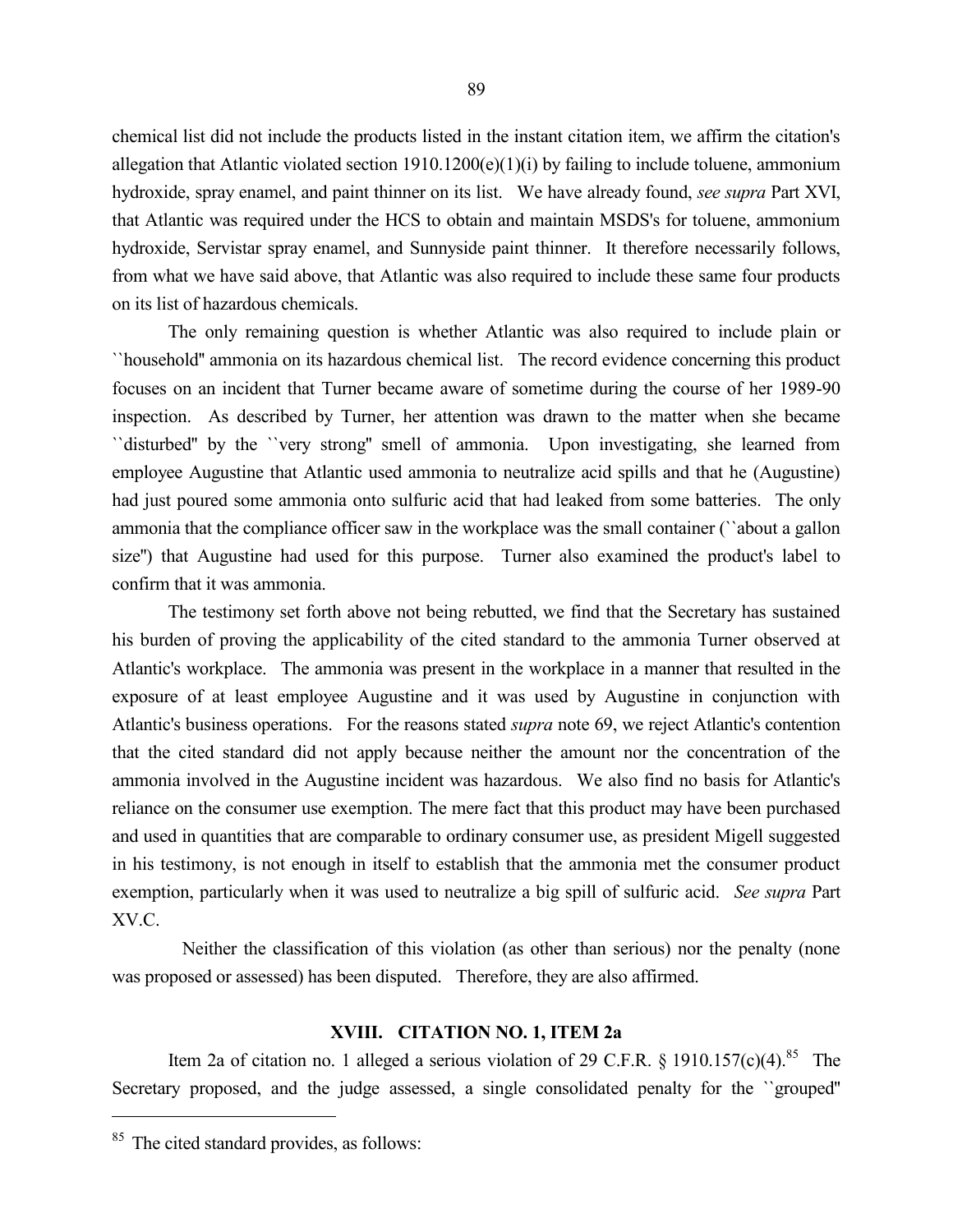chemical list did not include the products listed in the instant citation item, we affirm the citation's allegation that Atlantic violated section 1910.1200(e)(1)(i) by failing to include toluene, ammonium hydroxide, spray enamel, and paint thinner on its list. We have already found, *see supra* Part XVI, that Atlantic was required under the HCS to obtain and maintain MSDS's for toluene, ammonium hydroxide, Servistar spray enamel, and Sunnyside paint thinner. It therefore necessarily follows, from what we have said above, that Atlantic was also required to include these same four products on its list of hazardous chemicals.

The only remaining question is whether Atlantic was also required to include plain or ``household'' ammonia on its hazardous chemical list. The record evidence concerning this product focuses on an incident that Turner became aware of sometime during the course of her 1989-90 inspection. As described by Turner, her attention was drawn to the matter when she became ``disturbed'' by the ``very strong'' smell of ammonia. Upon investigating, she learned from employee Augustine that Atlantic used ammonia to neutralize acid spills and that he (Augustine) had just poured some ammonia onto sulfuric acid that had leaked from some batteries. The only ammonia that the compliance officer saw in the workplace was the small container (``about a gallon size'') that Augustine had used for this purpose. Turner also examined the product's label to confirm that it was ammonia.

The testimony set forth above not being rebutted, we find that the Secretary has sustained his burden of proving the applicability of the cited standard to the ammonia Turner observed at Atlantic's workplace. The ammonia was present in the workplace in a manner that resulted in the exposure of at least employee Augustine and it was used by Augustine in conjunction with Atlantic's business operations. For the reasons stated *supra* note 69, we reject Atlantic's contention that the cited standard did not apply because neither the amount nor the concentration of the ammonia involved in the Augustine incident was hazardous. We also find no basis for Atlantic's reliance on the consumer use exemption. The mere fact that this product may have been purchased and used in quantities that are comparable to ordinary consumer use, as president Migell suggested in his testimony, is not enough in itself to establish that the ammonia met the consumer product exemption, particularly when it was used to neutralize a big spill of sulfuric acid. *See supra* Part XV.C.

Neither the classification of this violation (as other than serious) nor the penalty (none was proposed or assessed) has been disputed. Therefore, they are also affirmed.

## XVIII. CITATION NO. 1, ITEM 2a

Item 2a of citation no. 1 alleged a serious violation of 29 C.F.R. § 1910.157(c)(4).[85] The Secretary proposed, and the judge assessed, a single consolidated penalty for the ``grouped''

---

[85] The cited standard provides, as follows: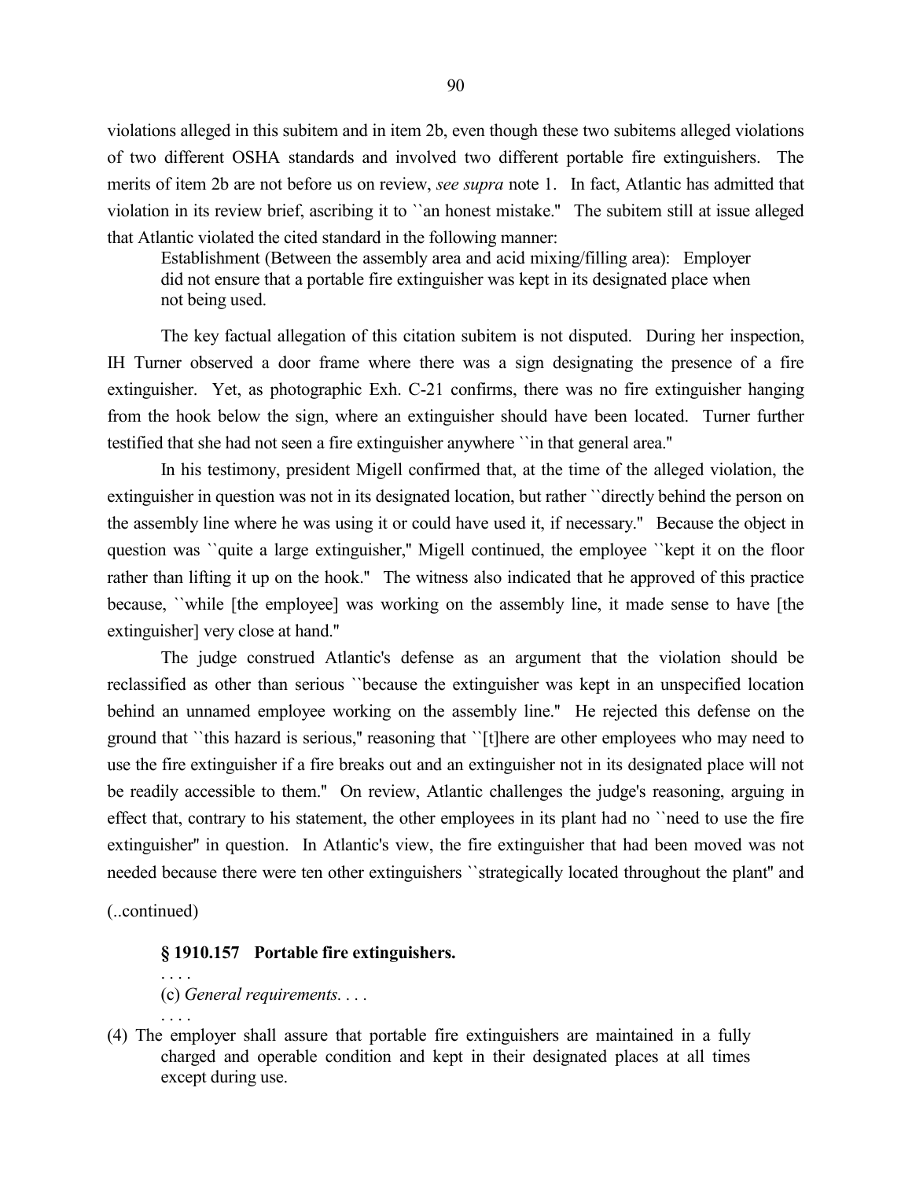violations alleged in this subitem and in item 2b, even though these two subitems alleged violations of two different OSHA standards and involved two different portable fire extinguishers. The merits of item 2b are not before us on review, *see supra* note 1. In fact, Atlantic has admitted that violation in its review brief, ascribing it to ``an honest mistake.'' The subitem still at issue alleged that Atlantic violated the cited standard in the following manner:

> Establishment (Between the assembly area and acid mixing/filling area): Employer did not ensure that a portable fire extinguisher was kept in its designated place when not being used.

The key factual allegation of this citation subitem is not disputed. During her inspection, IH Turner observed a door frame where there was a sign designating the presence of a fire extinguisher. Yet, as photographic Exh. C-21 confirms, there was no fire extinguisher hanging from the hook below the sign, where an extinguisher should have been located. Turner further testified that she had not seen a fire extinguisher anywhere ``in that general area.''

In his testimony, president Migell confirmed that, at the time of the alleged violation, the extinguisher in question was not in its designated location, but rather ``directly behind the person on the assembly line where he was using it or could have used it, if necessary.'' Because the object in question was ``quite a large extinguisher,'' Migell continued, the employee ``kept it on the floor rather than lifting it up on the hook.'' The witness also indicated that he approved of this practice because, ``while [the employee] was working on the assembly line, it made sense to have [the extinguisher] very close at hand.''

The judge construed Atlantic's defense as an argument that the violation should be reclassified as other than serious ``because the extinguisher was kept in an unspecified location behind an unnamed employee working on the assembly line.'' He rejected this defense on the ground that ``this hazard is serious,'' reasoning that ``[t]here are other employees who may need to use the fire extinguisher if a fire breaks out and an extinguisher not in its designated place will not be readily accessible to them.'' On review, Atlantic challenges the judge's reasoning, arguing in effect that, contrary to his statement, the other employees in its plant had no ``need to use the fire extinguisher'' in question. In Atlantic's view, the fire extinguisher that had been moved was not needed because there were ten other extinguishers ``strategically located throughout the plant'' and

(..continued)

**§ 1910.157 Portable fire extinguishers.**

. . . .

(c) *General requirements. . . .*

. . . .

(4) The employer shall assure that portable fire extinguishers are maintained in a fully charged and operable condition and kept in their designated places at all times except during use.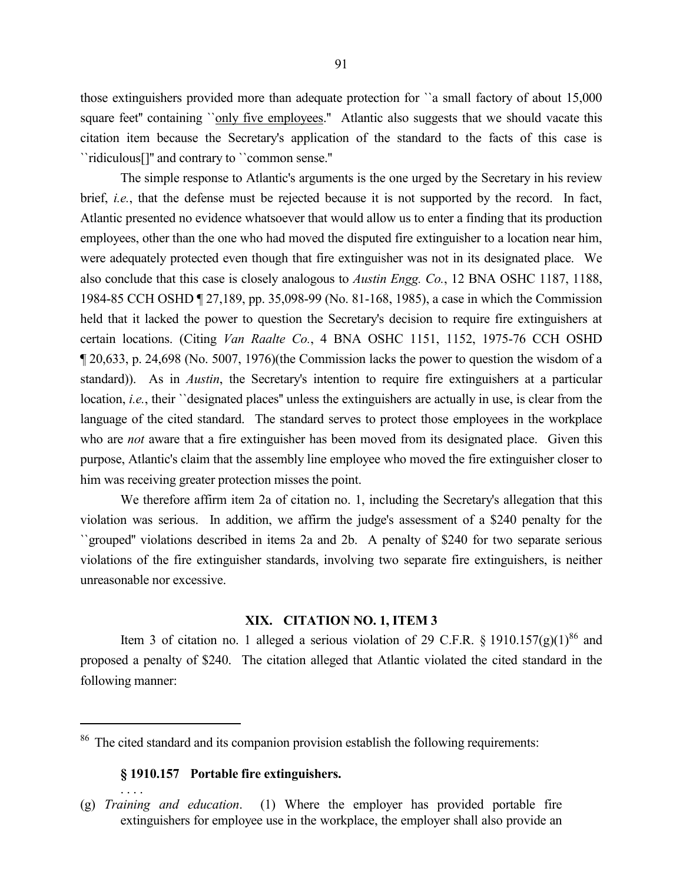those extinguishers provided more than adequate protection for ``a small factory of about 15,000 square feet'' containing ``only five employees.'' Atlantic also suggests that we should vacate this citation item because the Secretary's application of the standard to the facts of this case is ``ridiculous[]'' and contrary to ``common sense.''

The simple response to Atlantic's arguments is the one urged by the Secretary in his review brief, *i.e.*, that the defense must be rejected because it is not supported by the record. In fact, Atlantic presented no evidence whatsoever that would allow us to enter a finding that its production employees, other than the one who had moved the disputed fire extinguisher to a location near him, were adequately protected even though that fire extinguisher was not in its designated place. We also conclude that this case is closely analogous to *Austin Engg. Co.*, 12 BNA OSHC 1187, 1188, 1984-85 CCH OSHD ¶ 27,189, pp. 35,098-99 (No. 81-168, 1985), a case in which the Commission held that it lacked the power to question the Secretary's decision to require fire extinguishers at certain locations. (Citing *Van Raalte Co.*, 4 BNA OSHC 1151, 1152, 1975-76 CCH OSHD ¶ 20,633, p. 24,698 (No. 5007, 1976)(the Commission lacks the power to question the wisdom of a standard)). As in *Austin*, the Secretary's intention to require fire extinguishers at a particular location, *i.e.*, their ``designated places'' unless the extinguishers are actually in use, is clear from the language of the cited standard. The standard serves to protect those employees in the workplace who are *not* aware that a fire extinguisher has been moved from its designated place. Given this purpose, Atlantic's claim that the assembly line employee who moved the fire extinguisher closer to him was receiving greater protection misses the point.

We therefore affirm item 2a of citation no. 1, including the Secretary's allegation that this violation was serious. In addition, we affirm the judge's assessment of a $240 penalty for the ``grouped'' violations described in items 2a and 2b. A penalty of $240 for two separate serious violations of the fire extinguisher standards, involving two separate fire extinguishers, is neither unreasonable nor excessive.

## XIX. CITATION NO. 1, ITEM 3

Item 3 of citation no. 1 alleged a serious violation of 29 C.F.R. § 1910.157(g)(1)[86] and proposed a penalty of $240. The citation alleged that Atlantic violated the cited standard in the following manner:

---

[86] The cited standard and its companion provision establish the following requirements:

**§ 1910.157 Portable fire extinguishers.**

. . . .

(g) *Training and education*. (1) Where the employer has provided portable fire extinguishers for employee use in the workplace, the employer shall also provide an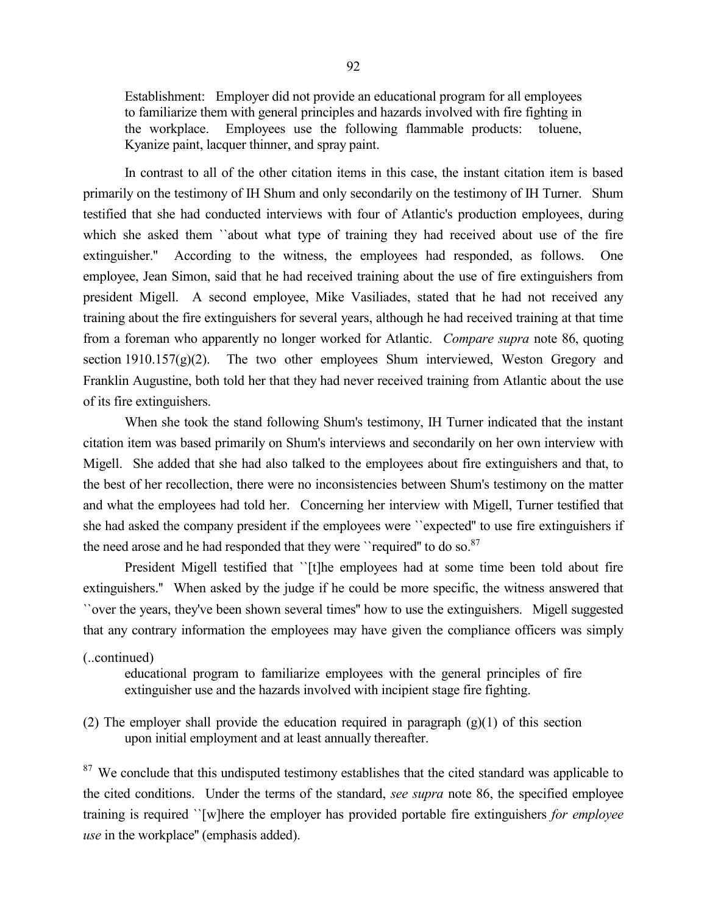Establishment: Employer did not provide an educational program for all employees to familiarize them with general principles and hazards involved with fire fighting in the workplace. Employees use the following flammable products: toluene, Kyanize paint, lacquer thinner, and spray paint.

In contrast to all of the other citation items in this case, the instant citation item is based primarily on the testimony of IH Shum and only secondarily on the testimony of IH Turner. Shum testified that she had conducted interviews with four of Atlantic's production employees, during which she asked them ``about what type of training they had received about use of the fire extinguisher.'' According to the witness, the employees had responded, as follows. One employee, Jean Simon, said that he had received training about the use of fire extinguishers from president Migell. A second employee, Mike Vasiliades, stated that he had not received any training about the fire extinguishers for several years, although he had received training at that time from a foreman who apparently no longer worked for Atlantic. *Compare supra* note 86, quoting section 1910.157(g)(2). The two other employees Shum interviewed, Weston Gregory and Franklin Augustine, both told her that they had never received training from Atlantic about the use of its fire extinguishers.

When she took the stand following Shum's testimony, IH Turner indicated that the instant citation item was based primarily on Shum's interviews and secondarily on her own interview with Migell. She added that she had also talked to the employees about fire extinguishers and that, to the best of her recollection, there were no inconsistencies between Shum's testimony on the matter and what the employees had told her. Concerning her interview with Migell, Turner testified that she had asked the company president if the employees were ``expected'' to use fire extinguishers if the need arose and he had responded that they were ``required'' to do so.[87]

President Migell testified that ``[t]he employees had at some time been told about fire extinguishers.'' When asked by the judge if he could be more specific, the witness answered that ``over the years, they've been shown several times'' how to use the extinguishers. Migell suggested that any contrary information the employees may have given the compliance officers was simply

(..continued)

educational program to familiarize employees with the general principles of fire extinguisher use and the hazards involved with incipient stage fire fighting.

(2) The employer shall provide the education required in paragraph (g)(1) of this section upon initial employment and at least annually thereafter.

[87] We conclude that this undisputed testimony establishes that the cited standard was applicable to the cited conditions. Under the terms of the standard, *see supra* note 86, the specified employee training is required ``[w]here the employer has provided portable fire extinguishers *for employee use* in the workplace'' (emphasis added).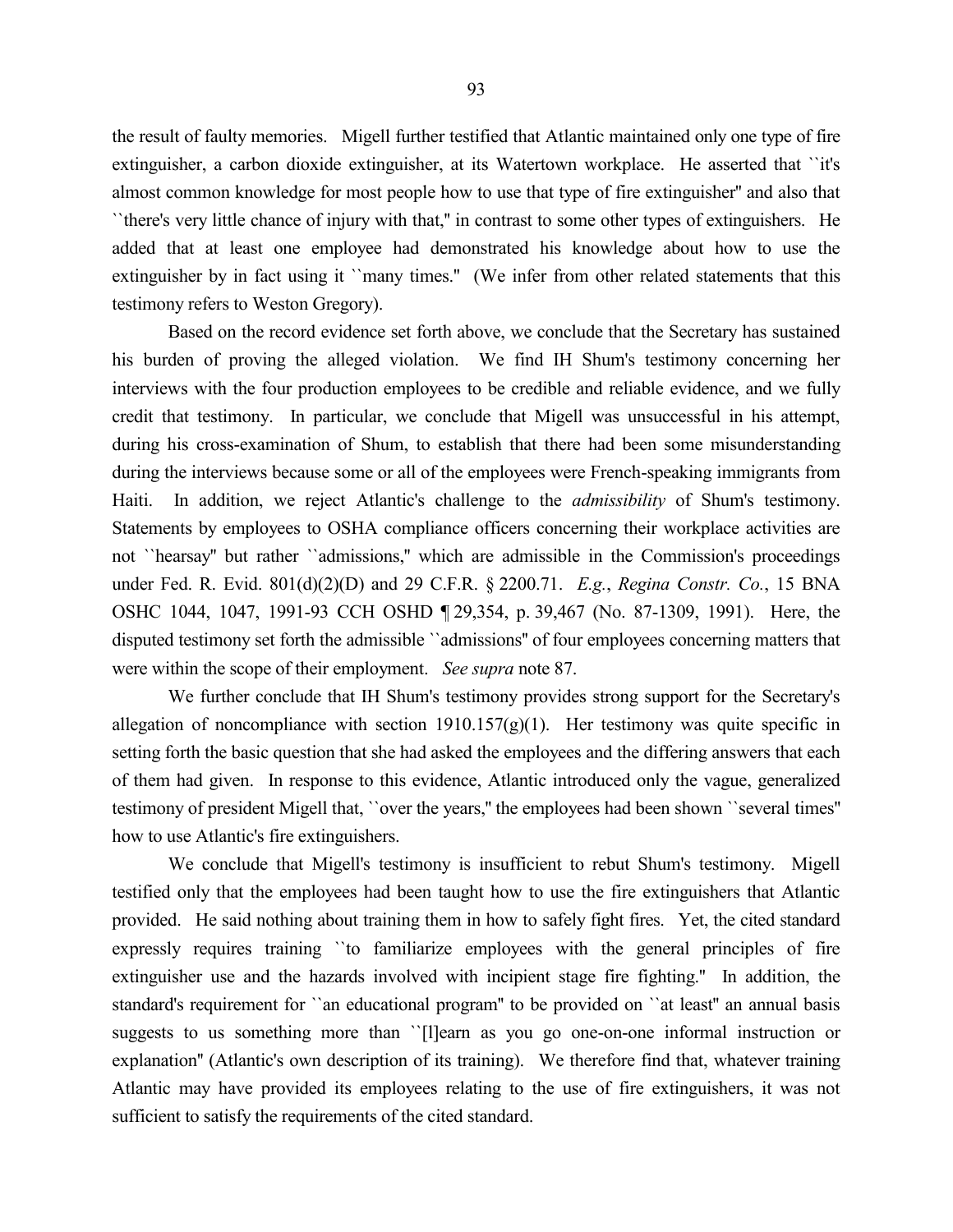the result of faulty memories. Migell further testified that Atlantic maintained only one type of fire extinguisher, a carbon dioxide extinguisher, at its Watertown workplace. He asserted that ``it's almost common knowledge for most people how to use that type of fire extinguisher'' and also that ``there's very little chance of injury with that,'' in contrast to some other types of extinguishers. He added that at least one employee had demonstrated his knowledge about how to use the extinguisher by in fact using it ``many times.'' (We infer from other related statements that this testimony refers to Weston Gregory).

Based on the record evidence set forth above, we conclude that the Secretary has sustained his burden of proving the alleged violation. We find IH Shum's testimony concerning her interviews with the four production employees to be credible and reliable evidence, and we fully credit that testimony. In particular, we conclude that Migell was unsuccessful in his attempt, during his cross-examination of Shum, to establish that there had been some misunderstanding during the interviews because some or all of the employees were French-speaking immigrants from Haiti. In addition, we reject Atlantic's challenge to the *admissibility* of Shum's testimony. Statements by employees to OSHA compliance officers concerning their workplace activities are not ``hearsay'' but rather ``admissions,'' which are admissible in the Commission's proceedings under Fed. R. Evid. 801(d)(2)(D) and 29 C.F.R. § 2200.71. *E.g.*, *Regina Constr. Co.*, 15 BNA OSHC 1044, 1047, 1991-93 CCH OSHD ¶ 29,354, p. 39,467 (No. 87-1309, 1991). Here, the disputed testimony set forth the admissible ``admissions'' of four employees concerning matters that were within the scope of their employment. *See supra* note 87.

We further conclude that IH Shum's testimony provides strong support for the Secretary's allegation of noncompliance with section 1910.157(g)(1). Her testimony was quite specific in setting forth the basic question that she had asked the employees and the differing answers that each of them had given. In response to this evidence, Atlantic introduced only the vague, generalized testimony of president Migell that, ``over the years,'' the employees had been shown ``several times'' how to use Atlantic's fire extinguishers.

We conclude that Migell's testimony is insufficient to rebut Shum's testimony. Migell testified only that the employees had been taught how to use the fire extinguishers that Atlantic provided. He said nothing about training them in how to safely fight fires. Yet, the cited standard expressly requires training ``to familiarize employees with the general principles of fire extinguisher use and the hazards involved with incipient stage fire fighting.'' In addition, the standard's requirement for ``an educational program'' to be provided on ``at least'' an annual basis suggests to us something more than ``[l]earn as you go one-on-one informal instruction or explanation'' (Atlantic's own description of its training). We therefore find that, whatever training Atlantic may have provided its employees relating to the use of fire extinguishers, it was not sufficient to satisfy the requirements of the cited standard.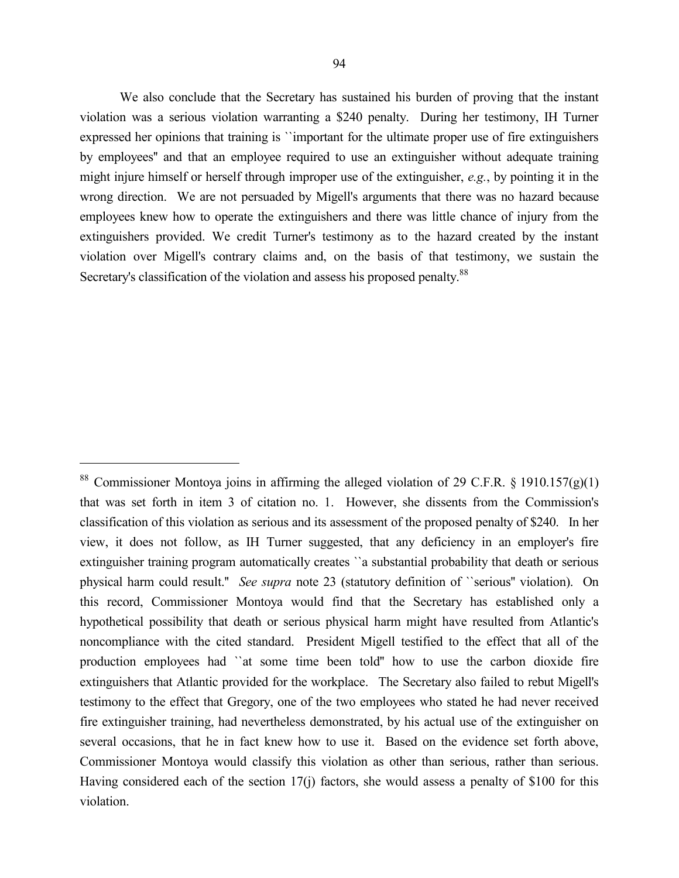We also conclude that the Secretary has sustained his burden of proving that the instant violation was a serious violation warranting a $240 penalty. During her testimony, IH Turner expressed her opinions that training is ``important for the ultimate proper use of fire extinguishers by employees'' and that an employee required to use an extinguisher without adequate training might injure himself or herself through improper use of the extinguisher, *e.g.*, by pointing it in the wrong direction. We are not persuaded by Migell's arguments that there was no hazard because employees knew how to operate the extinguishers and there was little chance of injury from the extinguishers provided. We credit Turner's testimony as to the hazard created by the instant violation over Migell's contrary claims and, on the basis of that testimony, we sustain the Secretary's classification of the violation and assess his proposed penalty.[88]

---

[88] Commissioner Montoya joins in affirming the alleged violation of 29 C.F.R. § 1910.157(g)(1) that was set forth in item 3 of citation no. 1. However, she dissents from the Commission's classification of this violation as serious and its assessment of the proposed penalty of $240. In her view, it does not follow, as IH Turner suggested, that any deficiency in an employer's fire extinguisher training program automatically creates ``a substantial probability that death or serious physical harm could result.'' *See supra* note 23 (statutory definition of ``serious'' violation). On this record, Commissioner Montoya would find that the Secretary has established only a hypothetical possibility that death or serious physical harm might have resulted from Atlantic's noncompliance with the cited standard. President Migell testified to the effect that all of the production employees had ``at some time been told'' how to use the carbon dioxide fire extinguishers that Atlantic provided for the workplace. The Secretary also failed to rebut Migell's testimony to the effect that Gregory, one of the two employees who stated he had never received fire extinguisher training, had nevertheless demonstrated, by his actual use of the extinguisher on several occasions, that he in fact knew how to use it. Based on the evidence set forth above, Commissioner Montoya would classify this violation as other than serious, rather than serious. Having considered each of the section 17(j) factors, she would assess a penalty of $100 for this violation.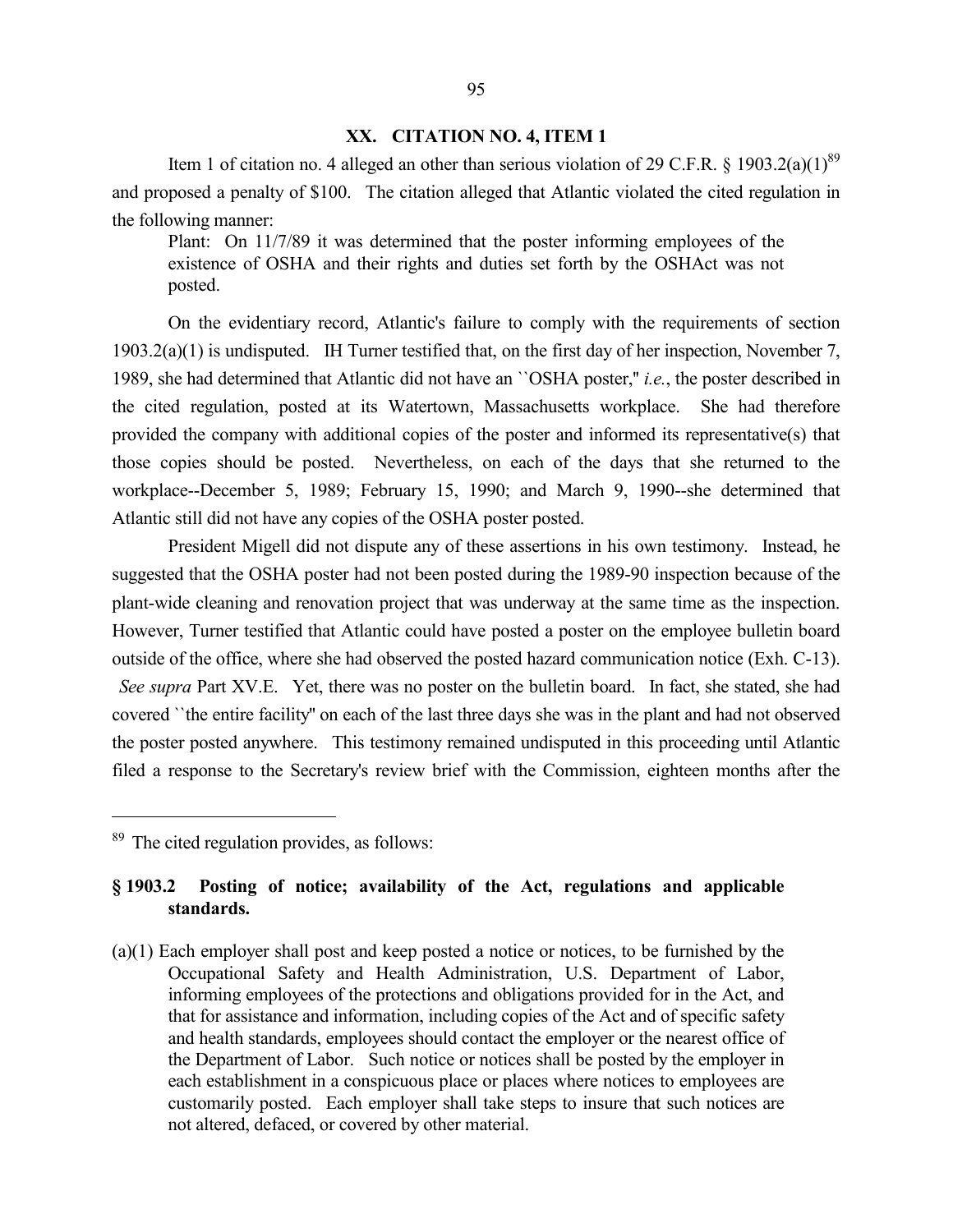## XX. CITATION NO. 4, ITEM 1

Item 1 of citation no. 4 alleged an other than serious violation of 29 C.F.R. § 1903.2(a)(1)[89] and proposed a penalty of $100. The citation alleged that Atlantic violated the cited regulation in the following manner:

> Plant: On 11/7/89 it was determined that the poster informing employees of the existence of OSHA and their rights and duties set forth by the OSHAct was not posted.

On the evidentiary record, Atlantic's failure to comply with the requirements of section 1903.2(a)(1) is undisputed. IH Turner testified that, on the first day of her inspection, November 7, 1989, she had determined that Atlantic did not have an ``OSHA poster,'' *i.e.*, the poster described in the cited regulation, posted at its Watertown, Massachusetts workplace. She had therefore provided the company with additional copies of the poster and informed its representative(s) that those copies should be posted. Nevertheless, on each of the days that she returned to the workplace--December 5, 1989; February 15, 1990; and March 9, 1990--she determined that Atlantic still did not have any copies of the OSHA poster posted.

President Migell did not dispute any of these assertions in his own testimony. Instead, he suggested that the OSHA poster had not been posted during the 1989-90 inspection because of the plant-wide cleaning and renovation project that was underway at the same time as the inspection. However, Turner testified that Atlantic could have posted a poster on the employee bulletin board outside of the office, where she had observed the posted hazard communication notice (Exh. C-13). *See supra* Part XV.E. Yet, there was no poster on the bulletin board. In fact, she stated, she had covered ``the entire facility'' on each of the last three days she was in the plant and had not observed the poster posted anywhere. This testimony remained undisputed in this proceeding until Atlantic filed a response to the Secretary's review brief with the Commission, eighteen months after the

---

[89] The cited regulation provides, as follows:

**§ 1903.2 Posting of notice; availability of the Act, regulations and applicable standards.**

(a)(1) Each employer shall post and keep posted a notice or notices, to be furnished by the Occupational Safety and Health Administration, U.S. Department of Labor, informing employees of the protections and obligations provided for in the Act, and that for assistance and information, including copies of the Act and of specific safety and health standards, employees should contact the employer or the nearest office of the Department of Labor. Such notice or notices shall be posted by the employer in each establishment in a conspicuous place or places where notices to employees are customarily posted. Each employer shall take steps to insure that such notices are not altered, defaced, or covered by other material.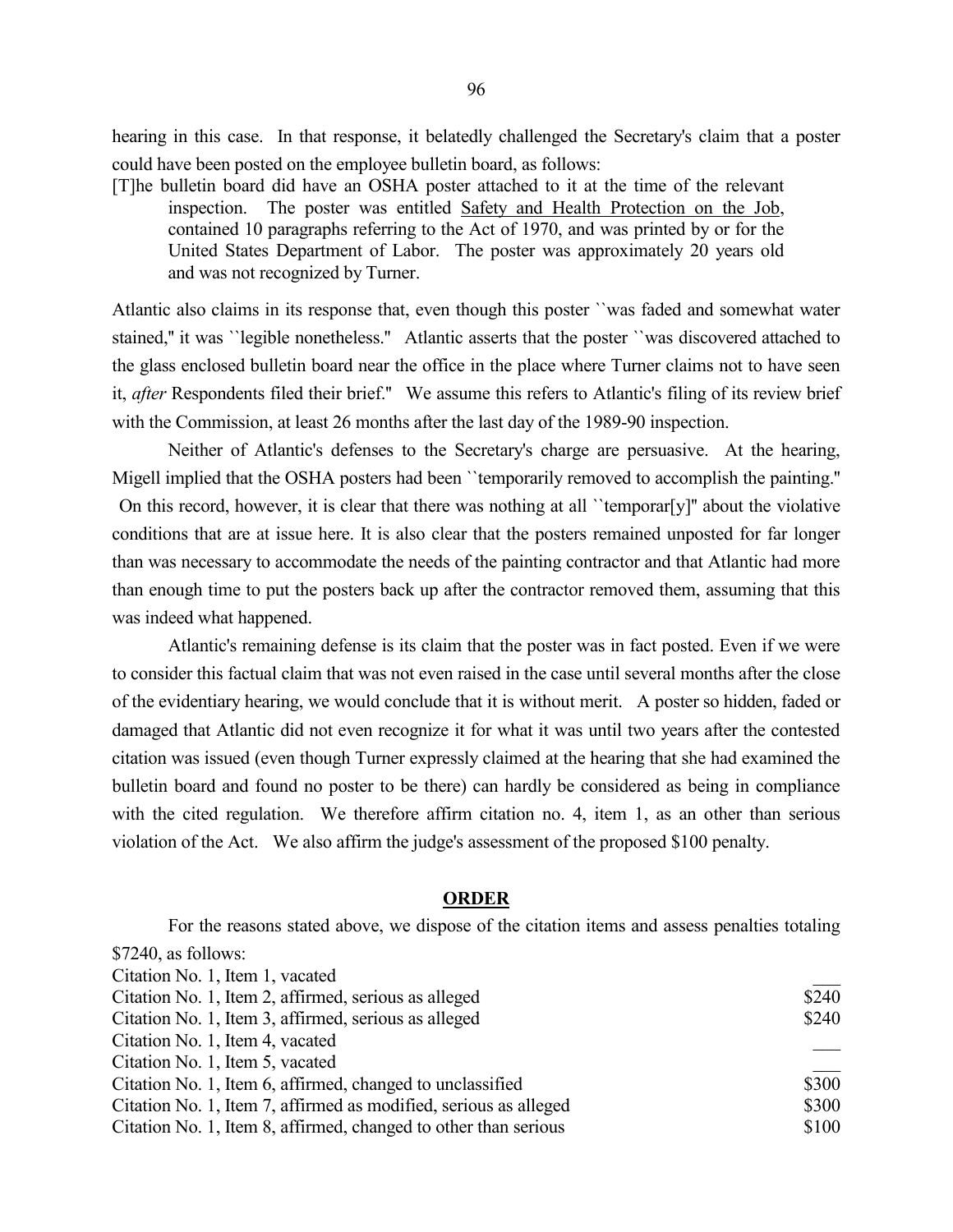hearing in this case. In that response, it belatedly challenged the Secretary's claim that a poster could have been posted on the employee bulletin board, as follows:

> [T]he bulletin board did have an OSHA poster attached to it at the time of the relevant inspection. The poster was entitled Safety and Health Protection on the Job, contained 10 paragraphs referring to the Act of 1970, and was printed by or for the United States Department of Labor. The poster was approximately 20 years old and was not recognized by Turner.

Atlantic also claims in its response that, even though this poster ``was faded and somewhat water stained,'' it was ``legible nonetheless.'' Atlantic asserts that the poster ``was discovered attached to the glass enclosed bulletin board near the office in the place where Turner claims not to have seen it, *after* Respondents filed their brief.'' We assume this refers to Atlantic's filing of its review brief with the Commission, at least 26 months after the last day of the 1989-90 inspection.

Neither of Atlantic's defenses to the Secretary's charge are persuasive. At the hearing, Migell implied that the OSHA posters had been ``temporarily removed to accomplish the painting.'' On this record, however, it is clear that there was nothing at all ``temporar[y]'' about the violative conditions that are at issue here. It is also clear that the posters remained unposted for far longer than was necessary to accommodate the needs of the painting contractor and that Atlantic had more than enough time to put the posters back up after the contractor removed them, assuming that this was indeed what happened.

Atlantic's remaining defense is its claim that the poster was in fact posted. Even if we were to consider this factual claim that was not even raised in the case until several months after the close of the evidentiary hearing, we would conclude that it is without merit. A poster so hidden, faded or damaged that Atlantic did not even recognize it for what it was until two years after the contested citation was issued (even though Turner expressly claimed at the hearing that she had examined the bulletin board and found no poster to be there) can hardly be considered as being in compliance with the cited regulation. We therefore affirm citation no. 4, item 1, as an other than serious violation of the Act. We also affirm the judge's assessment of the proposed $100 penalty.

## ORDER

For the reasons stated above, we dispose of the citation items and assess penalties totaling $7240, as follows:

| | |
|---|---|
| Citation No. 1, Item 1, vacated | ___ |
| Citation No. 1, Item 2, affirmed, serious as alleged | $240 |
| Citation No. 1, Item 3, affirmed, serious as alleged | $240 |
| Citation No. 1, Item 4, vacated | ___ |
| Citation No. 1, Item 5, vacated | ___ |
| Citation No. 1, Item 6, affirmed, changed to unclassified | $300 |
| Citation No. 1, Item 7, affirmed as modified, serious as alleged | $300 |
| Citation No. 1, Item 8, affirmed, changed to other than serious | $100 |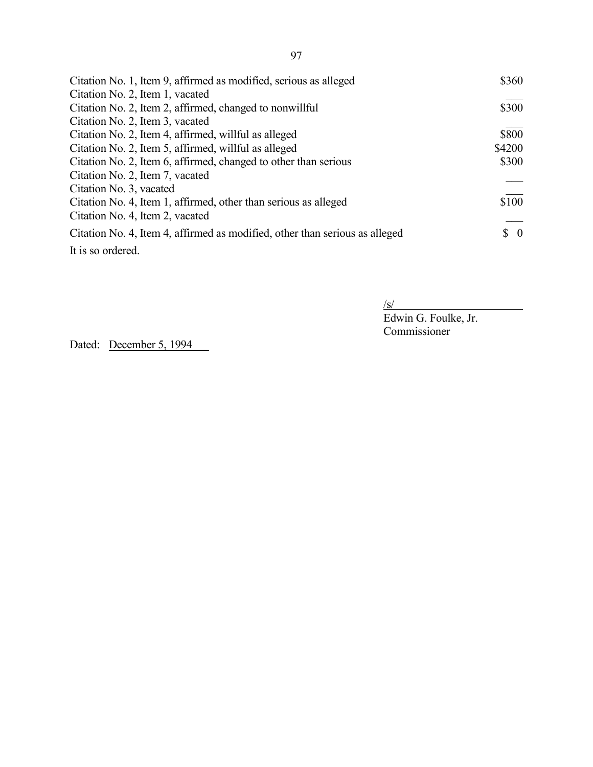| | |
|---|---|
| Citation No. 1, Item 9, affirmed as modified, serious as alleged | $360 |
| Citation No. 2, Item 1, vacated | ___ |
| Citation No. 2, Item 2, affirmed, changed to nonwillful | $300 |
| Citation No. 2, Item 3, vacated | ___ |
| Citation No. 2, Item 4, affirmed, willful as alleged | $800 |
| Citation No. 2, Item 5, affirmed, willful as alleged | $4200 |
| Citation No. 2, Item 6, affirmed, changed to other than serious | $300 |
| Citation No. 2, Item 7, vacated | ___ |
| Citation No. 3, vacated | ___ |
| Citation No. 4, Item 1, affirmed, other than serious as alleged | $100 |
| Citation No. 4, Item 2, vacated | ___ |
| Citation No. 4, Item 4, affirmed as modified, other than serious as alleged | $ 0 |

It is so ordered.

/s/
Edwin G. Foulke, Jr.
Commissioner

Dated: December 5, 1994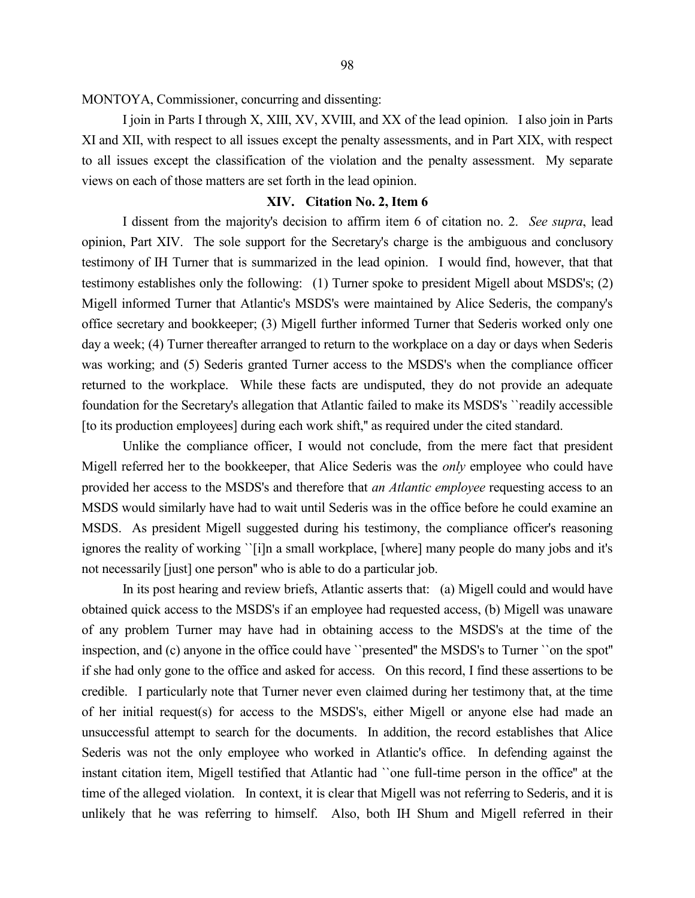MONTOYA, Commissioner, concurring and dissenting:

I join in Parts I through X, XIII, XV, XVIII, and XX of the lead opinion. I also join in Parts XI and XII, with respect to all issues except the penalty assessments, and in Part XIX, with respect to all issues except the classification of the violation and the penalty assessment. My separate views on each of those matters are set forth in the lead opinion.

## XIV. Citation No. 2, Item 6

I dissent from the majority's decision to affirm item 6 of citation no. 2. *See supra*, lead opinion, Part XIV. The sole support for the Secretary's charge is the ambiguous and conclusory testimony of IH Turner that is summarized in the lead opinion. I would find, however, that that testimony establishes only the following: (1) Turner spoke to president Migell about MSDS's; (2) Migell informed Turner that Atlantic's MSDS's were maintained by Alice Sederis, the company's office secretary and bookkeeper; (3) Migell further informed Turner that Sederis worked only one day a week; (4) Turner thereafter arranged to return to the workplace on a day or days when Sederis was working; and (5) Sederis granted Turner access to the MSDS's when the compliance officer returned to the workplace. While these facts are undisputed, they do not provide an adequate foundation for the Secretary's allegation that Atlantic failed to make its MSDS's ``readily accessible [to its production employees] during each work shift,'' as required under the cited standard.

Unlike the compliance officer, I would not conclude, from the mere fact that president Migell referred her to the bookkeeper, that Alice Sederis was the *only* employee who could have provided her access to the MSDS's and therefore that *an Atlantic employee* requesting access to an MSDS would similarly have had to wait until Sederis was in the office before he could examine an MSDS. As president Migell suggested during his testimony, the compliance officer's reasoning ignores the reality of working ``[i]n a small workplace, [where] many people do many jobs and it's not necessarily [just] one person'' who is able to do a particular job.

In its post hearing and review briefs, Atlantic asserts that: (a) Migell could and would have obtained quick access to the MSDS's if an employee had requested access, (b) Migell was unaware of any problem Turner may have had in obtaining access to the MSDS's at the time of the inspection, and (c) anyone in the office could have ``presented'' the MSDS's to Turner ``on the spot'' if she had only gone to the office and asked for access. On this record, I find these assertions to be credible. I particularly note that Turner never even claimed during her testimony that, at the time of her initial request(s) for access to the MSDS's, either Migell or anyone else had made an unsuccessful attempt to search for the documents. In addition, the record establishes that Alice Sederis was not the only employee who worked in Atlantic's office. In defending against the instant citation item, Migell testified that Atlantic had ``one full-time person in the office'' at the time of the alleged violation. In context, it is clear that Migell was not referring to Sederis, and it is unlikely that he was referring to himself. Also, both IH Shum and Migell referred in their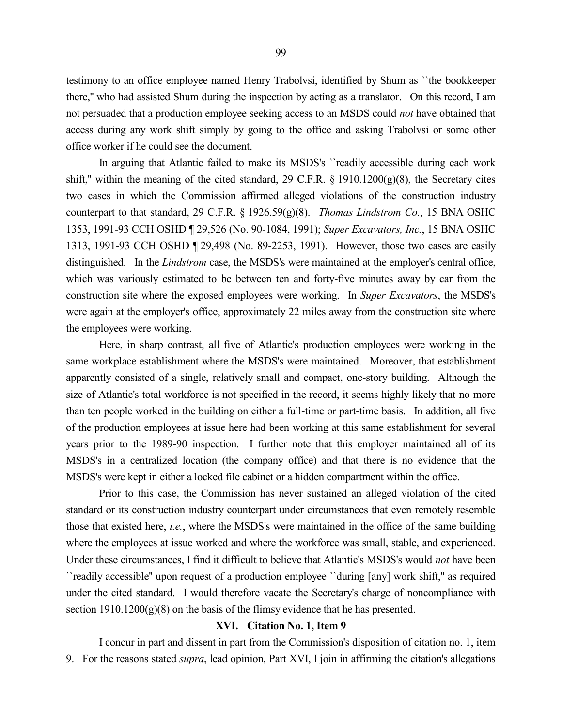testimony to an office employee named Henry Trabolvsi, identified by Shum as ``the bookkeeper there,'' who had assisted Shum during the inspection by acting as a translator. On this record, I am not persuaded that a production employee seeking access to an MSDS could *not* have obtained that access during any work shift simply by going to the office and asking Trabolvsi or some other office worker if he could see the document.

In arguing that Atlantic failed to make its MSDS's ``readily accessible during each work shift,'' within the meaning of the cited standard, 29 C.F.R. § 1910.1200(g)(8), the Secretary cites two cases in which the Commission affirmed alleged violations of the construction industry counterpart to that standard, 29 C.F.R. § 1926.59(g)(8). *Thomas Lindstrom Co.*, 15 BNA OSHC 1353, 1991-93 CCH OSHD ¶ 29,526 (No. 90-1084, 1991); *Super Excavators, Inc.*, 15 BNA OSHC 1313, 1991-93 CCH OSHD ¶ 29,498 (No. 89-2253, 1991). However, those two cases are easily distinguished. In the *Lindstrom* case, the MSDS's were maintained at the employer's central office, which was variously estimated to be between ten and forty-five minutes away by car from the construction site where the exposed employees were working. In *Super Excavators*, the MSDS's were again at the employer's office, approximately 22 miles away from the construction site where the employees were working.

Here, in sharp contrast, all five of Atlantic's production employees were working in the same workplace establishment where the MSDS's were maintained. Moreover, that establishment apparently consisted of a single, relatively small and compact, one-story building. Although the size of Atlantic's total workforce is not specified in the record, it seems highly likely that no more than ten people worked in the building on either a full-time or part-time basis. In addition, all five of the production employees at issue here had been working at this same establishment for several years prior to the 1989-90 inspection. I further note that this employer maintained all of its MSDS's in a centralized location (the company office) and that there is no evidence that the MSDS's were kept in either a locked file cabinet or a hidden compartment within the office.

Prior to this case, the Commission has never sustained an alleged violation of the cited standard or its construction industry counterpart under circumstances that even remotely resemble those that existed here, *i.e.*, where the MSDS's were maintained in the office of the same building where the employees at issue worked and where the workforce was small, stable, and experienced. Under these circumstances, I find it difficult to believe that Atlantic's MSDS's would *not* have been ``readily accessible'' upon request of a production employee ``during [any] work shift,'' as required under the cited standard. I would therefore vacate the Secretary's charge of noncompliance with section 1910.1200(g)(8) on the basis of the flimsy evidence that he has presented.

## XVI. Citation No. 1, Item 9

I concur in part and dissent in part from the Commission's disposition of citation no. 1, item 9. For the reasons stated *supra*, lead opinion, Part XVI, I join in affirming the citation's allegations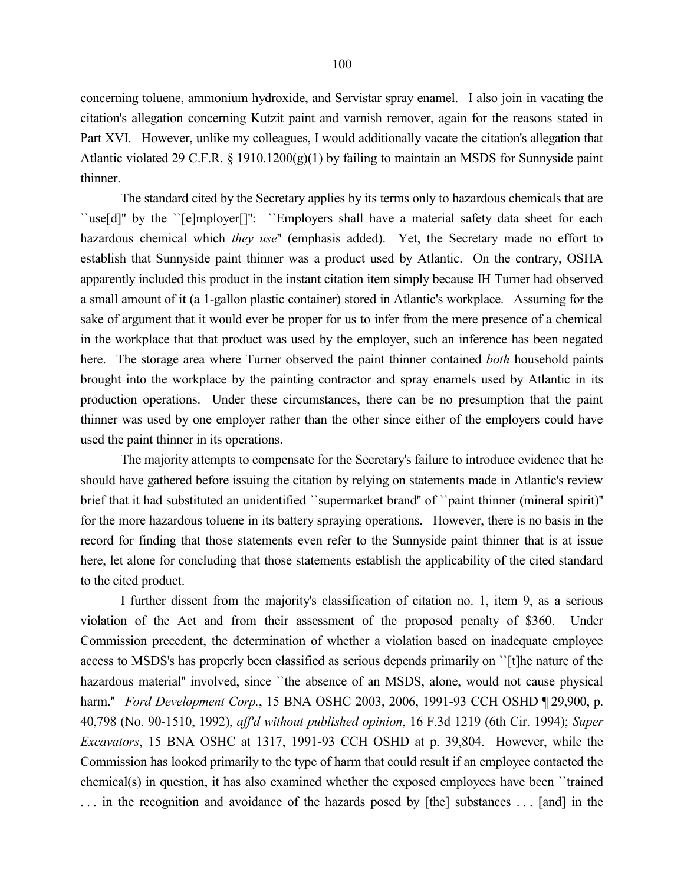concerning toluene, ammonium hydroxide, and Servistar spray enamel. I also join in vacating the citation's allegation concerning Kutzit paint and varnish remover, again for the reasons stated in Part XVI. However, unlike my colleagues, I would additionally vacate the citation's allegation that Atlantic violated 29 C.F.R. § 1910.1200(g)(1) by failing to maintain an MSDS for Sunnyside paint thinner.

The standard cited by the Secretary applies by its terms only to hazardous chemicals that are ``use[d]'' by the ``[e]mployer[]'': ``Employers shall have a material safety data sheet for each hazardous chemical which *they use*'' (emphasis added). Yet, the Secretary made no effort to establish that Sunnyside paint thinner was a product used by Atlantic. On the contrary, OSHA apparently included this product in the instant citation item simply because IH Turner had observed a small amount of it (a 1-gallon plastic container) stored in Atlantic's workplace. Assuming for the sake of argument that it would ever be proper for us to infer from the mere presence of a chemical in the workplace that that product was used by the employer, such an inference has been negated here. The storage area where Turner observed the paint thinner contained *both* household paints brought into the workplace by the painting contractor and spray enamels used by Atlantic in its production operations. Under these circumstances, there can be no presumption that the paint thinner was used by one employer rather than the other since either of the employers could have used the paint thinner in its operations.

The majority attempts to compensate for the Secretary's failure to introduce evidence that he should have gathered before issuing the citation by relying on statements made in Atlantic's review brief that it had substituted an unidentified ``supermarket brand'' of ``paint thinner (mineral spirit)'' for the more hazardous toluene in its battery spraying operations. However, there is no basis in the record for finding that those statements even refer to the Sunnyside paint thinner that is at issue here, let alone for concluding that those statements establish the applicability of the cited standard to the cited product.

I further dissent from the majority's classification of citation no. 1, item 9, as a serious violation of the Act and from their assessment of the proposed penalty of $360. Under Commission precedent, the determination of whether a violation based on inadequate employee access to MSDS's has properly been classified as serious depends primarily on ``[t]he nature of the hazardous material'' involved, since ``the absence of an MSDS, alone, would not cause physical harm.'' *Ford Development Corp.*, 15 BNA OSHC 2003, 2006, 1991-93 CCH OSHD ¶ 29,900, p. 40,798 (No. 90-1510, 1992), *aff'd without published opinion*, 16 F.3d 1219 (6th Cir. 1994); *Super Excavators*, 15 BNA OSHC at 1317, 1991-93 CCH OSHD at p. 39,804. However, while the Commission has looked primarily to the type of harm that could result if an employee contacted the chemical(s) in question, it has also examined whether the exposed employees have been ``trained . . . in the recognition and avoidance of the hazards posed by [the] substances . . . [and] in the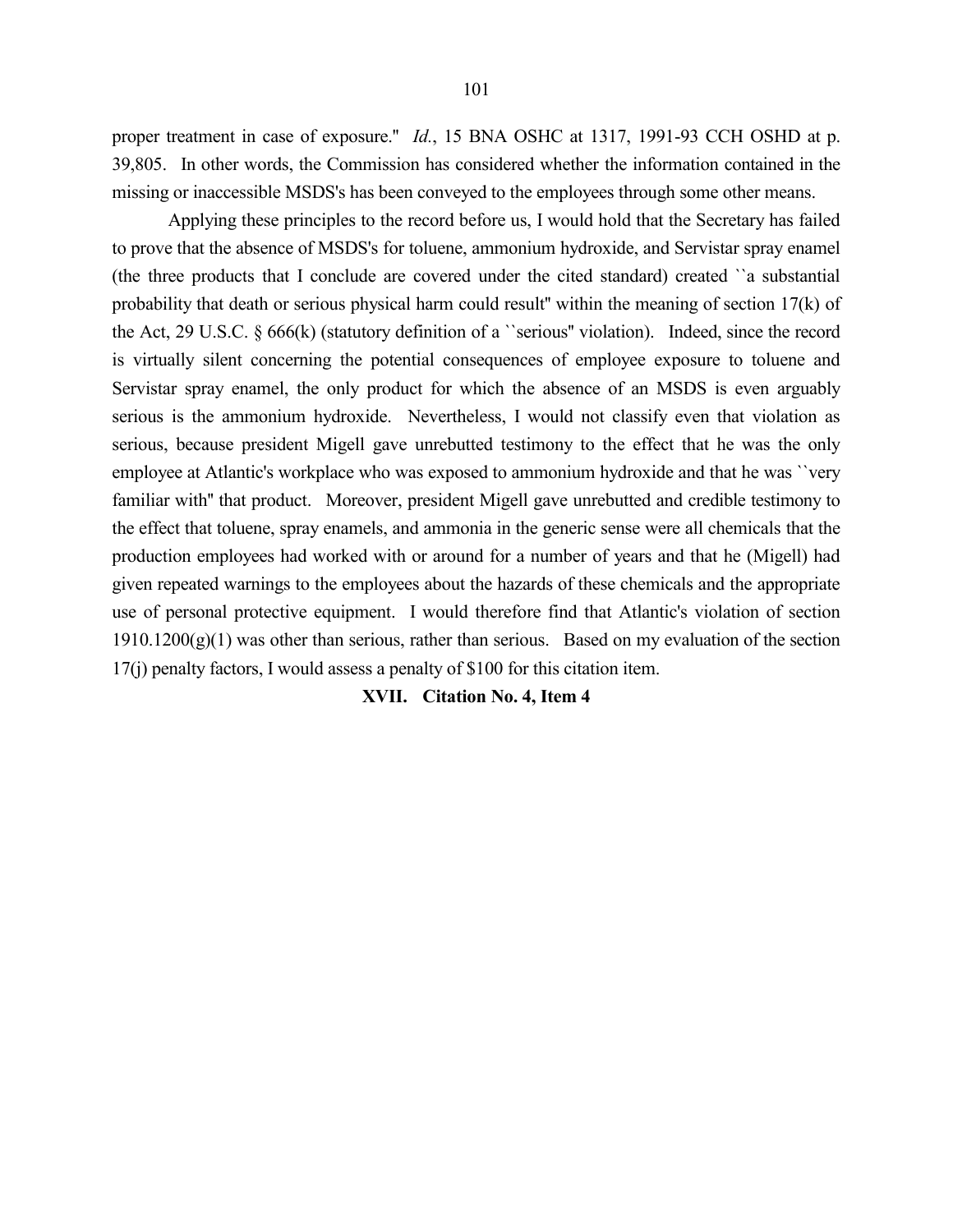proper treatment in case of exposure.'' *Id.*, 15 BNA OSHC at 1317, 1991-93 CCH OSHD at p. 39,805. In other words, the Commission has considered whether the information contained in the missing or inaccessible MSDS's has been conveyed to the employees through some other means.

Applying these principles to the record before us, I would hold that the Secretary has failed to prove that the absence of MSDS's for toluene, ammonium hydroxide, and Servistar spray enamel (the three products that I conclude are covered under the cited standard) created ``a substantial probability that death or serious physical harm could result'' within the meaning of section 17(k) of the Act, 29 U.S.C. § 666(k) (statutory definition of a ``serious'' violation). Indeed, since the record is virtually silent concerning the potential consequences of employee exposure to toluene and Servistar spray enamel, the only product for which the absence of an MSDS is even arguably serious is the ammonium hydroxide. Nevertheless, I would not classify even that violation as serious, because president Migell gave unrebutted testimony to the effect that he was the only employee at Atlantic's workplace who was exposed to ammonium hydroxide and that he was ``very familiar with'' that product. Moreover, president Migell gave unrebutted and credible testimony to the effect that toluene, spray enamels, and ammonia in the generic sense were all chemicals that the production employees had worked with or around for a number of years and that he (Migell) had given repeated warnings to the employees about the hazards of these chemicals and the appropriate use of personal protective equipment. I would therefore find that Atlantic's violation of section 1910.1200(g)(1) was other than serious, rather than serious. Based on my evaluation of the section 17(j) penalty factors, I would assess a penalty of $100 for this citation item.

## XVII. Citation No. 4, Item 4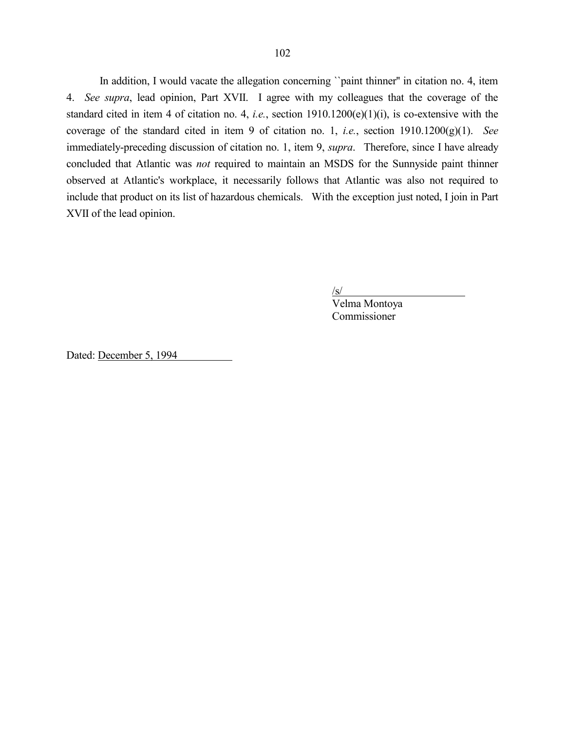In addition, I would vacate the allegation concerning ``paint thinner'' in citation no. 4, item 4. *See supra*, lead opinion, Part XVII. I agree with my colleagues that the coverage of the standard cited in item 4 of citation no. 4, *i.e.*, section 1910.1200(e)(1)(i), is co-extensive with the coverage of the standard cited in item 9 of citation no. 1, *i.e.*, section 1910.1200(g)(1). *See* immediately-preceding discussion of citation no. 1, item 9, *supra*. Therefore, since I have already concluded that Atlantic was *not* required to maintain an MSDS for the Sunnyside paint thinner observed at Atlantic's workplace, it necessarily follows that Atlantic was also not required to include that product on its list of hazardous chemicals. With the exception just noted, I join in Part XVII of the lead opinion.

/s/
Velma Montoya
Commissioner

Dated: December 5, 1994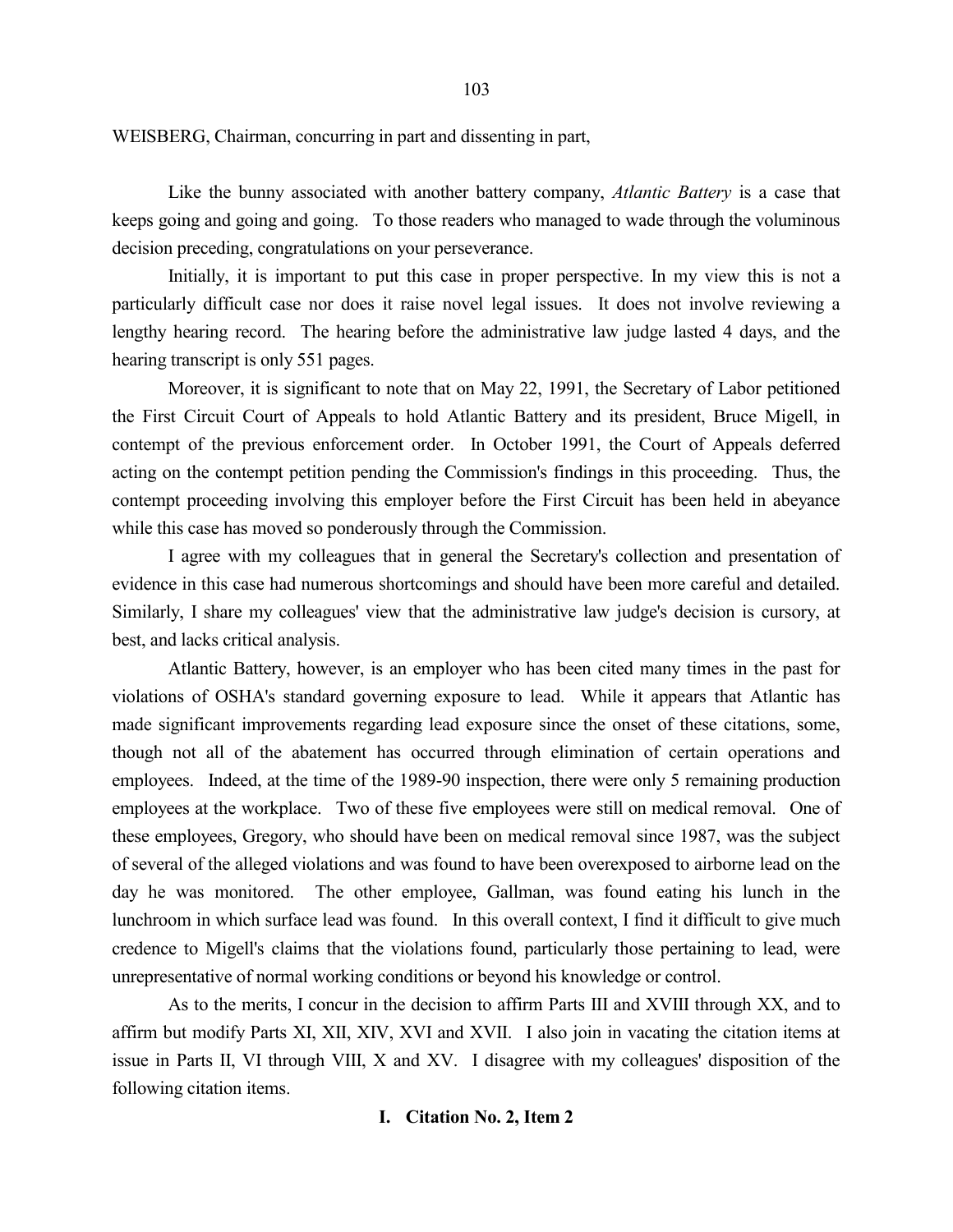WEISBERG, Chairman, concurring in part and dissenting in part,

Like the bunny associated with another battery company, *Atlantic Battery* is a case that keeps going and going and going. To those readers who managed to wade through the voluminous decision preceding, congratulations on your perseverance.

Initially, it is important to put this case in proper perspective. In my view this is not a particularly difficult case nor does it raise novel legal issues. It does not involve reviewing a lengthy hearing record. The hearing before the administrative law judge lasted 4 days, and the hearing transcript is only 551 pages.

Moreover, it is significant to note that on May 22, 1991, the Secretary of Labor petitioned the First Circuit Court of Appeals to hold Atlantic Battery and its president, Bruce Migell, in contempt of the previous enforcement order. In October 1991, the Court of Appeals deferred acting on the contempt petition pending the Commission's findings in this proceeding. Thus, the contempt proceeding involving this employer before the First Circuit has been held in abeyance while this case has moved so ponderously through the Commission.

I agree with my colleagues that in general the Secretary's collection and presentation of evidence in this case had numerous shortcomings and should have been more careful and detailed. Similarly, I share my colleagues' view that the administrative law judge's decision is cursory, at best, and lacks critical analysis.

Atlantic Battery, however, is an employer who has been cited many times in the past for violations of OSHA's standard governing exposure to lead. While it appears that Atlantic has made significant improvements regarding lead exposure since the onset of these citations, some, though not all of the abatement has occurred through elimination of certain operations and employees. Indeed, at the time of the 1989-90 inspection, there were only 5 remaining production employees at the workplace. Two of these five employees were still on medical removal. One of these employees, Gregory, who should have been on medical removal since 1987, was the subject of several of the alleged violations and was found to have been overexposed to airborne lead on the day he was monitored. The other employee, Gallman, was found eating his lunch in the lunchroom in which surface lead was found. In this overall context, I find it difficult to give much credence to Migell's claims that the violations found, particularly those pertaining to lead, were unrepresentative of normal working conditions or beyond his knowledge or control.

As to the merits, I concur in the decision to affirm Parts III and XVIII through XX, and to affirm but modify Parts XI, XII, XIV, XVI and XVII. I also join in vacating the citation items at issue in Parts II, VI through VIII, X and XV. I disagree with my colleagues' disposition of the following citation items.

## I. Citation No. 2, Item 2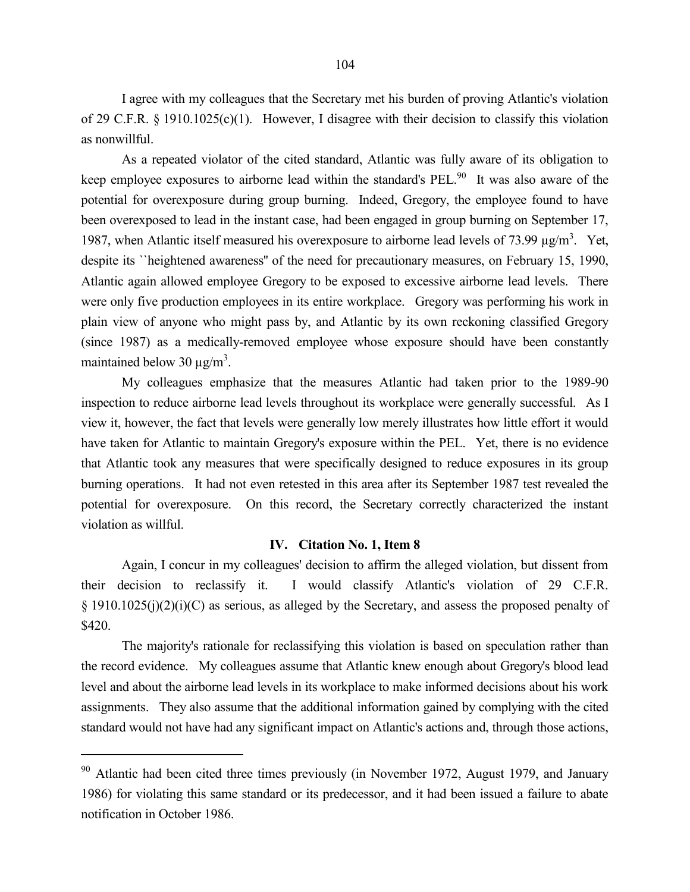I agree with my colleagues that the Secretary met his burden of proving Atlantic's violation of 29 C.F.R. § 1910.1025(c)(1). However, I disagree with their decision to classify this violation as nonwillful.

As a repeated violator of the cited standard, Atlantic was fully aware of its obligation to keep employee exposures to airborne lead within the standard's PEL.[90] It was also aware of the potential for overexposure during group burning. Indeed, Gregory, the employee found to have been overexposed to lead in the instant case, had been engaged in group burning on September 17, 1987, when Atlantic itself measured his overexposure to airborne lead levels of 73.99 μg/m$^3$. Yet, despite its ``heightened awareness'' of the need for precautionary measures, on February 15, 1990, Atlantic again allowed employee Gregory to be exposed to excessive airborne lead levels. There were only five production employees in its entire workplace. Gregory was performing his work in plain view of anyone who might pass by, and Atlantic by its own reckoning classified Gregory (since 1987) as a medically-removed employee whose exposure should have been constantly maintained below 30 μg/m$^3$.

My colleagues emphasize that the measures Atlantic had taken prior to the 1989-90 inspection to reduce airborne lead levels throughout its workplace were generally successful. As I view it, however, the fact that levels were generally low merely illustrates how little effort it would have taken for Atlantic to maintain Gregory's exposure within the PEL. Yet, there is no evidence that Atlantic took any measures that were specifically designed to reduce exposures in its group burning operations. It had not even retested in this area after its September 1987 test revealed the potential for overexposure. On this record, the Secretary correctly characterized the instant violation as willful.

### IV. Citation No. 1, Item 8

Again, I concur in my colleagues' decision to affirm the alleged violation, but dissent from their decision to reclassify it. I would classify Atlantic's violation of 29 C.F.R. § 1910.1025(j)(2)(i)(C) as serious, as alleged by the Secretary, and assess the proposed penalty of $420.

The majority's rationale for reclassifying this violation is based on speculation rather than the record evidence. My colleagues assume that Atlantic knew enough about Gregory's blood lead level and about the airborne lead levels in its workplace to make informed decisions about his work assignments. They also assume that the additional information gained by complying with the cited standard would not have had any significant impact on Atlantic's actions and, through those actions,

---

[90] Atlantic had been cited three times previously (in November 1972, August 1979, and January 1986) for violating this same standard or its predecessor, and it had been issued a failure to abate notification in October 1986.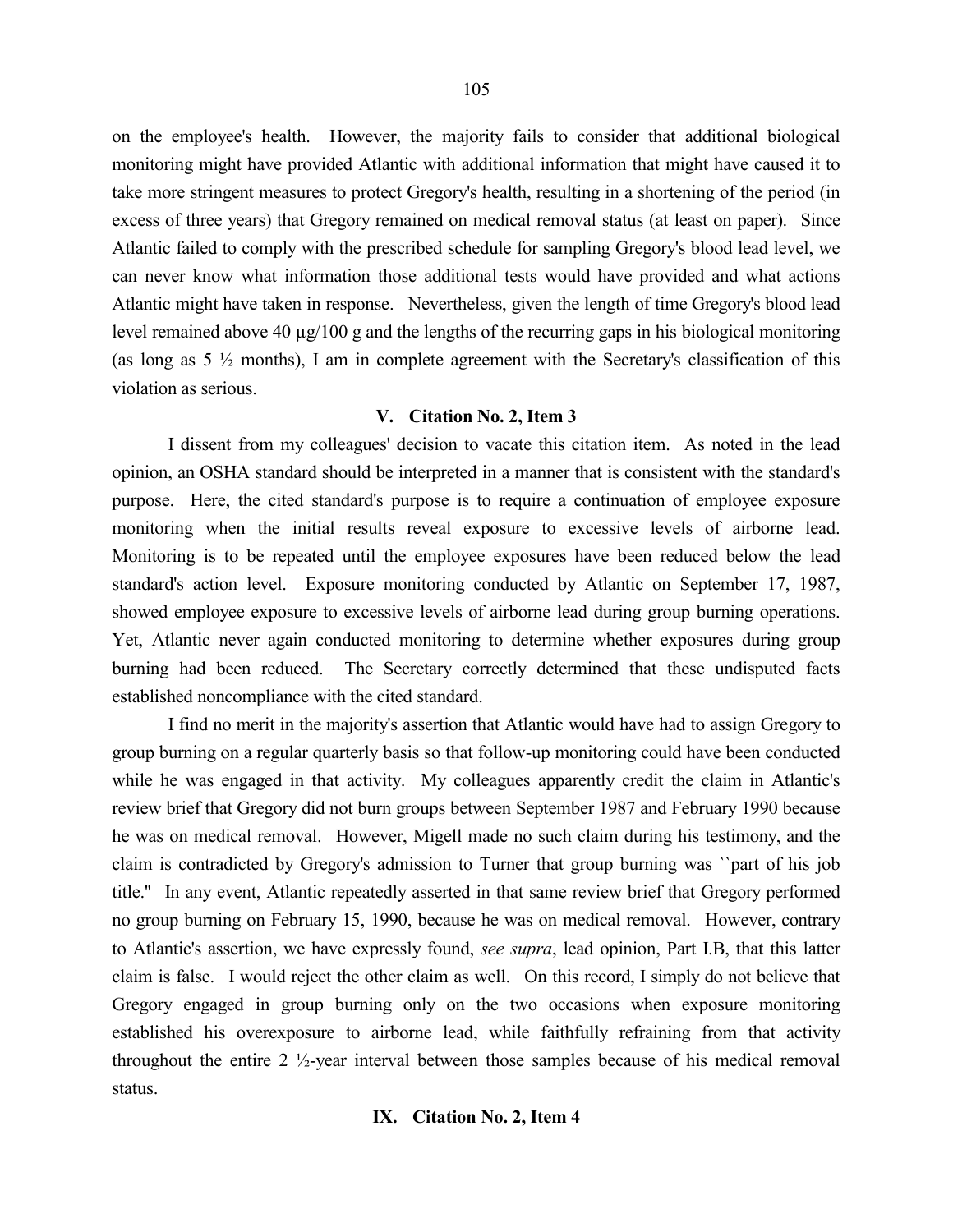on the employee's health. However, the majority fails to consider that additional biological monitoring might have provided Atlantic with additional information that might have caused it to take more stringent measures to protect Gregory's health, resulting in a shortening of the period (in excess of three years) that Gregory remained on medical removal status (at least on paper). Since Atlantic failed to comply with the prescribed schedule for sampling Gregory's blood lead level, we can never know what information those additional tests would have provided and what actions Atlantic might have taken in response. Nevertheless, given the length of time Gregory's blood lead level remained above 40 µg/100 g and the lengths of the recurring gaps in his biological monitoring (as long as 5 ½ months), I am in complete agreement with the Secretary's classification of this violation as serious.

### V. Citation No. 2, Item 3

I dissent from my colleagues' decision to vacate this citation item. As noted in the lead opinion, an OSHA standard should be interpreted in a manner that is consistent with the standard's purpose. Here, the cited standard's purpose is to require a continuation of employee exposure monitoring when the initial results reveal exposure to excessive levels of airborne lead. Monitoring is to be repeated until the employee exposures have been reduced below the lead standard's action level. Exposure monitoring conducted by Atlantic on September 17, 1987, showed employee exposure to excessive levels of airborne lead during group burning operations. Yet, Atlantic never again conducted monitoring to determine whether exposures during group burning had been reduced. The Secretary correctly determined that these undisputed facts established noncompliance with the cited standard.

I find no merit in the majority's assertion that Atlantic would have had to assign Gregory to group burning on a regular quarterly basis so that follow-up monitoring could have been conducted while he was engaged in that activity. My colleagues apparently credit the claim in Atlantic's review brief that Gregory did not burn groups between September 1987 and February 1990 because he was on medical removal. However, Migell made no such claim during his testimony, and the claim is contradicted by Gregory's admission to Turner that group burning was ``part of his job title.'' In any event, Atlantic repeatedly asserted in that same review brief that Gregory performed no group burning on February 15, 1990, because he was on medical removal. However, contrary to Atlantic's assertion, we have expressly found, *see supra*, lead opinion, Part I.B, that this latter claim is false. I would reject the other claim as well. On this record, I simply do not believe that Gregory engaged in group burning only on the two occasions when exposure monitoring established his overexposure to airborne lead, while faithfully refraining from that activity throughout the entire 2 ½-year interval between those samples because of his medical removal status.

### IX. Citation No. 2, Item 4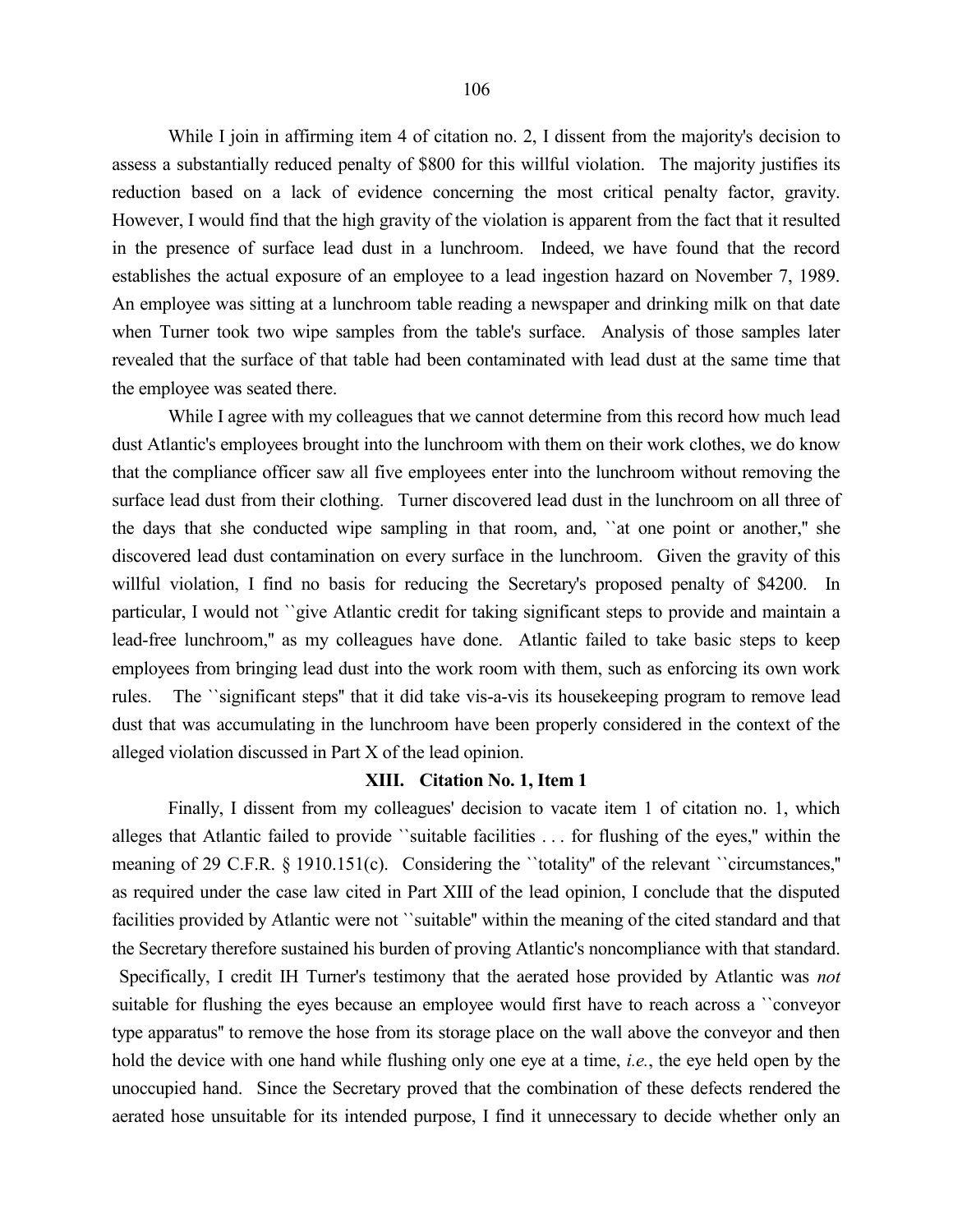While I join in affirming item 4 of citation no. 2, I dissent from the majority's decision to assess a substantially reduced penalty of $800 for this willful violation. The majority justifies its reduction based on a lack of evidence concerning the most critical penalty factor, gravity. However, I would find that the high gravity of the violation is apparent from the fact that it resulted in the presence of surface lead dust in a lunchroom. Indeed, we have found that the record establishes the actual exposure of an employee to a lead ingestion hazard on November 7, 1989. An employee was sitting at a lunchroom table reading a newspaper and drinking milk on that date when Turner took two wipe samples from the table's surface. Analysis of those samples later revealed that the surface of that table had been contaminated with lead dust at the same time that the employee was seated there.

While I agree with my colleagues that we cannot determine from this record how much lead dust Atlantic's employees brought into the lunchroom with them on their work clothes, we do know that the compliance officer saw all five employees enter into the lunchroom without removing the surface lead dust from their clothing. Turner discovered lead dust in the lunchroom on all three of the days that she conducted wipe sampling in that room, and, ``at one point or another,'' she discovered lead dust contamination on every surface in the lunchroom. Given the gravity of this willful violation, I find no basis for reducing the Secretary's proposed penalty of $4200. In particular, I would not ``give Atlantic credit for taking significant steps to provide and maintain a lead-free lunchroom,'' as my colleagues have done. Atlantic failed to take basic steps to keep employees from bringing lead dust into the work room with them, such as enforcing its own work rules. The ``significant steps'' that it did take vis-a-vis its housekeeping program to remove lead dust that was accumulating in the lunchroom have been properly considered in the context of the alleged violation discussed in Part X of the lead opinion.

### XIII. Citation No. 1, Item 1

Finally, I dissent from my colleagues' decision to vacate item 1 of citation no. 1, which alleges that Atlantic failed to provide ``suitable facilities . . . for flushing of the eyes,'' within the meaning of 29 C.F.R. § 1910.151(c). Considering the ``totality'' of the relevant ``circumstances,'' as required under the case law cited in Part XIII of the lead opinion, I conclude that the disputed facilities provided by Atlantic were not ``suitable'' within the meaning of the cited standard and that the Secretary therefore sustained his burden of proving Atlantic's noncompliance with that standard. Specifically, I credit IH Turner's testimony that the aerated hose provided by Atlantic was *not* suitable for flushing the eyes because an employee would first have to reach across a ``conveyor type apparatus'' to remove the hose from its storage place on the wall above the conveyor and then hold the device with one hand while flushing only one eye at a time, *i.e.*, the eye held open by the unoccupied hand. Since the Secretary proved that the combination of these defects rendered the aerated hose unsuitable for its intended purpose, I find it unnecessary to decide whether only an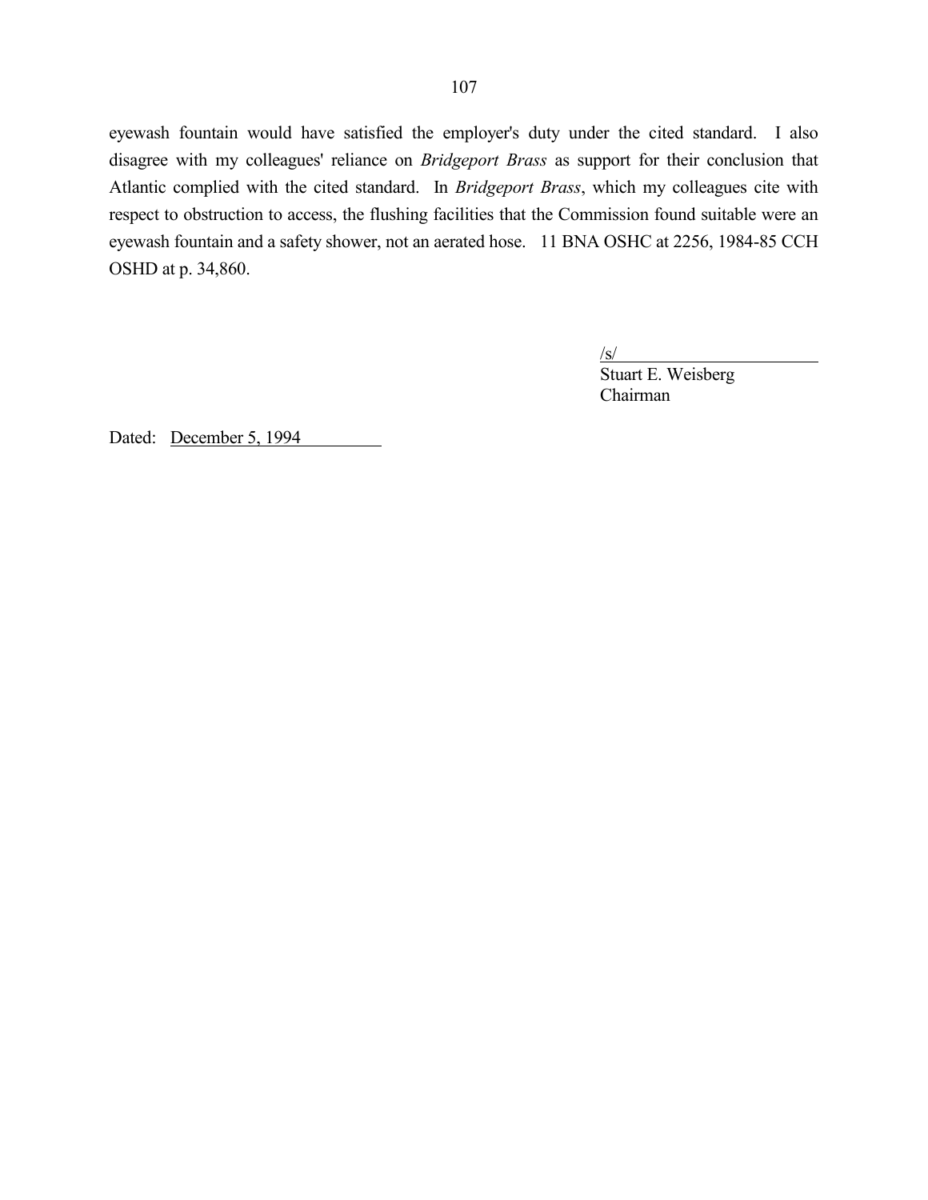eyewash fountain would have satisfied the employer's duty under the cited standard. I also disagree with my colleagues' reliance on *Bridgeport Brass* as support for their conclusion that Atlantic complied with the cited standard. In *Bridgeport Brass*, which my colleagues cite with respect to obstruction to access, the flushing facilities that the Commission found suitable were an eyewash fountain and a safety shower, not an aerated hose. 11 BNA OSHC at 2256, 1984-85 CCH OSHD at p. 34,860.

/s/
Stuart E. Weisberg
Chairman

Dated: December 5, 1994